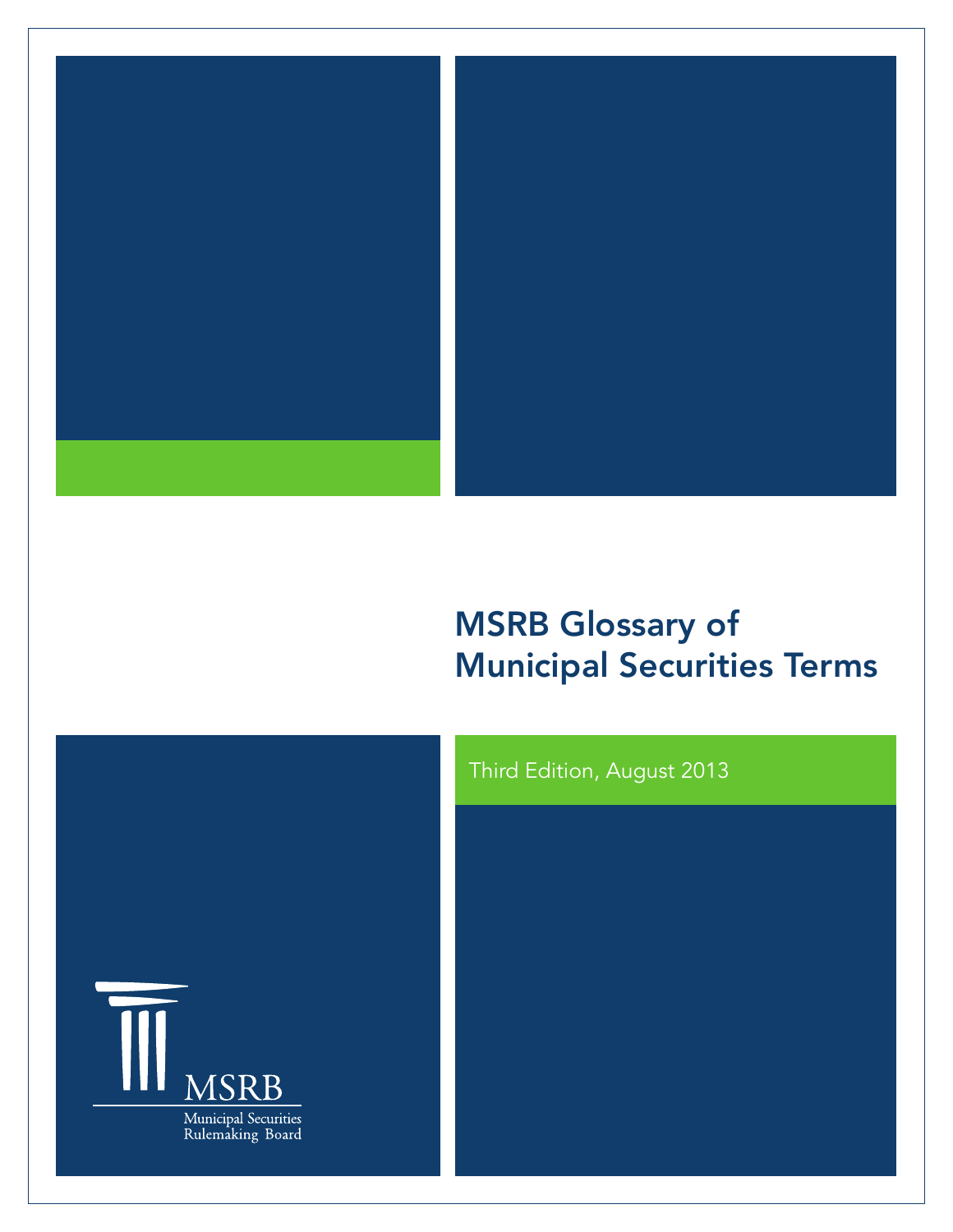# MSRB Glossary of Municipal Securities Terms

Third Edition, August 2013

MSRB

Municipal Securities Rulemaking Board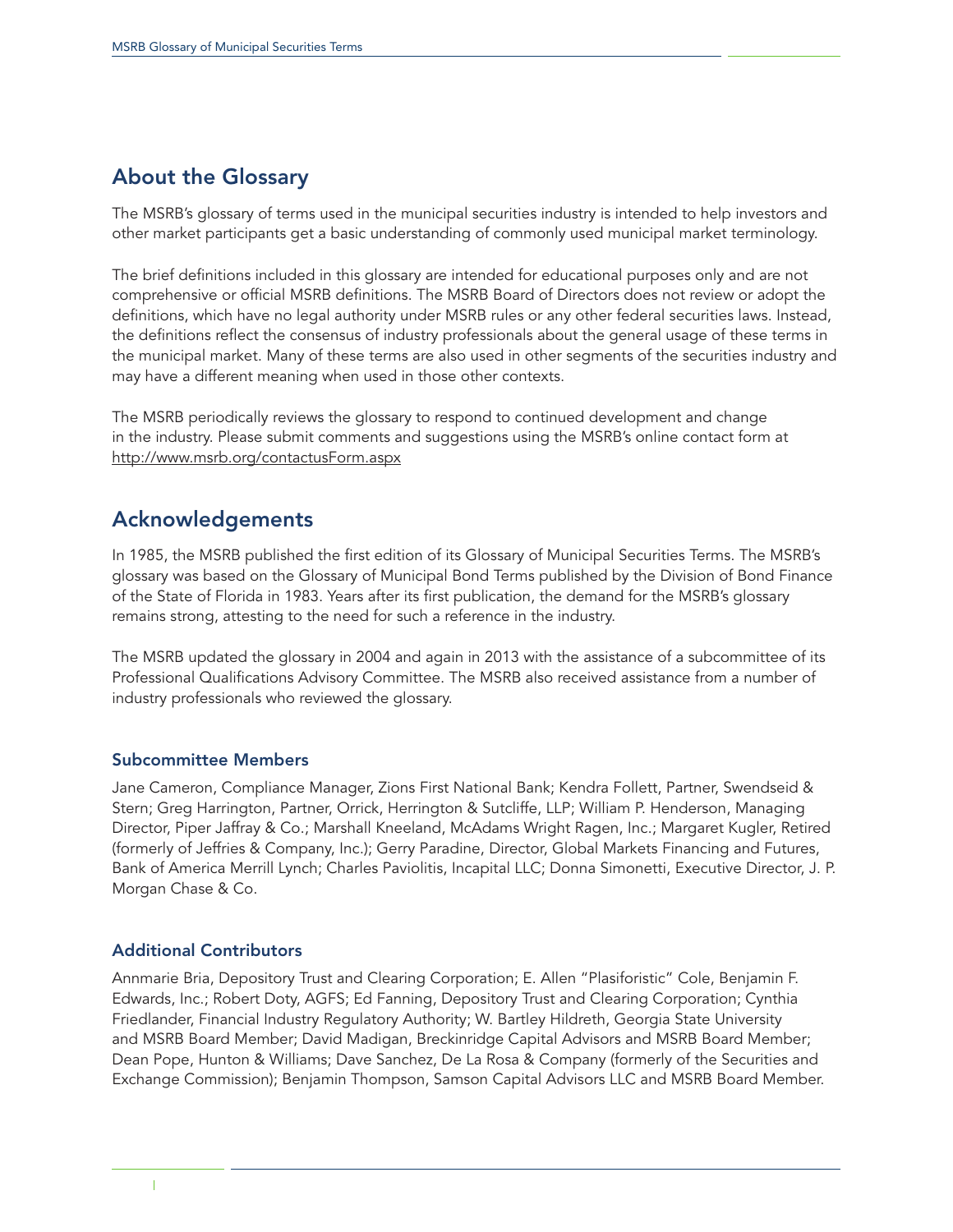## About the Glossary

The MSRB's glossary of terms used in the municipal securities industry is intended to help investors and other market participants get a basic understanding of commonly used municipal market terminology.

The brief definitions included in this glossary are intended for educational purposes only and are not comprehensive or official MSRB definitions. The MSRB Board of Directors does not review or adopt the definitions, which have no legal authority under MSRB rules or any other federal securities laws. Instead, the definitions reflect the consensus of industry professionals about the general usage of these terms in the municipal market. Many of these terms are also used in other segments of the securities industry and may have a different meaning when used in those other contexts.

The MSRB periodically reviews the glossary to respond to continued development and change in the industry. Please submit comments and suggestions using the MSRB's online contact form at http://www.msrb.org/contactusForm.aspx

## Acknowledgements

In 1985, the MSRB published the first edition of its Glossary of Municipal Securities Terms. The MSRB's glossary was based on the Glossary of Municipal Bond Terms published by the Division of Bond Finance of the State of Florida in 1983. Years after its first publication, the demand for the MSRB's glossary remains strong, attesting to the need for such a reference in the industry.

The MSRB updated the glossary in 2004 and again in 2013 with the assistance of a subcommittee of its Professional Qualifications Advisory Committee. The MSRB also received assistance from a number of industry professionals who reviewed the glossary.

### Subcommittee Members

Jane Cameron, Compliance Manager, Zions First National Bank; Kendra Follett, Partner, Swendseid & Stern; Greg Harrington, Partner, Orrick, Herrington & Sutcliffe, LLP; William P. Henderson, Managing Director, Piper Jaffray & Co.; Marshall Kneeland, McAdams Wright Ragen, Inc.; Margaret Kugler, Retired (formerly of Jeffries & Company, Inc.); Gerry Paradine, Director, Global Markets Financing and Futures, Bank of America Merrill Lynch; Charles Paviolitis, Incapital LLC; Donna Simonetti, Executive Director, J. P. Morgan Chase & Co.

### Additional Contributors

Annmarie Bria, Depository Trust and Clearing Corporation; E. Allen "Plasiforistic" Cole, Benjamin F. Edwards, Inc.; Robert Doty, AGFS; Ed Fanning, Depository Trust and Clearing Corporation; Cynthia Friedlander, Financial Industry Regulatory Authority; W. Bartley Hildreth, Georgia State University and MSRB Board Member; David Madigan, Breckinridge Capital Advisors and MSRB Board Member; Dean Pope, Hunton & Williams; Dave Sanchez, De La Rosa & Company (formerly of the Securities and Exchange Commission); Benjamin Thompson, Samson Capital Advisors LLC and MSRB Board Member.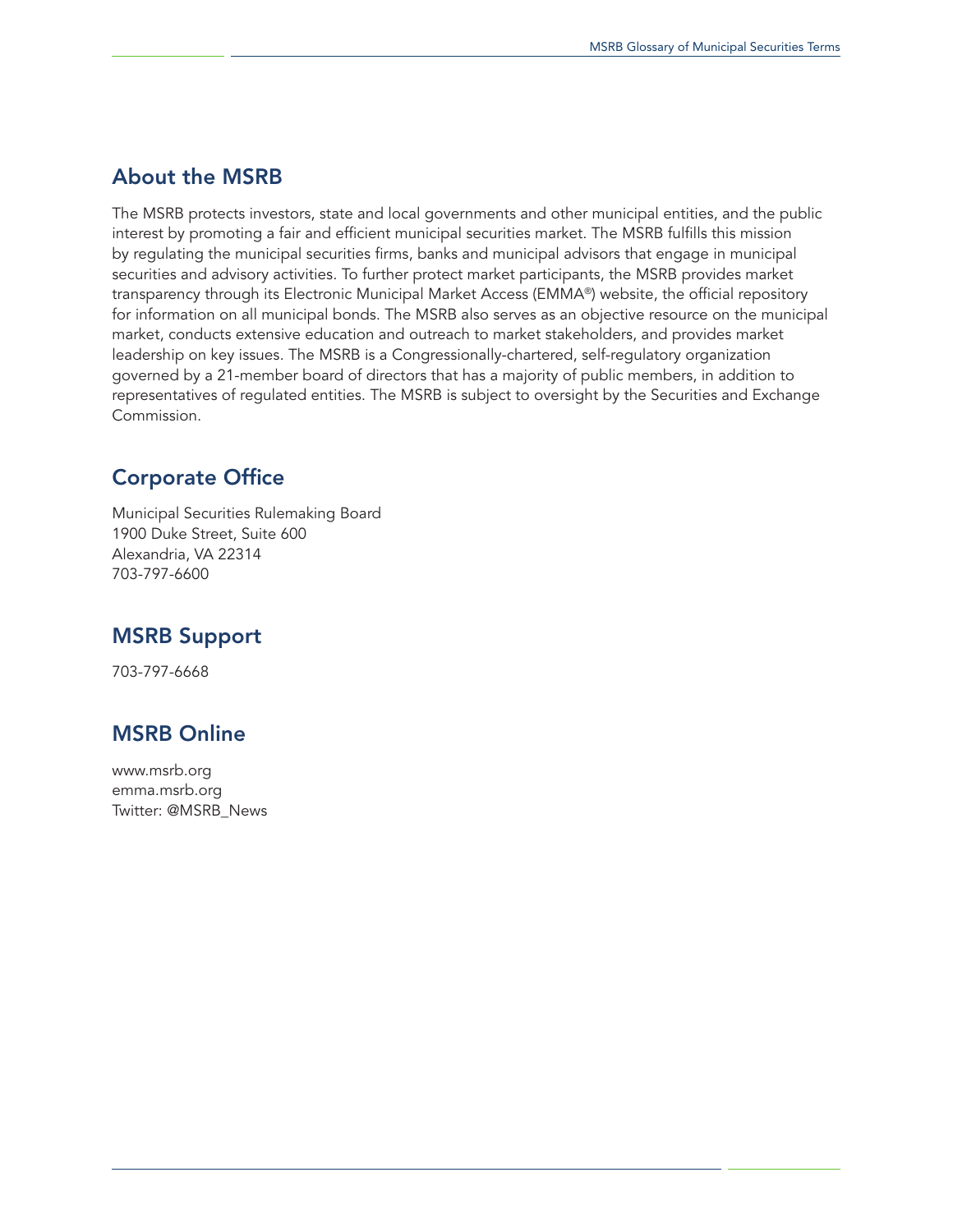## About the MSRB

The MSRB protects investors, state and local governments and other municipal entities, and the public interest by promoting a fair and efficient municipal securities market. The MSRB fulfills this mission by regulating the municipal securities firms, banks and municipal advisors that engage in municipal securities and advisory activities. To further protect market participants, the MSRB provides market transparency through its Electronic Municipal Market Access (EMMA®) website, the official repository for information on all municipal bonds. The MSRB also serves as an objective resource on the municipal market, conducts extensive education and outreach to market stakeholders, and provides market leadership on key issues. The MSRB is a Congressionally-chartered, self-regulatory organization governed by a 21-member board of directors that has a majority of public members, in addition to representatives of regulated entities. The MSRB is subject to oversight by the Securities and Exchange Commission.

## Corporate Office

Municipal Securities Rulemaking Board
1900 Duke Street, Suite 600
Alexandria, VA 22314
703-797-6600

## MSRB Support

703-797-6668

## MSRB Online

www.msrb.org
emma.msrb.org
Twitter: @MSRB_News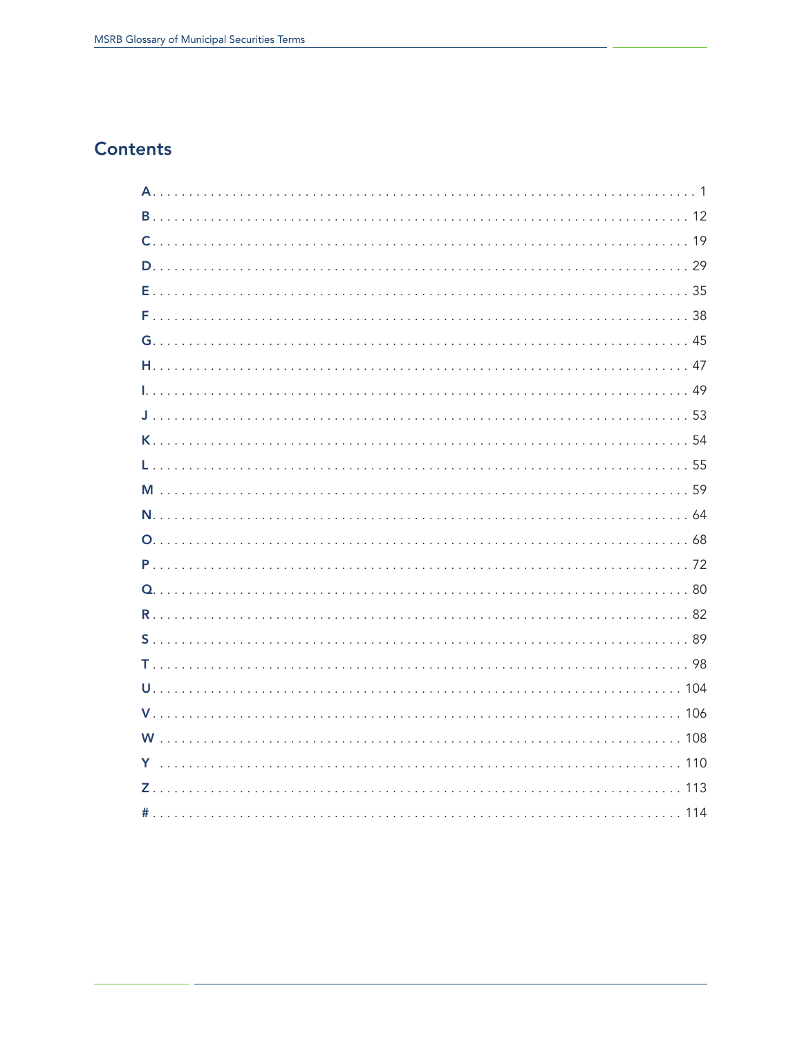## Contents

| | |
|---|---|
| A | 1 |
| B | 12 |
| C | 19 |
| D | 29 |
| E | 35 |
| F | 38 |
| G | 45 |
| H | 47 |
| I | 49 |
| J | 53 |
| K | 54 |
| L | 55 |
| M | 59 |
| N | 64 |
| O | 68 |
| P | 72 |
| Q | 80 |
| R | 82 |
| S | 89 |
| T | 98 |
| U | 104 |
| V | 106 |
| W | 108 |
| Y | 110 |
| Z | 113 |
| # | 114 |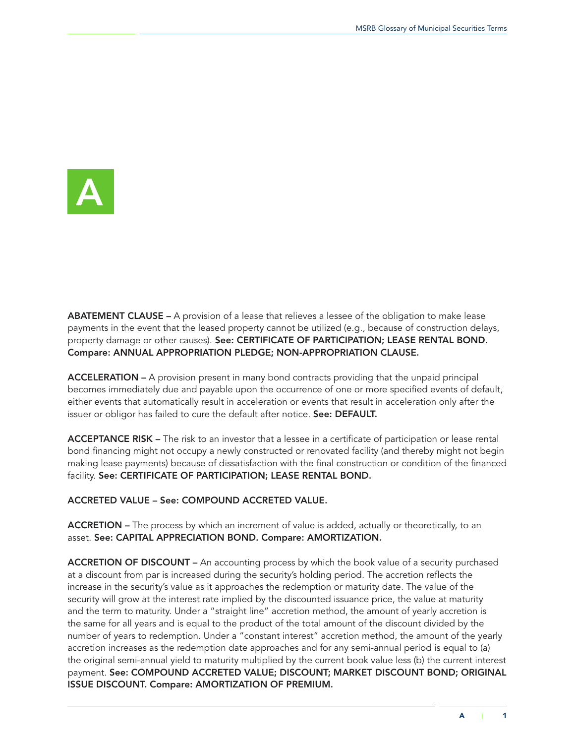# A

**ABATEMENT CLAUSE –** A provision of a lease that relieves a lessee of the obligation to make lease payments in the event that the leased property cannot be utilized (e.g., because of construction delays, property damage or other causes). **See: CERTIFICATE OF PARTICIPATION; LEASE RENTAL BOND. Compare: ANNUAL APPROPRIATION PLEDGE; NON-APPROPRIATION CLAUSE.**

**ACCELERATION –** A provision present in many bond contracts providing that the unpaid principal becomes immediately due and payable upon the occurrence of one or more specified events of default, either events that automatically result in acceleration or events that result in acceleration only after the issuer or obligor has failed to cure the default after notice. **See: DEFAULT.**

**ACCEPTANCE RISK –** The risk to an investor that a lessee in a certificate of participation or lease rental bond financing might not occupy a newly constructed or renovated facility (and thereby might not begin making lease payments) because of dissatisfaction with the final construction or condition of the financed facility. **See: CERTIFICATE OF PARTICIPATION; LEASE RENTAL BOND.**

**ACCRETED VALUE – See: COMPOUND ACCRETED VALUE.**

**ACCRETION –** The process by which an increment of value is added, actually or theoretically, to an asset. **See: CAPITAL APPRECIATION BOND. Compare: AMORTIZATION.**

**ACCRETION OF DISCOUNT –** An accounting process by which the book value of a security purchased at a discount from par is increased during the security's holding period. The accretion reflects the increase in the security's value as it approaches the redemption or maturity date. The value of the security will grow at the interest rate implied by the discounted issuance price, the value at maturity and the term to maturity. Under a "straight line" accretion method, the amount of yearly accretion is the same for all years and is equal to the product of the total amount of the discount divided by the number of years to redemption. Under a "constant interest" accretion method, the amount of the yearly accretion increases as the redemption date approaches and for any semi-annual period is equal to (a) the original semi-annual yield to maturity multiplied by the current book value less (b) the current interest payment. **See: COMPOUND ACCRETED VALUE; DISCOUNT; MARKET DISCOUNT BOND; ORIGINAL ISSUE DISCOUNT. Compare: AMORTIZATION OF PREMIUM.**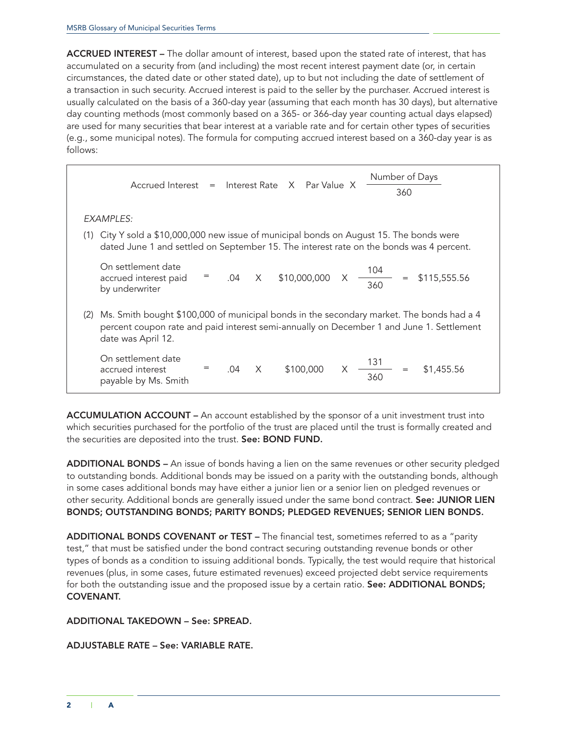**ACCRUED INTEREST –** The dollar amount of interest, based upon the stated rate of interest, that has accumulated on a security from (and including) the most recent interest payment date (or, in certain circumstances, the dated date or other stated date), up to but not including the date of settlement of a transaction in such security. Accrued interest is paid to the seller by the purchaser. Accrued interest is usually calculated on the basis of a 360-day year (assuming that each month has 30 days), but alternative day counting methods (most commonly based on a 365- or 366-day year counting actual days elapsed) are used for many securities that bear interest at a variable rate and for certain other types of securities (e.g., some municipal notes). The formula for computing accrued interest based on a 360-day year is as follows:

$$\text{Accrued Interest} = \text{Interest Rate} \times \text{Par Value} \times \frac{\text{Number of Days}}{360}$$

*EXAMPLES:*

(1) City Y sold a $10,000,000 new issue of municipal bonds on August 15. The bonds were dated June 1 and settled on September 15. The interest rate on the bonds was 4 percent.

On settlement date accrued interest paid by underwriter $= .04 \times \$10{,}000{,}000 \times \frac{104}{360} = \$115{,}555.56$

(2) Ms. Smith bought $100,000 of municipal bonds in the secondary market. The bonds had a 4 percent coupon rate and paid interest semi-annually on December 1 and June 1. Settlement date was April 12.

On settlement date accrued interest payable by Ms. Smith $= .04 \times \$100{,}000 \times \frac{131}{360} = \$1{,}455.56$

**ACCUMULATION ACCOUNT –** An account established by the sponsor of a unit investment trust into which securities purchased for the portfolio of the trust are placed until the trust is formally created and the securities are deposited into the trust. **See: BOND FUND.**

**ADDITIONAL BONDS –** An issue of bonds having a lien on the same revenues or other security pledged to outstanding bonds. Additional bonds may be issued on a parity with the outstanding bonds, although in some cases additional bonds may have either a junior lien or a senior lien on pledged revenues or other security. Additional bonds are generally issued under the same bond contract. **See: JUNIOR LIEN BONDS; OUTSTANDING BONDS; PARITY BONDS; PLEDGED REVENUES; SENIOR LIEN BONDS.**

**ADDITIONAL BONDS COVENANT or TEST –** The financial test, sometimes referred to as a "parity test," that must be satisfied under the bond contract securing outstanding revenue bonds or other types of bonds as a condition to issuing additional bonds. Typically, the test would require that historical revenues (plus, in some cases, future estimated revenues) exceed projected debt service requirements for both the outstanding issue and the proposed issue by a certain ratio. **See: ADDITIONAL BONDS; COVENANT.**

**ADDITIONAL TAKEDOWN – See: SPREAD.**

**ADJUSTABLE RATE – See: VARIABLE RATE.**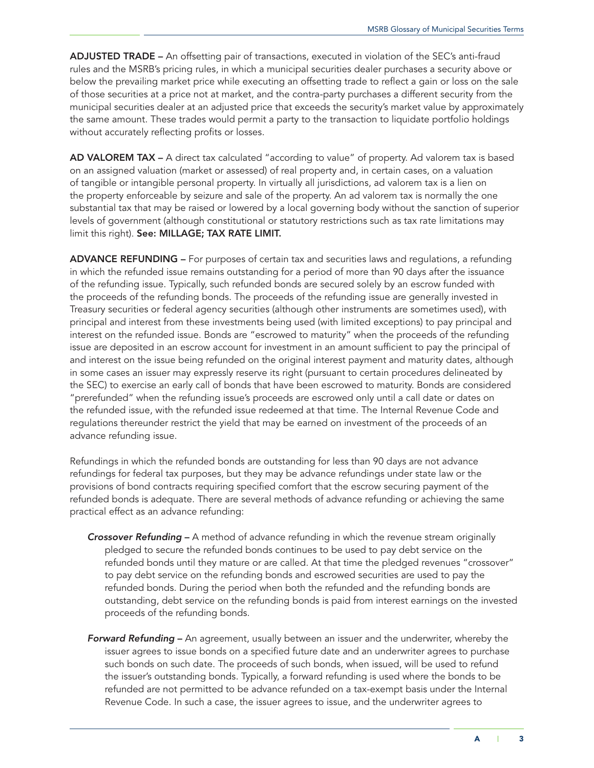**ADJUSTED TRADE –** An offsetting pair of transactions, executed in violation of the SEC's anti-fraud rules and the MSRB's pricing rules, in which a municipal securities dealer purchases a security above or below the prevailing market price while executing an offsetting trade to reflect a gain or loss on the sale of those securities at a price not at market, and the contra-party purchases a different security from the municipal securities dealer at an adjusted price that exceeds the security's market value by approximately the same amount. These trades would permit a party to the transaction to liquidate portfolio holdings without accurately reflecting profits or losses.

**AD VALOREM TAX –** A direct tax calculated "according to value" of property. Ad valorem tax is based on an assigned valuation (market or assessed) of real property and, in certain cases, on a valuation of tangible or intangible personal property. In virtually all jurisdictions, ad valorem tax is a lien on the property enforceable by seizure and sale of the property. An ad valorem tax is normally the one substantial tax that may be raised or lowered by a local governing body without the sanction of superior levels of government (although constitutional or statutory restrictions such as tax rate limitations may limit this right). **See: MILLAGE; TAX RATE LIMIT.**

**ADVANCE REFUNDING –** For purposes of certain tax and securities laws and regulations, a refunding in which the refunded issue remains outstanding for a period of more than 90 days after the issuance of the refunding issue. Typically, such refunded bonds are secured solely by an escrow funded with the proceeds of the refunding bonds. The proceeds of the refunding issue are generally invested in Treasury securities or federal agency securities (although other instruments are sometimes used), with principal and interest from these investments being used (with limited exceptions) to pay principal and interest on the refunded issue. Bonds are "escrowed to maturity" when the proceeds of the refunding issue are deposited in an escrow account for investment in an amount sufficient to pay the principal of and interest on the issue being refunded on the original interest payment and maturity dates, although in some cases an issuer may expressly reserve its right (pursuant to certain procedures delineated by the SEC) to exercise an early call of bonds that have been escrowed to maturity. Bonds are considered "prerefunded" when the refunding issue's proceeds are escrowed only until a call date or dates on the refunded issue, with the refunded issue redeemed at that time. The Internal Revenue Code and regulations thereunder restrict the yield that may be earned on investment of the proceeds of an advance refunding issue.

Refundings in which the refunded bonds are outstanding for less than 90 days are not advance refundings for federal tax purposes, but they may be advance refundings under state law or the provisions of bond contracts requiring specified comfort that the escrow securing payment of the refunded bonds is adequate. There are several methods of advance refunding or achieving the same practical effect as an advance refunding:

***Crossover Refunding –*** A method of advance refunding in which the revenue stream originally pledged to secure the refunded bonds continues to be used to pay debt service on the refunded bonds until they mature or are called. At that time the pledged revenues "crossover" to pay debt service on the refunding bonds and escrowed securities are used to pay the refunded bonds. During the period when both the refunded and the refunding bonds are outstanding, debt service on the refunding bonds is paid from interest earnings on the invested proceeds of the refunding bonds.

***Forward Refunding –*** An agreement, usually between an issuer and the underwriter, whereby the issuer agrees to issue bonds on a specified future date and an underwriter agrees to purchase such bonds on such date. The proceeds of such bonds, when issued, will be used to refund the issuer's outstanding bonds. Typically, a forward refunding is used where the bonds to be refunded are not permitted to be advance refunded on a tax-exempt basis under the Internal Revenue Code. In such a case, the issuer agrees to issue, and the underwriter agrees to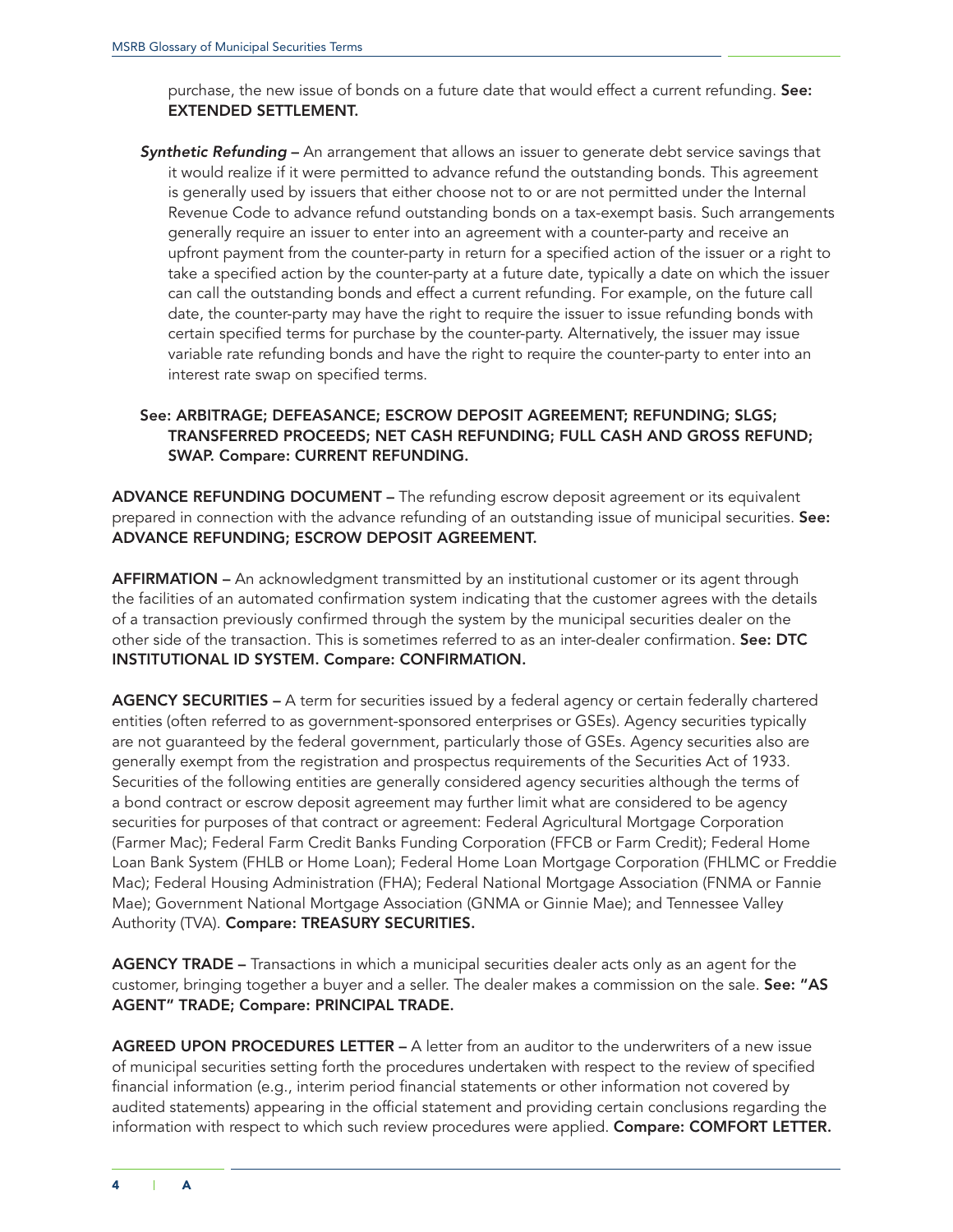purchase, the new issue of bonds on a future date that would effect a current refunding. **See: EXTENDED SETTLEMENT.**

***Synthetic Refunding*** **–** An arrangement that allows an issuer to generate debt service savings that it would realize if it were permitted to advance refund the outstanding bonds. This agreement is generally used by issuers that either choose not to or are not permitted under the Internal Revenue Code to advance refund outstanding bonds on a tax-exempt basis. Such arrangements generally require an issuer to enter into an agreement with a counter-party and receive an upfront payment from the counter-party in return for a specified action of the issuer or a right to take a specified action by the counter-party at a future date, typically a date on which the issuer can call the outstanding bonds and effect a current refunding. For example, on the future call date, the counter-party may have the right to require the issuer to issue refunding bonds with certain specified terms for purchase by the counter-party. Alternatively, the issuer may issue variable rate refunding bonds and have the right to require the counter-party to enter into an interest rate swap on specified terms.

**See: ARBITRAGE; DEFEASANCE; ESCROW DEPOSIT AGREEMENT; REFUNDING; SLGS; TRANSFERRED PROCEEDS; NET CASH REFUNDING; FULL CASH AND GROSS REFUND; SWAP. Compare: CURRENT REFUNDING.**

**ADVANCE REFUNDING DOCUMENT –** The refunding escrow deposit agreement or its equivalent prepared in connection with the advance refunding of an outstanding issue of municipal securities. **See: ADVANCE REFUNDING; ESCROW DEPOSIT AGREEMENT.**

**AFFIRMATION –** An acknowledgment transmitted by an institutional customer or its agent through the facilities of an automated confirmation system indicating that the customer agrees with the details of a transaction previously confirmed through the system by the municipal securities dealer on the other side of the transaction. This is sometimes referred to as an inter-dealer confirmation. **See: DTC INSTITUTIONAL ID SYSTEM. Compare: CONFIRMATION.**

**AGENCY SECURITIES –** A term for securities issued by a federal agency or certain federally chartered entities (often referred to as government-sponsored enterprises or GSEs). Agency securities typically are not guaranteed by the federal government, particularly those of GSEs. Agency securities also are generally exempt from the registration and prospectus requirements of the Securities Act of 1933. Securities of the following entities are generally considered agency securities although the terms of a bond contract or escrow deposit agreement may further limit what are considered to be agency securities for purposes of that contract or agreement: Federal Agricultural Mortgage Corporation (Farmer Mac); Federal Farm Credit Banks Funding Corporation (FFCB or Farm Credit); Federal Home Loan Bank System (FHLB or Home Loan); Federal Home Loan Mortgage Corporation (FHLMC or Freddie Mac); Federal Housing Administration (FHA); Federal National Mortgage Association (FNMA or Fannie Mae); Government National Mortgage Association (GNMA or Ginnie Mae); and Tennessee Valley Authority (TVA). **Compare: TREASURY SECURITIES.**

**AGENCY TRADE –** Transactions in which a municipal securities dealer acts only as an agent for the customer, bringing together a buyer and a seller. The dealer makes a commission on the sale. **See: "AS AGENT" TRADE; Compare: PRINCIPAL TRADE.**

**AGREED UPON PROCEDURES LETTER –** A letter from an auditor to the underwriters of a new issue of municipal securities setting forth the procedures undertaken with respect to the review of specified financial information (e.g., interim period financial statements or other information not covered by audited statements) appearing in the official statement and providing certain conclusions regarding the information with respect to which such review procedures were applied. **Compare: COMFORT LETTER.**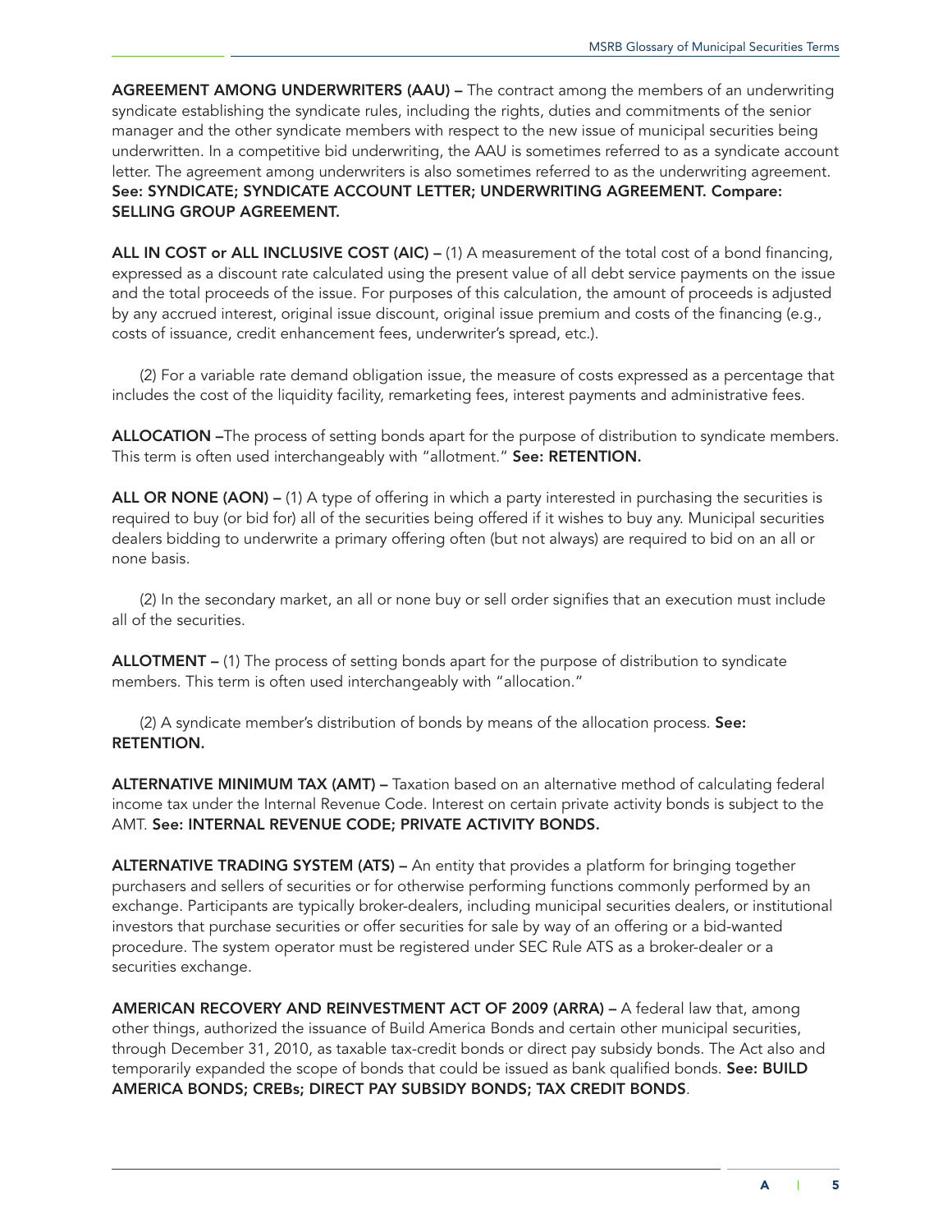**AGREEMENT AMONG UNDERWRITERS (AAU) –** The contract among the members of an underwriting syndicate establishing the syndicate rules, including the rights, duties and commitments of the senior manager and the other syndicate members with respect to the new issue of municipal securities being underwritten. In a competitive bid underwriting, the AAU is sometimes referred to as a syndicate account letter. The agreement among underwriters is also sometimes referred to as the underwriting agreement. **See: SYNDICATE; SYNDICATE ACCOUNT LETTER; UNDERWRITING AGREEMENT. Compare: SELLING GROUP AGREEMENT.**

**ALL IN COST or ALL INCLUSIVE COST (AIC) –** (1) A measurement of the total cost of a bond financing, expressed as a discount rate calculated using the present value of all debt service payments on the issue and the total proceeds of the issue. For purposes of this calculation, the amount of proceeds is adjusted by any accrued interest, original issue discount, original issue premium and costs of the financing (e.g., costs of issuance, credit enhancement fees, underwriter's spread, etc.).

(2) For a variable rate demand obligation issue, the measure of costs expressed as a percentage that includes the cost of the liquidity facility, remarketing fees, interest payments and administrative fees.

**ALLOCATION –**The process of setting bonds apart for the purpose of distribution to syndicate members. This term is often used interchangeably with "allotment." **See: RETENTION.**

**ALL OR NONE (AON) –** (1) A type of offering in which a party interested in purchasing the securities is required to buy (or bid for) all of the securities being offered if it wishes to buy any. Municipal securities dealers bidding to underwrite a primary offering often (but not always) are required to bid on an all or none basis.

(2) In the secondary market, an all or none buy or sell order signifies that an execution must include all of the securities.

**ALLOTMENT –** (1) The process of setting bonds apart for the purpose of distribution to syndicate members. This term is often used interchangeably with "allocation."

(2) A syndicate member's distribution of bonds by means of the allocation process. **See: RETENTION.**

**ALTERNATIVE MINIMUM TAX (AMT) –** Taxation based on an alternative method of calculating federal income tax under the Internal Revenue Code. Interest on certain private activity bonds is subject to the AMT. **See: INTERNAL REVENUE CODE; PRIVATE ACTIVITY BONDS.**

**ALTERNATIVE TRADING SYSTEM (ATS) –** An entity that provides a platform for bringing together purchasers and sellers of securities or for otherwise performing functions commonly performed by an exchange. Participants are typically broker-dealers, including municipal securities dealers, or institutional investors that purchase securities or offer securities for sale by way of an offering or a bid-wanted procedure. The system operator must be registered under SEC Rule ATS as a broker-dealer or a securities exchange.

**AMERICAN RECOVERY AND REINVESTMENT ACT OF 2009 (ARRA) –** A federal law that, among other things, authorized the issuance of Build America Bonds and certain other municipal securities, through December 31, 2010, as taxable tax-credit bonds or direct pay subsidy bonds. The Act also and temporarily expanded the scope of bonds that could be issued as bank qualified bonds. **See: BUILD AMERICA BONDS; CREBs; DIRECT PAY SUBSIDY BONDS; TAX CREDIT BONDS**.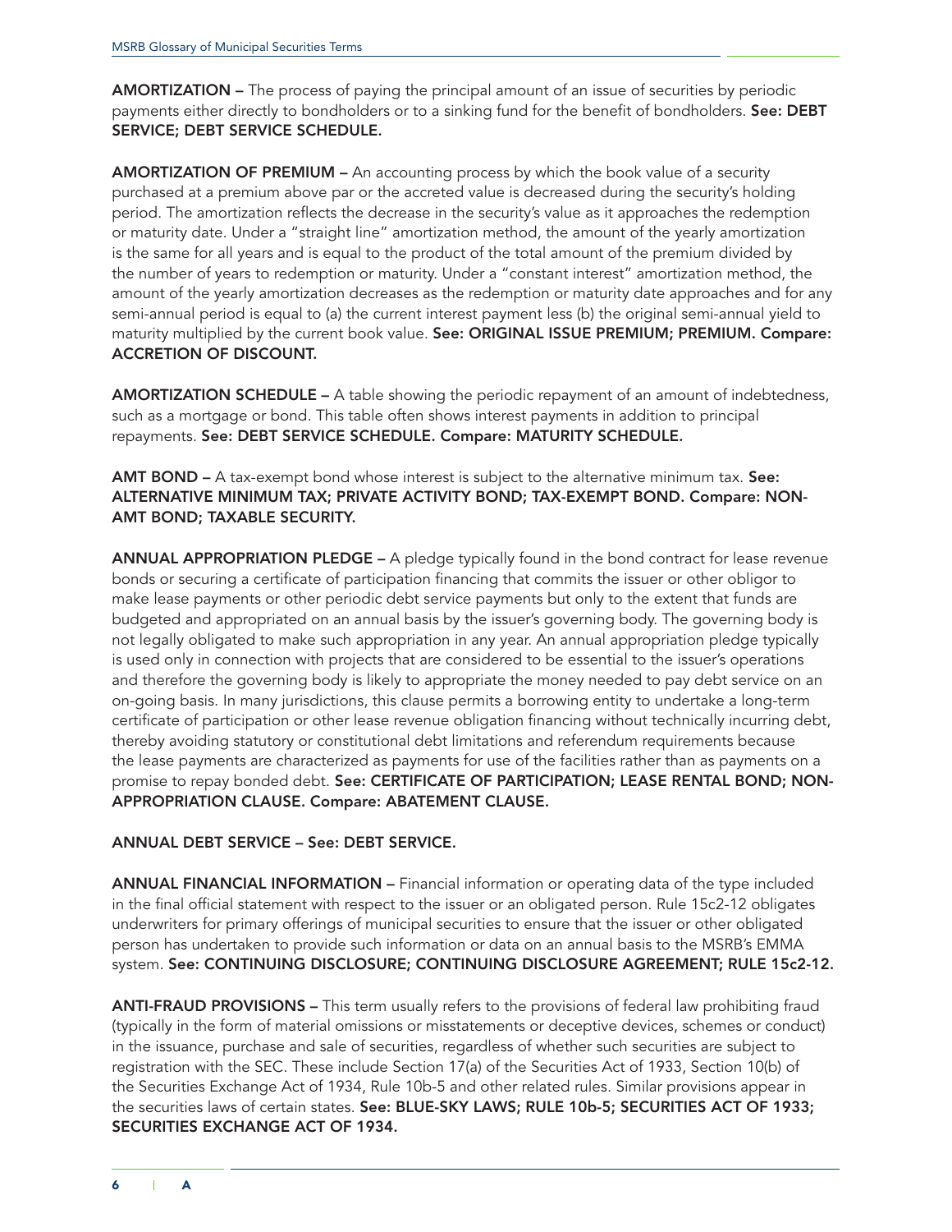**AMORTIZATION –** The process of paying the principal amount of an issue of securities by periodic payments either directly to bondholders or to a sinking fund for the benefit of bondholders. **See: DEBT SERVICE; DEBT SERVICE SCHEDULE.**

**AMORTIZATION OF PREMIUM –** An accounting process by which the book value of a security purchased at a premium above par or the accreted value is decreased during the security's holding period. The amortization reflects the decrease in the security's value as it approaches the redemption or maturity date. Under a "straight line" amortization method, the amount of the yearly amortization is the same for all years and is equal to the product of the total amount of the premium divided by the number of years to redemption or maturity. Under a "constant interest" amortization method, the amount of the yearly amortization decreases as the redemption or maturity date approaches and for any semi-annual period is equal to (a) the current interest payment less (b) the original semi-annual yield to maturity multiplied by the current book value. **See: ORIGINAL ISSUE PREMIUM; PREMIUM. Compare: ACCRETION OF DISCOUNT.**

**AMORTIZATION SCHEDULE –** A table showing the periodic repayment of an amount of indebtedness, such as a mortgage or bond. This table often shows interest payments in addition to principal repayments. **See: DEBT SERVICE SCHEDULE. Compare: MATURITY SCHEDULE.**

**AMT BOND –** A tax-exempt bond whose interest is subject to the alternative minimum tax. **See: ALTERNATIVE MINIMUM TAX; PRIVATE ACTIVITY BOND; TAX-EXEMPT BOND. Compare: NON-AMT BOND; TAXABLE SECURITY.**

**ANNUAL APPROPRIATION PLEDGE –** A pledge typically found in the bond contract for lease revenue bonds or securing a certificate of participation financing that commits the issuer or other obligor to make lease payments or other periodic debt service payments but only to the extent that funds are budgeted and appropriated on an annual basis by the issuer's governing body. The governing body is not legally obligated to make such appropriation in any year. An annual appropriation pledge typically is used only in connection with projects that are considered to be essential to the issuer's operations and therefore the governing body is likely to appropriate the money needed to pay debt service on an on-going basis. In many jurisdictions, this clause permits a borrowing entity to undertake a long-term certificate of participation or other lease revenue obligation financing without technically incurring debt, thereby avoiding statutory or constitutional debt limitations and referendum requirements because the lease payments are characterized as payments for use of the facilities rather than as payments on a promise to repay bonded debt. **See: CERTIFICATE OF PARTICIPATION; LEASE RENTAL BOND; NON-APPROPRIATION CLAUSE. Compare: ABATEMENT CLAUSE.**

**ANNUAL DEBT SERVICE – See: DEBT SERVICE.**

**ANNUAL FINANCIAL INFORMATION –** Financial information or operating data of the type included in the final official statement with respect to the issuer or an obligated person. Rule 15c2-12 obligates underwriters for primary offerings of municipal securities to ensure that the issuer or other obligated person has undertaken to provide such information or data on an annual basis to the MSRB's EMMA system. **See: CONTINUING DISCLOSURE; CONTINUING DISCLOSURE AGREEMENT; RULE 15c2-12.**

**ANTI-FRAUD PROVISIONS –** This term usually refers to the provisions of federal law prohibiting fraud (typically in the form of material omissions or misstatements or deceptive devices, schemes or conduct) in the issuance, purchase and sale of securities, regardless of whether such securities are subject to registration with the SEC. These include Section 17(a) of the Securities Act of 1933, Section 10(b) of the Securities Exchange Act of 1934, Rule 10b-5 and other related rules. Similar provisions appear in the securities laws of certain states. **See: BLUE-SKY LAWS; RULE 10b-5; SECURITIES ACT OF 1933; SECURITIES EXCHANGE ACT OF 1934.**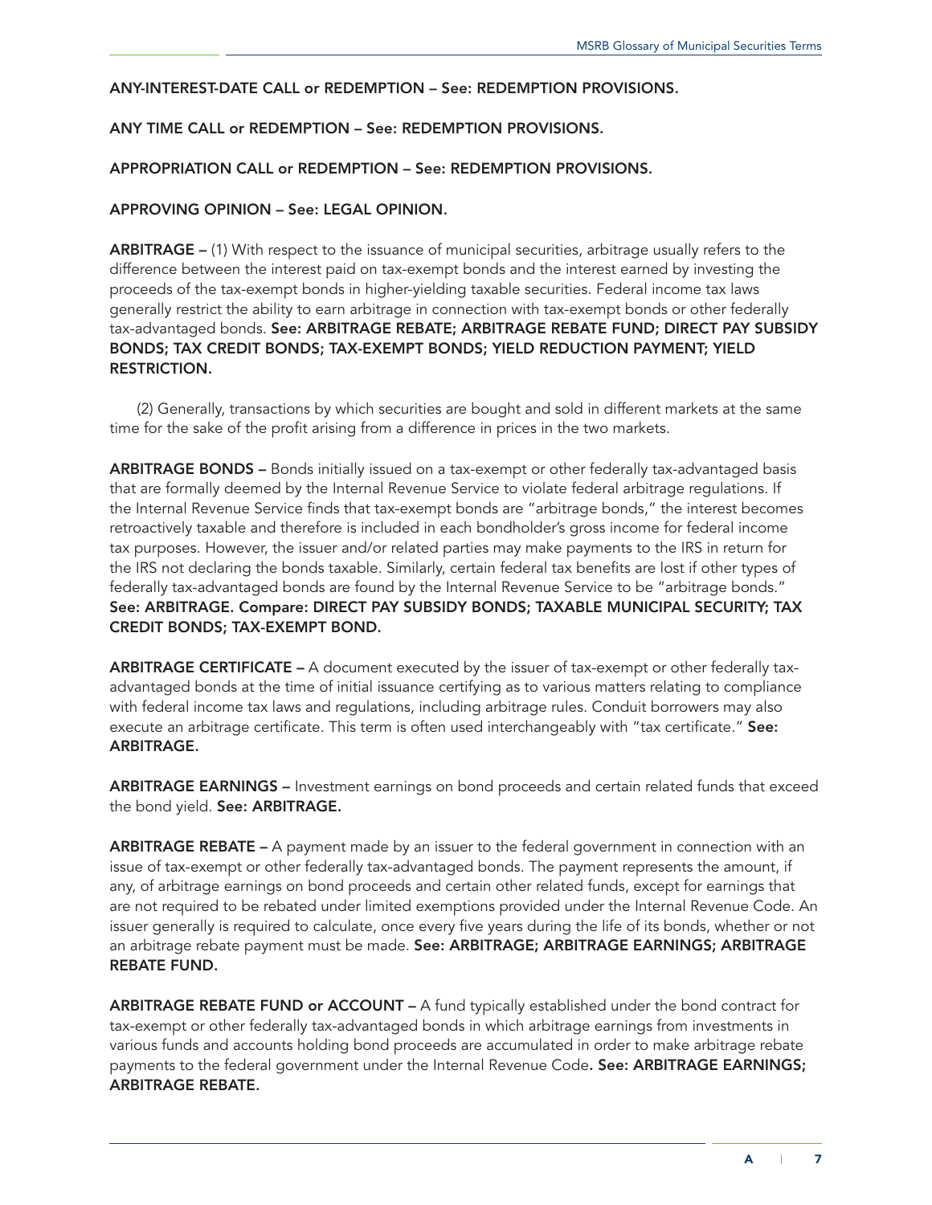**ANY-INTEREST-DATE CALL or REDEMPTION – See: REDEMPTION PROVISIONS.**

**ANY TIME CALL or REDEMPTION – See: REDEMPTION PROVISIONS.**

**APPROPRIATION CALL or REDEMPTION – See: REDEMPTION PROVISIONS.**

**APPROVING OPINION – See: LEGAL OPINION.**

**ARBITRAGE –** (1) With respect to the issuance of municipal securities, arbitrage usually refers to the difference between the interest paid on tax-exempt bonds and the interest earned by investing the proceeds of the tax-exempt bonds in higher-yielding taxable securities. Federal income tax laws generally restrict the ability to earn arbitrage in connection with tax-exempt bonds or other federally tax-advantaged bonds. **See: ARBITRAGE REBATE; ARBITRAGE REBATE FUND; DIRECT PAY SUBSIDY BONDS; TAX CREDIT BONDS; TAX-EXEMPT BONDS; YIELD REDUCTION PAYMENT; YIELD RESTRICTION.**

(2) Generally, transactions by which securities are bought and sold in different markets at the same time for the sake of the profit arising from a difference in prices in the two markets.

**ARBITRAGE BONDS –** Bonds initially issued on a tax-exempt or other federally tax-advantaged basis that are formally deemed by the Internal Revenue Service to violate federal arbitrage regulations. If the Internal Revenue Service finds that tax-exempt bonds are "arbitrage bonds," the interest becomes retroactively taxable and therefore is included in each bondholder's gross income for federal income tax purposes. However, the issuer and/or related parties may make payments to the IRS in return for the IRS not declaring the bonds taxable. Similarly, certain federal tax benefits are lost if other types of federally tax-advantaged bonds are found by the Internal Revenue Service to be "arbitrage bonds." **See: ARBITRAGE. Compare: DIRECT PAY SUBSIDY BONDS; TAXABLE MUNICIPAL SECURITY; TAX CREDIT BONDS; TAX-EXEMPT BOND.**

**ARBITRAGE CERTIFICATE –** A document executed by the issuer of tax-exempt or other federally tax-advantaged bonds at the time of initial issuance certifying as to various matters relating to compliance with federal income tax laws and regulations, including arbitrage rules. Conduit borrowers may also execute an arbitrage certificate. This term is often used interchangeably with "tax certificate." **See: ARBITRAGE.**

**ARBITRAGE EARNINGS –** Investment earnings on bond proceeds and certain related funds that exceed the bond yield. **See: ARBITRAGE.**

**ARBITRAGE REBATE –** A payment made by an issuer to the federal government in connection with an issue of tax-exempt or other federally tax-advantaged bonds. The payment represents the amount, if any, of arbitrage earnings on bond proceeds and certain other related funds, except for earnings that are not required to be rebated under limited exemptions provided under the Internal Revenue Code. An issuer generally is required to calculate, once every five years during the life of its bonds, whether or not an arbitrage rebate payment must be made. **See: ARBITRAGE; ARBITRAGE EARNINGS; ARBITRAGE REBATE FUND.**

**ARBITRAGE REBATE FUND or ACCOUNT –** A fund typically established under the bond contract for tax-exempt or other federally tax-advantaged bonds in which arbitrage earnings from investments in various funds and accounts holding bond proceeds are accumulated in order to make arbitrage rebate payments to the federal government under the Internal Revenue Code**. See: ARBITRAGE EARNINGS; ARBITRAGE REBATE.**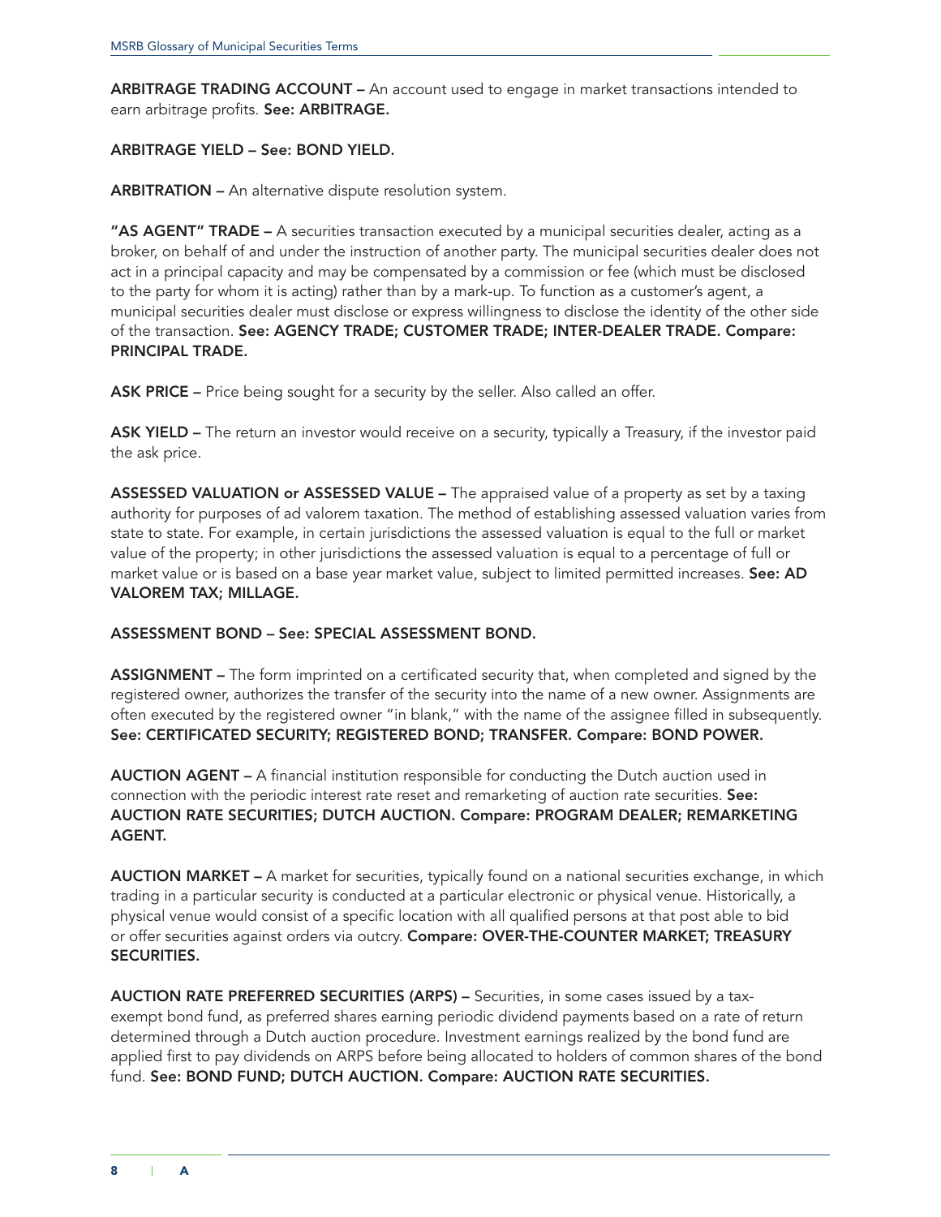**ARBITRAGE TRADING ACCOUNT –** An account used to engage in market transactions intended to earn arbitrage profits. **See: ARBITRAGE.**

**ARBITRAGE YIELD – See: BOND YIELD.**

**ARBITRATION –** An alternative dispute resolution system.

**"AS AGENT" TRADE –** A securities transaction executed by a municipal securities dealer, acting as a broker, on behalf of and under the instruction of another party. The municipal securities dealer does not act in a principal capacity and may be compensated by a commission or fee (which must be disclosed to the party for whom it is acting) rather than by a mark-up. To function as a customer's agent, a municipal securities dealer must disclose or express willingness to disclose the identity of the other side of the transaction. **See: AGENCY TRADE; CUSTOMER TRADE; INTER-DEALER TRADE. Compare: PRINCIPAL TRADE.**

**ASK PRICE –** Price being sought for a security by the seller. Also called an offer.

**ASK YIELD –** The return an investor would receive on a security, typically a Treasury, if the investor paid the ask price.

**ASSESSED VALUATION or ASSESSED VALUE –** The appraised value of a property as set by a taxing authority for purposes of ad valorem taxation. The method of establishing assessed valuation varies from state to state. For example, in certain jurisdictions the assessed valuation is equal to the full or market value of the property; in other jurisdictions the assessed valuation is equal to a percentage of full or market value or is based on a base year market value, subject to limited permitted increases. **See: AD VALOREM TAX; MILLAGE.**

**ASSESSMENT BOND – See: SPECIAL ASSESSMENT BOND.**

**ASSIGNMENT –** The form imprinted on a certificated security that, when completed and signed by the registered owner, authorizes the transfer of the security into the name of a new owner. Assignments are often executed by the registered owner "in blank," with the name of the assignee filled in subsequently. **See: CERTIFICATED SECURITY; REGISTERED BOND; TRANSFER. Compare: BOND POWER.**

**AUCTION AGENT –** A financial institution responsible for conducting the Dutch auction used in connection with the periodic interest rate reset and remarketing of auction rate securities. **See: AUCTION RATE SECURITIES; DUTCH AUCTION. Compare: PROGRAM DEALER; REMARKETING AGENT.**

**AUCTION MARKET –** A market for securities, typically found on a national securities exchange, in which trading in a particular security is conducted at a particular electronic or physical venue. Historically, a physical venue would consist of a specific location with all qualified persons at that post able to bid or offer securities against orders via outcry. **Compare: OVER-THE-COUNTER MARKET; TREASURY SECURITIES.**

**AUCTION RATE PREFERRED SECURITIES (ARPS) –** Securities, in some cases issued by a tax-exempt bond fund, as preferred shares earning periodic dividend payments based on a rate of return determined through a Dutch auction procedure. Investment earnings realized by the bond fund are applied first to pay dividends on ARPS before being allocated to holders of common shares of the bond fund. **See: BOND FUND; DUTCH AUCTION. Compare: AUCTION RATE SECURITIES.**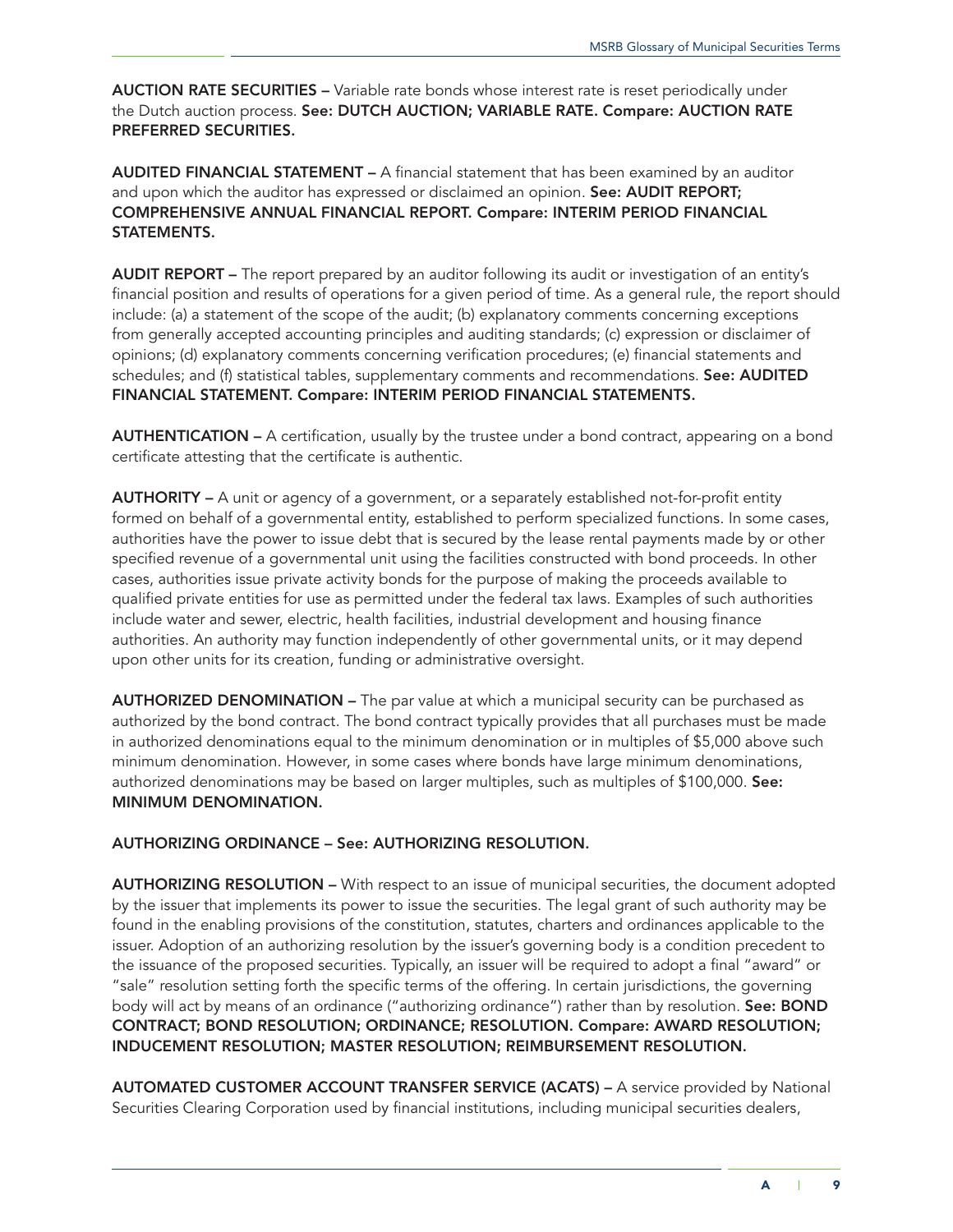**AUCTION RATE SECURITIES –** Variable rate bonds whose interest rate is reset periodically under the Dutch auction process. **See: DUTCH AUCTION; VARIABLE RATE. Compare: AUCTION RATE PREFERRED SECURITIES.**

**AUDITED FINANCIAL STATEMENT –** A financial statement that has been examined by an auditor and upon which the auditor has expressed or disclaimed an opinion. **See: AUDIT REPORT; COMPREHENSIVE ANNUAL FINANCIAL REPORT. Compare: INTERIM PERIOD FINANCIAL STATEMENTS.**

**AUDIT REPORT –** The report prepared by an auditor following its audit or investigation of an entity's financial position and results of operations for a given period of time. As a general rule, the report should include: (a) a statement of the scope of the audit; (b) explanatory comments concerning exceptions from generally accepted accounting principles and auditing standards; (c) expression or disclaimer of opinions; (d) explanatory comments concerning verification procedures; (e) financial statements and schedules; and (f) statistical tables, supplementary comments and recommendations. **See: AUDITED FINANCIAL STATEMENT. Compare: INTERIM PERIOD FINANCIAL STATEMENTS.**

**AUTHENTICATION –** A certification, usually by the trustee under a bond contract, appearing on a bond certificate attesting that the certificate is authentic.

**AUTHORITY –** A unit or agency of a government, or a separately established not-for-profit entity formed on behalf of a governmental entity, established to perform specialized functions. In some cases, authorities have the power to issue debt that is secured by the lease rental payments made by or other specified revenue of a governmental unit using the facilities constructed with bond proceeds. In other cases, authorities issue private activity bonds for the purpose of making the proceeds available to qualified private entities for use as permitted under the federal tax laws. Examples of such authorities include water and sewer, electric, health facilities, industrial development and housing finance authorities. An authority may function independently of other governmental units, or it may depend upon other units for its creation, funding or administrative oversight.

**AUTHORIZED DENOMINATION –** The par value at which a municipal security can be purchased as authorized by the bond contract. The bond contract typically provides that all purchases must be made in authorized denominations equal to the minimum denomination or in multiples of $5,000 above such minimum denomination. However, in some cases where bonds have large minimum denominations, authorized denominations may be based on larger multiples, such as multiples of $100,000. **See: MINIMUM DENOMINATION.**

**AUTHORIZING ORDINANCE – See: AUTHORIZING RESOLUTION.**

**AUTHORIZING RESOLUTION –** With respect to an issue of municipal securities, the document adopted by the issuer that implements its power to issue the securities. The legal grant of such authority may be found in the enabling provisions of the constitution, statutes, charters and ordinances applicable to the issuer. Adoption of an authorizing resolution by the issuer's governing body is a condition precedent to the issuance of the proposed securities. Typically, an issuer will be required to adopt a final "award" or "sale" resolution setting forth the specific terms of the offering. In certain jurisdictions, the governing body will act by means of an ordinance ("authorizing ordinance") rather than by resolution. **See: BOND CONTRACT; BOND RESOLUTION; ORDINANCE; RESOLUTION. Compare: AWARD RESOLUTION; INDUCEMENT RESOLUTION; MASTER RESOLUTION; REIMBURSEMENT RESOLUTION.**

**AUTOMATED CUSTOMER ACCOUNT TRANSFER SERVICE (ACATS) –** A service provided by National Securities Clearing Corporation used by financial institutions, including municipal securities dealers,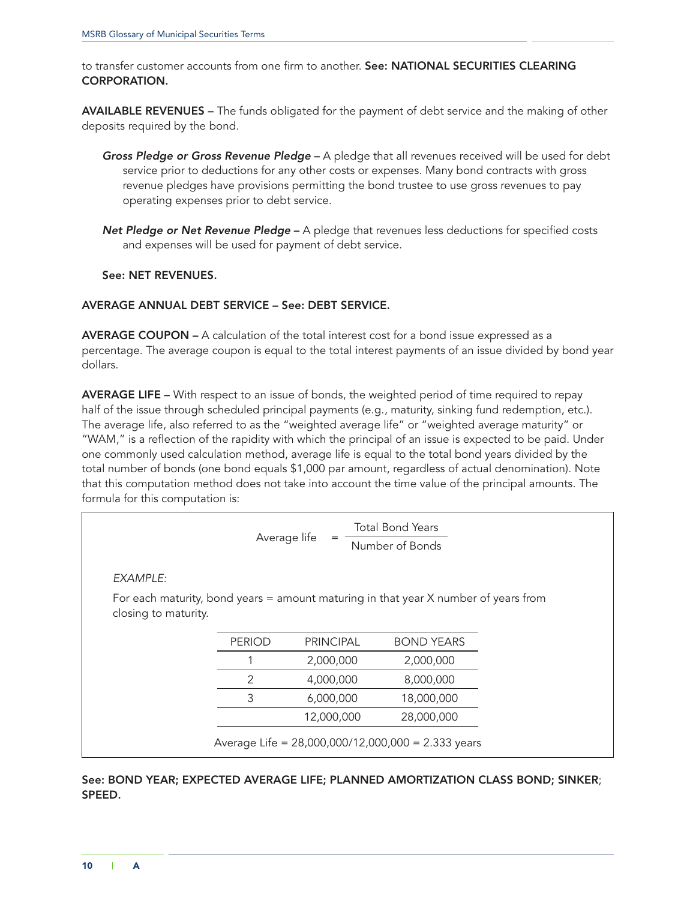to transfer customer accounts from one firm to another. **See: NATIONAL SECURITIES CLEARING CORPORATION.**

**AVAILABLE REVENUES –** The funds obligated for the payment of debt service and the making of other deposits required by the bond.

***Gross Pledge or Gross Revenue Pledge –*** A pledge that all revenues received will be used for debt service prior to deductions for any other costs or expenses. Many bond contracts with gross revenue pledges have provisions permitting the bond trustee to use gross revenues to pay operating expenses prior to debt service.

***Net Pledge or Net Revenue Pledge –*** A pledge that revenues less deductions for specified costs and expenses will be used for payment of debt service.

**See: NET REVENUES.**

**AVERAGE ANNUAL DEBT SERVICE – See: DEBT SERVICE.**

**AVERAGE COUPON –** A calculation of the total interest cost for a bond issue expressed as a percentage. The average coupon is equal to the total interest payments of an issue divided by bond year dollars.

**AVERAGE LIFE –** With respect to an issue of bonds, the weighted period of time required to repay half of the issue through scheduled principal payments (e.g., maturity, sinking fund redemption, etc.). The average life, also referred to as the "weighted average life" or "weighted average maturity" or "WAM," is a reflection of the rapidity with which the principal of an issue is expected to be paid. Under one commonly used calculation method, average life is equal to the total bond years divided by the total number of bonds (one bond equals $1,000 par amount, regardless of actual denomination). Note that this computation method does not take into account the time value of the principal amounts. The formula for this computation is:

$$\text{Average life} = \frac{\text{Total Bond Years}}{\text{Number of Bonds}}$$

*EXAMPLE:*

For each maturity, bond years = amount maturing in that year X number of years from closing to maturity.

| PERIOD | PRINCIPAL | BOND YEARS |
|---|---|---|
| 1 | 2,000,000 | 2,000,000 |
| 2 | 4,000,000 | 8,000,000 |
| 3 | 6,000,000 | 18,000,000 |
| | 12,000,000 | 28,000,000 |

Average Life = 28,000,000/12,000,000 = 2.333 years

**See: BOND YEAR; EXPECTED AVERAGE LIFE; PLANNED AMORTIZATION CLASS BOND; SINKER; SPEED.**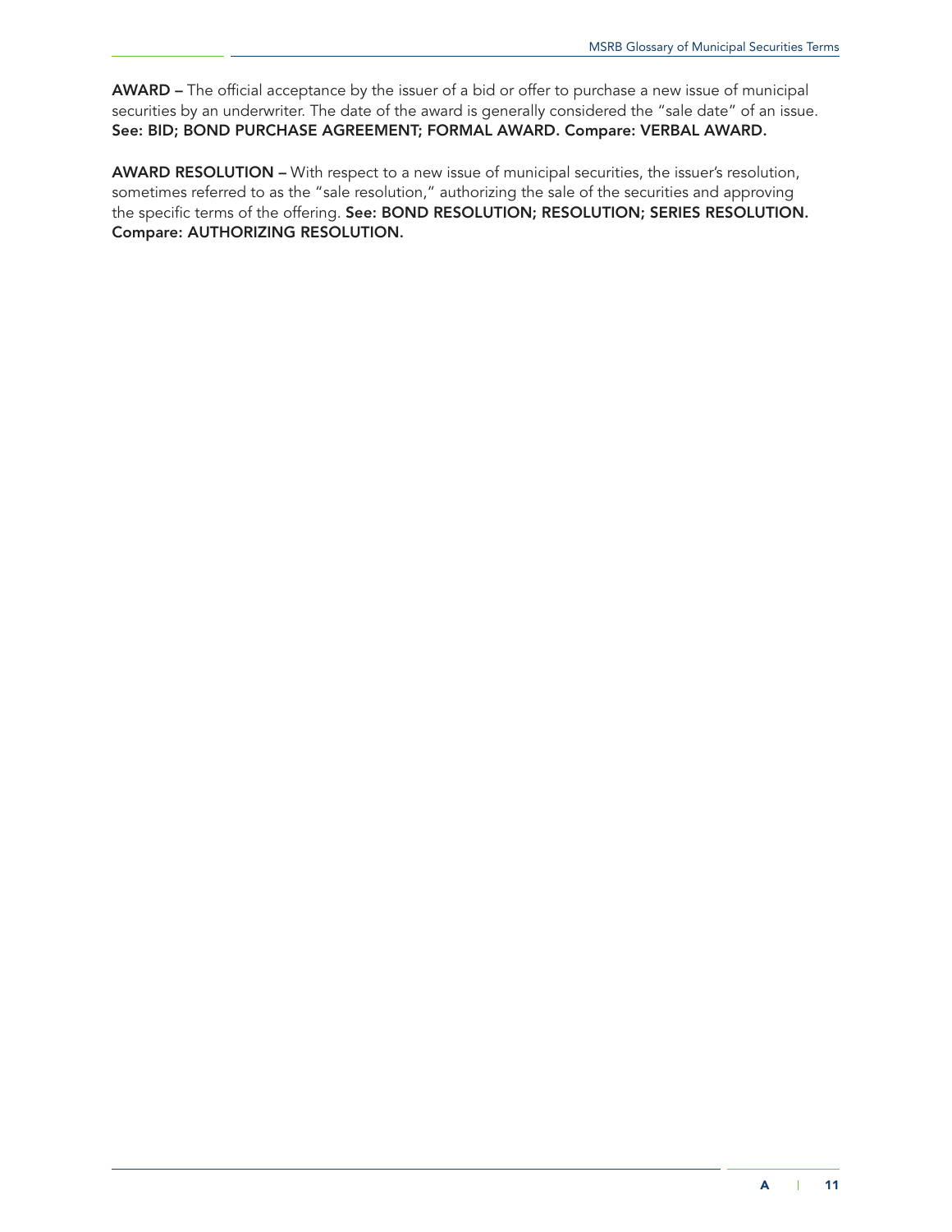**AWARD –** The official acceptance by the issuer of a bid or offer to purchase a new issue of municipal securities by an underwriter. The date of the award is generally considered the "sale date" of an issue. **See: BID; BOND PURCHASE AGREEMENT; FORMAL AWARD. Compare: VERBAL AWARD.**

**AWARD RESOLUTION –** With respect to a new issue of municipal securities, the issuer's resolution, sometimes referred to as the "sale resolution," authorizing the sale of the securities and approving the specific terms of the offering. **See: BOND RESOLUTION; RESOLUTION; SERIES RESOLUTION. Compare: AUTHORIZING RESOLUTION.**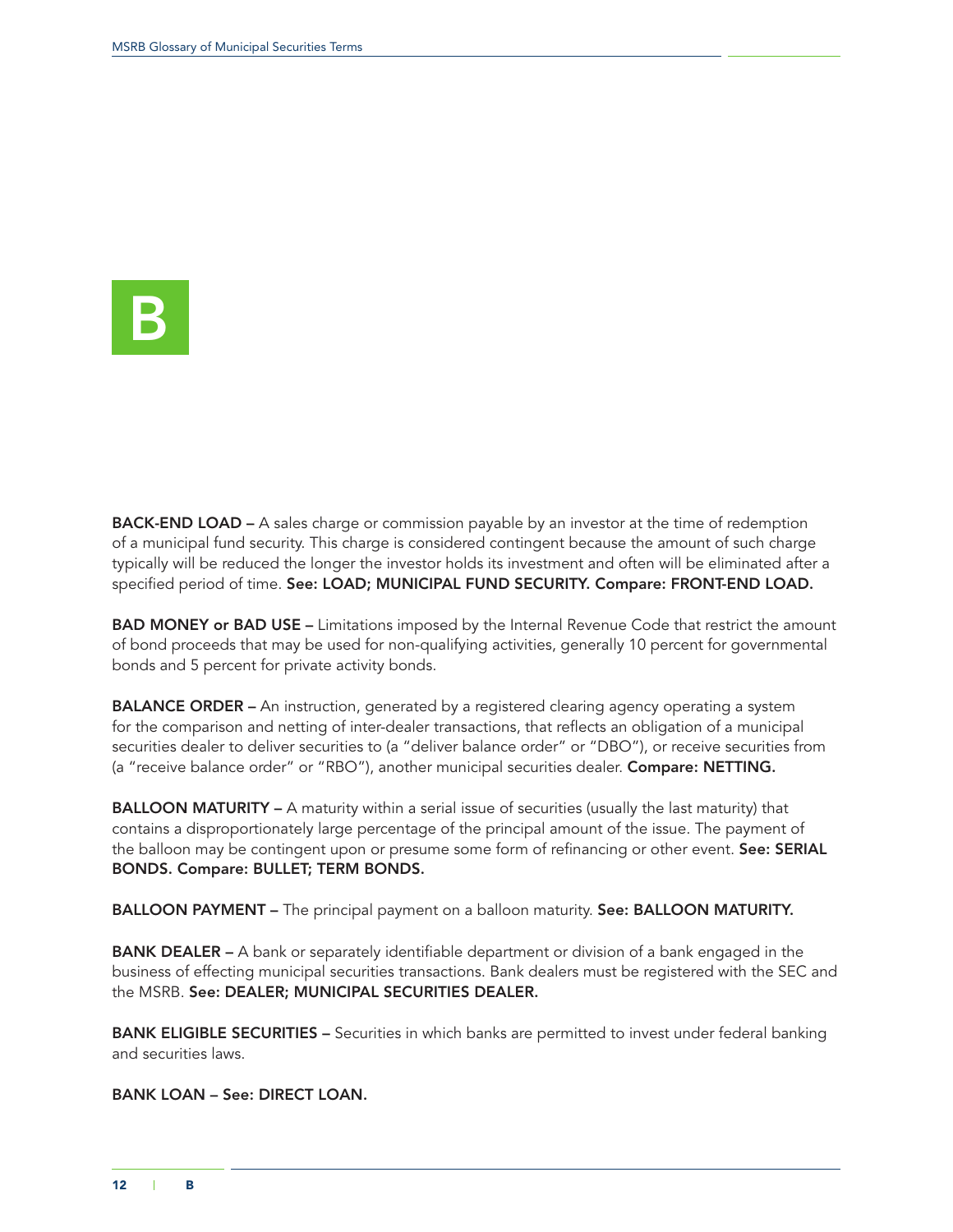# B

**BACK-END LOAD –** A sales charge or commission payable by an investor at the time of redemption of a municipal fund security. This charge is considered contingent because the amount of such charge typically will be reduced the longer the investor holds its investment and often will be eliminated after a specified period of time. **See: LOAD; MUNICIPAL FUND SECURITY. Compare: FRONT-END LOAD.**

**BAD MONEY or BAD USE –** Limitations imposed by the Internal Revenue Code that restrict the amount of bond proceeds that may be used for non-qualifying activities, generally 10 percent for governmental bonds and 5 percent for private activity bonds.

**BALANCE ORDER –** An instruction, generated by a registered clearing agency operating a system for the comparison and netting of inter-dealer transactions, that reflects an obligation of a municipal securities dealer to deliver securities to (a "deliver balance order" or "DBO"), or receive securities from (a "receive balance order" or "RBO"), another municipal securities dealer. **Compare: NETTING.**

**BALLOON MATURITY –** A maturity within a serial issue of securities (usually the last maturity) that contains a disproportionately large percentage of the principal amount of the issue. The payment of the balloon may be contingent upon or presume some form of refinancing or other event. **See: SERIAL BONDS. Compare: BULLET; TERM BONDS.**

**BALLOON PAYMENT –** The principal payment on a balloon maturity. **See: BALLOON MATURITY.**

**BANK DEALER –** A bank or separately identifiable department or division of a bank engaged in the business of effecting municipal securities transactions. Bank dealers must be registered with the SEC and the MSRB. **See: DEALER; MUNICIPAL SECURITIES DEALER.**

**BANK ELIGIBLE SECURITIES –** Securities in which banks are permitted to invest under federal banking and securities laws.

**BANK LOAN – See: DIRECT LOAN.**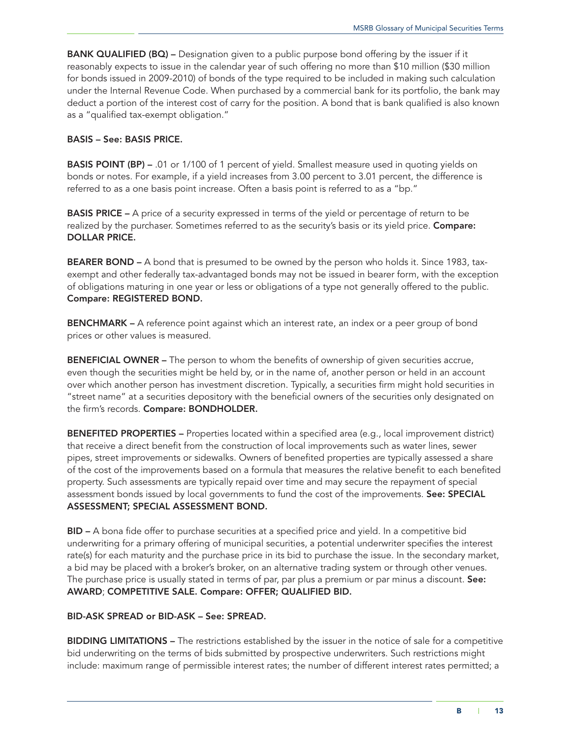**BANK QUALIFIED (BQ) –** Designation given to a public purpose bond offering by the issuer if it reasonably expects to issue in the calendar year of such offering no more than $10 million ($30 million for bonds issued in 2009-2010) of bonds of the type required to be included in making such calculation under the Internal Revenue Code. When purchased by a commercial bank for its portfolio, the bank may deduct a portion of the interest cost of carry for the position. A bond that is bank qualified is also known as a "qualified tax-exempt obligation."

**BASIS – See: BASIS PRICE.**

**BASIS POINT (BP) –** .01 or 1/100 of 1 percent of yield. Smallest measure used in quoting yields on bonds or notes. For example, if a yield increases from 3.00 percent to 3.01 percent, the difference is referred to as a one basis point increase. Often a basis point is referred to as a "bp."

**BASIS PRICE –** A price of a security expressed in terms of the yield or percentage of return to be realized by the purchaser. Sometimes referred to as the security's basis or its yield price. **Compare: DOLLAR PRICE.**

**BEARER BOND –** A bond that is presumed to be owned by the person who holds it. Since 1983, tax-exempt and other federally tax-advantaged bonds may not be issued in bearer form, with the exception of obligations maturing in one year or less or obligations of a type not generally offered to the public. **Compare: REGISTERED BOND.**

**BENCHMARK –** A reference point against which an interest rate, an index or a peer group of bond prices or other values is measured.

**BENEFICIAL OWNER –** The person to whom the benefits of ownership of given securities accrue, even though the securities might be held by, or in the name of, another person or held in an account over which another person has investment discretion. Typically, a securities firm might hold securities in "street name" at a securities depository with the beneficial owners of the securities only designated on the firm's records. **Compare: BONDHOLDER.**

**BENEFITED PROPERTIES –** Properties located within a specified area (e.g., local improvement district) that receive a direct benefit from the construction of local improvements such as water lines, sewer pipes, street improvements or sidewalks. Owners of benefited properties are typically assessed a share of the cost of the improvements based on a formula that measures the relative benefit to each benefited property. Such assessments are typically repaid over time and may secure the repayment of special assessment bonds issued by local governments to fund the cost of the improvements. **See: SPECIAL ASSESSMENT; SPECIAL ASSESSMENT BOND.**

**BID –** A bona fide offer to purchase securities at a specified price and yield. In a competitive bid underwriting for a primary offering of municipal securities, a potential underwriter specifies the interest rate(s) for each maturity and the purchase price in its bid to purchase the issue. In the secondary market, a bid may be placed with a broker's broker, on an alternative trading system or through other venues. The purchase price is usually stated in terms of par, par plus a premium or par minus a discount. **See: AWARD; COMPETITIVE SALE. Compare: OFFER; QUALIFIED BID.**

**BID-ASK SPREAD or BID-ASK – See: SPREAD.**

**BIDDING LIMITATIONS –** The restrictions established by the issuer in the notice of sale for a competitive bid underwriting on the terms of bids submitted by prospective underwriters. Such restrictions might include: maximum range of permissible interest rates; the number of different interest rates permitted; a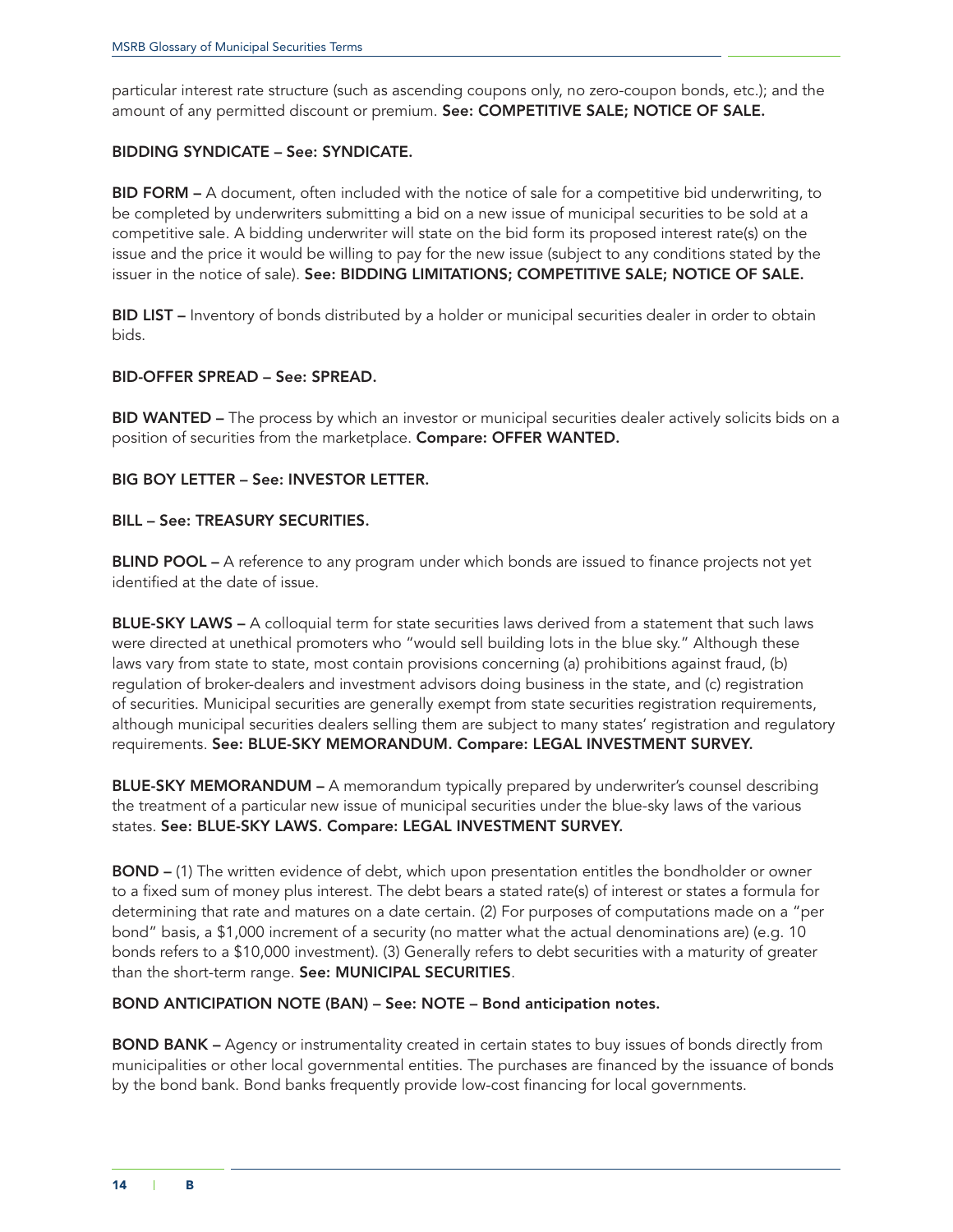particular interest rate structure (such as ascending coupons only, no zero-coupon bonds, etc.); and the amount of any permitted discount or premium. **See: COMPETITIVE SALE; NOTICE OF SALE.**

**BIDDING SYNDICATE – See: SYNDICATE.**

**BID FORM –** A document, often included with the notice of sale for a competitive bid underwriting, to be completed by underwriters submitting a bid on a new issue of municipal securities to be sold at a competitive sale. A bidding underwriter will state on the bid form its proposed interest rate(s) on the issue and the price it would be willing to pay for the new issue (subject to any conditions stated by the issuer in the notice of sale). **See: BIDDING LIMITATIONS; COMPETITIVE SALE; NOTICE OF SALE.**

**BID LIST –** Inventory of bonds distributed by a holder or municipal securities dealer in order to obtain bids.

**BID-OFFER SPREAD – See: SPREAD.**

**BID WANTED –** The process by which an investor or municipal securities dealer actively solicits bids on a position of securities from the marketplace. **Compare: OFFER WANTED.**

**BIG BOY LETTER – See: INVESTOR LETTER.**

**BILL – See: TREASURY SECURITIES.**

**BLIND POOL –** A reference to any program under which bonds are issued to finance projects not yet identified at the date of issue.

**BLUE-SKY LAWS –** A colloquial term for state securities laws derived from a statement that such laws were directed at unethical promoters who "would sell building lots in the blue sky." Although these laws vary from state to state, most contain provisions concerning (a) prohibitions against fraud, (b) regulation of broker-dealers and investment advisors doing business in the state, and (c) registration of securities. Municipal securities are generally exempt from state securities registration requirements, although municipal securities dealers selling them are subject to many states' registration and regulatory requirements. **See: BLUE-SKY MEMORANDUM. Compare: LEGAL INVESTMENT SURVEY.**

**BLUE-SKY MEMORANDUM –** A memorandum typically prepared by underwriter's counsel describing the treatment of a particular new issue of municipal securities under the blue-sky laws of the various states. **See: BLUE-SKY LAWS. Compare: LEGAL INVESTMENT SURVEY.**

**BOND –** (1) The written evidence of debt, which upon presentation entitles the bondholder or owner to a fixed sum of money plus interest. The debt bears a stated rate(s) of interest or states a formula for determining that rate and matures on a date certain. (2) For purposes of computations made on a "per bond" basis, a $1,000 increment of a security (no matter what the actual denominations are) (e.g. 10 bonds refers to a $10,000 investment). (3) Generally refers to debt securities with a maturity of greater than the short-term range. **See: MUNICIPAL SECURITIES**.

**BOND ANTICIPATION NOTE (BAN) – See: NOTE – Bond anticipation notes.**

**BOND BANK –** Agency or instrumentality created in certain states to buy issues of bonds directly from municipalities or other local governmental entities. The purchases are financed by the issuance of bonds by the bond bank. Bond banks frequently provide low-cost financing for local governments.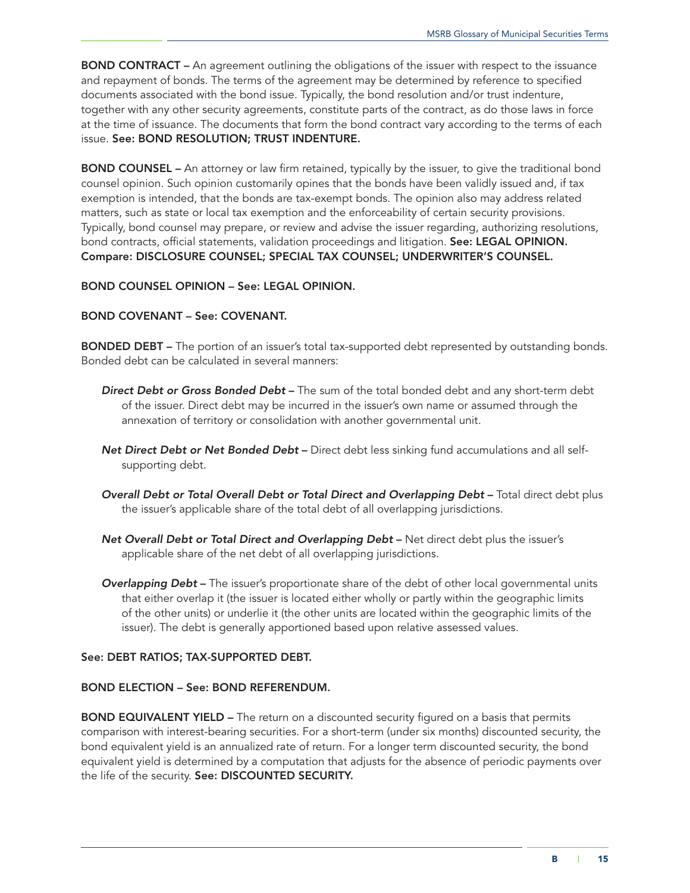**BOND CONTRACT –** An agreement outlining the obligations of the issuer with respect to the issuance and repayment of bonds. The terms of the agreement may be determined by reference to specified documents associated with the bond issue. Typically, the bond resolution and/or trust indenture, together with any other security agreements, constitute parts of the contract, as do those laws in force at the time of issuance. The documents that form the bond contract vary according to the terms of each issue. **See: BOND RESOLUTION; TRUST INDENTURE.**

**BOND COUNSEL –** An attorney or law firm retained, typically by the issuer, to give the traditional bond counsel opinion. Such opinion customarily opines that the bonds have been validly issued and, if tax exemption is intended, that the bonds are tax-exempt bonds. The opinion also may address related matters, such as state or local tax exemption and the enforceability of certain security provisions. Typically, bond counsel may prepare, or review and advise the issuer regarding, authorizing resolutions, bond contracts, official statements, validation proceedings and litigation. **See: LEGAL OPINION. Compare: DISCLOSURE COUNSEL; SPECIAL TAX COUNSEL; UNDERWRITER'S COUNSEL.**

**BOND COUNSEL OPINION – See: LEGAL OPINION.**

**BOND COVENANT – See: COVENANT.**

**BONDED DEBT –** The portion of an issuer's total tax-supported debt represented by outstanding bonds. Bonded debt can be calculated in several manners:

- ***Direct Debt or Gross Bonded Debt* –** The sum of the total bonded debt and any short-term debt of the issuer. Direct debt may be incurred in the issuer's own name or assumed through the annexation of territory or consolidation with another governmental unit.

- ***Net Direct Debt or Net Bonded Debt* –** Direct debt less sinking fund accumulations and all self-supporting debt.

- ***Overall Debt or Total Overall Debt or Total Direct and Overlapping Debt* –** Total direct debt plus the issuer's applicable share of the total debt of all overlapping jurisdictions.

- ***Net Overall Debt or Total Direct and Overlapping Debt* –** Net direct debt plus the issuer's applicable share of the net debt of all overlapping jurisdictions.

- ***Overlapping Debt* –** The issuer's proportionate share of the debt of other local governmental units that either overlap it (the issuer is located either wholly or partly within the geographic limits of the other units) or underlie it (the other units are located within the geographic limits of the issuer). The debt is generally apportioned based upon relative assessed values.

**See: DEBT RATIOS; TAX-SUPPORTED DEBT.**

**BOND ELECTION – See: BOND REFERENDUM.**

**BOND EQUIVALENT YIELD –** The return on a discounted security figured on a basis that permits comparison with interest-bearing securities. For a short-term (under six months) discounted security, the bond equivalent yield is an annualized rate of return. For a longer term discounted security, the bond equivalent yield is determined by a computation that adjusts for the absence of periodic payments over the life of the security. **See: DISCOUNTED SECURITY.**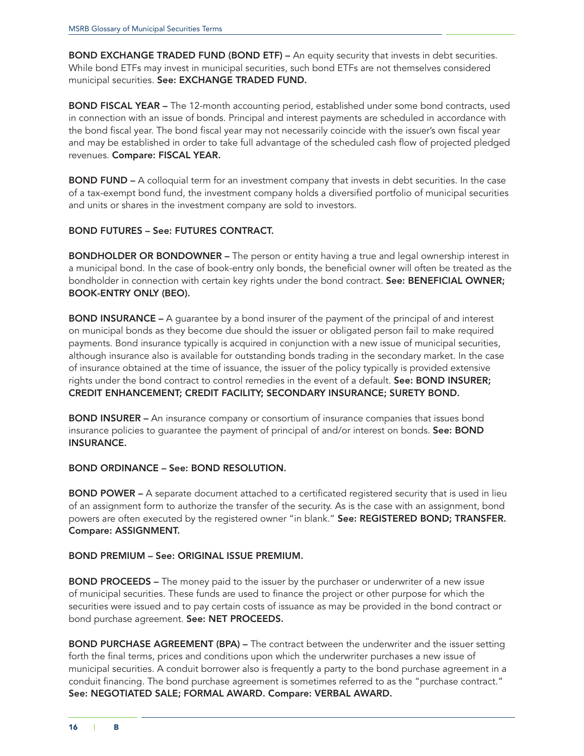**BOND EXCHANGE TRADED FUND (BOND ETF) –** An equity security that invests in debt securities. While bond ETFs may invest in municipal securities, such bond ETFs are not themselves considered municipal securities. **See: EXCHANGE TRADED FUND.**

**BOND FISCAL YEAR –** The 12-month accounting period, established under some bond contracts, used in connection with an issue of bonds. Principal and interest payments are scheduled in accordance with the bond fiscal year. The bond fiscal year may not necessarily coincide with the issuer's own fiscal year and may be established in order to take full advantage of the scheduled cash flow of projected pledged revenues. **Compare: FISCAL YEAR.**

**BOND FUND –** A colloquial term for an investment company that invests in debt securities. In the case of a tax-exempt bond fund, the investment company holds a diversified portfolio of municipal securities and units or shares in the investment company are sold to investors.

**BOND FUTURES – See: FUTURES CONTRACT.**

**BONDHOLDER OR BONDOWNER –** The person or entity having a true and legal ownership interest in a municipal bond. In the case of book-entry only bonds, the beneficial owner will often be treated as the bondholder in connection with certain key rights under the bond contract. **See: BENEFICIAL OWNER; BOOK-ENTRY ONLY (BEO).**

**BOND INSURANCE –** A guarantee by a bond insurer of the payment of the principal of and interest on municipal bonds as they become due should the issuer or obligated person fail to make required payments. Bond insurance typically is acquired in conjunction with a new issue of municipal securities, although insurance also is available for outstanding bonds trading in the secondary market. In the case of insurance obtained at the time of issuance, the issuer of the policy typically is provided extensive rights under the bond contract to control remedies in the event of a default. **See: BOND INSURER; CREDIT ENHANCEMENT; CREDIT FACILITY; SECONDARY INSURANCE; SURETY BOND.**

**BOND INSURER –** An insurance company or consortium of insurance companies that issues bond insurance policies to guarantee the payment of principal of and/or interest on bonds. **See: BOND INSURANCE.**

**BOND ORDINANCE – See: BOND RESOLUTION.**

**BOND POWER –** A separate document attached to a certificated registered security that is used in lieu of an assignment form to authorize the transfer of the security. As is the case with an assignment, bond powers are often executed by the registered owner "in blank." **See: REGISTERED BOND; TRANSFER. Compare: ASSIGNMENT.**

**BOND PREMIUM – See: ORIGINAL ISSUE PREMIUM.**

**BOND PROCEEDS –** The money paid to the issuer by the purchaser or underwriter of a new issue of municipal securities. These funds are used to finance the project or other purpose for which the securities were issued and to pay certain costs of issuance as may be provided in the bond contract or bond purchase agreement. **See: NET PROCEEDS.**

**BOND PURCHASE AGREEMENT (BPA) –** The contract between the underwriter and the issuer setting forth the final terms, prices and conditions upon which the underwriter purchases a new issue of municipal securities. A conduit borrower also is frequently a party to the bond purchase agreement in a conduit financing. The bond purchase agreement is sometimes referred to as the "purchase contract." **See: NEGOTIATED SALE; FORMAL AWARD. Compare: VERBAL AWARD.**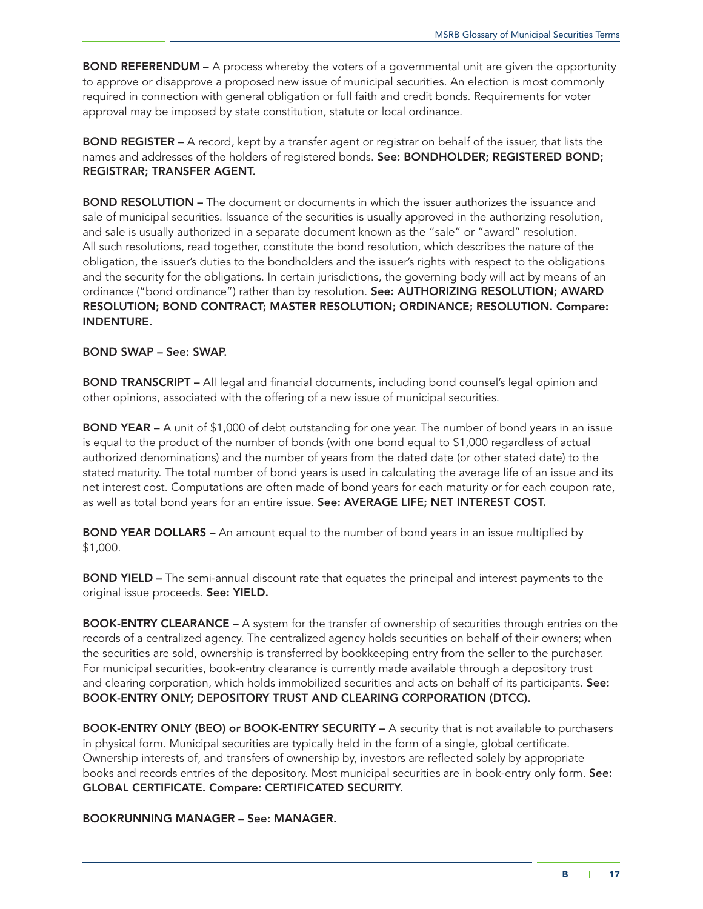**BOND REFERENDUM –** A process whereby the voters of a governmental unit are given the opportunity to approve or disapprove a proposed new issue of municipal securities. An election is most commonly required in connection with general obligation or full faith and credit bonds. Requirements for voter approval may be imposed by state constitution, statute or local ordinance.

**BOND REGISTER –** A record, kept by a transfer agent or registrar on behalf of the issuer, that lists the names and addresses of the holders of registered bonds. **See: BONDHOLDER; REGISTERED BOND; REGISTRAR; TRANSFER AGENT.**

**BOND RESOLUTION –** The document or documents in which the issuer authorizes the issuance and sale of municipal securities. Issuance of the securities is usually approved in the authorizing resolution, and sale is usually authorized in a separate document known as the "sale" or "award" resolution. All such resolutions, read together, constitute the bond resolution, which describes the nature of the obligation, the issuer's duties to the bondholders and the issuer's rights with respect to the obligations and the security for the obligations. In certain jurisdictions, the governing body will act by means of an ordinance ("bond ordinance") rather than by resolution. **See: AUTHORIZING RESOLUTION; AWARD RESOLUTION; BOND CONTRACT; MASTER RESOLUTION; ORDINANCE; RESOLUTION. Compare: INDENTURE.**

**BOND SWAP – See: SWAP.**

**BOND TRANSCRIPT –** All legal and financial documents, including bond counsel's legal opinion and other opinions, associated with the offering of a new issue of municipal securities.

**BOND YEAR –** A unit of $1,000 of debt outstanding for one year. The number of bond years in an issue is equal to the product of the number of bonds (with one bond equal to $1,000 regardless of actual authorized denominations) and the number of years from the dated date (or other stated date) to the stated maturity. The total number of bond years is used in calculating the average life of an issue and its net interest cost. Computations are often made of bond years for each maturity or for each coupon rate, as well as total bond years for an entire issue. **See: AVERAGE LIFE; NET INTEREST COST.**

**BOND YEAR DOLLARS –** An amount equal to the number of bond years in an issue multiplied by $1,000.

**BOND YIELD –** The semi-annual discount rate that equates the principal and interest payments to the original issue proceeds. **See: YIELD.**

**BOOK-ENTRY CLEARANCE –** A system for the transfer of ownership of securities through entries on the records of a centralized agency. The centralized agency holds securities on behalf of their owners; when the securities are sold, ownership is transferred by bookkeeping entry from the seller to the purchaser. For municipal securities, book-entry clearance is currently made available through a depository trust and clearing corporation, which holds immobilized securities and acts on behalf of its participants. **See: BOOK-ENTRY ONLY; DEPOSITORY TRUST AND CLEARING CORPORATION (DTCC).**

**BOOK-ENTRY ONLY (BEO) or BOOK-ENTRY SECURITY –** A security that is not available to purchasers in physical form. Municipal securities are typically held in the form of a single, global certificate. Ownership interests of, and transfers of ownership by, investors are reflected solely by appropriate books and records entries of the depository. Most municipal securities are in book-entry only form. **See: GLOBAL CERTIFICATE. Compare: CERTIFICATED SECURITY.**

**BOOKRUNNING MANAGER – See: MANAGER.**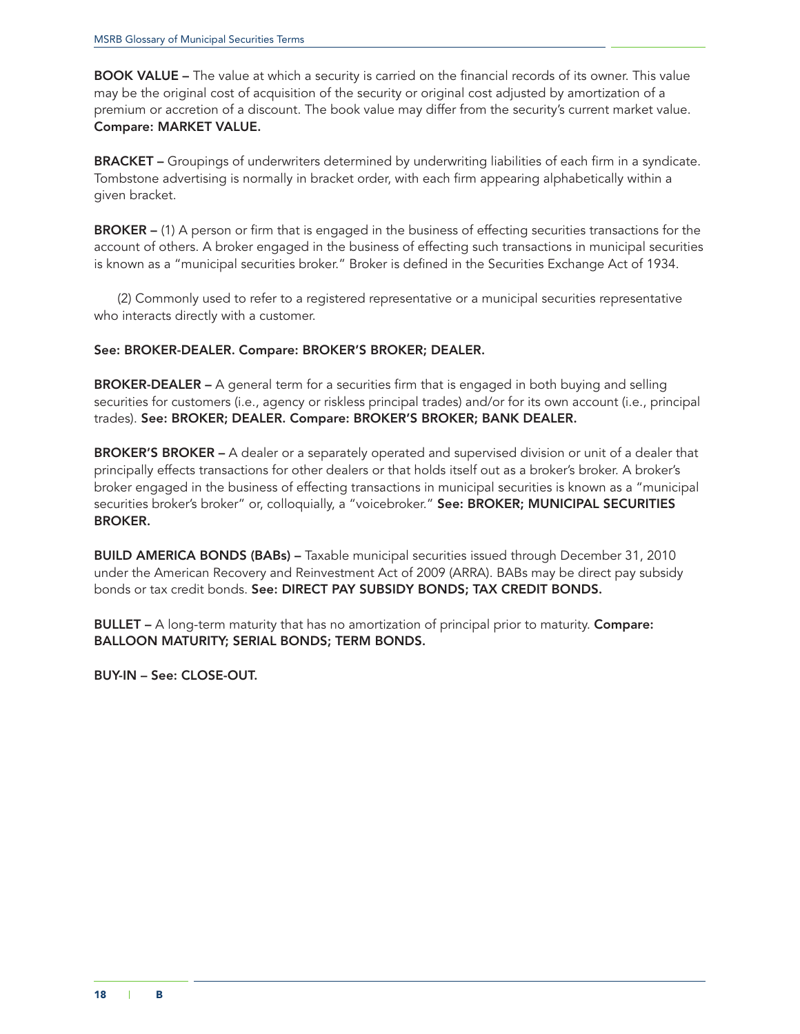**BOOK VALUE –** The value at which a security is carried on the financial records of its owner. This value may be the original cost of acquisition of the security or original cost adjusted by amortization of a premium or accretion of a discount. The book value may differ from the security's current market value. **Compare: MARKET VALUE.**

**BRACKET –** Groupings of underwriters determined by underwriting liabilities of each firm in a syndicate. Tombstone advertising is normally in bracket order, with each firm appearing alphabetically within a given bracket.

**BROKER –** (1) A person or firm that is engaged in the business of effecting securities transactions for the account of others. A broker engaged in the business of effecting such transactions in municipal securities is known as a "municipal securities broker." Broker is defined in the Securities Exchange Act of 1934.

(2) Commonly used to refer to a registered representative or a municipal securities representative who interacts directly with a customer.

**See: BROKER-DEALER. Compare: BROKER'S BROKER; DEALER.**

**BROKER-DEALER –** A general term for a securities firm that is engaged in both buying and selling securities for customers (i.e., agency or riskless principal trades) and/or for its own account (i.e., principal trades). **See: BROKER; DEALER. Compare: BROKER'S BROKER; BANK DEALER.**

**BROKER'S BROKER –** A dealer or a separately operated and supervised division or unit of a dealer that principally effects transactions for other dealers or that holds itself out as a broker's broker. A broker's broker engaged in the business of effecting transactions in municipal securities is known as a "municipal securities broker's broker" or, colloquially, a "voicebroker." **See: BROKER; MUNICIPAL SECURITIES BROKER.**

**BUILD AMERICA BONDS (BABs) –** Taxable municipal securities issued through December 31, 2010 under the American Recovery and Reinvestment Act of 2009 (ARRA). BABs may be direct pay subsidy bonds or tax credit bonds. **See: DIRECT PAY SUBSIDY BONDS; TAX CREDIT BONDS.**

**BULLET –** A long-term maturity that has no amortization of principal prior to maturity. **Compare: BALLOON MATURITY; SERIAL BONDS; TERM BONDS.**

**BUY-IN – See: CLOSE-OUT.**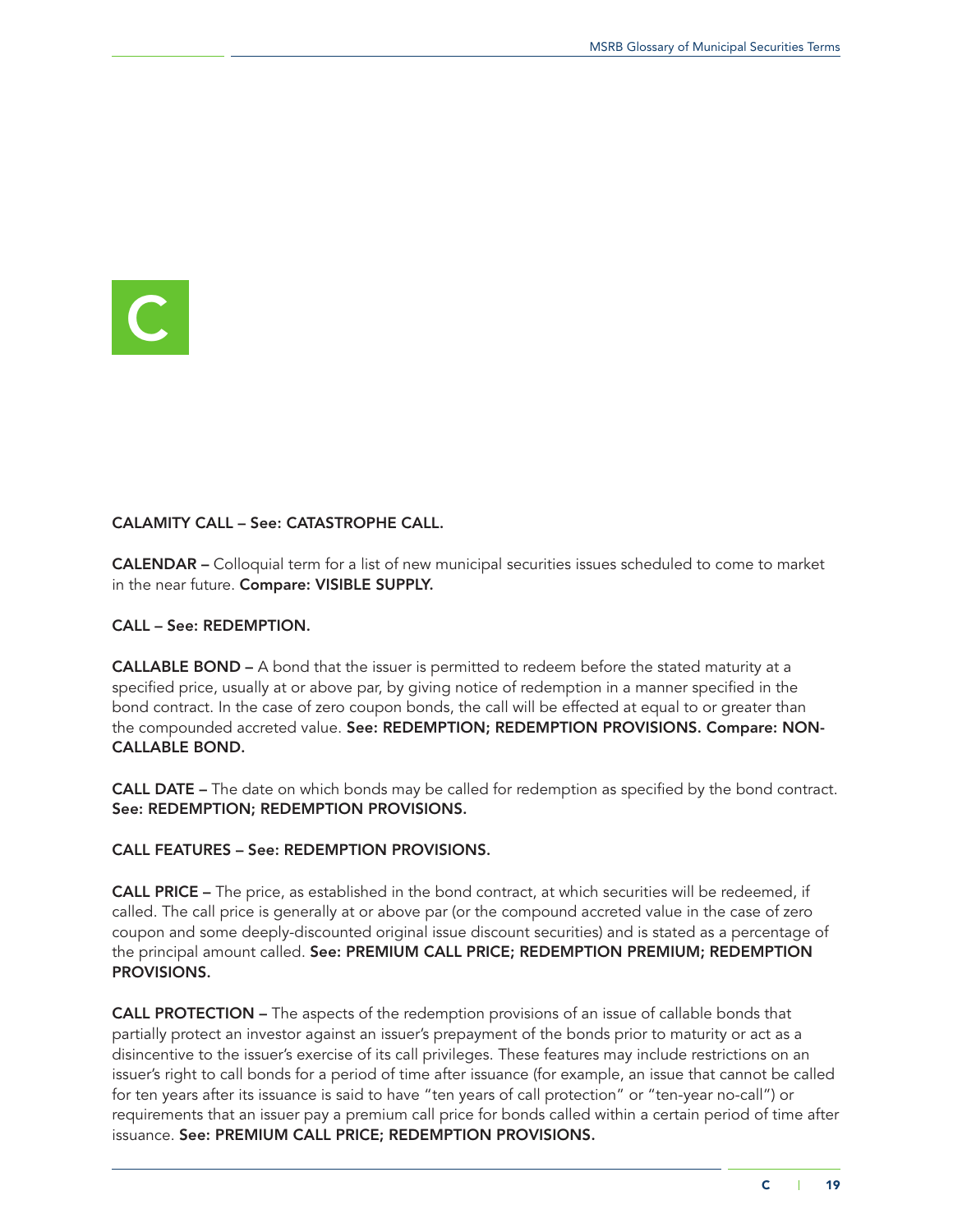# C

**CALAMITY CALL – See: CATASTROPHE CALL.**

**CALENDAR –** Colloquial term for a list of new municipal securities issues scheduled to come to market in the near future. **Compare: VISIBLE SUPPLY.**

**CALL – See: REDEMPTION.**

**CALLABLE BOND –** A bond that the issuer is permitted to redeem before the stated maturity at a specified price, usually at or above par, by giving notice of redemption in a manner specified in the bond contract. In the case of zero coupon bonds, the call will be effected at equal to or greater than the compounded accreted value. **See: REDEMPTION; REDEMPTION PROVISIONS. Compare: NON-CALLABLE BOND.**

**CALL DATE –** The date on which bonds may be called for redemption as specified by the bond contract. **See: REDEMPTION; REDEMPTION PROVISIONS.**

**CALL FEATURES – See: REDEMPTION PROVISIONS.**

**CALL PRICE –** The price, as established in the bond contract, at which securities will be redeemed, if called. The call price is generally at or above par (or the compound accreted value in the case of zero coupon and some deeply-discounted original issue discount securities) and is stated as a percentage of the principal amount called. **See: PREMIUM CALL PRICE; REDEMPTION PREMIUM; REDEMPTION PROVISIONS.**

**CALL PROTECTION –** The aspects of the redemption provisions of an issue of callable bonds that partially protect an investor against an issuer's prepayment of the bonds prior to maturity or act as a disincentive to the issuer's exercise of its call privileges. These features may include restrictions on an issuer's right to call bonds for a period of time after issuance (for example, an issue that cannot be called for ten years after its issuance is said to have "ten years of call protection" or "ten-year no-call") or requirements that an issuer pay a premium call price for bonds called within a certain period of time after issuance. **See: PREMIUM CALL PRICE; REDEMPTION PROVISIONS.**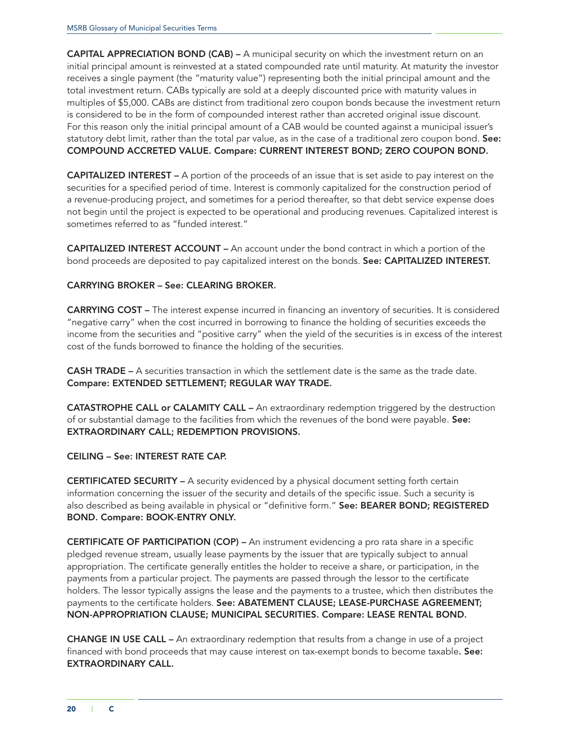**CAPITAL APPRECIATION BOND (CAB) –** A municipal security on which the investment return on an initial principal amount is reinvested at a stated compounded rate until maturity. At maturity the investor receives a single payment (the "maturity value") representing both the initial principal amount and the total investment return. CABs typically are sold at a deeply discounted price with maturity values in multiples of $5,000. CABs are distinct from traditional zero coupon bonds because the investment return is considered to be in the form of compounded interest rather than accreted original issue discount. For this reason only the initial principal amount of a CAB would be counted against a municipal issuer's statutory debt limit, rather than the total par value, as in the case of a traditional zero coupon bond. **See: COMPOUND ACCRETED VALUE. Compare: CURRENT INTEREST BOND; ZERO COUPON BOND.**

**CAPITALIZED INTEREST –** A portion of the proceeds of an issue that is set aside to pay interest on the securities for a specified period of time. Interest is commonly capitalized for the construction period of a revenue-producing project, and sometimes for a period thereafter, so that debt service expense does not begin until the project is expected to be operational and producing revenues. Capitalized interest is sometimes referred to as "funded interest."

**CAPITALIZED INTEREST ACCOUNT –** An account under the bond contract in which a portion of the bond proceeds are deposited to pay capitalized interest on the bonds. **See: CAPITALIZED INTEREST.**

**CARRYING BROKER – See: CLEARING BROKER.**

**CARRYING COST –** The interest expense incurred in financing an inventory of securities. It is considered "negative carry" when the cost incurred in borrowing to finance the holding of securities exceeds the income from the securities and "positive carry" when the yield of the securities is in excess of the interest cost of the funds borrowed to finance the holding of the securities.

**CASH TRADE –** A securities transaction in which the settlement date is the same as the trade date. **Compare: EXTENDED SETTLEMENT; REGULAR WAY TRADE.**

**CATASTROPHE CALL or CALAMITY CALL –** An extraordinary redemption triggered by the destruction of or substantial damage to the facilities from which the revenues of the bond were payable. **See: EXTRAORDINARY CALL; REDEMPTION PROVISIONS.**

**CEILING – See: INTEREST RATE CAP.**

**CERTIFICATED SECURITY –** A security evidenced by a physical document setting forth certain information concerning the issuer of the security and details of the specific issue. Such a security is also described as being available in physical or "definitive form." **See: BEARER BOND; REGISTERED BOND. Compare: BOOK-ENTRY ONLY.**

**CERTIFICATE OF PARTICIPATION (COP) –** An instrument evidencing a pro rata share in a specific pledged revenue stream, usually lease payments by the issuer that are typically subject to annual appropriation. The certificate generally entitles the holder to receive a share, or participation, in the payments from a particular project. The payments are passed through the lessor to the certificate holders. The lessor typically assigns the lease and the payments to a trustee, which then distributes the payments to the certificate holders. **See: ABATEMENT CLAUSE; LEASE-PURCHASE AGREEMENT; NON-APPROPRIATION CLAUSE; MUNICIPAL SECURITIES. Compare: LEASE RENTAL BOND.**

**CHANGE IN USE CALL –** An extraordinary redemption that results from a change in use of a project financed with bond proceeds that may cause interest on tax-exempt bonds to become taxable**. See: EXTRAORDINARY CALL.**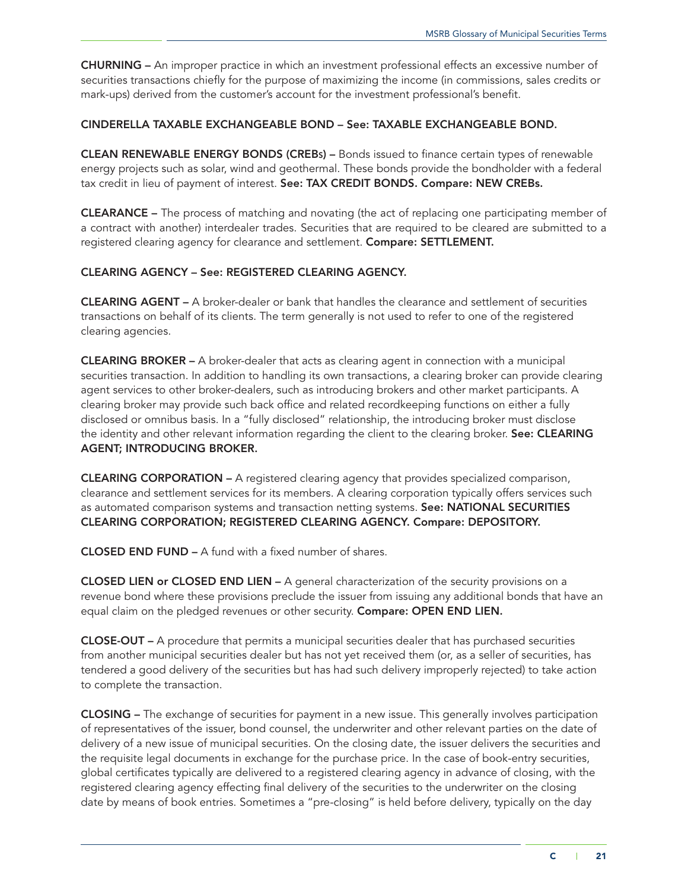**CHURNING –** An improper practice in which an investment professional effects an excessive number of securities transactions chiefly for the purpose of maximizing the income (in commissions, sales credits or mark-ups) derived from the customer's account for the investment professional's benefit.

**CINDERELLA TAXABLE EXCHANGEABLE BOND – See: TAXABLE EXCHANGEABLE BOND.**

**CLEAN RENEWABLE ENERGY BONDS (CREBs) –** Bonds issued to finance certain types of renewable energy projects such as solar, wind and geothermal. These bonds provide the bondholder with a federal tax credit in lieu of payment of interest. **See: TAX CREDIT BONDS. Compare: NEW CREBs.**

**CLEARANCE –** The process of matching and novating (the act of replacing one participating member of a contract with another) interdealer trades. Securities that are required to be cleared are submitted to a registered clearing agency for clearance and settlement. **Compare: SETTLEMENT.**

**CLEARING AGENCY – See: REGISTERED CLEARING AGENCY.**

**CLEARING AGENT –** A broker-dealer or bank that handles the clearance and settlement of securities transactions on behalf of its clients. The term generally is not used to refer to one of the registered clearing agencies.

**CLEARING BROKER –** A broker-dealer that acts as clearing agent in connection with a municipal securities transaction. In addition to handling its own transactions, a clearing broker can provide clearing agent services to other broker-dealers, such as introducing brokers and other market participants. A clearing broker may provide such back office and related recordkeeping functions on either a fully disclosed or omnibus basis. In a "fully disclosed" relationship, the introducing broker must disclose the identity and other relevant information regarding the client to the clearing broker. **See: CLEARING AGENT; INTRODUCING BROKER.**

**CLEARING CORPORATION –** A registered clearing agency that provides specialized comparison, clearance and settlement services for its members. A clearing corporation typically offers services such as automated comparison systems and transaction netting systems. **See: NATIONAL SECURITIES CLEARING CORPORATION; REGISTERED CLEARING AGENCY. Compare: DEPOSITORY.**

**CLOSED END FUND –** A fund with a fixed number of shares.

**CLOSED LIEN or CLOSED END LIEN –** A general characterization of the security provisions on a revenue bond where these provisions preclude the issuer from issuing any additional bonds that have an equal claim on the pledged revenues or other security. **Compare: OPEN END LIEN.**

**CLOSE-OUT –** A procedure that permits a municipal securities dealer that has purchased securities from another municipal securities dealer but has not yet received them (or, as a seller of securities, has tendered a good delivery of the securities but has had such delivery improperly rejected) to take action to complete the transaction.

**CLOSING –** The exchange of securities for payment in a new issue. This generally involves participation of representatives of the issuer, bond counsel, the underwriter and other relevant parties on the date of delivery of a new issue of municipal securities. On the closing date, the issuer delivers the securities and the requisite legal documents in exchange for the purchase price. In the case of book-entry securities, global certificates typically are delivered to a registered clearing agency in advance of closing, with the registered clearing agency effecting final delivery of the securities to the underwriter on the closing date by means of book entries. Sometimes a "pre-closing" is held before delivery, typically on the day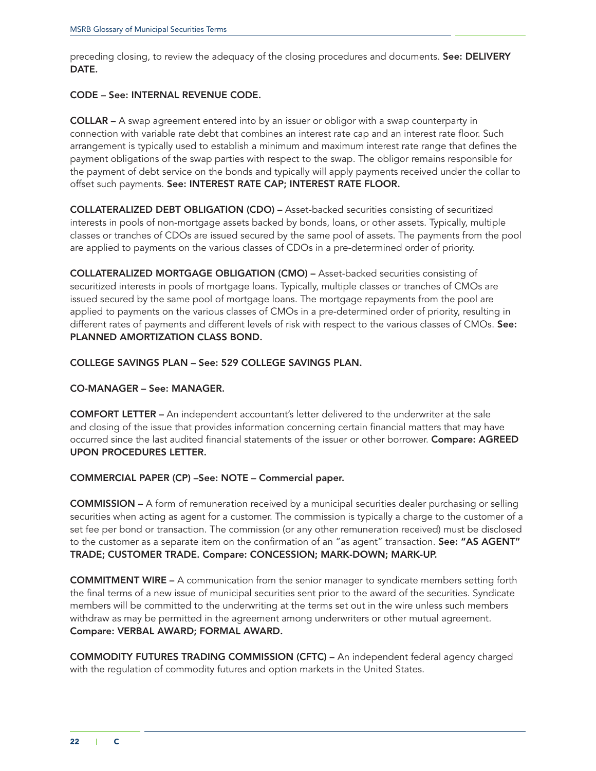preceding closing, to review the adequacy of the closing procedures and documents. **See: DELIVERY DATE.**

**CODE – See: INTERNAL REVENUE CODE.**

**COLLAR –** A swap agreement entered into by an issuer or obligor with a swap counterparty in connection with variable rate debt that combines an interest rate cap and an interest rate floor. Such arrangement is typically used to establish a minimum and maximum interest rate range that defines the payment obligations of the swap parties with respect to the swap. The obligor remains responsible for the payment of debt service on the bonds and typically will apply payments received under the collar to offset such payments. **See: INTEREST RATE CAP; INTEREST RATE FLOOR.**

**COLLATERALIZED DEBT OBLIGATION (CDO) –** Asset-backed securities consisting of securitized interests in pools of non-mortgage assets backed by bonds, loans, or other assets. Typically, multiple classes or tranches of CDOs are issued secured by the same pool of assets. The payments from the pool are applied to payments on the various classes of CDOs in a pre-determined order of priority.

**COLLATERALIZED MORTGAGE OBLIGATION (CMO) –** Asset-backed securities consisting of securitized interests in pools of mortgage loans. Typically, multiple classes or tranches of CMOs are issued secured by the same pool of mortgage loans. The mortgage repayments from the pool are applied to payments on the various classes of CMOs in a pre-determined order of priority, resulting in different rates of payments and different levels of risk with respect to the various classes of CMOs. **See: PLANNED AMORTIZATION CLASS BOND.**

**COLLEGE SAVINGS PLAN – See: 529 COLLEGE SAVINGS PLAN.**

**CO-MANAGER – See: MANAGER.**

**COMFORT LETTER –** An independent accountant's letter delivered to the underwriter at the sale and closing of the issue that provides information concerning certain financial matters that may have occurred since the last audited financial statements of the issuer or other borrower. **Compare: AGREED UPON PROCEDURES LETTER.**

**COMMERCIAL PAPER (CP) –See: NOTE – Commercial paper.**

**COMMISSION –** A form of remuneration received by a municipal securities dealer purchasing or selling securities when acting as agent for a customer. The commission is typically a charge to the customer of a set fee per bond or transaction. The commission (or any other remuneration received) must be disclosed to the customer as a separate item on the confirmation of an "as agent" transaction. **See: "AS AGENT" TRADE; CUSTOMER TRADE. Compare: CONCESSION; MARK-DOWN; MARK-UP.**

**COMMITMENT WIRE –** A communication from the senior manager to syndicate members setting forth the final terms of a new issue of municipal securities sent prior to the award of the securities. Syndicate members will be committed to the underwriting at the terms set out in the wire unless such members withdraw as may be permitted in the agreement among underwriters or other mutual agreement. **Compare: VERBAL AWARD; FORMAL AWARD.**

**COMMODITY FUTURES TRADING COMMISSION (CFTC) –** An independent federal agency charged with the regulation of commodity futures and option markets in the United States.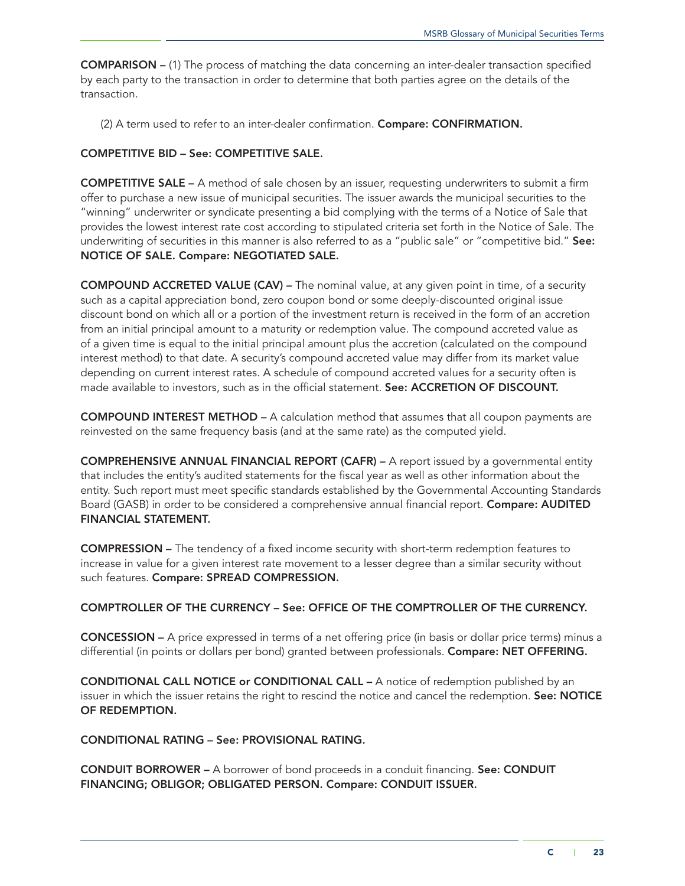**COMPARISON –** (1) The process of matching the data concerning an inter-dealer transaction specified by each party to the transaction in order to determine that both parties agree on the details of the transaction.

(2) A term used to refer to an inter-dealer confirmation. **Compare: CONFIRMATION.**

**COMPETITIVE BID – See: COMPETITIVE SALE.**

**COMPETITIVE SALE –** A method of sale chosen by an issuer, requesting underwriters to submit a firm offer to purchase a new issue of municipal securities. The issuer awards the municipal securities to the "winning" underwriter or syndicate presenting a bid complying with the terms of a Notice of Sale that provides the lowest interest rate cost according to stipulated criteria set forth in the Notice of Sale. The underwriting of securities in this manner is also referred to as a "public sale" or "competitive bid." **See: NOTICE OF SALE. Compare: NEGOTIATED SALE.**

**COMPOUND ACCRETED VALUE (CAV) –** The nominal value, at any given point in time, of a security such as a capital appreciation bond, zero coupon bond or some deeply-discounted original issue discount bond on which all or a portion of the investment return is received in the form of an accretion from an initial principal amount to a maturity or redemption value. The compound accreted value as of a given time is equal to the initial principal amount plus the accretion (calculated on the compound interest method) to that date. A security's compound accreted value may differ from its market value depending on current interest rates. A schedule of compound accreted values for a security often is made available to investors, such as in the official statement. **See: ACCRETION OF DISCOUNT.**

**COMPOUND INTEREST METHOD –** A calculation method that assumes that all coupon payments are reinvested on the same frequency basis (and at the same rate) as the computed yield.

**COMPREHENSIVE ANNUAL FINANCIAL REPORT (CAFR) –** A report issued by a governmental entity that includes the entity's audited statements for the fiscal year as well as other information about the entity. Such report must meet specific standards established by the Governmental Accounting Standards Board (GASB) in order to be considered a comprehensive annual financial report. **Compare: AUDITED FINANCIAL STATEMENT.**

**COMPRESSION –** The tendency of a fixed income security with short-term redemption features to increase in value for a given interest rate movement to a lesser degree than a similar security without such features. **Compare: SPREAD COMPRESSION.**

**COMPTROLLER OF THE CURRENCY – See: OFFICE OF THE COMPTROLLER OF THE CURRENCY.**

**CONCESSION –** A price expressed in terms of a net offering price (in basis or dollar price terms) minus a differential (in points or dollars per bond) granted between professionals. **Compare: NET OFFERING.**

**CONDITIONAL CALL NOTICE or CONDITIONAL CALL –** A notice of redemption published by an issuer in which the issuer retains the right to rescind the notice and cancel the redemption. **See: NOTICE OF REDEMPTION.**

**CONDITIONAL RATING – See: PROVISIONAL RATING.**

**CONDUIT BORROWER –** A borrower of bond proceeds in a conduit financing. **See: CONDUIT FINANCING; OBLIGOR; OBLIGATED PERSON. Compare: CONDUIT ISSUER.**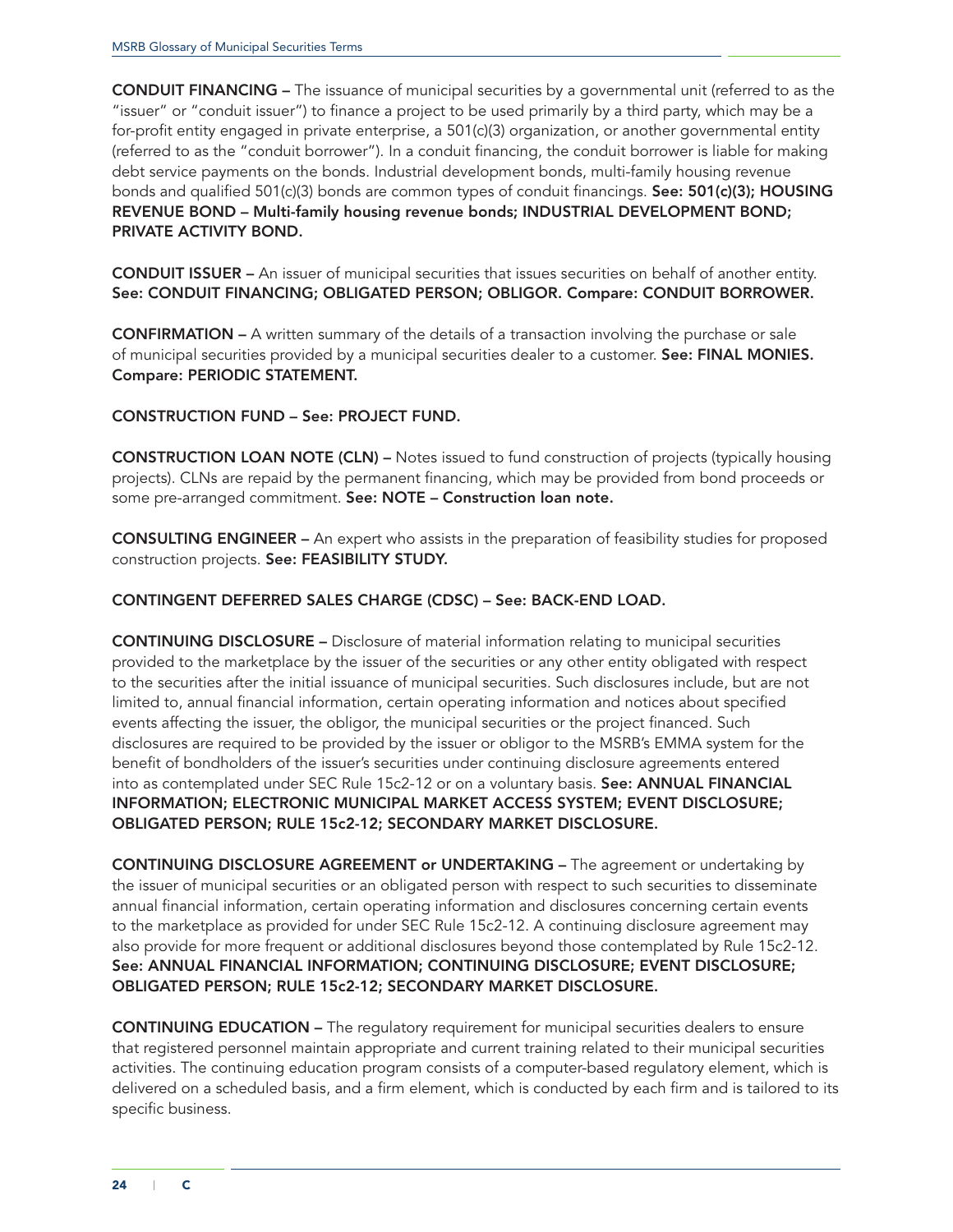**CONDUIT FINANCING –** The issuance of municipal securities by a governmental unit (referred to as the "issuer" or "conduit issuer") to finance a project to be used primarily by a third party, which may be a for-profit entity engaged in private enterprise, a 501(c)(3) organization, or another governmental entity (referred to as the "conduit borrower"). In a conduit financing, the conduit borrower is liable for making debt service payments on the bonds. Industrial development bonds, multi-family housing revenue bonds and qualified 501(c)(3) bonds are common types of conduit financings. **See: 501(c)(3); HOUSING REVENUE BOND – Multi-family housing revenue bonds; INDUSTRIAL DEVELOPMENT BOND; PRIVATE ACTIVITY BOND.**

**CONDUIT ISSUER –** An issuer of municipal securities that issues securities on behalf of another entity. **See: CONDUIT FINANCING; OBLIGATED PERSON; OBLIGOR. Compare: CONDUIT BORROWER.**

**CONFIRMATION –** A written summary of the details of a transaction involving the purchase or sale of municipal securities provided by a municipal securities dealer to a customer. **See: FINAL MONIES. Compare: PERIODIC STATEMENT.**

**CONSTRUCTION FUND – See: PROJECT FUND.**

**CONSTRUCTION LOAN NOTE (CLN) –** Notes issued to fund construction of projects (typically housing projects). CLNs are repaid by the permanent financing, which may be provided from bond proceeds or some pre-arranged commitment. **See: NOTE – Construction loan note.**

**CONSULTING ENGINEER –** An expert who assists in the preparation of feasibility studies for proposed construction projects. **See: FEASIBILITY STUDY.**

**CONTINGENT DEFERRED SALES CHARGE (CDSC) – See: BACK-END LOAD.**

**CONTINUING DISCLOSURE –** Disclosure of material information relating to municipal securities provided to the marketplace by the issuer of the securities or any other entity obligated with respect to the securities after the initial issuance of municipal securities. Such disclosures include, but are not limited to, annual financial information, certain operating information and notices about specified events affecting the issuer, the obligor, the municipal securities or the project financed. Such disclosures are required to be provided by the issuer or obligor to the MSRB's EMMA system for the benefit of bondholders of the issuer's securities under continuing disclosure agreements entered into as contemplated under SEC Rule 15c2-12 or on a voluntary basis. **See: ANNUAL FINANCIAL INFORMATION; ELECTRONIC MUNICIPAL MARKET ACCESS SYSTEM; EVENT DISCLOSURE; OBLIGATED PERSON; RULE 15c2-12; SECONDARY MARKET DISCLOSURE.**

**CONTINUING DISCLOSURE AGREEMENT or UNDERTAKING –** The agreement or undertaking by the issuer of municipal securities or an obligated person with respect to such securities to disseminate annual financial information, certain operating information and disclosures concerning certain events to the marketplace as provided for under SEC Rule 15c2-12. A continuing disclosure agreement may also provide for more frequent or additional disclosures beyond those contemplated by Rule 15c2-12. **See: ANNUAL FINANCIAL INFORMATION; CONTINUING DISCLOSURE; EVENT DISCLOSURE; OBLIGATED PERSON; RULE 15c2-12; SECONDARY MARKET DISCLOSURE.**

**CONTINUING EDUCATION –** The regulatory requirement for municipal securities dealers to ensure that registered personnel maintain appropriate and current training related to their municipal securities activities. The continuing education program consists of a computer-based regulatory element, which is delivered on a scheduled basis, and a firm element, which is conducted by each firm and is tailored to its specific business.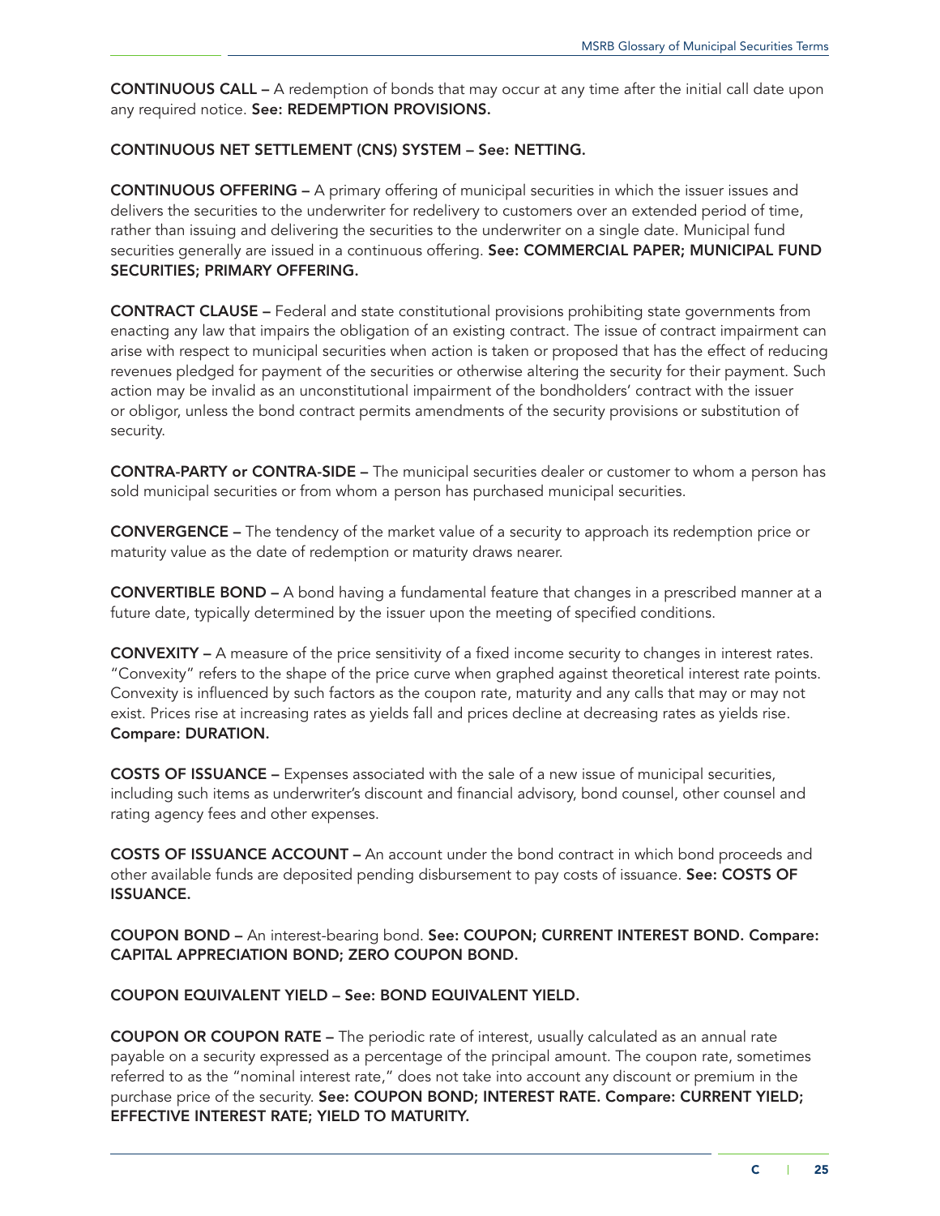**CONTINUOUS CALL –** A redemption of bonds that may occur at any time after the initial call date upon any required notice. **See: REDEMPTION PROVISIONS.**

**CONTINUOUS NET SETTLEMENT (CNS) SYSTEM – See: NETTING.**

**CONTINUOUS OFFERING –** A primary offering of municipal securities in which the issuer issues and delivers the securities to the underwriter for redelivery to customers over an extended period of time, rather than issuing and delivering the securities to the underwriter on a single date. Municipal fund securities generally are issued in a continuous offering. **See: COMMERCIAL PAPER; MUNICIPAL FUND SECURITIES; PRIMARY OFFERING.**

**CONTRACT CLAUSE –** Federal and state constitutional provisions prohibiting state governments from enacting any law that impairs the obligation of an existing contract. The issue of contract impairment can arise with respect to municipal securities when action is taken or proposed that has the effect of reducing revenues pledged for payment of the securities or otherwise altering the security for their payment. Such action may be invalid as an unconstitutional impairment of the bondholders' contract with the issuer or obligor, unless the bond contract permits amendments of the security provisions or substitution of security.

**CONTRA-PARTY or CONTRA-SIDE –** The municipal securities dealer or customer to whom a person has sold municipal securities or from whom a person has purchased municipal securities.

**CONVERGENCE –** The tendency of the market value of a security to approach its redemption price or maturity value as the date of redemption or maturity draws nearer.

**CONVERTIBLE BOND –** A bond having a fundamental feature that changes in a prescribed manner at a future date, typically determined by the issuer upon the meeting of specified conditions.

**CONVEXITY –** A measure of the price sensitivity of a fixed income security to changes in interest rates. "Convexity" refers to the shape of the price curve when graphed against theoretical interest rate points. Convexity is influenced by such factors as the coupon rate, maturity and any calls that may or may not exist. Prices rise at increasing rates as yields fall and prices decline at decreasing rates as yields rise. **Compare: DURATION.**

**COSTS OF ISSUANCE –** Expenses associated with the sale of a new issue of municipal securities, including such items as underwriter's discount and financial advisory, bond counsel, other counsel and rating agency fees and other expenses.

**COSTS OF ISSUANCE ACCOUNT –** An account under the bond contract in which bond proceeds and other available funds are deposited pending disbursement to pay costs of issuance. **See: COSTS OF ISSUANCE.**

**COUPON BOND –** An interest-bearing bond. **See: COUPON; CURRENT INTEREST BOND. Compare: CAPITAL APPRECIATION BOND; ZERO COUPON BOND.**

**COUPON EQUIVALENT YIELD – See: BOND EQUIVALENT YIELD.**

**COUPON OR COUPON RATE –** The periodic rate of interest, usually calculated as an annual rate payable on a security expressed as a percentage of the principal amount. The coupon rate, sometimes referred to as the "nominal interest rate," does not take into account any discount or premium in the purchase price of the security. **See: COUPON BOND; INTEREST RATE. Compare: CURRENT YIELD; EFFECTIVE INTEREST RATE; YIELD TO MATURITY.**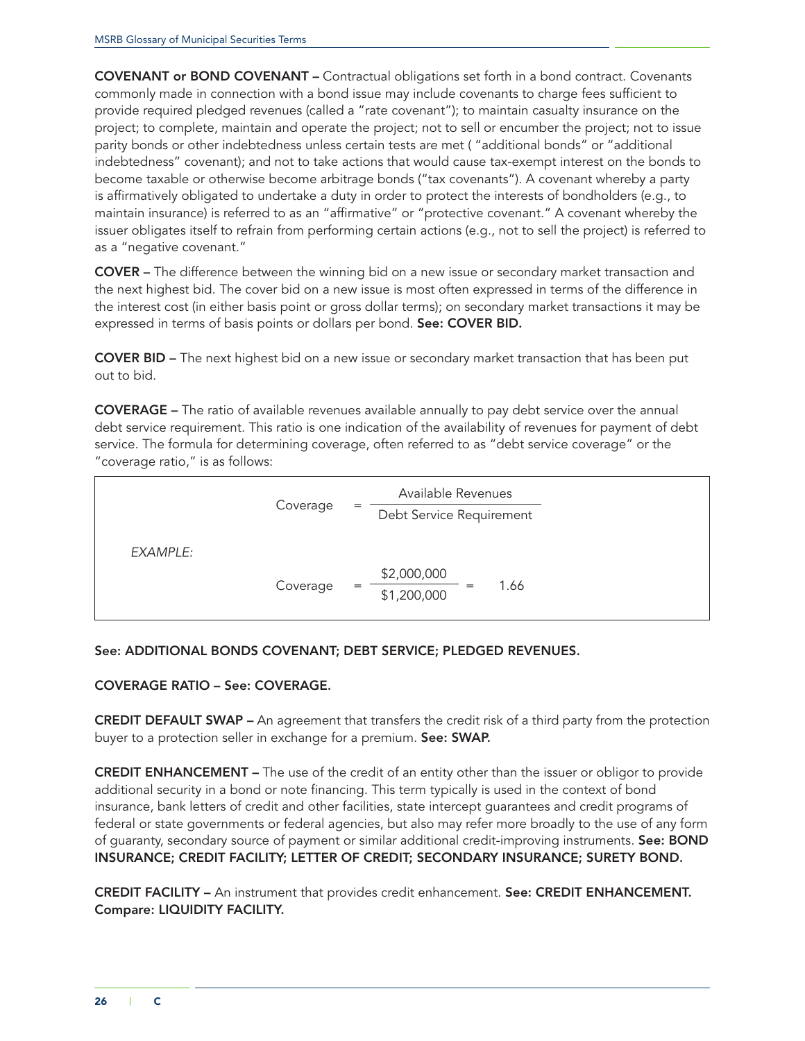**COVENANT or BOND COVENANT –** Contractual obligations set forth in a bond contract. Covenants commonly made in connection with a bond issue may include covenants to charge fees sufficient to provide required pledged revenues (called a "rate covenant"); to maintain casualty insurance on the project; to complete, maintain and operate the project; not to sell or encumber the project; not to issue parity bonds or other indebtedness unless certain tests are met ( "additional bonds" or "additional indebtedness" covenant); and not to take actions that would cause tax-exempt interest on the bonds to become taxable or otherwise become arbitrage bonds ("tax covenants"). A covenant whereby a party is affirmatively obligated to undertake a duty in order to protect the interests of bondholders (e.g., to maintain insurance) is referred to as an "affirmative" or "protective covenant." A covenant whereby the issuer obligates itself to refrain from performing certain actions (e.g., not to sell the project) is referred to as a "negative covenant."

**COVER –** The difference between the winning bid on a new issue or secondary market transaction and the next highest bid. The cover bid on a new issue is most often expressed in terms of the difference in the interest cost (in either basis point or gross dollar terms); on secondary market transactions it may be expressed in terms of basis points or dollars per bond. **See: COVER BID.**

**COVER BID –** The next highest bid on a new issue or secondary market transaction that has been put out to bid.

**COVERAGE –** The ratio of available revenues available annually to pay debt service over the annual debt service requirement. This ratio is one indication of the availability of revenues for payment of debt service. The formula for determining coverage, often referred to as "debt service coverage" or the "coverage ratio," is as follows:

$$\text{Coverage} = \frac{\text{Available Revenues}}{\text{Debt Service Requirement}}$$

*EXAMPLE:*

$$\text{Coverage} = \frac{\$2{,}000{,}000}{\$1{,}200{,}000} = 1.66$$

**See: ADDITIONAL BONDS COVENANT; DEBT SERVICE; PLEDGED REVENUES.**

**COVERAGE RATIO – See: COVERAGE.**

**CREDIT DEFAULT SWAP –** An agreement that transfers the credit risk of a third party from the protection buyer to a protection seller in exchange for a premium. **See: SWAP.**

**CREDIT ENHANCEMENT –** The use of the credit of an entity other than the issuer or obligor to provide additional security in a bond or note financing. This term typically is used in the context of bond insurance, bank letters of credit and other facilities, state intercept guarantees and credit programs of federal or state governments or federal agencies, but also may refer more broadly to the use of any form of guaranty, secondary source of payment or similar additional credit-improving instruments. **See: BOND INSURANCE; CREDIT FACILITY; LETTER OF CREDIT; SECONDARY INSURANCE; SURETY BOND.**

**CREDIT FACILITY –** An instrument that provides credit enhancement. **See: CREDIT ENHANCEMENT. Compare: LIQUIDITY FACILITY.**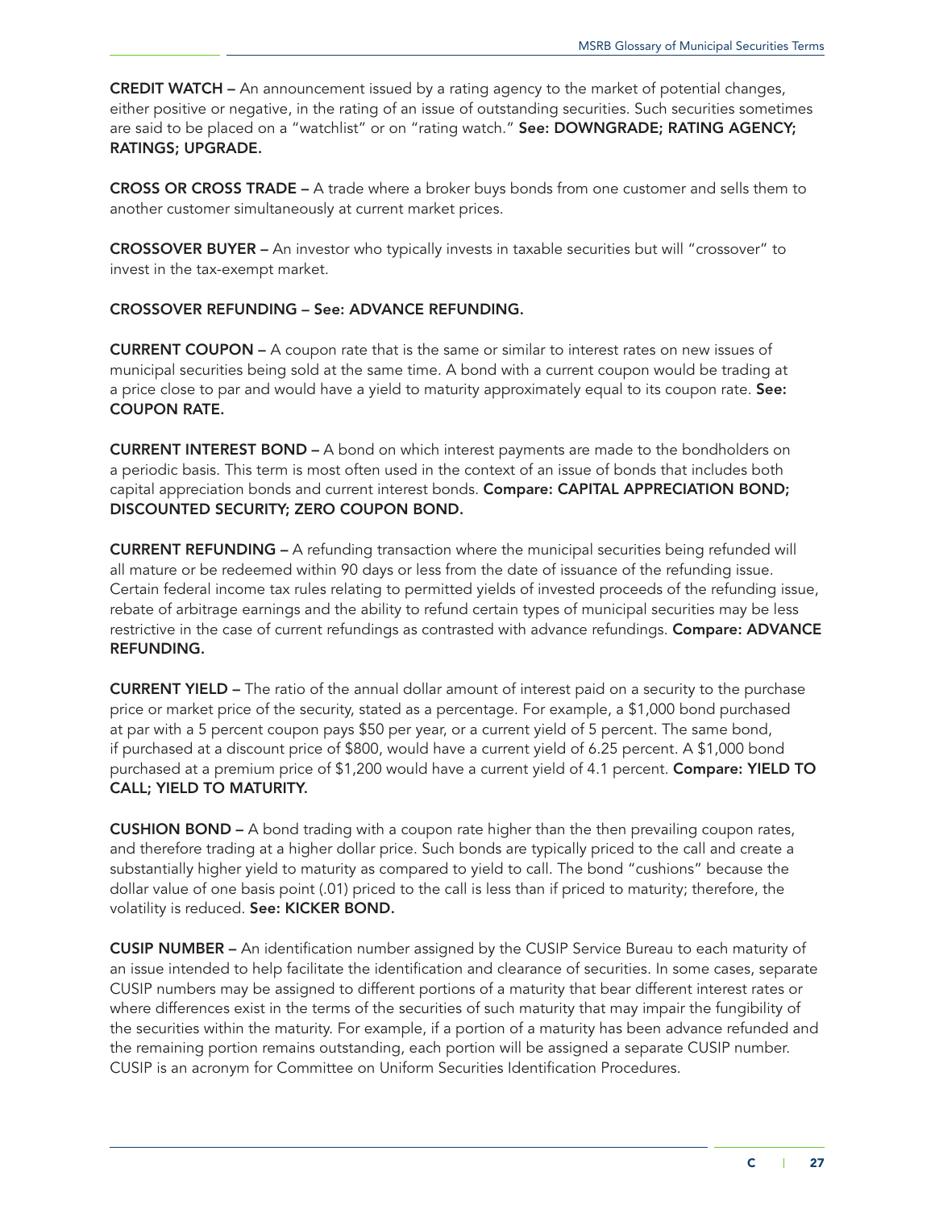**CREDIT WATCH –** An announcement issued by a rating agency to the market of potential changes, either positive or negative, in the rating of an issue of outstanding securities. Such securities sometimes are said to be placed on a "watchlist" or on "rating watch." **See: DOWNGRADE; RATING AGENCY; RATINGS; UPGRADE.**

**CROSS OR CROSS TRADE –** A trade where a broker buys bonds from one customer and sells them to another customer simultaneously at current market prices.

**CROSSOVER BUYER –** An investor who typically invests in taxable securities but will "crossover" to invest in the tax-exempt market.

**CROSSOVER REFUNDING – See: ADVANCE REFUNDING.**

**CURRENT COUPON –** A coupon rate that is the same or similar to interest rates on new issues of municipal securities being sold at the same time. A bond with a current coupon would be trading at a price close to par and would have a yield to maturity approximately equal to its coupon rate. **See: COUPON RATE.**

**CURRENT INTEREST BOND –** A bond on which interest payments are made to the bondholders on a periodic basis. This term is most often used in the context of an issue of bonds that includes both capital appreciation bonds and current interest bonds. **Compare: CAPITAL APPRECIATION BOND; DISCOUNTED SECURITY; ZERO COUPON BOND.**

**CURRENT REFUNDING –** A refunding transaction where the municipal securities being refunded will all mature or be redeemed within 90 days or less from the date of issuance of the refunding issue. Certain federal income tax rules relating to permitted yields of invested proceeds of the refunding issue, rebate of arbitrage earnings and the ability to refund certain types of municipal securities may be less restrictive in the case of current refundings as contrasted with advance refundings. **Compare: ADVANCE REFUNDING.**

**CURRENT YIELD –** The ratio of the annual dollar amount of interest paid on a security to the purchase price or market price of the security, stated as a percentage. For example, a $1,000 bond purchased at par with a 5 percent coupon pays $50 per year, or a current yield of 5 percent. The same bond, if purchased at a discount price of $800, would have a current yield of 6.25 percent. A $1,000 bond purchased at a premium price of $1,200 would have a current yield of 4.1 percent. **Compare: YIELD TO CALL; YIELD TO MATURITY.**

**CUSHION BOND –** A bond trading with a coupon rate higher than the then prevailing coupon rates, and therefore trading at a higher dollar price. Such bonds are typically priced to the call and create a substantially higher yield to maturity as compared to yield to call. The bond "cushions" because the dollar value of one basis point (.01) priced to the call is less than if priced to maturity; therefore, the volatility is reduced. **See: KICKER BOND.**

**CUSIP NUMBER –** An identification number assigned by the CUSIP Service Bureau to each maturity of an issue intended to help facilitate the identification and clearance of securities. In some cases, separate CUSIP numbers may be assigned to different portions of a maturity that bear different interest rates or where differences exist in the terms of the securities of such maturity that may impair the fungibility of the securities within the maturity. For example, if a portion of a maturity has been advance refunded and the remaining portion remains outstanding, each portion will be assigned a separate CUSIP number. CUSIP is an acronym for Committee on Uniform Securities Identification Procedures.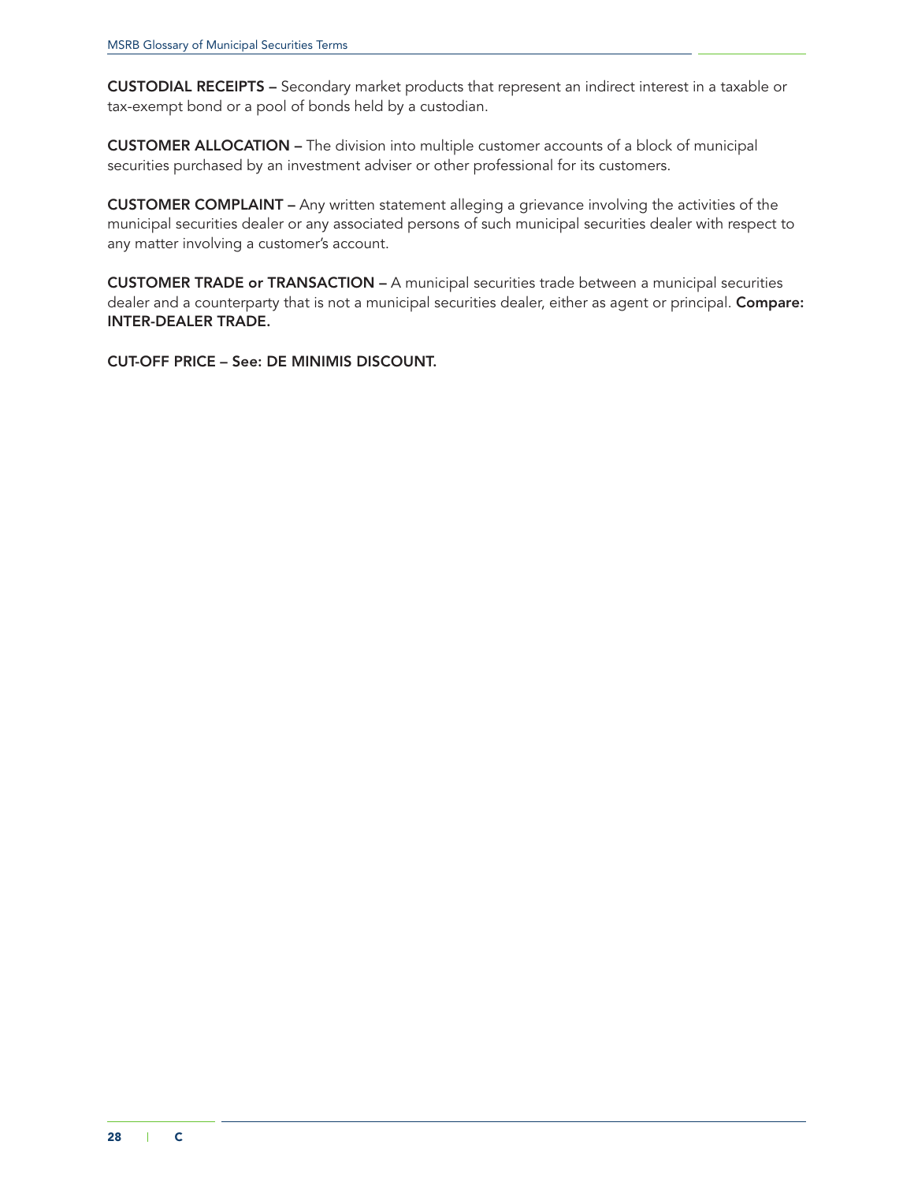**CUSTODIAL RECEIPTS –** Secondary market products that represent an indirect interest in a taxable or tax-exempt bond or a pool of bonds held by a custodian.

**CUSTOMER ALLOCATION –** The division into multiple customer accounts of a block of municipal securities purchased by an investment adviser or other professional for its customers.

**CUSTOMER COMPLAINT –** Any written statement alleging a grievance involving the activities of the municipal securities dealer or any associated persons of such municipal securities dealer with respect to any matter involving a customer's account.

**CUSTOMER TRADE or TRANSACTION –** A municipal securities trade between a municipal securities dealer and a counterparty that is not a municipal securities dealer, either as agent or principal. **Compare: INTER-DEALER TRADE.**

**CUT-OFF PRICE – See: DE MINIMIS DISCOUNT.**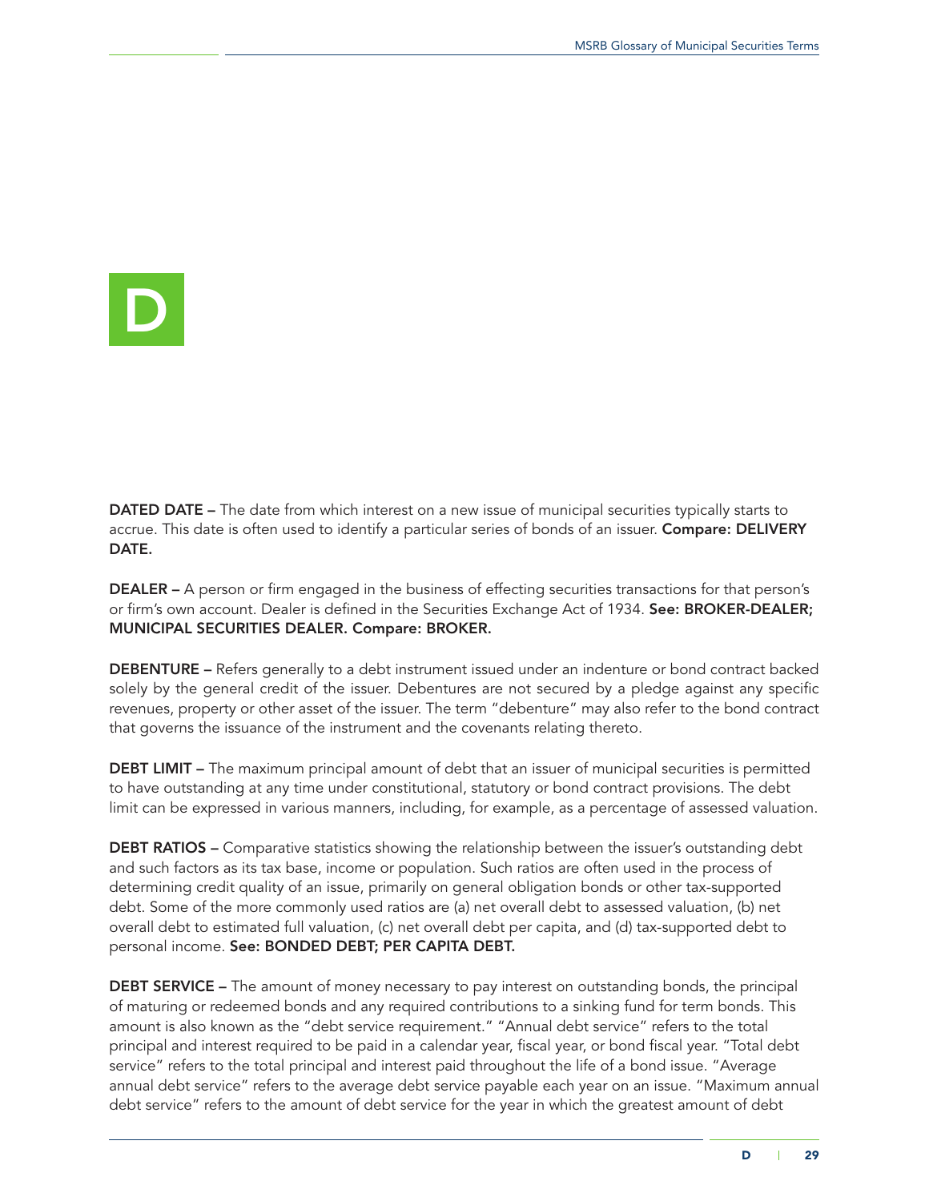# D

**DATED DATE –** The date from which interest on a new issue of municipal securities typically starts to accrue. This date is often used to identify a particular series of bonds of an issuer. **Compare: DELIVERY DATE.**

**DEALER –** A person or firm engaged in the business of effecting securities transactions for that person's or firm's own account. Dealer is defined in the Securities Exchange Act of 1934. **See: BROKER-DEALER; MUNICIPAL SECURITIES DEALER. Compare: BROKER.**

**DEBENTURE –** Refers generally to a debt instrument issued under an indenture or bond contract backed solely by the general credit of the issuer. Debentures are not secured by a pledge against any specific revenues, property or other asset of the issuer. The term "debenture" may also refer to the bond contract that governs the issuance of the instrument and the covenants relating thereto.

**DEBT LIMIT –** The maximum principal amount of debt that an issuer of municipal securities is permitted to have outstanding at any time under constitutional, statutory or bond contract provisions. The debt limit can be expressed in various manners, including, for example, as a percentage of assessed valuation.

**DEBT RATIOS –** Comparative statistics showing the relationship between the issuer's outstanding debt and such factors as its tax base, income or population. Such ratios are often used in the process of determining credit quality of an issue, primarily on general obligation bonds or other tax-supported debt. Some of the more commonly used ratios are (a) net overall debt to assessed valuation, (b) net overall debt to estimated full valuation, (c) net overall debt per capita, and (d) tax-supported debt to personal income. **See: BONDED DEBT; PER CAPITA DEBT.**

**DEBT SERVICE –** The amount of money necessary to pay interest on outstanding bonds, the principal of maturing or redeemed bonds and any required contributions to a sinking fund for term bonds. This amount is also known as the "debt service requirement." "Annual debt service" refers to the total principal and interest required to be paid in a calendar year, fiscal year, or bond fiscal year. "Total debt service" refers to the total principal and interest paid throughout the life of a bond issue. "Average annual debt service" refers to the average debt service payable each year on an issue. "Maximum annual debt service" refers to the amount of debt service for the year in which the greatest amount of debt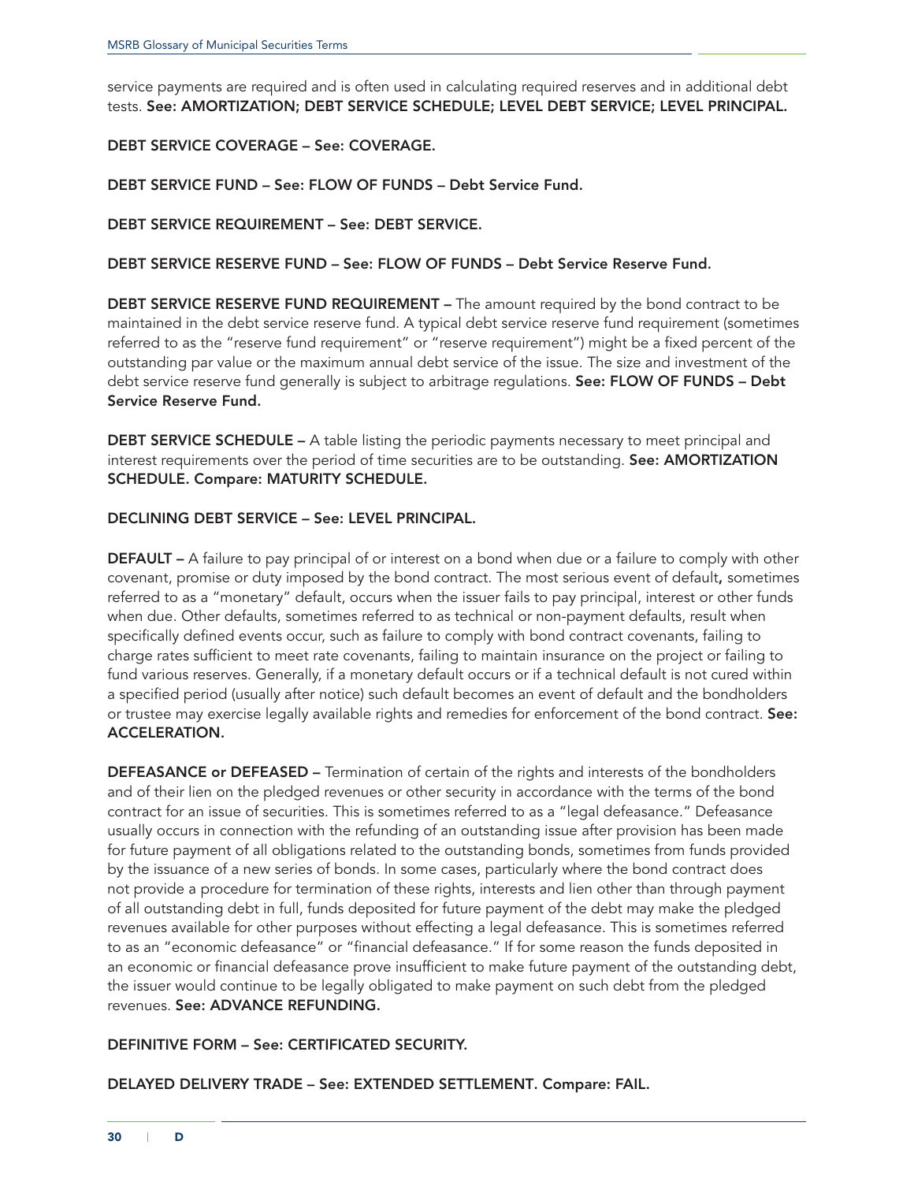service payments are required and is often used in calculating required reserves and in additional debt tests. **See: AMORTIZATION; DEBT SERVICE SCHEDULE; LEVEL DEBT SERVICE; LEVEL PRINCIPAL.**

**DEBT SERVICE COVERAGE – See: COVERAGE.**

**DEBT SERVICE FUND – See: FLOW OF FUNDS – Debt Service Fund.**

**DEBT SERVICE REQUIREMENT – See: DEBT SERVICE.**

**DEBT SERVICE RESERVE FUND – See: FLOW OF FUNDS – Debt Service Reserve Fund.**

**DEBT SERVICE RESERVE FUND REQUIREMENT –** The amount required by the bond contract to be maintained in the debt service reserve fund. A typical debt service reserve fund requirement (sometimes referred to as the "reserve fund requirement" or "reserve requirement") might be a fixed percent of the outstanding par value or the maximum annual debt service of the issue. The size and investment of the debt service reserve fund generally is subject to arbitrage regulations. **See: FLOW OF FUNDS – Debt Service Reserve Fund.**

**DEBT SERVICE SCHEDULE –** A table listing the periodic payments necessary to meet principal and interest requirements over the period of time securities are to be outstanding. **See: AMORTIZATION SCHEDULE. Compare: MATURITY SCHEDULE.**

**DECLINING DEBT SERVICE – See: LEVEL PRINCIPAL.**

**DEFAULT –** A failure to pay principal of or interest on a bond when due or a failure to comply with other covenant, promise or duty imposed by the bond contract. The most serious event of default**,** sometimes referred to as a "monetary" default, occurs when the issuer fails to pay principal, interest or other funds when due. Other defaults, sometimes referred to as technical or non-payment defaults, result when specifically defined events occur, such as failure to comply with bond contract covenants, failing to charge rates sufficient to meet rate covenants, failing to maintain insurance on the project or failing to fund various reserves. Generally, if a monetary default occurs or if a technical default is not cured within a specified period (usually after notice) such default becomes an event of default and the bondholders or trustee may exercise legally available rights and remedies for enforcement of the bond contract. **See: ACCELERATION.**

**DEFEASANCE or DEFEASED –** Termination of certain of the rights and interests of the bondholders and of their lien on the pledged revenues or other security in accordance with the terms of the bond contract for an issue of securities. This is sometimes referred to as a "legal defeasance." Defeasance usually occurs in connection with the refunding of an outstanding issue after provision has been made for future payment of all obligations related to the outstanding bonds, sometimes from funds provided by the issuance of a new series of bonds. In some cases, particularly where the bond contract does not provide a procedure for termination of these rights, interests and lien other than through payment of all outstanding debt in full, funds deposited for future payment of the debt may make the pledged revenues available for other purposes without effecting a legal defeasance. This is sometimes referred to as an "economic defeasance" or "financial defeasance." If for some reason the funds deposited in an economic or financial defeasance prove insufficient to make future payment of the outstanding debt, the issuer would continue to be legally obligated to make payment on such debt from the pledged revenues. **See: ADVANCE REFUNDING.**

**DEFINITIVE FORM – See: CERTIFICATED SECURITY.**

**DELAYED DELIVERY TRADE – See: EXTENDED SETTLEMENT. Compare: FAIL.**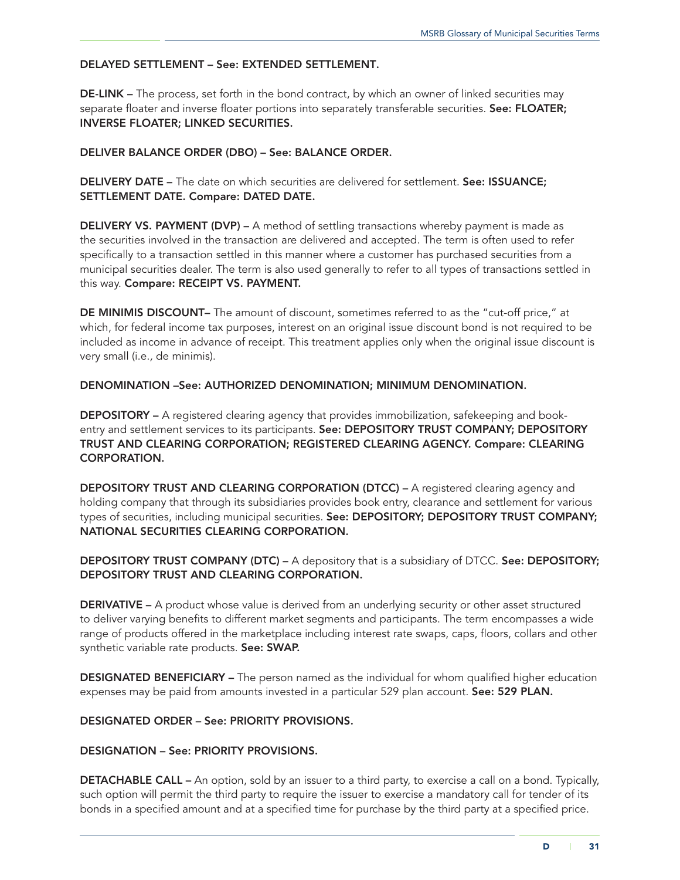**DELAYED SETTLEMENT – See: EXTENDED SETTLEMENT.**

**DE-LINK –** The process, set forth in the bond contract, by which an owner of linked securities may separate floater and inverse floater portions into separately transferable securities. **See: FLOATER; INVERSE FLOATER; LINKED SECURITIES.**

**DELIVER BALANCE ORDER (DBO) – See: BALANCE ORDER.**

**DELIVERY DATE –** The date on which securities are delivered for settlement. **See: ISSUANCE; SETTLEMENT DATE. Compare: DATED DATE.**

**DELIVERY VS. PAYMENT (DVP) –** A method of settling transactions whereby payment is made as the securities involved in the transaction are delivered and accepted. The term is often used to refer specifically to a transaction settled in this manner where a customer has purchased securities from a municipal securities dealer. The term is also used generally to refer to all types of transactions settled in this way. **Compare: RECEIPT VS. PAYMENT.**

**DE MINIMIS DISCOUNT–** The amount of discount, sometimes referred to as the "cut-off price," at which, for federal income tax purposes, interest on an original issue discount bond is not required to be included as income in advance of receipt. This treatment applies only when the original issue discount is very small (i.e., de minimis).

**DENOMINATION –See: AUTHORIZED DENOMINATION; MINIMUM DENOMINATION.**

**DEPOSITORY –** A registered clearing agency that provides immobilization, safekeeping and book-entry and settlement services to its participants. **See: DEPOSITORY TRUST COMPANY; DEPOSITORY TRUST AND CLEARING CORPORATION; REGISTERED CLEARING AGENCY. Compare: CLEARING CORPORATION.**

**DEPOSITORY TRUST AND CLEARING CORPORATION (DTCC) –** A registered clearing agency and holding company that through its subsidiaries provides book entry, clearance and settlement for various types of securities, including municipal securities. **See: DEPOSITORY; DEPOSITORY TRUST COMPANY; NATIONAL SECURITIES CLEARING CORPORATION.**

**DEPOSITORY TRUST COMPANY (DTC) –** A depository that is a subsidiary of DTCC. **See: DEPOSITORY; DEPOSITORY TRUST AND CLEARING CORPORATION.**

**DERIVATIVE –** A product whose value is derived from an underlying security or other asset structured to deliver varying benefits to different market segments and participants. The term encompasses a wide range of products offered in the marketplace including interest rate swaps, caps, floors, collars and other synthetic variable rate products. **See: SWAP.**

**DESIGNATED BENEFICIARY –** The person named as the individual for whom qualified higher education expenses may be paid from amounts invested in a particular 529 plan account. **See: 529 PLAN.**

**DESIGNATED ORDER – See: PRIORITY PROVISIONS.**

**DESIGNATION – See: PRIORITY PROVISIONS.**

**DETACHABLE CALL –** An option, sold by an issuer to a third party, to exercise a call on a bond. Typically, such option will permit the third party to require the issuer to exercise a mandatory call for tender of its bonds in a specified amount and at a specified time for purchase by the third party at a specified price.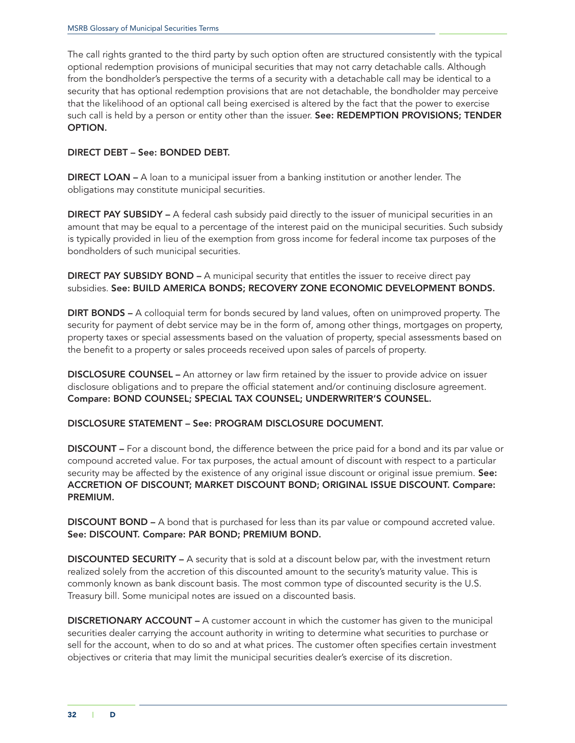The call rights granted to the third party by such option often are structured consistently with the typical optional redemption provisions of municipal securities that may not carry detachable calls. Although from the bondholder's perspective the terms of a security with a detachable call may be identical to a security that has optional redemption provisions that are not detachable, the bondholder may perceive that the likelihood of an optional call being exercised is altered by the fact that the power to exercise such call is held by a person or entity other than the issuer. **See: REDEMPTION PROVISIONS; TENDER OPTION.**

**DIRECT DEBT – See: BONDED DEBT.**

**DIRECT LOAN –** A loan to a municipal issuer from a banking institution or another lender. The obligations may constitute municipal securities.

**DIRECT PAY SUBSIDY –** A federal cash subsidy paid directly to the issuer of municipal securities in an amount that may be equal to a percentage of the interest paid on the municipal securities. Such subsidy is typically provided in lieu of the exemption from gross income for federal income tax purposes of the bondholders of such municipal securities.

**DIRECT PAY SUBSIDY BOND –** A municipal security that entitles the issuer to receive direct pay subsidies. **See: BUILD AMERICA BONDS; RECOVERY ZONE ECONOMIC DEVELOPMENT BONDS.**

**DIRT BONDS –** A colloquial term for bonds secured by land values, often on unimproved property. The security for payment of debt service may be in the form of, among other things, mortgages on property, property taxes or special assessments based on the valuation of property, special assessments based on the benefit to a property or sales proceeds received upon sales of parcels of property.

**DISCLOSURE COUNSEL –** An attorney or law firm retained by the issuer to provide advice on issuer disclosure obligations and to prepare the official statement and/or continuing disclosure agreement. **Compare: BOND COUNSEL; SPECIAL TAX COUNSEL; UNDERWRITER'S COUNSEL.**

**DISCLOSURE STATEMENT – See: PROGRAM DISCLOSURE DOCUMENT.**

**DISCOUNT –** For a discount bond, the difference between the price paid for a bond and its par value or compound accreted value. For tax purposes, the actual amount of discount with respect to a particular security may be affected by the existence of any original issue discount or original issue premium. **See: ACCRETION OF DISCOUNT; MARKET DISCOUNT BOND; ORIGINAL ISSUE DISCOUNT. Compare: PREMIUM.**

**DISCOUNT BOND –** A bond that is purchased for less than its par value or compound accreted value. **See: DISCOUNT. Compare: PAR BOND; PREMIUM BOND.**

**DISCOUNTED SECURITY –** A security that is sold at a discount below par, with the investment return realized solely from the accretion of this discounted amount to the security's maturity value. This is commonly known as bank discount basis. The most common type of discounted security is the U.S. Treasury bill. Some municipal notes are issued on a discounted basis.

**DISCRETIONARY ACCOUNT –** A customer account in which the customer has given to the municipal securities dealer carrying the account authority in writing to determine what securities to purchase or sell for the account, when to do so and at what prices. The customer often specifies certain investment objectives or criteria that may limit the municipal securities dealer's exercise of its discretion.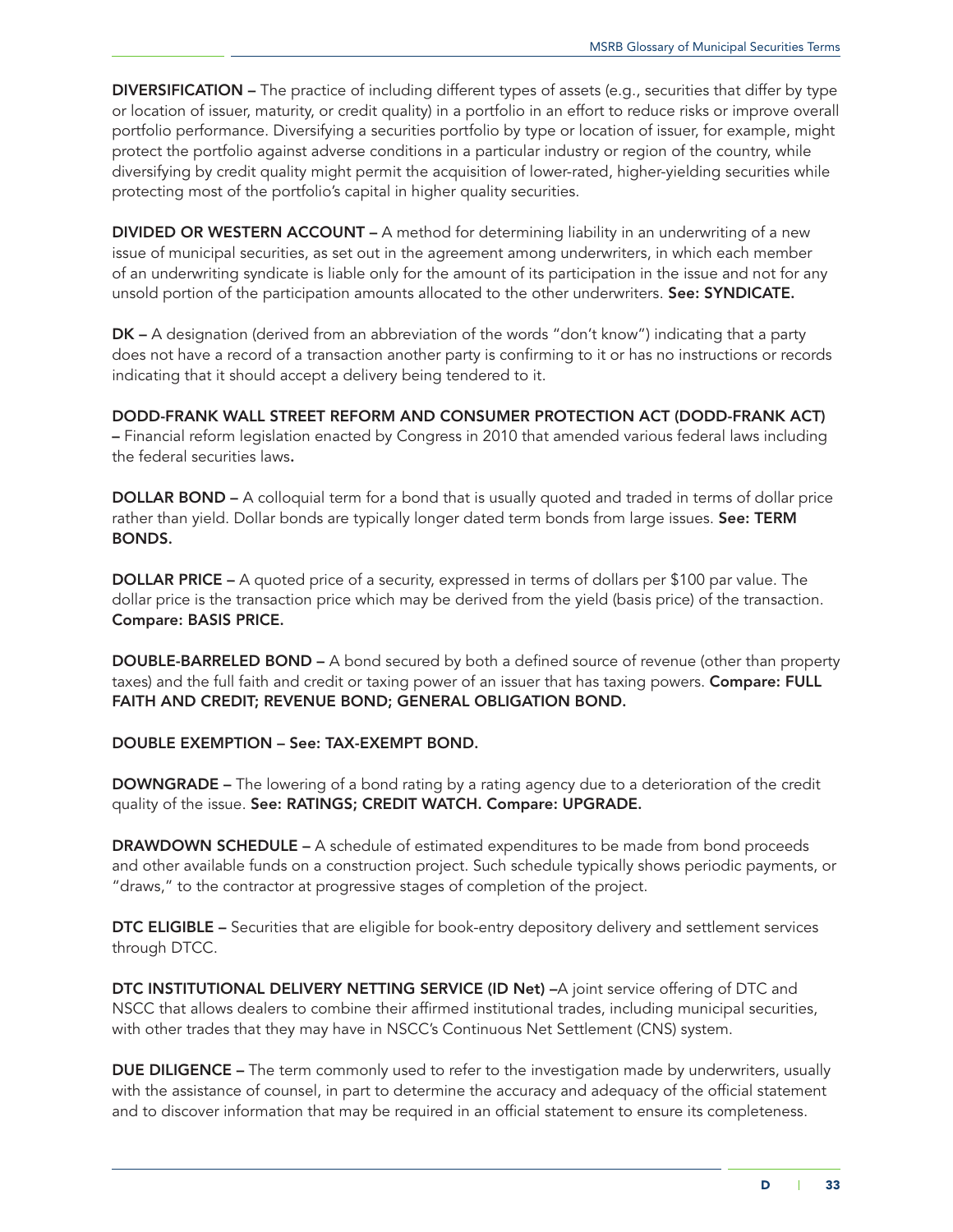**DIVERSIFICATION –** The practice of including different types of assets (e.g., securities that differ by type or location of issuer, maturity, or credit quality) in a portfolio in an effort to reduce risks or improve overall portfolio performance. Diversifying a securities portfolio by type or location of issuer, for example, might protect the portfolio against adverse conditions in a particular industry or region of the country, while diversifying by credit quality might permit the acquisition of lower-rated, higher-yielding securities while protecting most of the portfolio's capital in higher quality securities.

**DIVIDED OR WESTERN ACCOUNT –** A method for determining liability in an underwriting of a new issue of municipal securities, as set out in the agreement among underwriters, in which each member of an underwriting syndicate is liable only for the amount of its participation in the issue and not for any unsold portion of the participation amounts allocated to the other underwriters. **See: SYNDICATE.**

**DK –** A designation (derived from an abbreviation of the words "don't know") indicating that a party does not have a record of a transaction another party is confirming to it or has no instructions or records indicating that it should accept a delivery being tendered to it.

**DODD-FRANK WALL STREET REFORM AND CONSUMER PROTECTION ACT (DODD-FRANK ACT) –** Financial reform legislation enacted by Congress in 2010 that amended various federal laws including the federal securities laws.

**DOLLAR BOND –** A colloquial term for a bond that is usually quoted and traded in terms of dollar price rather than yield. Dollar bonds are typically longer dated term bonds from large issues. **See: TERM BONDS.**

**DOLLAR PRICE –** A quoted price of a security, expressed in terms of dollars per $100 par value. The dollar price is the transaction price which may be derived from the yield (basis price) of the transaction. **Compare: BASIS PRICE.**

**DOUBLE-BARRELED BOND –** A bond secured by both a defined source of revenue (other than property taxes) and the full faith and credit or taxing power of an issuer that has taxing powers. **Compare: FULL FAITH AND CREDIT; REVENUE BOND; GENERAL OBLIGATION BOND.**

**DOUBLE EXEMPTION – See: TAX-EXEMPT BOND.**

**DOWNGRADE –** The lowering of a bond rating by a rating agency due to a deterioration of the credit quality of the issue. **See: RATINGS; CREDIT WATCH. Compare: UPGRADE.**

**DRAWDOWN SCHEDULE –** A schedule of estimated expenditures to be made from bond proceeds and other available funds on a construction project. Such schedule typically shows periodic payments, or "draws," to the contractor at progressive stages of completion of the project.

**DTC ELIGIBLE –** Securities that are eligible for book-entry depository delivery and settlement services through DTCC.

**DTC INSTITUTIONAL DELIVERY NETTING SERVICE (ID Net) –** A joint service offering of DTC and NSCC that allows dealers to combine their affirmed institutional trades, including municipal securities, with other trades that they may have in NSCC's Continuous Net Settlement (CNS) system.

**DUE DILIGENCE –** The term commonly used to refer to the investigation made by underwriters, usually with the assistance of counsel, in part to determine the accuracy and adequacy of the official statement and to discover information that may be required in an official statement to ensure its completeness.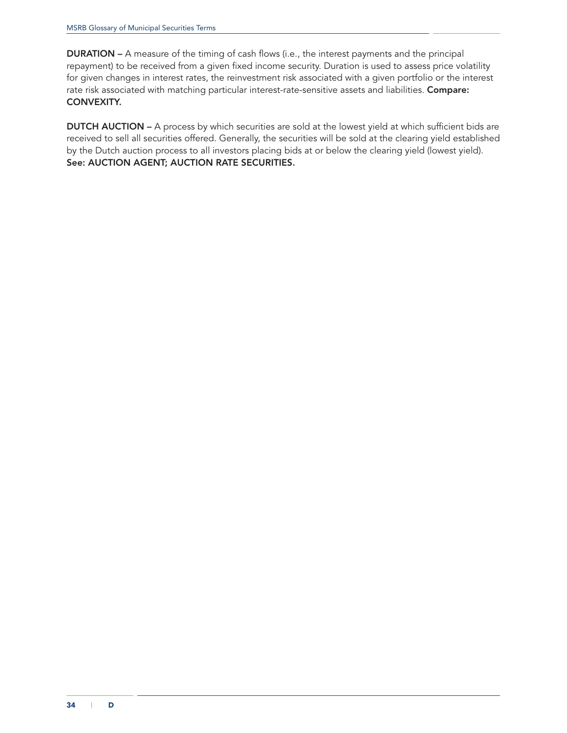**DURATION –** A measure of the timing of cash flows (i.e., the interest payments and the principal repayment) to be received from a given fixed income security. Duration is used to assess price volatility for given changes in interest rates, the reinvestment risk associated with a given portfolio or the interest rate risk associated with matching particular interest-rate-sensitive assets and liabilities. **Compare: CONVEXITY.**

**DUTCH AUCTION –** A process by which securities are sold at the lowest yield at which sufficient bids are received to sell all securities offered. Generally, the securities will be sold at the clearing yield established by the Dutch auction process to all investors placing bids at or below the clearing yield (lowest yield). **See: AUCTION AGENT; AUCTION RATE SECURITIES.**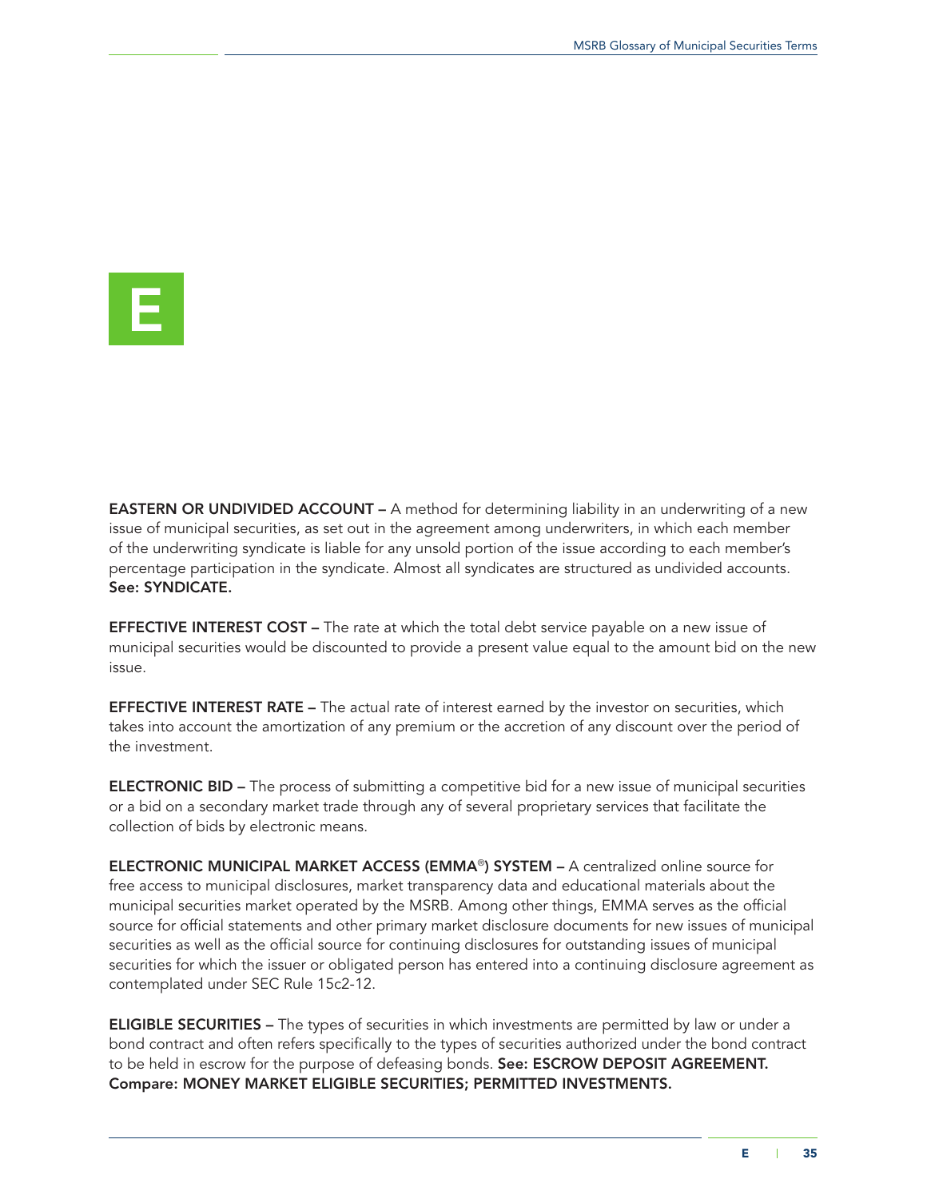# E

**EASTERN OR UNDIVIDED ACCOUNT –** A method for determining liability in an underwriting of a new issue of municipal securities, as set out in the agreement among underwriters, in which each member of the underwriting syndicate is liable for any unsold portion of the issue according to each member's percentage participation in the syndicate. Almost all syndicates are structured as undivided accounts. **See: SYNDICATE.**

**EFFECTIVE INTEREST COST –** The rate at which the total debt service payable on a new issue of municipal securities would be discounted to provide a present value equal to the amount bid on the new issue.

**EFFECTIVE INTEREST RATE –** The actual rate of interest earned by the investor on securities, which takes into account the amortization of any premium or the accretion of any discount over the period of the investment.

**ELECTRONIC BID –** The process of submitting a competitive bid for a new issue of municipal securities or a bid on a secondary market trade through any of several proprietary services that facilitate the collection of bids by electronic means.

**ELECTRONIC MUNICIPAL MARKET ACCESS (EMMA®) SYSTEM –** A centralized online source for free access to municipal disclosures, market transparency data and educational materials about the municipal securities market operated by the MSRB. Among other things, EMMA serves as the official source for official statements and other primary market disclosure documents for new issues of municipal securities as well as the official source for continuing disclosures for outstanding issues of municipal securities for which the issuer or obligated person has entered into a continuing disclosure agreement as contemplated under SEC Rule 15c2-12.

**ELIGIBLE SECURITIES –** The types of securities in which investments are permitted by law or under a bond contract and often refers specifically to the types of securities authorized under the bond contract to be held in escrow for the purpose of defeasing bonds. **See: ESCROW DEPOSIT AGREEMENT. Compare: MONEY MARKET ELIGIBLE SECURITIES; PERMITTED INVESTMENTS.**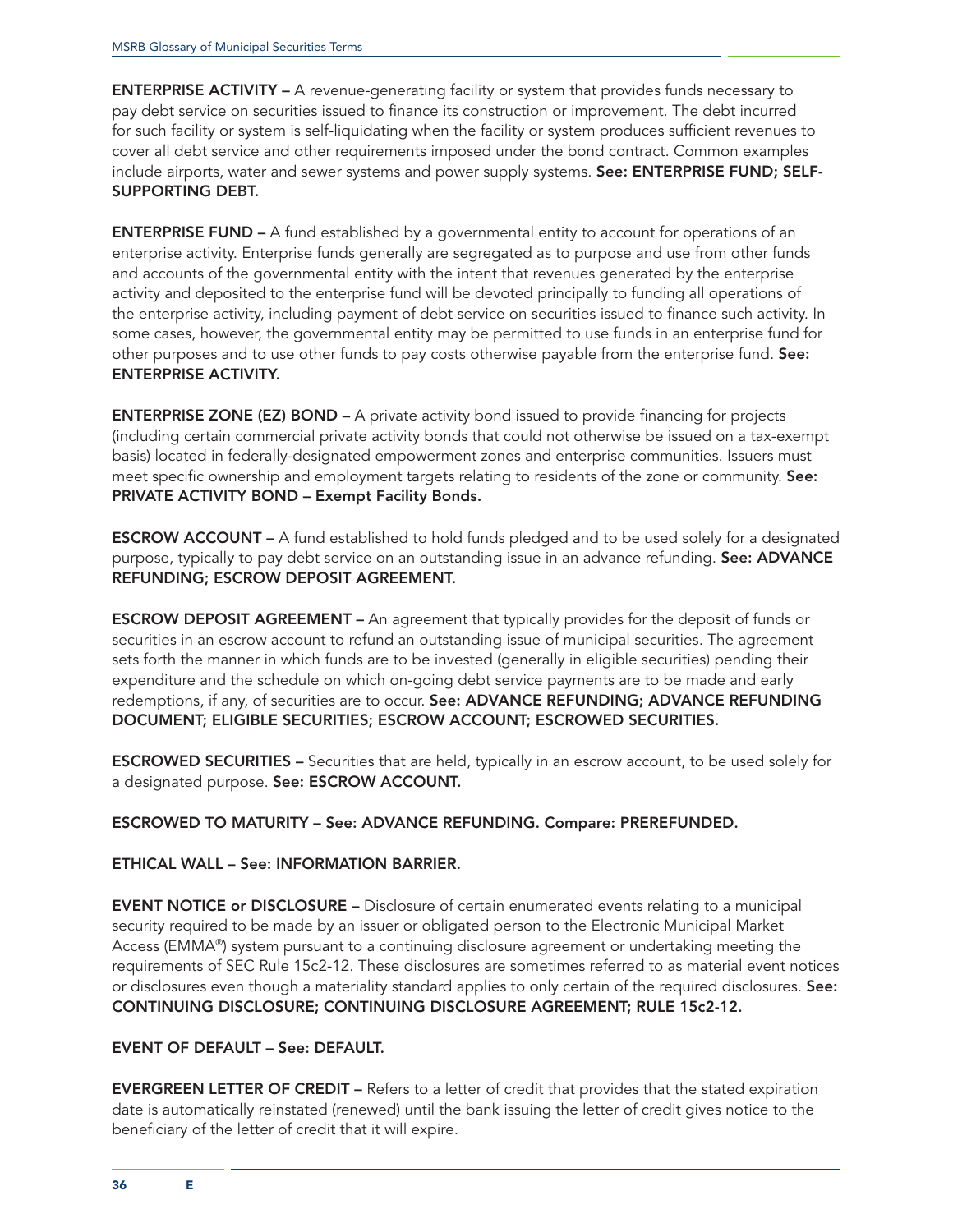**ENTERPRISE ACTIVITY –** A revenue-generating facility or system that provides funds necessary to pay debt service on securities issued to finance its construction or improvement. The debt incurred for such facility or system is self-liquidating when the facility or system produces sufficient revenues to cover all debt service and other requirements imposed under the bond contract. Common examples include airports, water and sewer systems and power supply systems. **See: ENTERPRISE FUND; SELF-SUPPORTING DEBT.**

**ENTERPRISE FUND –** A fund established by a governmental entity to account for operations of an enterprise activity. Enterprise funds generally are segregated as to purpose and use from other funds and accounts of the governmental entity with the intent that revenues generated by the enterprise activity and deposited to the enterprise fund will be devoted principally to funding all operations of the enterprise activity, including payment of debt service on securities issued to finance such activity. In some cases, however, the governmental entity may be permitted to use funds in an enterprise fund for other purposes and to use other funds to pay costs otherwise payable from the enterprise fund. **See: ENTERPRISE ACTIVITY.**

**ENTERPRISE ZONE (EZ) BOND –** A private activity bond issued to provide financing for projects (including certain commercial private activity bonds that could not otherwise be issued on a tax-exempt basis) located in federally-designated empowerment zones and enterprise communities. Issuers must meet specific ownership and employment targets relating to residents of the zone or community. **See: PRIVATE ACTIVITY BOND – Exempt Facility Bonds.**

**ESCROW ACCOUNT –** A fund established to hold funds pledged and to be used solely for a designated purpose, typically to pay debt service on an outstanding issue in an advance refunding. **See: ADVANCE REFUNDING; ESCROW DEPOSIT AGREEMENT.**

**ESCROW DEPOSIT AGREEMENT –** An agreement that typically provides for the deposit of funds or securities in an escrow account to refund an outstanding issue of municipal securities. The agreement sets forth the manner in which funds are to be invested (generally in eligible securities) pending their expenditure and the schedule on which on-going debt service payments are to be made and early redemptions, if any, of securities are to occur. **See: ADVANCE REFUNDING; ADVANCE REFUNDING DOCUMENT; ELIGIBLE SECURITIES; ESCROW ACCOUNT; ESCROWED SECURITIES.**

**ESCROWED SECURITIES –** Securities that are held, typically in an escrow account, to be used solely for a designated purpose. **See: ESCROW ACCOUNT.**

**ESCROWED TO MATURITY – See: ADVANCE REFUNDING. Compare: PREREFUNDED.**

**ETHICAL WALL – See: INFORMATION BARRIER.**

**EVENT NOTICE or DISCLOSURE –** Disclosure of certain enumerated events relating to a municipal security required to be made by an issuer or obligated person to the Electronic Municipal Market Access (EMMA®) system pursuant to a continuing disclosure agreement or undertaking meeting the requirements of SEC Rule 15c2-12. These disclosures are sometimes referred to as material event notices or disclosures even though a materiality standard applies to only certain of the required disclosures. **See: CONTINUING DISCLOSURE; CONTINUING DISCLOSURE AGREEMENT; RULE 15c2-12.**

**EVENT OF DEFAULT – See: DEFAULT.**

**EVERGREEN LETTER OF CREDIT –** Refers to a letter of credit that provides that the stated expiration date is automatically reinstated (renewed) until the bank issuing the letter of credit gives notice to the beneficiary of the letter of credit that it will expire.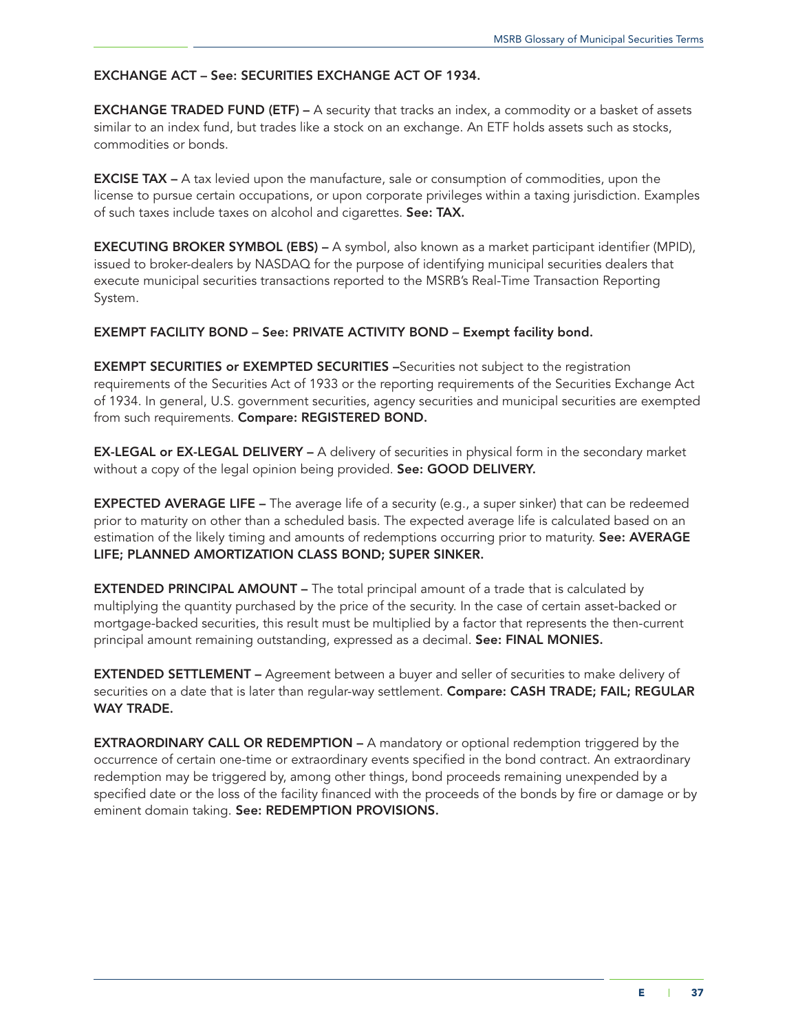**EXCHANGE ACT – See: SECURITIES EXCHANGE ACT OF 1934.**

**EXCHANGE TRADED FUND (ETF) –** A security that tracks an index, a commodity or a basket of assets similar to an index fund, but trades like a stock on an exchange. An ETF holds assets such as stocks, commodities or bonds.

**EXCISE TAX –** A tax levied upon the manufacture, sale or consumption of commodities, upon the license to pursue certain occupations, or upon corporate privileges within a taxing jurisdiction. Examples of such taxes include taxes on alcohol and cigarettes. **See: TAX.**

**EXECUTING BROKER SYMBOL (EBS) –** A symbol, also known as a market participant identifier (MPID), issued to broker-dealers by NASDAQ for the purpose of identifying municipal securities dealers that execute municipal securities transactions reported to the MSRB's Real-Time Transaction Reporting System.

**EXEMPT FACILITY BOND – See: PRIVATE ACTIVITY BOND – Exempt facility bond.**

**EXEMPT SECURITIES or EXEMPTED SECURITIES –**Securities not subject to the registration requirements of the Securities Act of 1933 or the reporting requirements of the Securities Exchange Act of 1934. In general, U.S. government securities, agency securities and municipal securities are exempted from such requirements. **Compare: REGISTERED BOND.**

**EX-LEGAL or EX-LEGAL DELIVERY –** A delivery of securities in physical form in the secondary market without a copy of the legal opinion being provided. **See: GOOD DELIVERY.**

**EXPECTED AVERAGE LIFE –** The average life of a security (e.g., a super sinker) that can be redeemed prior to maturity on other than a scheduled basis. The expected average life is calculated based on an estimation of the likely timing and amounts of redemptions occurring prior to maturity. **See: AVERAGE LIFE; PLANNED AMORTIZATION CLASS BOND; SUPER SINKER.**

**EXTENDED PRINCIPAL AMOUNT –** The total principal amount of a trade that is calculated by multiplying the quantity purchased by the price of the security. In the case of certain asset-backed or mortgage-backed securities, this result must be multiplied by a factor that represents the then-current principal amount remaining outstanding, expressed as a decimal. **See: FINAL MONIES.**

**EXTENDED SETTLEMENT –** Agreement between a buyer and seller of securities to make delivery of securities on a date that is later than regular-way settlement. **Compare: CASH TRADE; FAIL; REGULAR WAY TRADE.**

**EXTRAORDINARY CALL OR REDEMPTION –** A mandatory or optional redemption triggered by the occurrence of certain one-time or extraordinary events specified in the bond contract. An extraordinary redemption may be triggered by, among other things, bond proceeds remaining unexpended by a specified date or the loss of the facility financed with the proceeds of the bonds by fire or damage or by eminent domain taking. **See: REDEMPTION PROVISIONS.**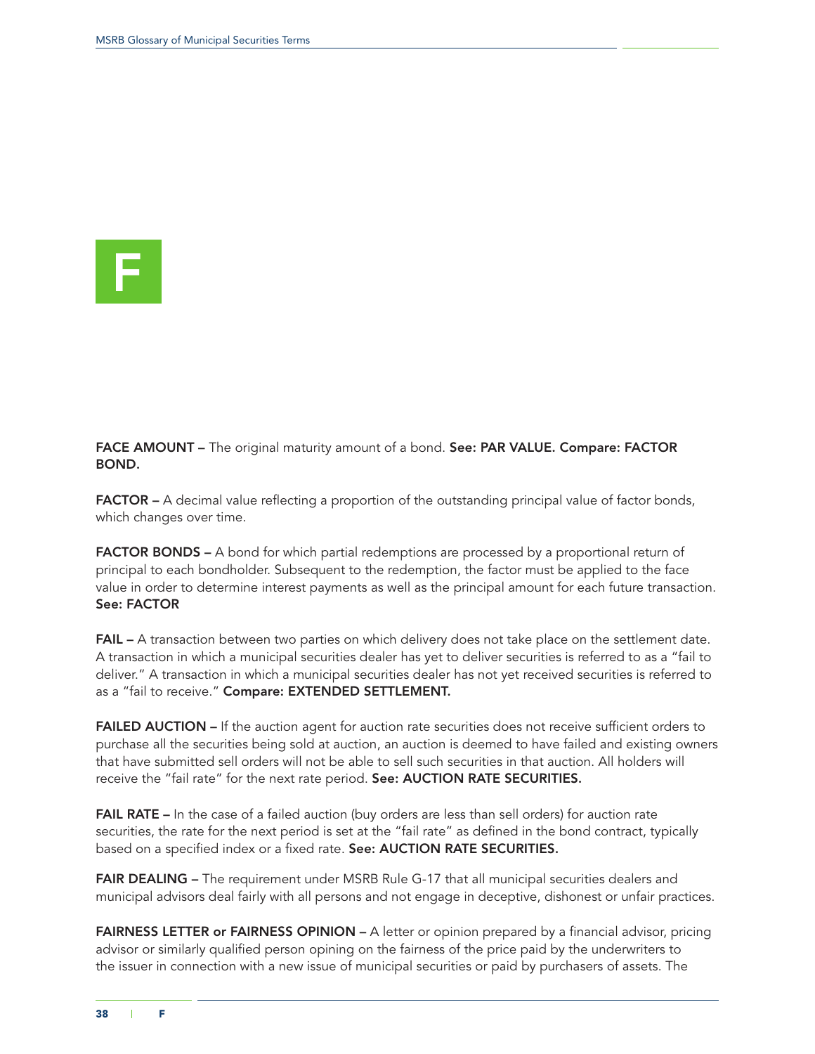# F

**FACE AMOUNT –** The original maturity amount of a bond. **See: PAR VALUE. Compare: FACTOR BOND.**

**FACTOR –** A decimal value reflecting a proportion of the outstanding principal value of factor bonds, which changes over time.

**FACTOR BONDS –** A bond for which partial redemptions are processed by a proportional return of principal to each bondholder. Subsequent to the redemption, the factor must be applied to the face value in order to determine interest payments as well as the principal amount for each future transaction. **See: FACTOR**

**FAIL –** A transaction between two parties on which delivery does not take place on the settlement date. A transaction in which a municipal securities dealer has yet to deliver securities is referred to as a "fail to deliver." A transaction in which a municipal securities dealer has not yet received securities is referred to as a "fail to receive." **Compare: EXTENDED SETTLEMENT.**

**FAILED AUCTION –** If the auction agent for auction rate securities does not receive sufficient orders to purchase all the securities being sold at auction, an auction is deemed to have failed and existing owners that have submitted sell orders will not be able to sell such securities in that auction. All holders will receive the "fail rate" for the next rate period. **See: AUCTION RATE SECURITIES.**

**FAIL RATE –** In the case of a failed auction (buy orders are less than sell orders) for auction rate securities, the rate for the next period is set at the "fail rate" as defined in the bond contract, typically based on a specified index or a fixed rate. **See: AUCTION RATE SECURITIES.**

**FAIR DEALING –** The requirement under MSRB Rule G-17 that all municipal securities dealers and municipal advisors deal fairly with all persons and not engage in deceptive, dishonest or unfair practices.

**FAIRNESS LETTER or FAIRNESS OPINION –** A letter or opinion prepared by a financial advisor, pricing advisor or similarly qualified person opining on the fairness of the price paid by the underwriters to the issuer in connection with a new issue of municipal securities or paid by purchasers of assets. The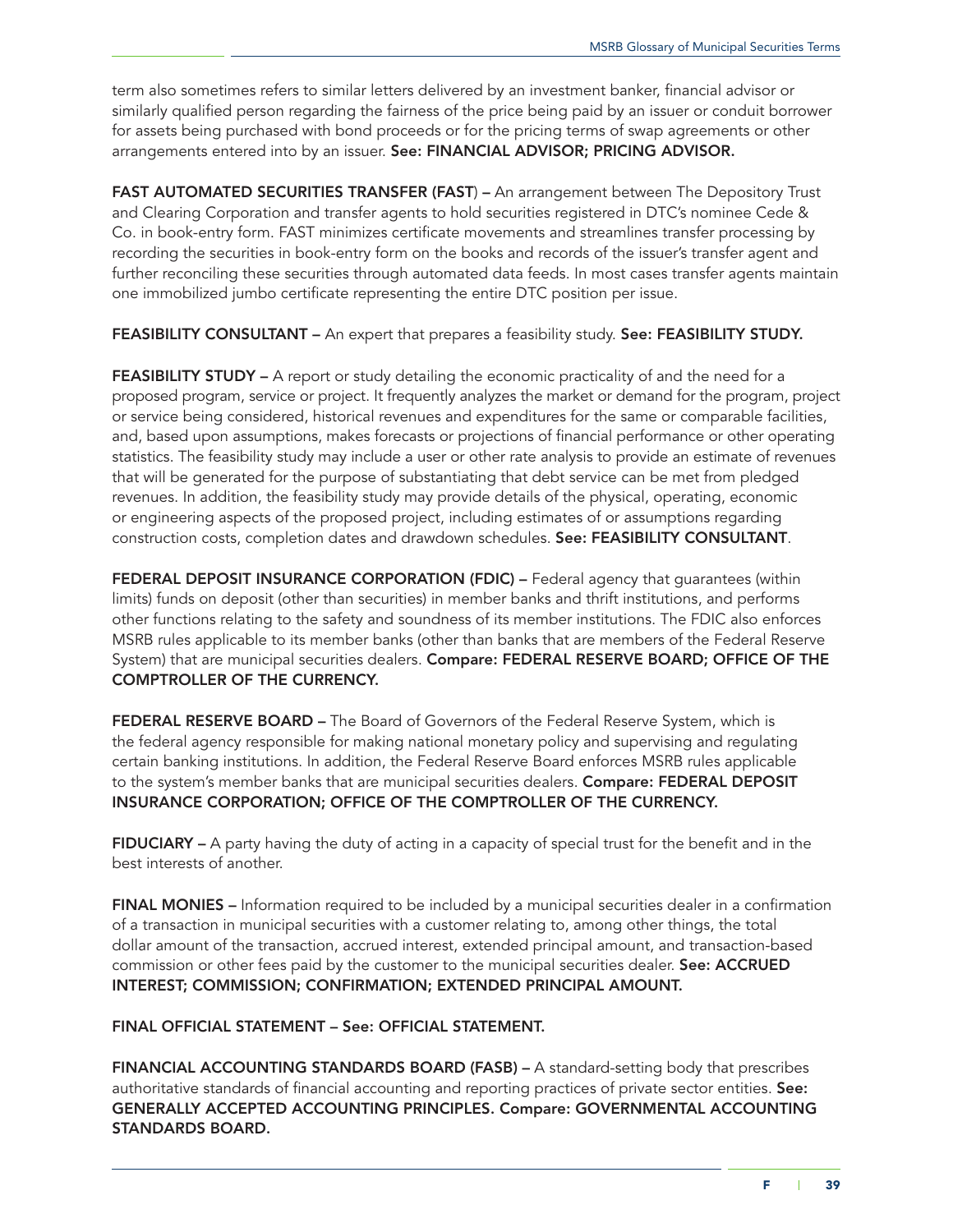term also sometimes refers to similar letters delivered by an investment banker, financial advisor or similarly qualified person regarding the fairness of the price being paid by an issuer or conduit borrower for assets being purchased with bond proceeds or for the pricing terms of swap agreements or other arrangements entered into by an issuer. **See: FINANCIAL ADVISOR; PRICING ADVISOR.**

**FAST AUTOMATED SECURITIES TRANSFER (FAST)** – An arrangement between The Depository Trust and Clearing Corporation and transfer agents to hold securities registered in DTC's nominee Cede & Co. in book-entry form. FAST minimizes certificate movements and streamlines transfer processing by recording the securities in book-entry form on the books and records of the issuer's transfer agent and further reconciling these securities through automated data feeds. In most cases transfer agents maintain one immobilized jumbo certificate representing the entire DTC position per issue.

**FEASIBILITY CONSULTANT** – An expert that prepares a feasibility study. **See: FEASIBILITY STUDY.**

**FEASIBILITY STUDY** – A report or study detailing the economic practicality of and the need for a proposed program, service or project. It frequently analyzes the market or demand for the program, project or service being considered, historical revenues and expenditures for the same or comparable facilities, and, based upon assumptions, makes forecasts or projections of financial performance or other operating statistics. The feasibility study may include a user or other rate analysis to provide an estimate of revenues that will be generated for the purpose of substantiating that debt service can be met from pledged revenues. In addition, the feasibility study may provide details of the physical, operating, economic or engineering aspects of the proposed project, including estimates of or assumptions regarding construction costs, completion dates and drawdown schedules. **See: FEASIBILITY CONSULTANT**.

**FEDERAL DEPOSIT INSURANCE CORPORATION (FDIC)** – Federal agency that guarantees (within limits) funds on deposit (other than securities) in member banks and thrift institutions, and performs other functions relating to the safety and soundness of its member institutions. The FDIC also enforces MSRB rules applicable to its member banks (other than banks that are members of the Federal Reserve System) that are municipal securities dealers. **Compare: FEDERAL RESERVE BOARD; OFFICE OF THE COMPTROLLER OF THE CURRENCY.**

**FEDERAL RESERVE BOARD** – The Board of Governors of the Federal Reserve System, which is the federal agency responsible for making national monetary policy and supervising and regulating certain banking institutions. In addition, the Federal Reserve Board enforces MSRB rules applicable to the system's member banks that are municipal securities dealers. **Compare: FEDERAL DEPOSIT INSURANCE CORPORATION; OFFICE OF THE COMPTROLLER OF THE CURRENCY.**

**FIDUCIARY** – A party having the duty of acting in a capacity of special trust for the benefit and in the best interests of another.

**FINAL MONIES** – Information required to be included by a municipal securities dealer in a confirmation of a transaction in municipal securities with a customer relating to, among other things, the total dollar amount of the transaction, accrued interest, extended principal amount, and transaction-based commission or other fees paid by the customer to the municipal securities dealer. **See: ACCRUED INTEREST; COMMISSION; CONFIRMATION; EXTENDED PRINCIPAL AMOUNT.**

**FINAL OFFICIAL STATEMENT – See: OFFICIAL STATEMENT.**

**FINANCIAL ACCOUNTING STANDARDS BOARD (FASB)** – A standard-setting body that prescribes authoritative standards of financial accounting and reporting practices of private sector entities. **See: GENERALLY ACCEPTED ACCOUNTING PRINCIPLES. Compare: GOVERNMENTAL ACCOUNTING STANDARDS BOARD.**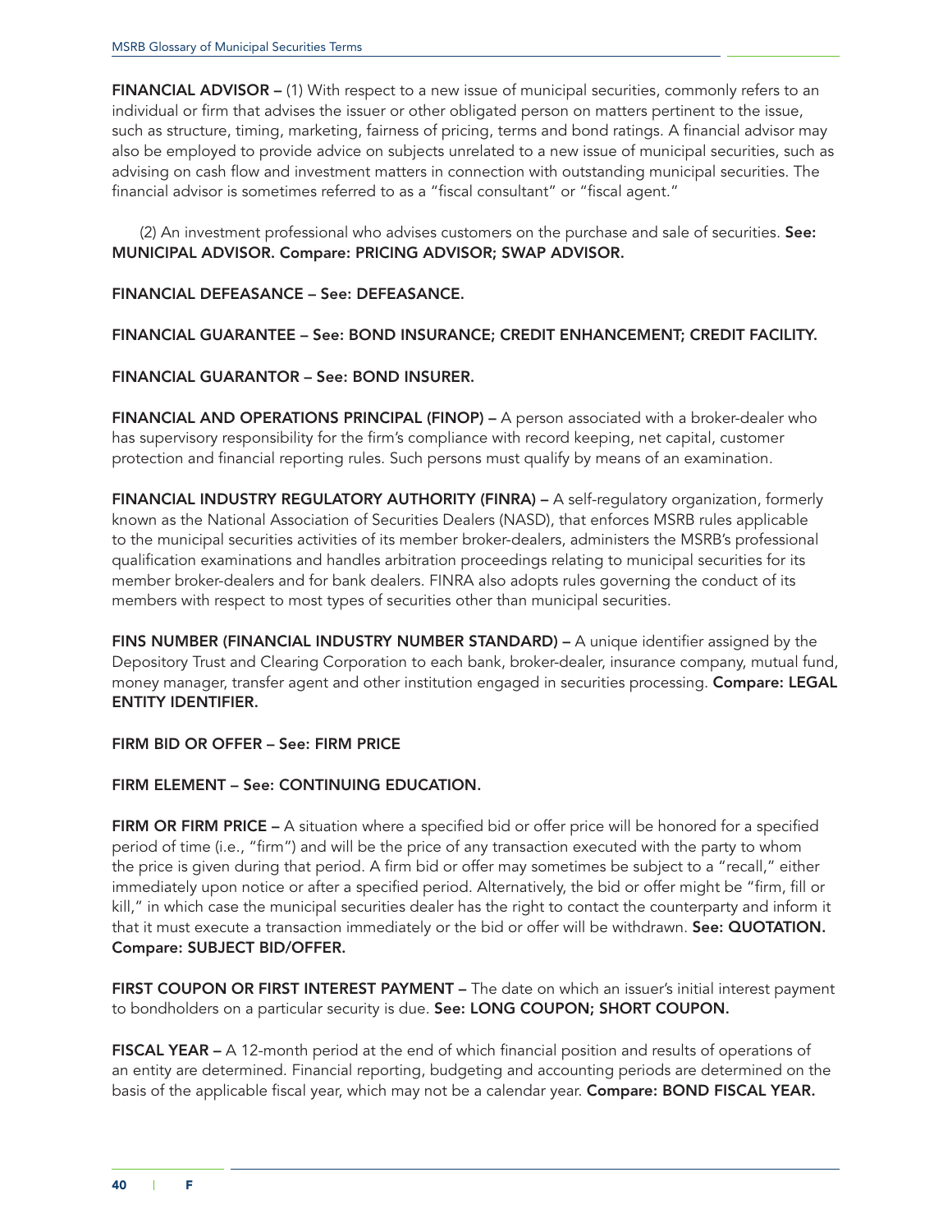**FINANCIAL ADVISOR –** (1) With respect to a new issue of municipal securities, commonly refers to an individual or firm that advises the issuer or other obligated person on matters pertinent to the issue, such as structure, timing, marketing, fairness of pricing, terms and bond ratings. A financial advisor may also be employed to provide advice on subjects unrelated to a new issue of municipal securities, such as advising on cash flow and investment matters in connection with outstanding municipal securities. The financial advisor is sometimes referred to as a "fiscal consultant" or "fiscal agent."

(2) An investment professional who advises customers on the purchase and sale of securities. **See: MUNICIPAL ADVISOR. Compare: PRICING ADVISOR; SWAP ADVISOR.**

**FINANCIAL DEFEASANCE – See: DEFEASANCE.**

**FINANCIAL GUARANTEE – See: BOND INSURANCE; CREDIT ENHANCEMENT; CREDIT FACILITY.**

**FINANCIAL GUARANTOR – See: BOND INSURER.**

**FINANCIAL AND OPERATIONS PRINCIPAL (FINOP) –** A person associated with a broker-dealer who has supervisory responsibility for the firm's compliance with record keeping, net capital, customer protection and financial reporting rules. Such persons must qualify by means of an examination.

**FINANCIAL INDUSTRY REGULATORY AUTHORITY (FINRA) –** A self-regulatory organization, formerly known as the National Association of Securities Dealers (NASD), that enforces MSRB rules applicable to the municipal securities activities of its member broker-dealers, administers the MSRB's professional qualification examinations and handles arbitration proceedings relating to municipal securities for its member broker-dealers and for bank dealers. FINRA also adopts rules governing the conduct of its members with respect to most types of securities other than municipal securities.

**FINS NUMBER (FINANCIAL INDUSTRY NUMBER STANDARD) –** A unique identifier assigned by the Depository Trust and Clearing Corporation to each bank, broker-dealer, insurance company, mutual fund, money manager, transfer agent and other institution engaged in securities processing. **Compare: LEGAL ENTITY IDENTIFIER.**

**FIRM BID OR OFFER – See: FIRM PRICE**

**FIRM ELEMENT – See: CONTINUING EDUCATION.**

**FIRM OR FIRM PRICE –** A situation where a specified bid or offer price will be honored for a specified period of time (i.e., "firm") and will be the price of any transaction executed with the party to whom the price is given during that period. A firm bid or offer may sometimes be subject to a "recall," either immediately upon notice or after a specified period. Alternatively, the bid or offer might be "firm, fill or kill," in which case the municipal securities dealer has the right to contact the counterparty and inform it that it must execute a transaction immediately or the bid or offer will be withdrawn. **See: QUOTATION. Compare: SUBJECT BID/OFFER.**

**FIRST COUPON OR FIRST INTEREST PAYMENT –** The date on which an issuer's initial interest payment to bondholders on a particular security is due. **See: LONG COUPON; SHORT COUPON.**

**FISCAL YEAR –** A 12-month period at the end of which financial position and results of operations of an entity are determined. Financial reporting, budgeting and accounting periods are determined on the basis of the applicable fiscal year, which may not be a calendar year. **Compare: BOND FISCAL YEAR.**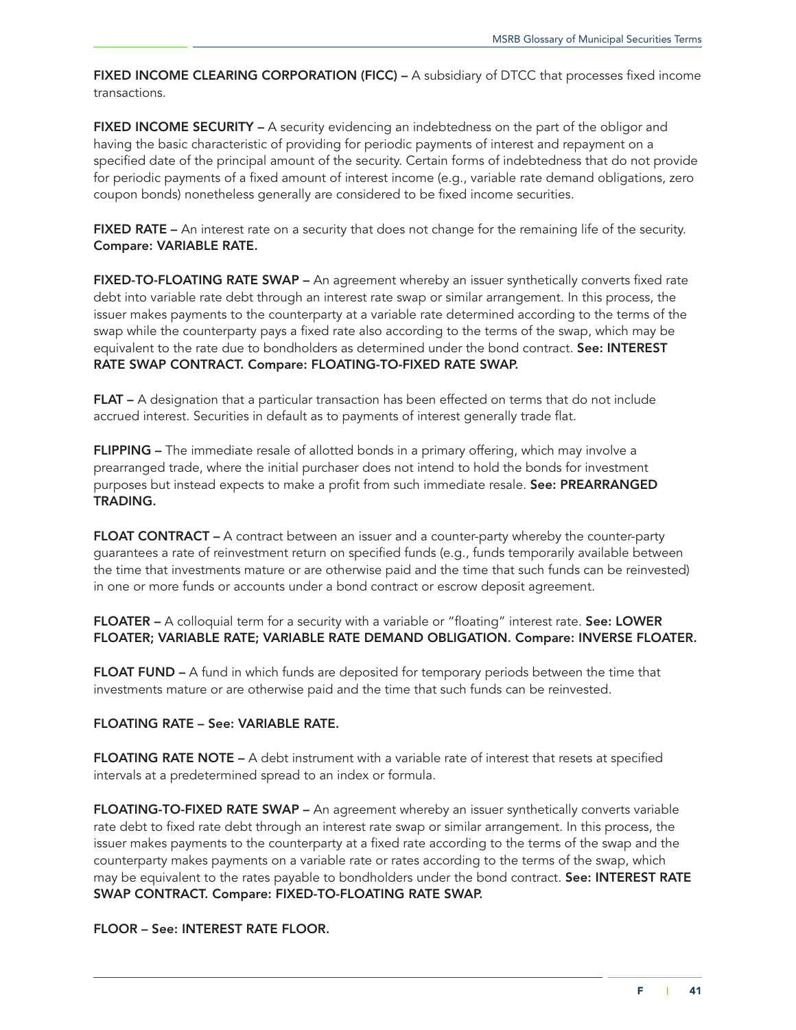**FIXED INCOME CLEARING CORPORATION (FICC) –** A subsidiary of DTCC that processes fixed income transactions.

**FIXED INCOME SECURITY –** A security evidencing an indebtedness on the part of the obligor and having the basic characteristic of providing for periodic payments of interest and repayment on a specified date of the principal amount of the security. Certain forms of indebtedness that do not provide for periodic payments of a fixed amount of interest income (e.g., variable rate demand obligations, zero coupon bonds) nonetheless generally are considered to be fixed income securities.

**FIXED RATE –** An interest rate on a security that does not change for the remaining life of the security. **Compare: VARIABLE RATE.**

**FIXED-TO-FLOATING RATE SWAP –** An agreement whereby an issuer synthetically converts fixed rate debt into variable rate debt through an interest rate swap or similar arrangement. In this process, the issuer makes payments to the counterparty at a variable rate determined according to the terms of the swap while the counterparty pays a fixed rate also according to the terms of the swap, which may be equivalent to the rate due to bondholders as determined under the bond contract. **See: INTEREST RATE SWAP CONTRACT. Compare: FLOATING-TO-FIXED RATE SWAP.**

**FLAT –** A designation that a particular transaction has been effected on terms that do not include accrued interest. Securities in default as to payments of interest generally trade flat.

**FLIPPING –** The immediate resale of allotted bonds in a primary offering, which may involve a prearranged trade, where the initial purchaser does not intend to hold the bonds for investment purposes but instead expects to make a profit from such immediate resale. **See: PREARRANGED TRADING.**

**FLOAT CONTRACT –** A contract between an issuer and a counter-party whereby the counter-party guarantees a rate of reinvestment return on specified funds (e.g., funds temporarily available between the time that investments mature or are otherwise paid and the time that such funds can be reinvested) in one or more funds or accounts under a bond contract or escrow deposit agreement.

**FLOATER –** A colloquial term for a security with a variable or "floating" interest rate. **See: LOWER FLOATER; VARIABLE RATE; VARIABLE RATE DEMAND OBLIGATION. Compare: INVERSE FLOATER.**

**FLOAT FUND –** A fund in which funds are deposited for temporary periods between the time that investments mature or are otherwise paid and the time that such funds can be reinvested.

**FLOATING RATE – See: VARIABLE RATE.**

**FLOATING RATE NOTE –** A debt instrument with a variable rate of interest that resets at specified intervals at a predetermined spread to an index or formula.

**FLOATING-TO-FIXED RATE SWAP –** An agreement whereby an issuer synthetically converts variable rate debt to fixed rate debt through an interest rate swap or similar arrangement. In this process, the issuer makes payments to the counterparty at a fixed rate according to the terms of the swap and the counterparty makes payments on a variable rate or rates according to the terms of the swap, which may be equivalent to the rates payable to bondholders under the bond contract. **See: INTEREST RATE SWAP CONTRACT. Compare: FIXED-TO-FLOATING RATE SWAP.**

**FLOOR – See: INTEREST RATE FLOOR.**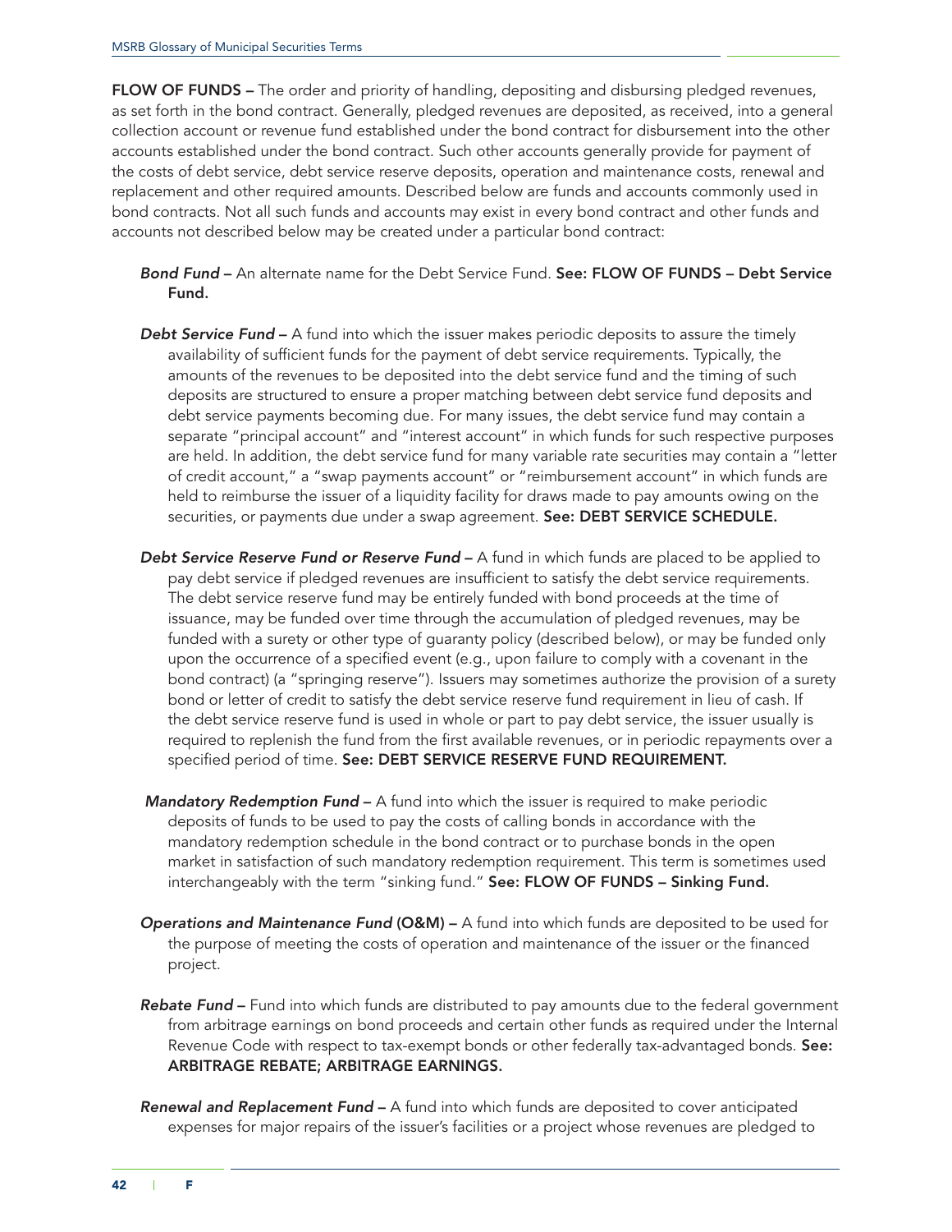**FLOW OF FUNDS –** The order and priority of handling, depositing and disbursing pledged revenues, as set forth in the bond contract. Generally, pledged revenues are deposited, as received, into a general collection account or revenue fund established under the bond contract for disbursement into the other accounts established under the bond contract. Such other accounts generally provide for payment of the costs of debt service, debt service reserve deposits, operation and maintenance costs, renewal and replacement and other required amounts. Described below are funds and accounts commonly used in bond contracts. Not all such funds and accounts may exist in every bond contract and other funds and accounts not described below may be created under a particular bond contract:

***Bond Fund* –** An alternate name for the Debt Service Fund. **See: FLOW OF FUNDS – Debt Service Fund.**

***Debt Service Fund* –** A fund into which the issuer makes periodic deposits to assure the timely availability of sufficient funds for the payment of debt service requirements. Typically, the amounts of the revenues to be deposited into the debt service fund and the timing of such deposits are structured to ensure a proper matching between debt service fund deposits and debt service payments becoming due. For many issues, the debt service fund may contain a separate "principal account" and "interest account" in which funds for such respective purposes are held. In addition, the debt service fund for many variable rate securities may contain a "letter of credit account," a "swap payments account" or "reimbursement account" in which funds are held to reimburse the issuer of a liquidity facility for draws made to pay amounts owing on the securities, or payments due under a swap agreement. **See: DEBT SERVICE SCHEDULE.**

***Debt Service Reserve Fund or Reserve Fund* –** A fund in which funds are placed to be applied to pay debt service if pledged revenues are insufficient to satisfy the debt service requirements. The debt service reserve fund may be entirely funded with bond proceeds at the time of issuance, may be funded over time through the accumulation of pledged revenues, may be funded with a surety or other type of guaranty policy (described below), or may be funded only upon the occurrence of a specified event (e.g., upon failure to comply with a covenant in the bond contract) (a "springing reserve"). Issuers may sometimes authorize the provision of a surety bond or letter of credit to satisfy the debt service reserve fund requirement in lieu of cash. If the debt service reserve fund is used in whole or part to pay debt service, the issuer usually is required to replenish the fund from the first available revenues, or in periodic repayments over a specified period of time. **See: DEBT SERVICE RESERVE FUND REQUIREMENT.**

***Mandatory Redemption Fund* –** A fund into which the issuer is required to make periodic deposits of funds to be used to pay the costs of calling bonds in accordance with the mandatory redemption schedule in the bond contract or to purchase bonds in the open market in satisfaction of such mandatory redemption requirement. This term is sometimes used interchangeably with the term "sinking fund." **See: FLOW OF FUNDS – Sinking Fund.**

***Operations and Maintenance Fund* (O&M) –** A fund into which funds are deposited to be used for the purpose of meeting the costs of operation and maintenance of the issuer or the financed project.

***Rebate Fund* –** Fund into which funds are distributed to pay amounts due to the federal government from arbitrage earnings on bond proceeds and certain other funds as required under the Internal Revenue Code with respect to tax-exempt bonds or other federally tax-advantaged bonds. **See: ARBITRAGE REBATE; ARBITRAGE EARNINGS.**

***Renewal and Replacement Fund* –** A fund into which funds are deposited to cover anticipated expenses for major repairs of the issuer's facilities or a project whose revenues are pledged to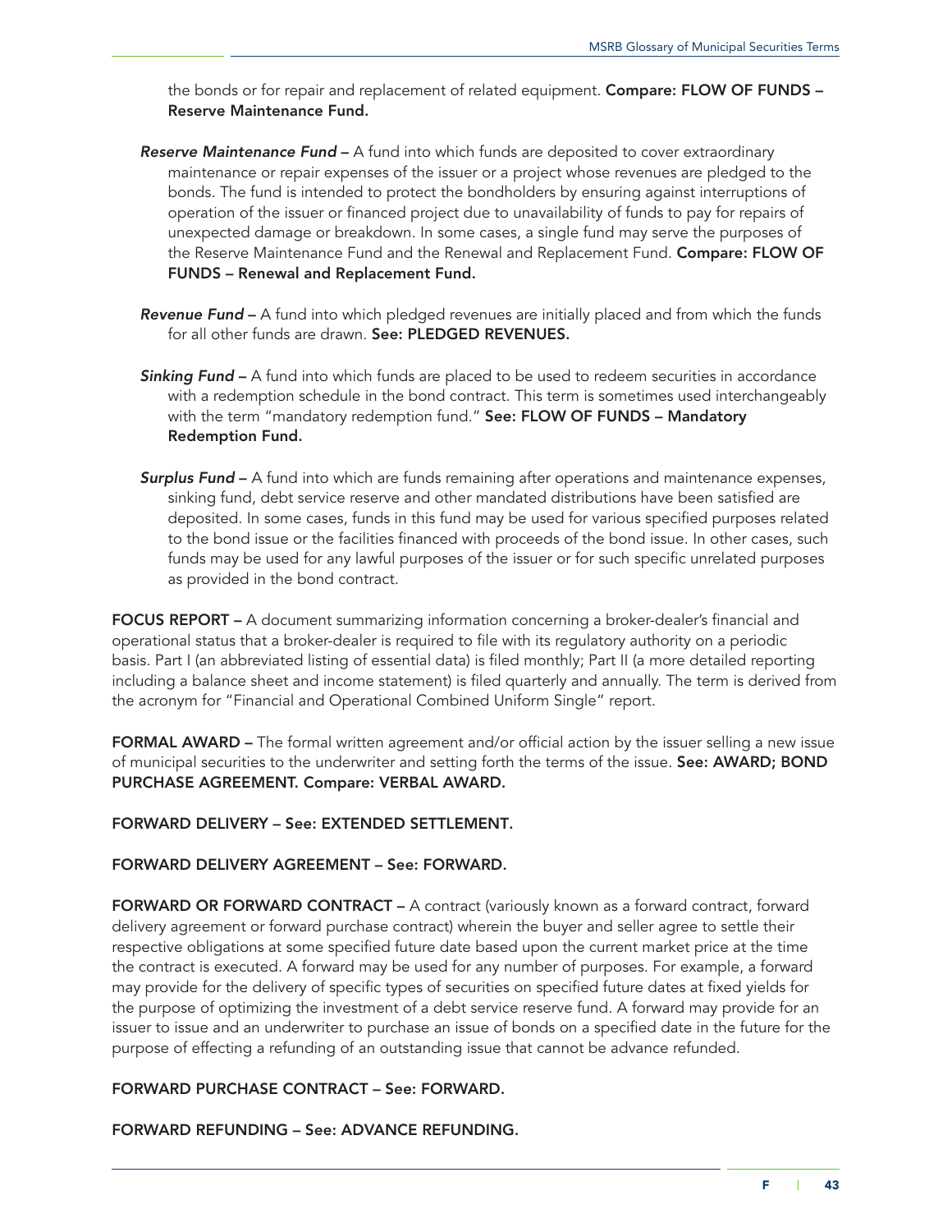the bonds or for repair and replacement of related equipment. **Compare: FLOW OF FUNDS – Reserve Maintenance Fund.**

***Reserve Maintenance Fund*** **–** A fund into which funds are deposited to cover extraordinary maintenance or repair expenses of the issuer or a project whose revenues are pledged to the bonds. The fund is intended to protect the bondholders by ensuring against interruptions of operation of the issuer or financed project due to unavailability of funds to pay for repairs of unexpected damage or breakdown. In some cases, a single fund may serve the purposes of the Reserve Maintenance Fund and the Renewal and Replacement Fund. **Compare: FLOW OF FUNDS – Renewal and Replacement Fund.**

***Revenue Fund*** **–** A fund into which pledged revenues are initially placed and from which the funds for all other funds are drawn. **See: PLEDGED REVENUES.**

***Sinking Fund*** **–** A fund into which funds are placed to be used to redeem securities in accordance with a redemption schedule in the bond contract. This term is sometimes used interchangeably with the term "mandatory redemption fund." **See: FLOW OF FUNDS – Mandatory Redemption Fund.**

***Surplus Fund*** **–** A fund into which are funds remaining after operations and maintenance expenses, sinking fund, debt service reserve and other mandated distributions have been satisfied are deposited. In some cases, funds in this fund may be used for various specified purposes related to the bond issue or the facilities financed with proceeds of the bond issue. In other cases, such funds may be used for any lawful purposes of the issuer or for such specific unrelated purposes as provided in the bond contract.

**FOCUS REPORT –** A document summarizing information concerning a broker-dealer's financial and operational status that a broker-dealer is required to file with its regulatory authority on a periodic basis. Part I (an abbreviated listing of essential data) is filed monthly; Part II (a more detailed reporting including a balance sheet and income statement) is filed quarterly and annually. The term is derived from the acronym for "Financial and Operational Combined Uniform Single" report.

**FORMAL AWARD –** The formal written agreement and/or official action by the issuer selling a new issue of municipal securities to the underwriter and setting forth the terms of the issue. **See: AWARD; BOND PURCHASE AGREEMENT. Compare: VERBAL AWARD.**

**FORWARD DELIVERY – See: EXTENDED SETTLEMENT.**

**FORWARD DELIVERY AGREEMENT – See: FORWARD.**

**FORWARD OR FORWARD CONTRACT –** A contract (variously known as a forward contract, forward delivery agreement or forward purchase contract) wherein the buyer and seller agree to settle their respective obligations at some specified future date based upon the current market price at the time the contract is executed. A forward may be used for any number of purposes. For example, a forward may provide for the delivery of specific types of securities on specified future dates at fixed yields for the purpose of optimizing the investment of a debt service reserve fund. A forward may provide for an issuer to issue and an underwriter to purchase an issue of bonds on a specified date in the future for the purpose of effecting a refunding of an outstanding issue that cannot be advance refunded.

**FORWARD PURCHASE CONTRACT – See: FORWARD.**

**FORWARD REFUNDING – See: ADVANCE REFUNDING.**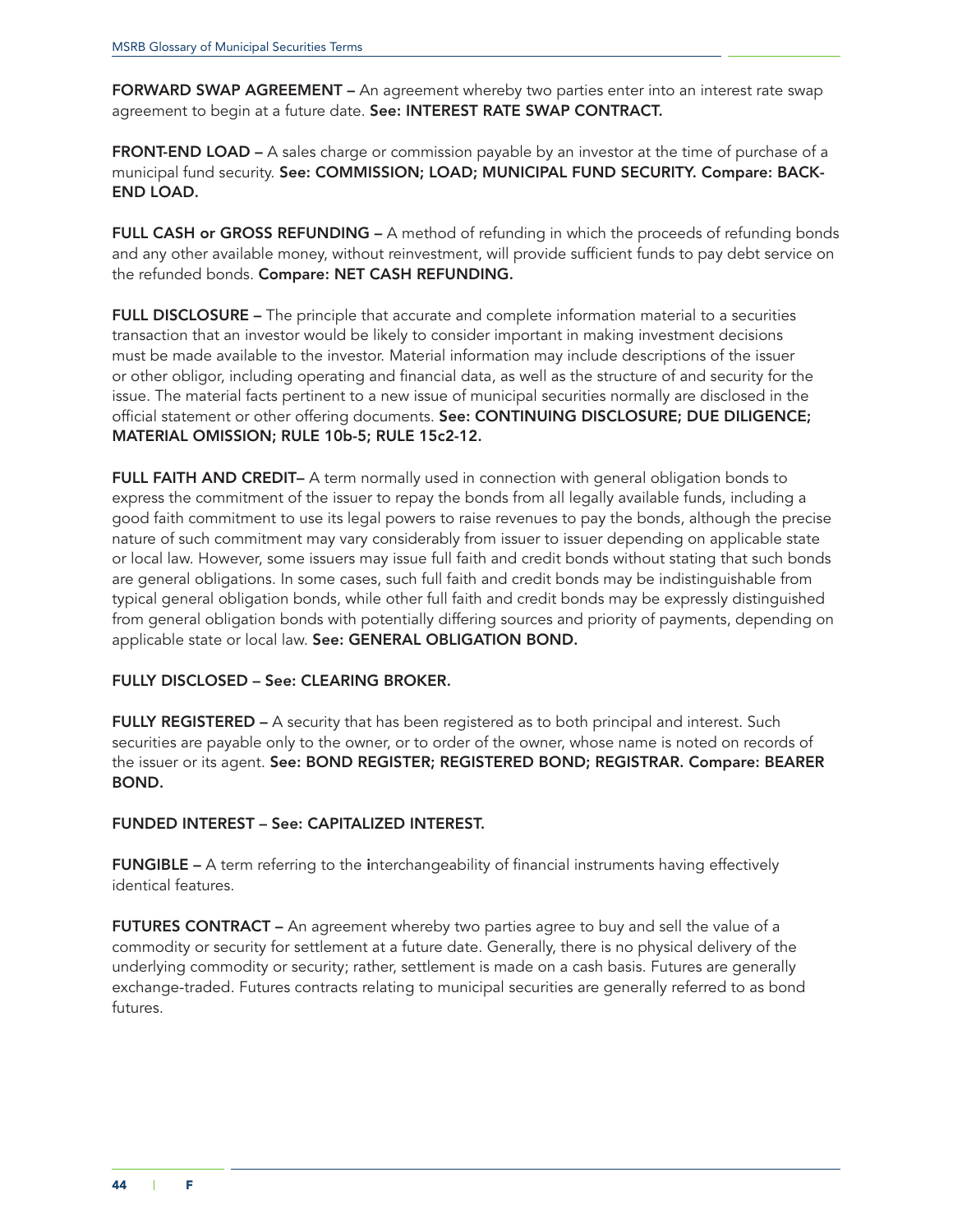**FORWARD SWAP AGREEMENT –** An agreement whereby two parties enter into an interest rate swap agreement to begin at a future date. **See: INTEREST RATE SWAP CONTRACT.**

**FRONT-END LOAD –** A sales charge or commission payable by an investor at the time of purchase of a municipal fund security. **See: COMMISSION; LOAD; MUNICIPAL FUND SECURITY. Compare: BACK-END LOAD.**

**FULL CASH or GROSS REFUNDING –** A method of refunding in which the proceeds of refunding bonds and any other available money, without reinvestment, will provide sufficient funds to pay debt service on the refunded bonds. **Compare: NET CASH REFUNDING.**

**FULL DISCLOSURE –** The principle that accurate and complete information material to a securities transaction that an investor would be likely to consider important in making investment decisions must be made available to the investor. Material information may include descriptions of the issuer or other obligor, including operating and financial data, as well as the structure of and security for the issue. The material facts pertinent to a new issue of municipal securities normally are disclosed in the official statement or other offering documents. **See: CONTINUING DISCLOSURE; DUE DILIGENCE; MATERIAL OMISSION; RULE 10b-5; RULE 15c2-12.**

**FULL FAITH AND CREDIT–** A term normally used in connection with general obligation bonds to express the commitment of the issuer to repay the bonds from all legally available funds, including a good faith commitment to use its legal powers to raise revenues to pay the bonds, although the precise nature of such commitment may vary considerably from issuer to issuer depending on applicable state or local law. However, some issuers may issue full faith and credit bonds without stating that such bonds are general obligations. In some cases, such full faith and credit bonds may be indistinguishable from typical general obligation bonds, while other full faith and credit bonds may be expressly distinguished from general obligation bonds with potentially differing sources and priority of payments, depending on applicable state or local law. **See: GENERAL OBLIGATION BOND.**

**FULLY DISCLOSED – See: CLEARING BROKER.**

**FULLY REGISTERED –** A security that has been registered as to both principal and interest. Such securities are payable only to the owner, or to order of the owner, whose name is noted on records of the issuer or its agent. **See: BOND REGISTER; REGISTERED BOND; REGISTRAR. Compare: BEARER BOND.**

**FUNDED INTEREST – See: CAPITALIZED INTEREST.**

**FUNGIBLE –** A term referring to the interchangeability of financial instruments having effectively identical features.

**FUTURES CONTRACT –** An agreement whereby two parties agree to buy and sell the value of a commodity or security for settlement at a future date. Generally, there is no physical delivery of the underlying commodity or security; rather, settlement is made on a cash basis. Futures are generally exchange-traded. Futures contracts relating to municipal securities are generally referred to as bond futures.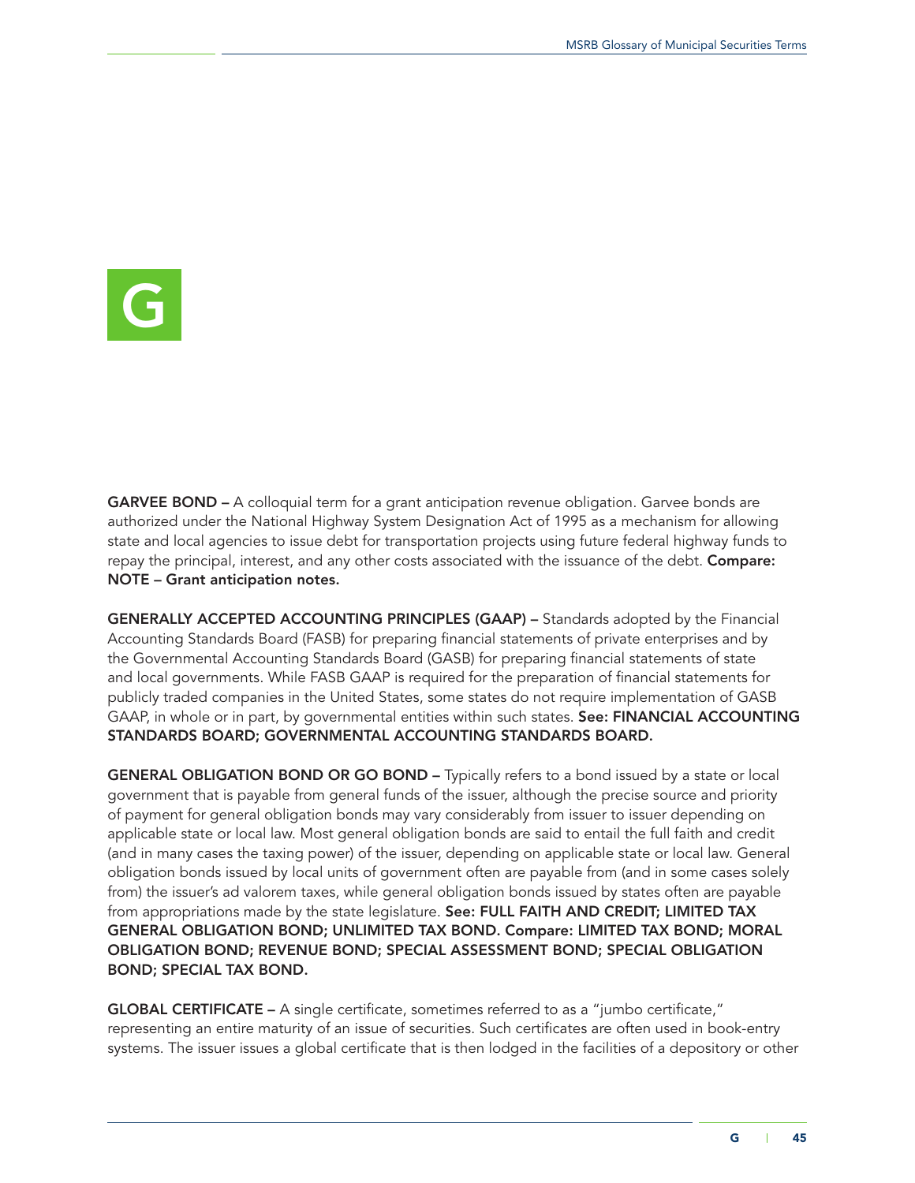# G

**GARVEE BOND –** A colloquial term for a grant anticipation revenue obligation. Garvee bonds are authorized under the National Highway System Designation Act of 1995 as a mechanism for allowing state and local agencies to issue debt for transportation projects using future federal highway funds to repay the principal, interest, and any other costs associated with the issuance of the debt. **Compare: NOTE – Grant anticipation notes.**

**GENERALLY ACCEPTED ACCOUNTING PRINCIPLES (GAAP) –** Standards adopted by the Financial Accounting Standards Board (FASB) for preparing financial statements of private enterprises and by the Governmental Accounting Standards Board (GASB) for preparing financial statements of state and local governments. While FASB GAAP is required for the preparation of financial statements for publicly traded companies in the United States, some states do not require implementation of GASB GAAP, in whole or in part, by governmental entities within such states. **See: FINANCIAL ACCOUNTING STANDARDS BOARD; GOVERNMENTAL ACCOUNTING STANDARDS BOARD.**

**GENERAL OBLIGATION BOND OR GO BOND –** Typically refers to a bond issued by a state or local government that is payable from general funds of the issuer, although the precise source and priority of payment for general obligation bonds may vary considerably from issuer to issuer depending on applicable state or local law. Most general obligation bonds are said to entail the full faith and credit (and in many cases the taxing power) of the issuer, depending on applicable state or local law. General obligation bonds issued by local units of government often are payable from (and in some cases solely from) the issuer's ad valorem taxes, while general obligation bonds issued by states often are payable from appropriations made by the state legislature. **See: FULL FAITH AND CREDIT; LIMITED TAX GENERAL OBLIGATION BOND; UNLIMITED TAX BOND. Compare: LIMITED TAX BOND; MORAL OBLIGATION BOND; REVENUE BOND; SPECIAL ASSESSMENT BOND; SPECIAL OBLIGATION BOND; SPECIAL TAX BOND.**

**GLOBAL CERTIFICATE –** A single certificate, sometimes referred to as a "jumbo certificate," representing an entire maturity of an issue of securities. Such certificates are often used in book-entry systems. The issuer issues a global certificate that is then lodged in the facilities of a depository or other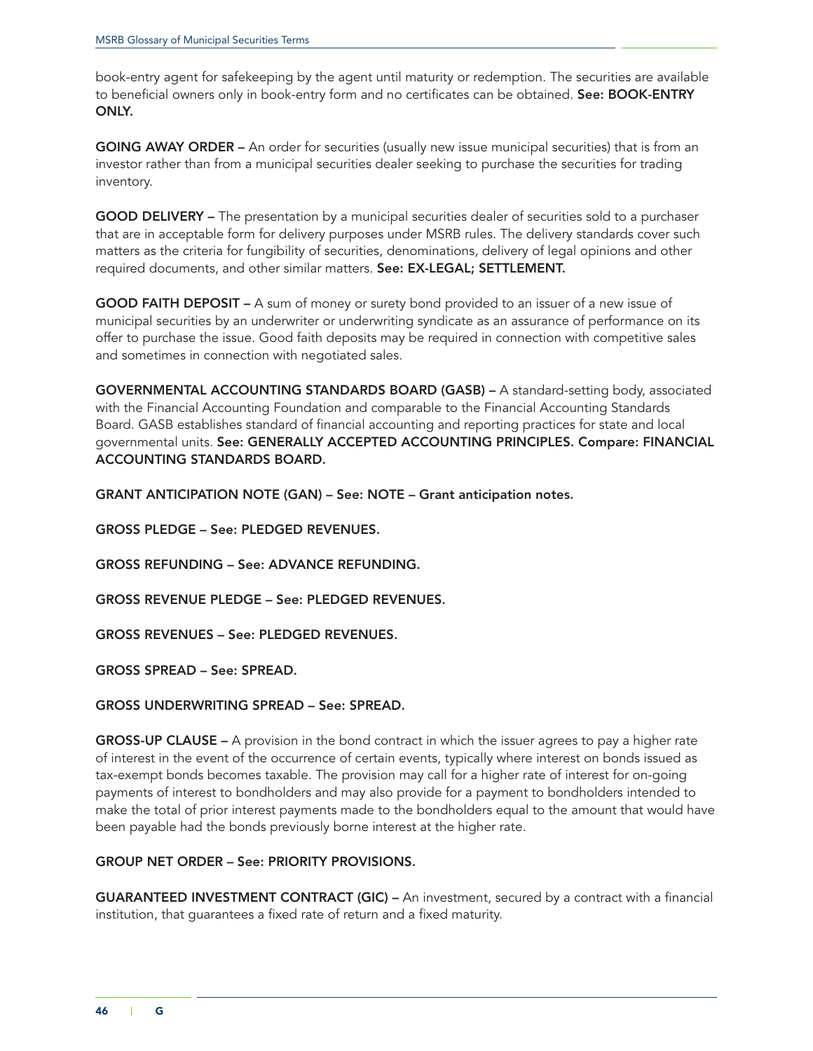book-entry agent for safekeeping by the agent until maturity or redemption. The securities are available to beneficial owners only in book-entry form and no certificates can be obtained. **See: BOOK-ENTRY ONLY.**

**GOING AWAY ORDER –** An order for securities (usually new issue municipal securities) that is from an investor rather than from a municipal securities dealer seeking to purchase the securities for trading inventory.

**GOOD DELIVERY –** The presentation by a municipal securities dealer of securities sold to a purchaser that are in acceptable form for delivery purposes under MSRB rules. The delivery standards cover such matters as the criteria for fungibility of securities, denominations, delivery of legal opinions and other required documents, and other similar matters. **See: EX-LEGAL; SETTLEMENT.**

**GOOD FAITH DEPOSIT –** A sum of money or surety bond provided to an issuer of a new issue of municipal securities by an underwriter or underwriting syndicate as an assurance of performance on its offer to purchase the issue. Good faith deposits may be required in connection with competitive sales and sometimes in connection with negotiated sales.

**GOVERNMENTAL ACCOUNTING STANDARDS BOARD (GASB) –** A standard-setting body, associated with the Financial Accounting Foundation and comparable to the Financial Accounting Standards Board. GASB establishes standard of financial accounting and reporting practices for state and local governmental units. **See: GENERALLY ACCEPTED ACCOUNTING PRINCIPLES. Compare: FINANCIAL ACCOUNTING STANDARDS BOARD.**

**GRANT ANTICIPATION NOTE (GAN) – See: NOTE – Grant anticipation notes.**

**GROSS PLEDGE – See: PLEDGED REVENUES.**

**GROSS REFUNDING – See: ADVANCE REFUNDING.**

**GROSS REVENUE PLEDGE – See: PLEDGED REVENUES.**

**GROSS REVENUES – See: PLEDGED REVENUES.**

**GROSS SPREAD – See: SPREAD.**

**GROSS UNDERWRITING SPREAD – See: SPREAD.**

**GROSS-UP CLAUSE –** A provision in the bond contract in which the issuer agrees to pay a higher rate of interest in the event of the occurrence of certain events, typically where interest on bonds issued as tax-exempt bonds becomes taxable. The provision may call for a higher rate of interest for on-going payments of interest to bondholders and may also provide for a payment to bondholders intended to make the total of prior interest payments made to the bondholders equal to the amount that would have been payable had the bonds previously borne interest at the higher rate.

**GROUP NET ORDER – See: PRIORITY PROVISIONS.**

**GUARANTEED INVESTMENT CONTRACT (GIC) –** An investment, secured by a contract with a financial institution, that guarantees a fixed rate of return and a fixed maturity.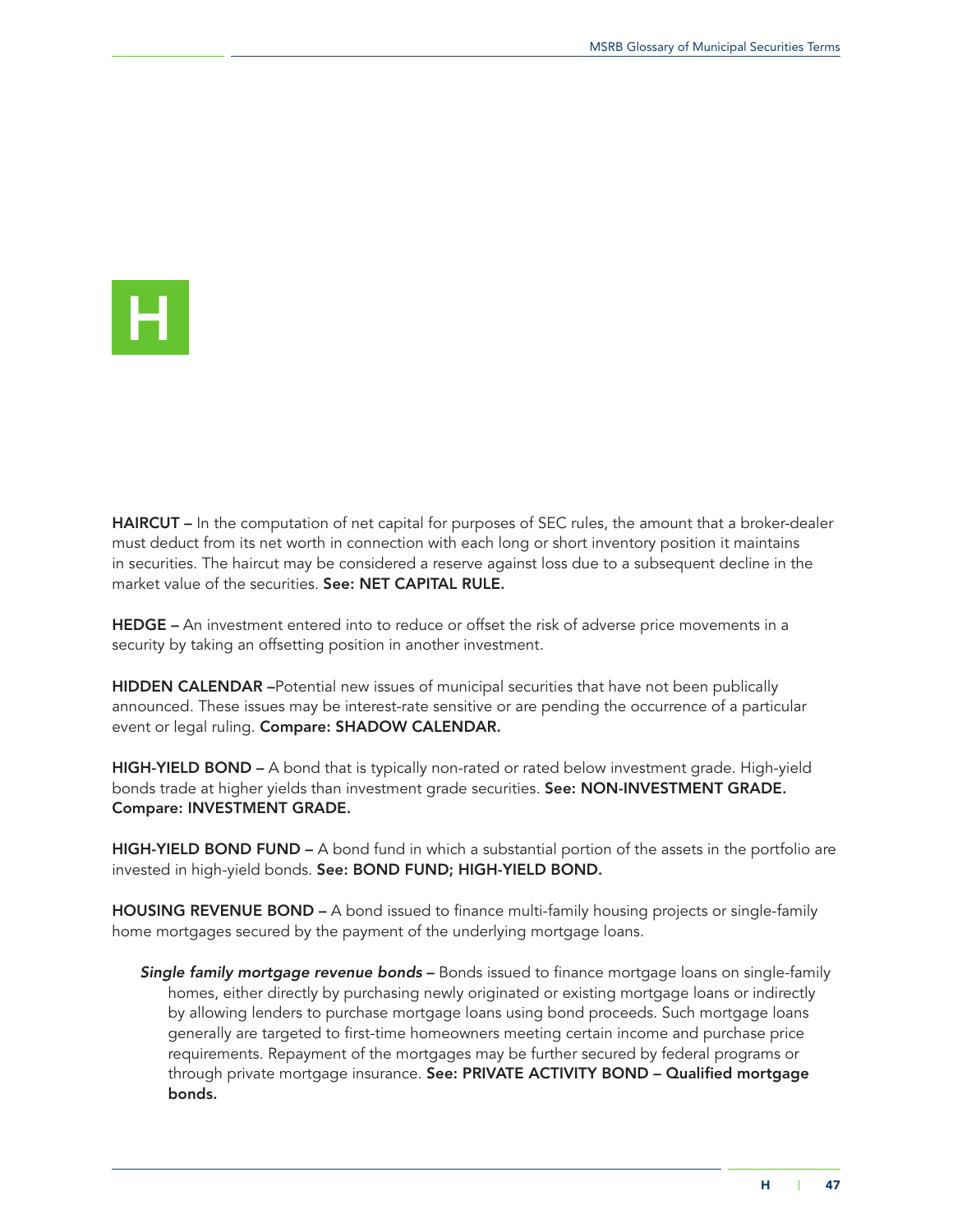# H

**HAIRCUT –** In the computation of net capital for purposes of SEC rules, the amount that a broker-dealer must deduct from its net worth in connection with each long or short inventory position it maintains in securities. The haircut may be considered a reserve against loss due to a subsequent decline in the market value of the securities. **See: NET CAPITAL RULE.**

**HEDGE –** An investment entered into to reduce or offset the risk of adverse price movements in a security by taking an offsetting position in another investment.

**HIDDEN CALENDAR –**Potential new issues of municipal securities that have not been publically announced. These issues may be interest-rate sensitive or are pending the occurrence of a particular event or legal ruling. **Compare: SHADOW CALENDAR.**

**HIGH-YIELD BOND –** A bond that is typically non-rated or rated below investment grade. High-yield bonds trade at higher yields than investment grade securities. **See: NON-INVESTMENT GRADE. Compare: INVESTMENT GRADE.**

**HIGH-YIELD BOND FUND –** A bond fund in which a substantial portion of the assets in the portfolio are invested in high-yield bonds. **See: BOND FUND; HIGH-YIELD BOND.**

**HOUSING REVENUE BOND –** A bond issued to finance multi-family housing projects or single-family home mortgages secured by the payment of the underlying mortgage loans.

***Single family mortgage revenue bonds* –** Bonds issued to finance mortgage loans on single-family homes, either directly by purchasing newly originated or existing mortgage loans or indirectly by allowing lenders to purchase mortgage loans using bond proceeds. Such mortgage loans generally are targeted to first-time homeowners meeting certain income and purchase price requirements. Repayment of the mortgages may be further secured by federal programs or through private mortgage insurance. **See: PRIVATE ACTIVITY BOND – Qualified mortgage bonds.**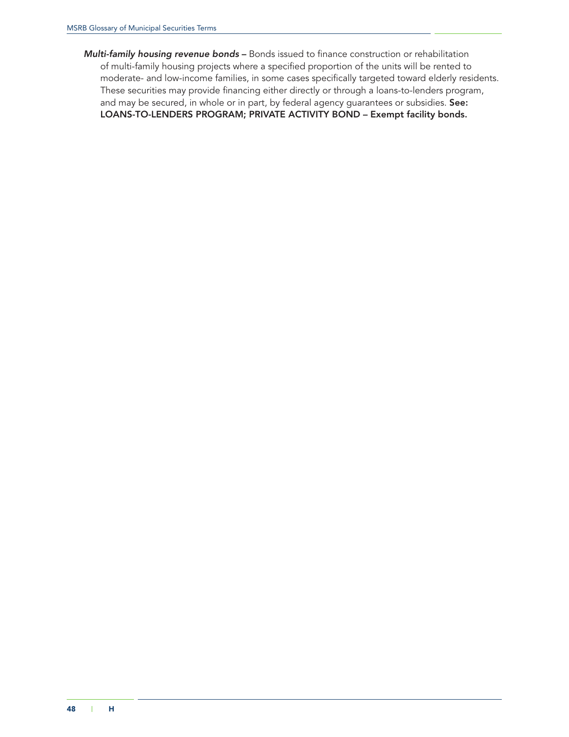***Multi-family housing revenue bonds*** **–** Bonds issued to finance construction or rehabilitation of multi-family housing projects where a specified proportion of the units will be rented to moderate- and low-income families, in some cases specifically targeted toward elderly residents. These securities may provide financing either directly or through a loans-to-lenders program, and may be secured, in whole or in part, by federal agency guarantees or subsidies. **See: LOANS-TO-LENDERS PROGRAM; PRIVATE ACTIVITY BOND – Exempt facility bonds.**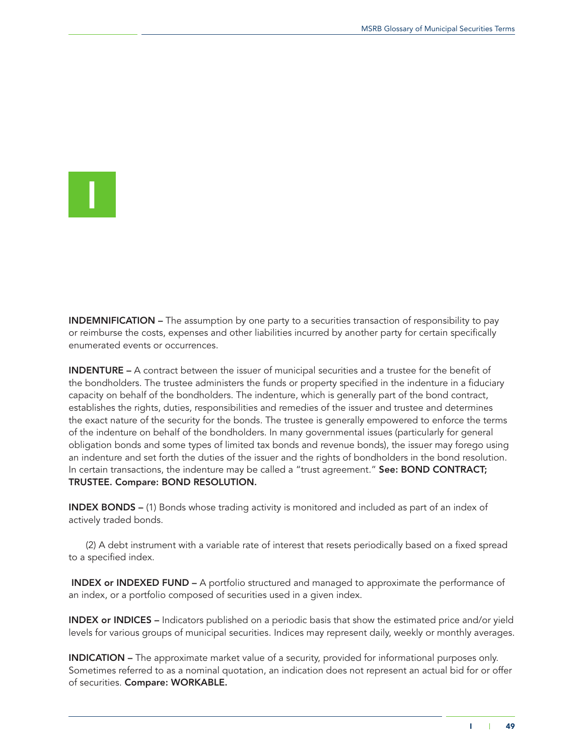# I

**INDEMNIFICATION –** The assumption by one party to a securities transaction of responsibility to pay or reimburse the costs, expenses and other liabilities incurred by another party for certain specifically enumerated events or occurrences.

**INDENTURE –** A contract between the issuer of municipal securities and a trustee for the benefit of the bondholders. The trustee administers the funds or property specified in the indenture in a fiduciary capacity on behalf of the bondholders. The indenture, which is generally part of the bond contract, establishes the rights, duties, responsibilities and remedies of the issuer and trustee and determines the exact nature of the security for the bonds. The trustee is generally empowered to enforce the terms of the indenture on behalf of the bondholders. In many governmental issues (particularly for general obligation bonds and some types of limited tax bonds and revenue bonds), the issuer may forego using an indenture and set forth the duties of the issuer and the rights of bondholders in the bond resolution. In certain transactions, the indenture may be called a "trust agreement." **See: BOND CONTRACT; TRUSTEE. Compare: BOND RESOLUTION.**

**INDEX BONDS –** (1) Bonds whose trading activity is monitored and included as part of an index of actively traded bonds.

(2) A debt instrument with a variable rate of interest that resets periodically based on a fixed spread to a specified index.

**INDEX or INDEXED FUND –** A portfolio structured and managed to approximate the performance of an index, or a portfolio composed of securities used in a given index.

**INDEX or INDICES –** Indicators published on a periodic basis that show the estimated price and/or yield levels for various groups of municipal securities. Indices may represent daily, weekly or monthly averages.

**INDICATION –** The approximate market value of a security, provided for informational purposes only. Sometimes referred to as a nominal quotation, an indication does not represent an actual bid for or offer of securities. **Compare: WORKABLE.**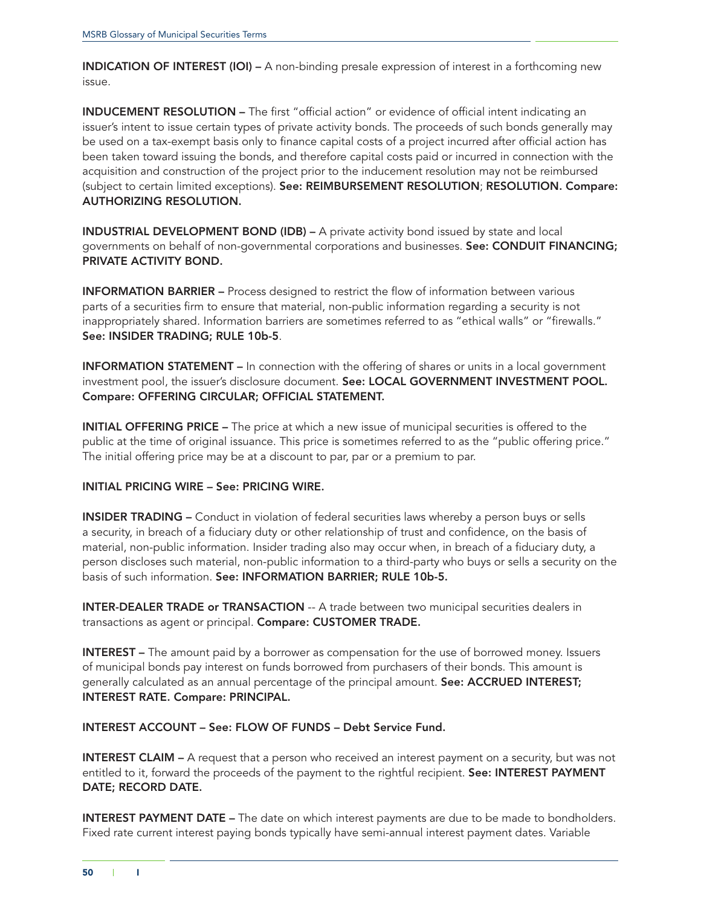**INDICATION OF INTEREST (IOI) –** A non-binding presale expression of interest in a forthcoming new issue.

**INDUCEMENT RESOLUTION –** The first "official action" or evidence of official intent indicating an issuer's intent to issue certain types of private activity bonds. The proceeds of such bonds generally may be used on a tax-exempt basis only to finance capital costs of a project incurred after official action has been taken toward issuing the bonds, and therefore capital costs paid or incurred in connection with the acquisition and construction of the project prior to the inducement resolution may not be reimbursed (subject to certain limited exceptions). **See: REIMBURSEMENT RESOLUTION**; **RESOLUTION. Compare: AUTHORIZING RESOLUTION.**

**INDUSTRIAL DEVELOPMENT BOND (IDB) –** A private activity bond issued by state and local governments on behalf of non-governmental corporations and businesses. **See: CONDUIT FINANCING; PRIVATE ACTIVITY BOND.**

**INFORMATION BARRIER –** Process designed to restrict the flow of information between various parts of a securities firm to ensure that material, non-public information regarding a security is not inappropriately shared. Information barriers are sometimes referred to as "ethical walls" or "firewalls." **See: INSIDER TRADING; RULE 10b-5**.

**INFORMATION STATEMENT –** In connection with the offering of shares or units in a local government investment pool, the issuer's disclosure document. **See: LOCAL GOVERNMENT INVESTMENT POOL. Compare: OFFERING CIRCULAR; OFFICIAL STATEMENT.**

**INITIAL OFFERING PRICE –** The price at which a new issue of municipal securities is offered to the public at the time of original issuance. This price is sometimes referred to as the "public offering price." The initial offering price may be at a discount to par, par or a premium to par.

**INITIAL PRICING WIRE – See: PRICING WIRE.**

**INSIDER TRADING –** Conduct in violation of federal securities laws whereby a person buys or sells a security, in breach of a fiduciary duty or other relationship of trust and confidence, on the basis of material, non-public information. Insider trading also may occur when, in breach of a fiduciary duty, a person discloses such material, non-public information to a third-party who buys or sells a security on the basis of such information. **See: INFORMATION BARRIER; RULE 10b-5.**

**INTER-DEALER TRADE or TRANSACTION** -- A trade between two municipal securities dealers in transactions as agent or principal. **Compare: CUSTOMER TRADE.**

**INTEREST –** The amount paid by a borrower as compensation for the use of borrowed money. Issuers of municipal bonds pay interest on funds borrowed from purchasers of their bonds. This amount is generally calculated as an annual percentage of the principal amount. **See: ACCRUED INTEREST; INTEREST RATE. Compare: PRINCIPAL.**

**INTEREST ACCOUNT – See: FLOW OF FUNDS – Debt Service Fund.**

**INTEREST CLAIM –** A request that a person who received an interest payment on a security, but was not entitled to it, forward the proceeds of the payment to the rightful recipient. **See: INTEREST PAYMENT DATE; RECORD DATE.**

**INTEREST PAYMENT DATE –** The date on which interest payments are due to be made to bondholders. Fixed rate current interest paying bonds typically have semi-annual interest payment dates. Variable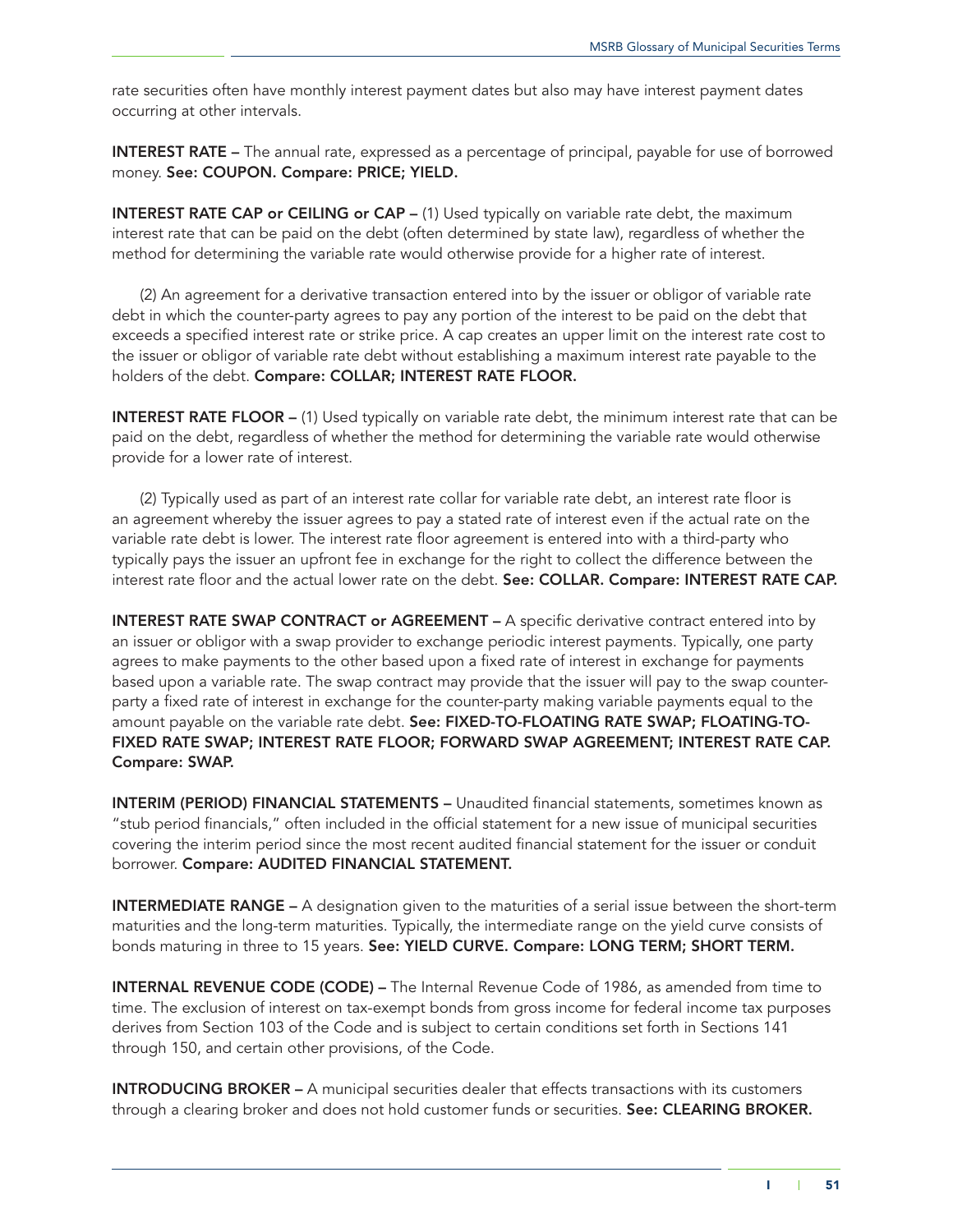rate securities often have monthly interest payment dates but also may have interest payment dates occurring at other intervals.

**INTEREST RATE –** The annual rate, expressed as a percentage of principal, payable for use of borrowed money. **See: COUPON. Compare: PRICE; YIELD.**

**INTEREST RATE CAP or CEILING or CAP –** (1) Used typically on variable rate debt, the maximum interest rate that can be paid on the debt (often determined by state law), regardless of whether the method for determining the variable rate would otherwise provide for a higher rate of interest.

(2) An agreement for a derivative transaction entered into by the issuer or obligor of variable rate debt in which the counter-party agrees to pay any portion of the interest to be paid on the debt that exceeds a specified interest rate or strike price. A cap creates an upper limit on the interest rate cost to the issuer or obligor of variable rate debt without establishing a maximum interest rate payable to the holders of the debt. **Compare: COLLAR; INTEREST RATE FLOOR.**

**INTEREST RATE FLOOR –** (1) Used typically on variable rate debt, the minimum interest rate that can be paid on the debt, regardless of whether the method for determining the variable rate would otherwise provide for a lower rate of interest.

(2) Typically used as part of an interest rate collar for variable rate debt, an interest rate floor is an agreement whereby the issuer agrees to pay a stated rate of interest even if the actual rate on the variable rate debt is lower. The interest rate floor agreement is entered into with a third-party who typically pays the issuer an upfront fee in exchange for the right to collect the difference between the interest rate floor and the actual lower rate on the debt. **See: COLLAR. Compare: INTEREST RATE CAP.**

**INTEREST RATE SWAP CONTRACT or AGREEMENT –** A specific derivative contract entered into by an issuer or obligor with a swap provider to exchange periodic interest payments. Typically, one party agrees to make payments to the other based upon a fixed rate of interest in exchange for payments based upon a variable rate. The swap contract may provide that the issuer will pay to the swap counter-party a fixed rate of interest in exchange for the counter-party making variable payments equal to the amount payable on the variable rate debt. **See: FIXED-TO-FLOATING RATE SWAP; FLOATING-TO-FIXED RATE SWAP; INTEREST RATE FLOOR; FORWARD SWAP AGREEMENT; INTEREST RATE CAP. Compare: SWAP.**

**INTERIM (PERIOD) FINANCIAL STATEMENTS –** Unaudited financial statements, sometimes known as "stub period financials," often included in the official statement for a new issue of municipal securities covering the interim period since the most recent audited financial statement for the issuer or conduit borrower. **Compare: AUDITED FINANCIAL STATEMENT.**

**INTERMEDIATE RANGE –** A designation given to the maturities of a serial issue between the short-term maturities and the long-term maturities. Typically, the intermediate range on the yield curve consists of bonds maturing in three to 15 years. **See: YIELD CURVE. Compare: LONG TERM; SHORT TERM.**

**INTERNAL REVENUE CODE (CODE) –** The Internal Revenue Code of 1986, as amended from time to time. The exclusion of interest on tax-exempt bonds from gross income for federal income tax purposes derives from Section 103 of the Code and is subject to certain conditions set forth in Sections 141 through 150, and certain other provisions, of the Code.

**INTRODUCING BROKER –** A municipal securities dealer that effects transactions with its customers through a clearing broker and does not hold customer funds or securities. **See: CLEARING BROKER.**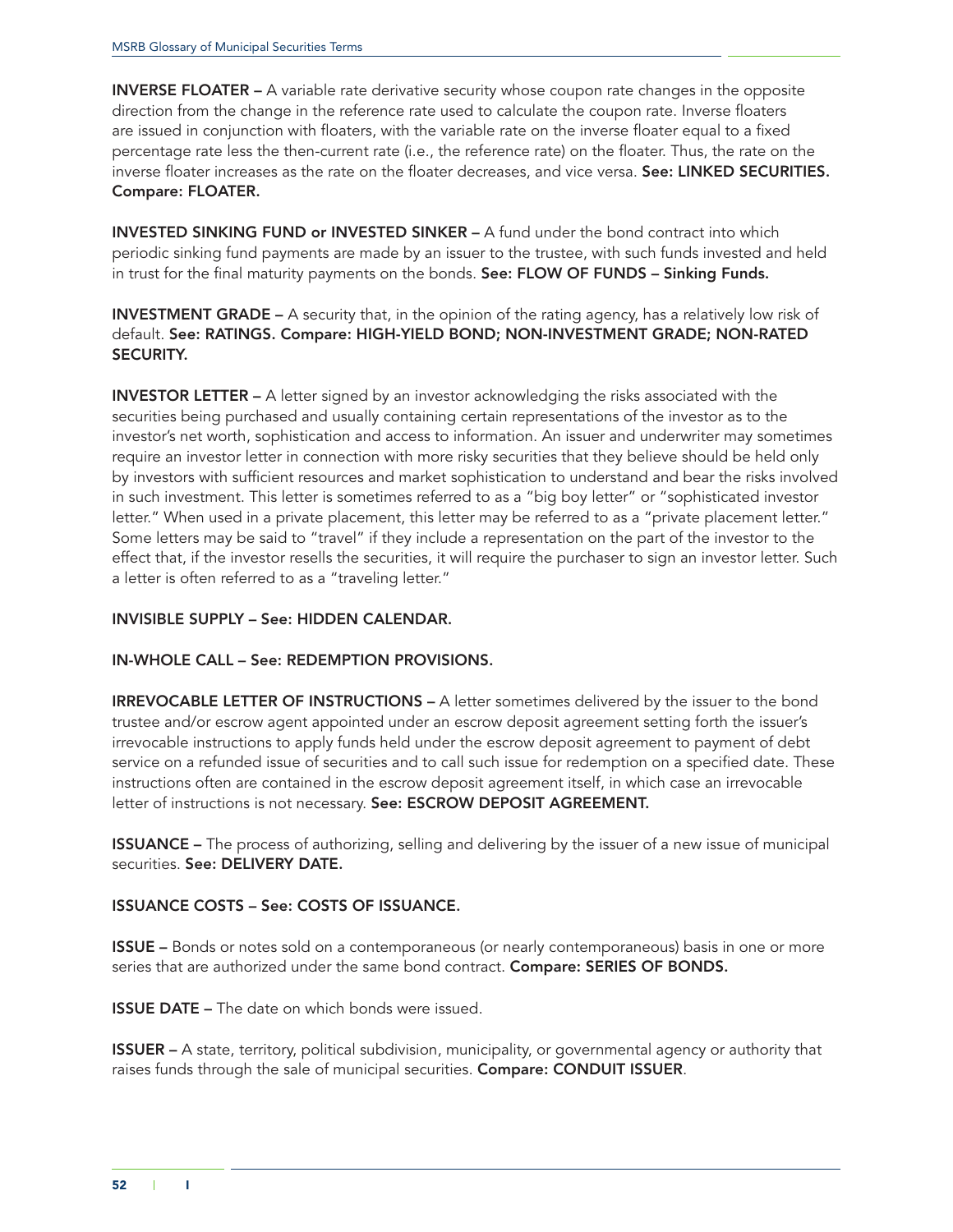**INVERSE FLOATER –** A variable rate derivative security whose coupon rate changes in the opposite direction from the change in the reference rate used to calculate the coupon rate. Inverse floaters are issued in conjunction with floaters, with the variable rate on the inverse floater equal to a fixed percentage rate less the then-current rate (i.e., the reference rate) on the floater. Thus, the rate on the inverse floater increases as the rate on the floater decreases, and vice versa. **See: LINKED SECURITIES. Compare: FLOATER.**

**INVESTED SINKING FUND or INVESTED SINKER –** A fund under the bond contract into which periodic sinking fund payments are made by an issuer to the trustee, with such funds invested and held in trust for the final maturity payments on the bonds. **See: FLOW OF FUNDS – Sinking Funds.**

**INVESTMENT GRADE –** A security that, in the opinion of the rating agency, has a relatively low risk of default. **See: RATINGS. Compare: HIGH-YIELD BOND; NON-INVESTMENT GRADE; NON-RATED SECURITY.**

**INVESTOR LETTER –** A letter signed by an investor acknowledging the risks associated with the securities being purchased and usually containing certain representations of the investor as to the investor's net worth, sophistication and access to information. An issuer and underwriter may sometimes require an investor letter in connection with more risky securities that they believe should be held only by investors with sufficient resources and market sophistication to understand and bear the risks involved in such investment. This letter is sometimes referred to as a "big boy letter" or "sophisticated investor letter." When used in a private placement, this letter may be referred to as a "private placement letter." Some letters may be said to "travel" if they include a representation on the part of the investor to the effect that, if the investor resells the securities, it will require the purchaser to sign an investor letter. Such a letter is often referred to as a "traveling letter."

**INVISIBLE SUPPLY – See: HIDDEN CALENDAR.**

**IN-WHOLE CALL – See: REDEMPTION PROVISIONS.**

**IRREVOCABLE LETTER OF INSTRUCTIONS –** A letter sometimes delivered by the issuer to the bond trustee and/or escrow agent appointed under an escrow deposit agreement setting forth the issuer's irrevocable instructions to apply funds held under the escrow deposit agreement to payment of debt service on a refunded issue of securities and to call such issue for redemption on a specified date. These instructions often are contained in the escrow deposit agreement itself, in which case an irrevocable letter of instructions is not necessary. **See: ESCROW DEPOSIT AGREEMENT.**

**ISSUANCE –** The process of authorizing, selling and delivering by the issuer of a new issue of municipal securities. **See: DELIVERY DATE.**

**ISSUANCE COSTS – See: COSTS OF ISSUANCE.**

**ISSUE –** Bonds or notes sold on a contemporaneous (or nearly contemporaneous) basis in one or more series that are authorized under the same bond contract. **Compare: SERIES OF BONDS.**

**ISSUE DATE –** The date on which bonds were issued.

**ISSUER –** A state, territory, political subdivision, municipality, or governmental agency or authority that raises funds through the sale of municipal securities. **Compare: CONDUIT ISSUER**.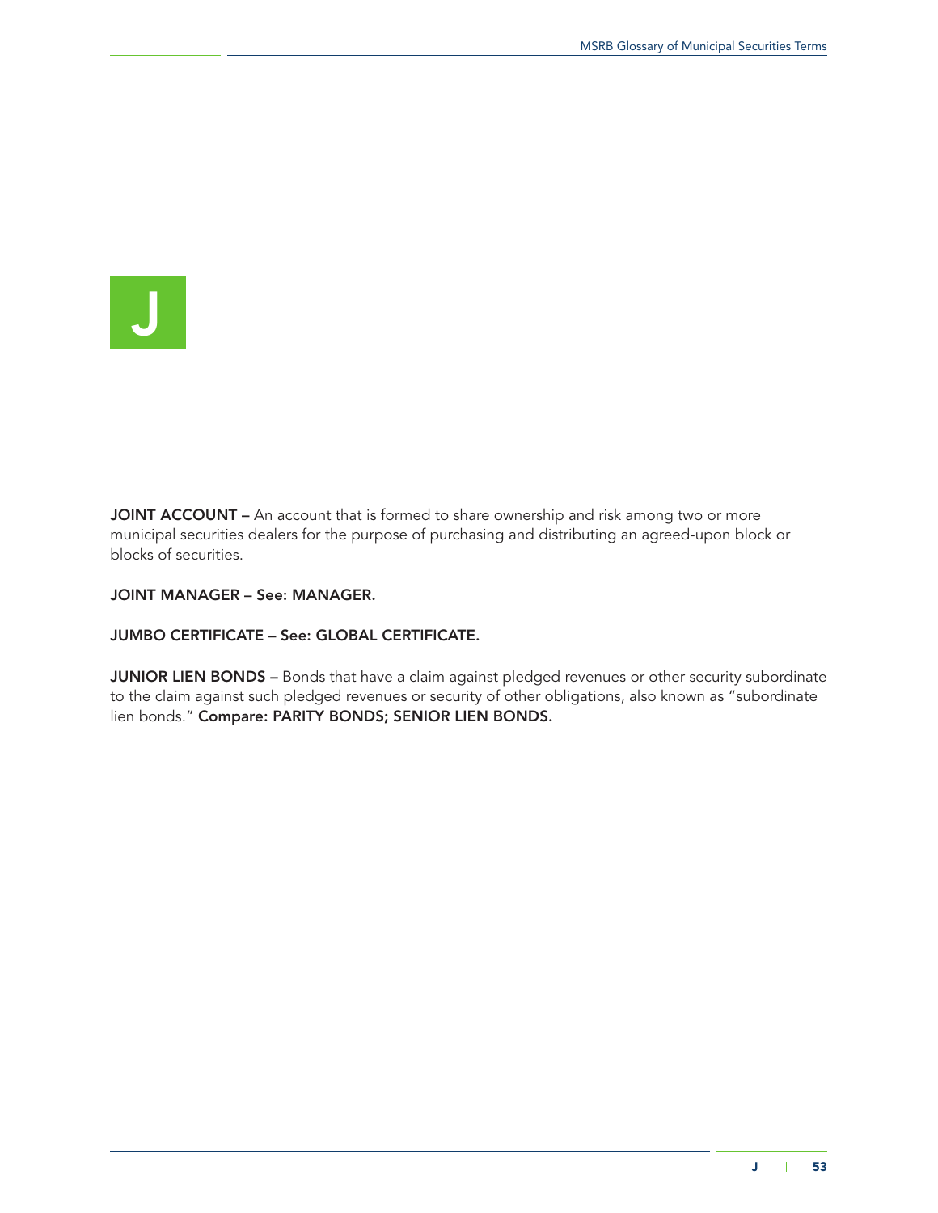# J

**JOINT ACCOUNT –** An account that is formed to share ownership and risk among two or more municipal securities dealers for the purpose of purchasing and distributing an agreed-upon block or blocks of securities.

**JOINT MANAGER – See: MANAGER.**

**JUMBO CERTIFICATE – See: GLOBAL CERTIFICATE.**

**JUNIOR LIEN BONDS –** Bonds that have a claim against pledged revenues or other security subordinate to the claim against such pledged revenues or security of other obligations, also known as "subordinate lien bonds." **Compare: PARITY BONDS; SENIOR LIEN BONDS.**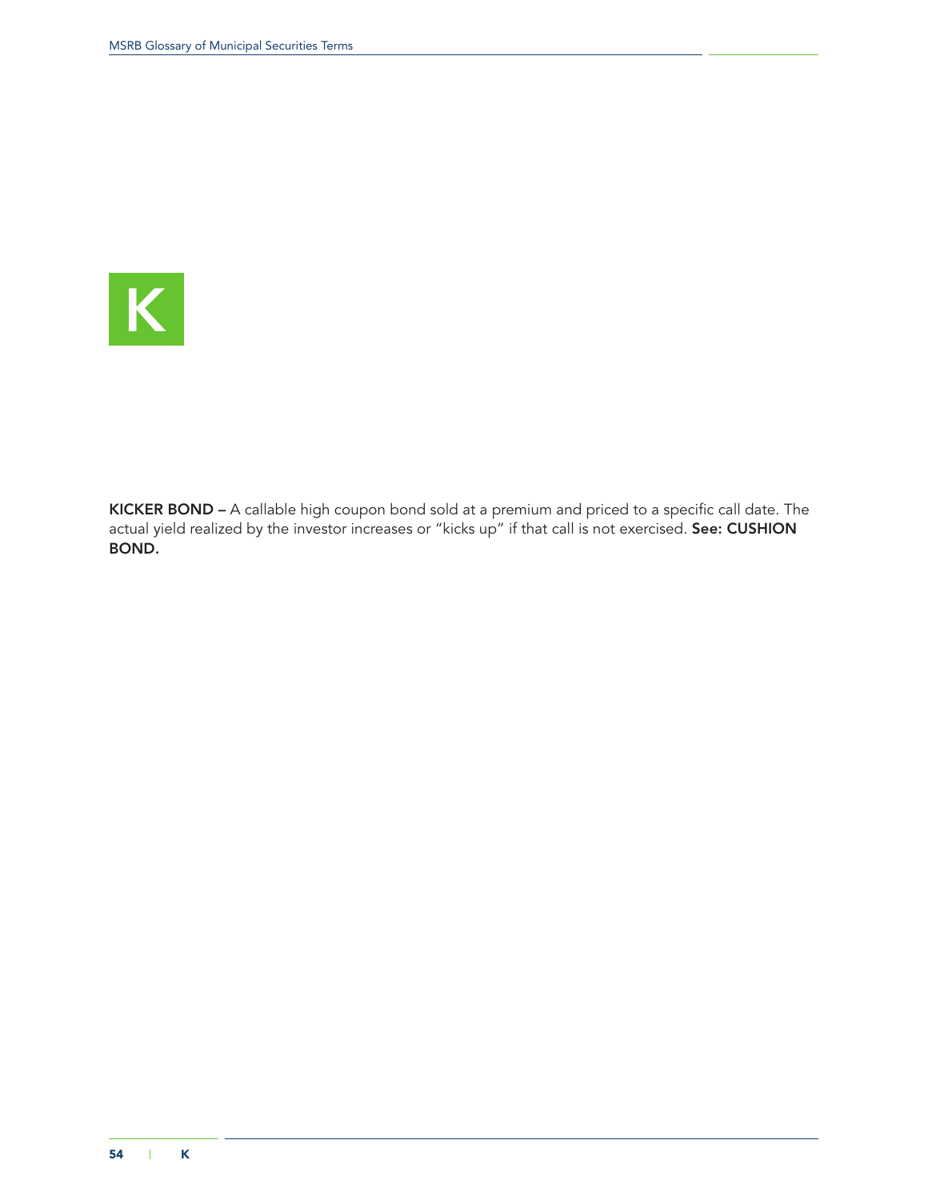# K

**KICKER BOND –** A callable high coupon bond sold at a premium and priced to a specific call date. The actual yield realized by the investor increases or "kicks up" if that call is not exercised. **See: CUSHION BOND.**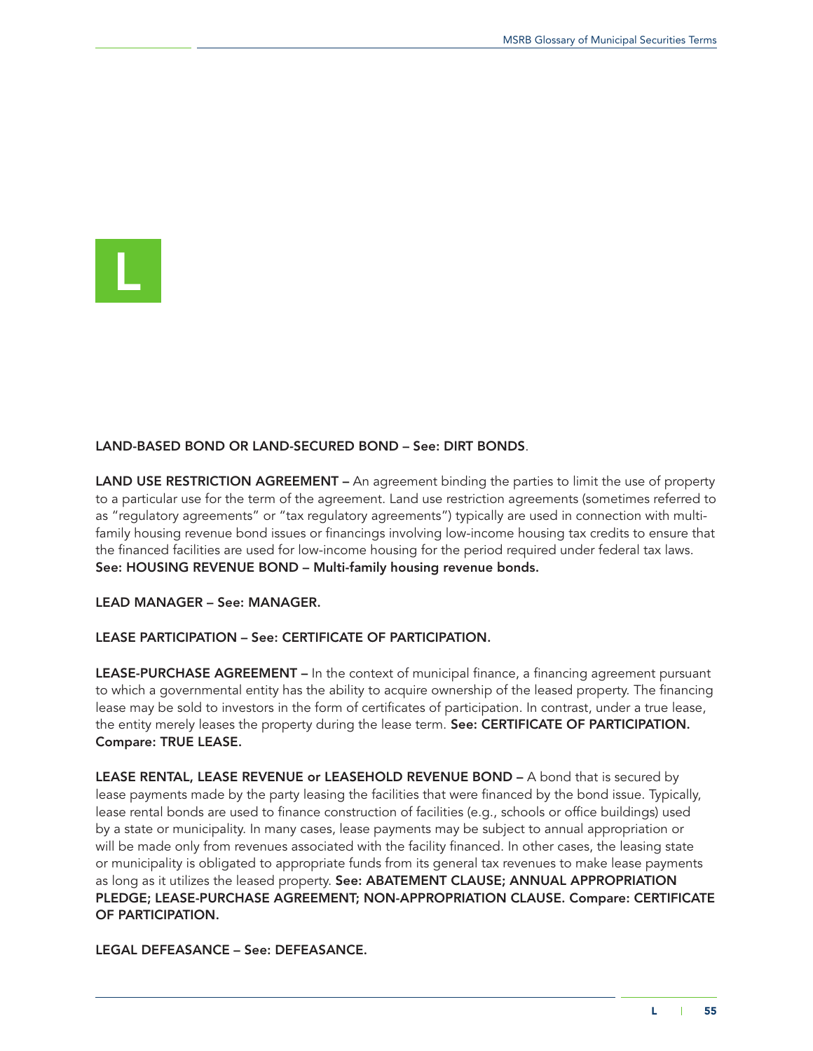# L

**LAND-BASED BOND OR LAND-SECURED BOND – See: DIRT BONDS**.

**LAND USE RESTRICTION AGREEMENT –** An agreement binding the parties to limit the use of property to a particular use for the term of the agreement. Land use restriction agreements (sometimes referred to as "regulatory agreements" or "tax regulatory agreements") typically are used in connection with multi-family housing revenue bond issues or financings involving low-income housing tax credits to ensure that the financed facilities are used for low-income housing for the period required under federal tax laws. **See: HOUSING REVENUE BOND – Multi-family housing revenue bonds.**

**LEAD MANAGER – See: MANAGER.**

**LEASE PARTICIPATION – See: CERTIFICATE OF PARTICIPATION.**

**LEASE-PURCHASE AGREEMENT –** In the context of municipal finance, a financing agreement pursuant to which a governmental entity has the ability to acquire ownership of the leased property. The financing lease may be sold to investors in the form of certificates of participation. In contrast, under a true lease, the entity merely leases the property during the lease term. **See: CERTIFICATE OF PARTICIPATION. Compare: TRUE LEASE.**

**LEASE RENTAL, LEASE REVENUE or LEASEHOLD REVENUE BOND –** A bond that is secured by lease payments made by the party leasing the facilities that were financed by the bond issue. Typically, lease rental bonds are used to finance construction of facilities (e.g., schools or office buildings) used by a state or municipality. In many cases, lease payments may be subject to annual appropriation or will be made only from revenues associated with the facility financed. In other cases, the leasing state or municipality is obligated to appropriate funds from its general tax revenues to make lease payments as long as it utilizes the leased property. **See: ABATEMENT CLAUSE; ANNUAL APPROPRIATION PLEDGE; LEASE-PURCHASE AGREEMENT; NON-APPROPRIATION CLAUSE. Compare: CERTIFICATE OF PARTICIPATION.**

**LEGAL DEFEASANCE – See: DEFEASANCE.**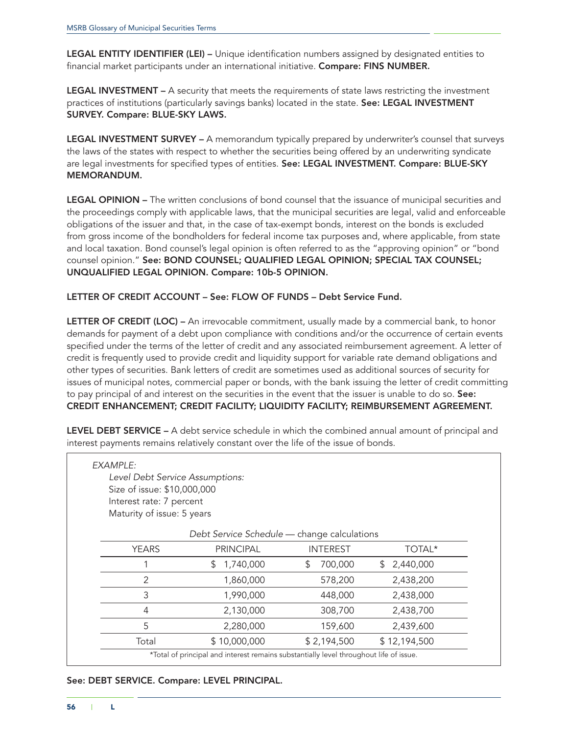**LEGAL ENTITY IDENTIFIER (LEI) –** Unique identification numbers assigned by designated entities to financial market participants under an international initiative. **Compare: FINS NUMBER.**

**LEGAL INVESTMENT –** A security that meets the requirements of state laws restricting the investment practices of institutions (particularly savings banks) located in the state. **See: LEGAL INVESTMENT SURVEY. Compare: BLUE-SKY LAWS.**

**LEGAL INVESTMENT SURVEY –** A memorandum typically prepared by underwriter's counsel that surveys the laws of the states with respect to whether the securities being offered by an underwriting syndicate are legal investments for specified types of entities. **See: LEGAL INVESTMENT. Compare: BLUE-SKY MEMORANDUM.**

**LEGAL OPINION –** The written conclusions of bond counsel that the issuance of municipal securities and the proceedings comply with applicable laws, that the municipal securities are legal, valid and enforceable obligations of the issuer and that, in the case of tax-exempt bonds, interest on the bonds is excluded from gross income of the bondholders for federal income tax purposes and, where applicable, from state and local taxation. Bond counsel's legal opinion is often referred to as the "approving opinion" or "bond counsel opinion." **See: BOND COUNSEL; QUALIFIED LEGAL OPINION; SPECIAL TAX COUNSEL; UNQUALIFIED LEGAL OPINION. Compare: 10b-5 OPINION.**

**LETTER OF CREDIT ACCOUNT – See: FLOW OF FUNDS – Debt Service Fund.**

**LETTER OF CREDIT (LOC) –** An irrevocable commitment, usually made by a commercial bank, to honor demands for payment of a debt upon compliance with conditions and/or the occurrence of certain events specified under the terms of the letter of credit and any associated reimbursement agreement. A letter of credit is frequently used to provide credit and liquidity support for variable rate demand obligations and other types of securities. Bank letters of credit are sometimes used as additional sources of security for issues of municipal notes, commercial paper or bonds, with the bank issuing the letter of credit committing to pay principal of and interest on the securities in the event that the issuer is unable to do so. **See: CREDIT ENHANCEMENT; CREDIT FACILITY; LIQUIDITY FACILITY; REIMBURSEMENT AGREEMENT.**

**LEVEL DEBT SERVICE –** A debt service schedule in which the combined annual amount of principal and interest payments remains relatively constant over the life of the issue of bonds.

*EXAMPLE:*

*Level Debt Service Assumptions:*
Size of issue: $10,000,000
Interest rate: 7 percent
Maturity of issue: 5 years

*Debt Service Schedule* — change calculations

| YEARS | PRINCIPAL | INTEREST | TOTAL* |
|---|---|---|---|
| 1 | $ 1,740,000 | $ 700,000 | $ 2,440,000 |
| 2 | 1,860,000 | 578,200 | 2,438,200 |
| 3 | 1,990,000 | 448,000 | 2,438,000 |
| 4 | 2,130,000 | 308,700 | 2,438,700 |
| 5 | 2,280,000 | 159,600 | 2,439,600 |
| Total | $ 10,000,000 | $ 2,194,500 | $ 12,194,500 |

*Total of principal and interest remains substantially level throughout life of issue.

**See: DEBT SERVICE. Compare: LEVEL PRINCIPAL.**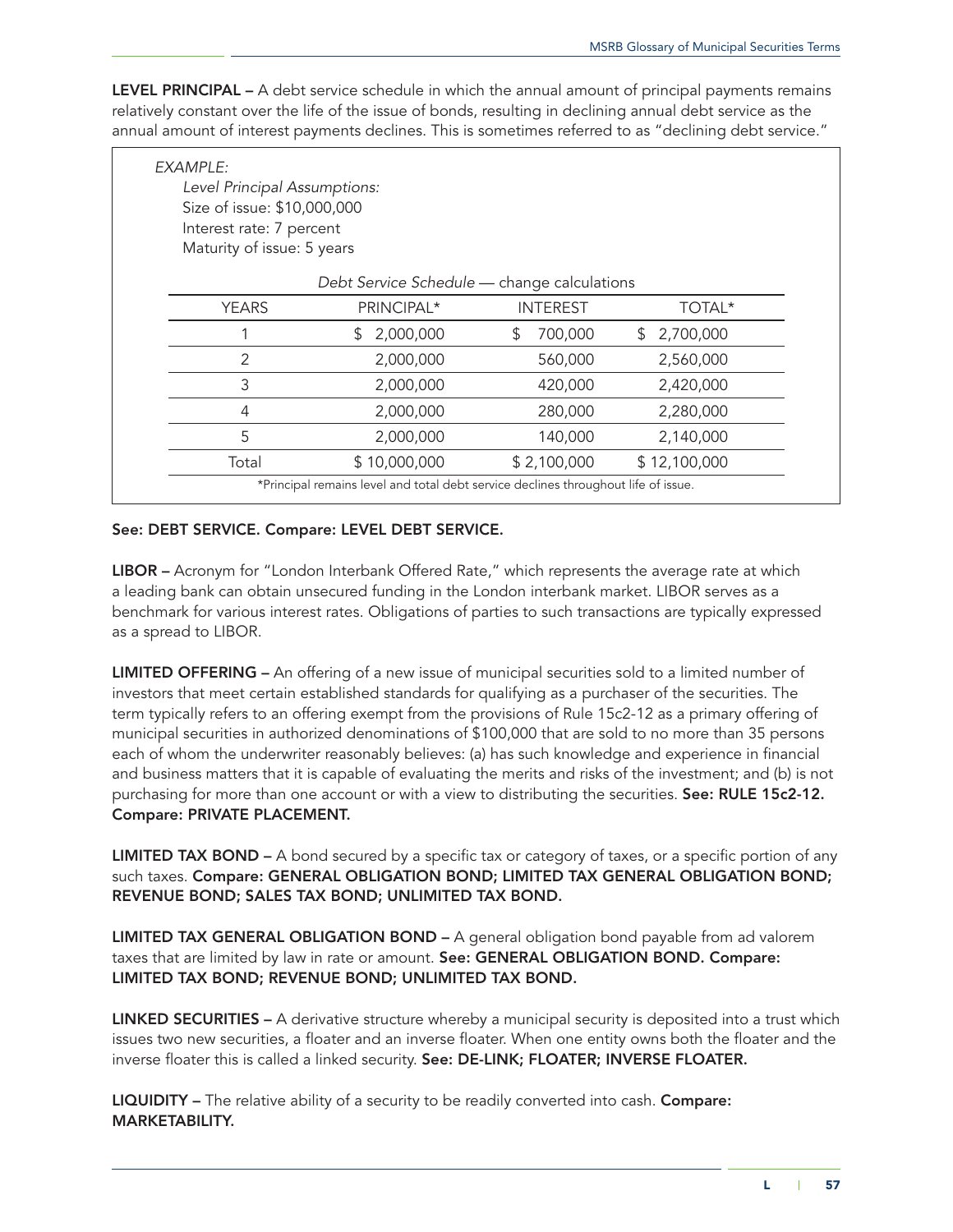**LEVEL PRINCIPAL –** A debt service schedule in which the annual amount of principal payments remains relatively constant over the life of the issue of bonds, resulting in declining annual debt service as the annual amount of interest payments declines. This is sometimes referred to as "declining debt service."

*EXAMPLE:*

*Level Principal Assumptions:*
Size of issue: $10,000,000
Interest rate: 7 percent
Maturity of issue: 5 years

*Debt Service Schedule* — change calculations

| YEARS | PRINCIPAL* | INTEREST | TOTAL* |
|---|---|---|---|
| 1 | $ 2,000,000 | $ 700,000 | $ 2,700,000 |
| 2 | 2,000,000 | 560,000 | 2,560,000 |
| 3 | 2,000,000 | 420,000 | 2,420,000 |
| 4 | 2,000,000 | 280,000 | 2,280,000 |
| 5 | 2,000,000 | 140,000 | 2,140,000 |
| Total | $ 10,000,000 | $ 2,100,000 | $ 12,100,000 |

*Principal remains level and total debt service declines throughout life of issue.

**See: DEBT SERVICE. Compare: LEVEL DEBT SERVICE.**

**LIBOR –** Acronym for "London Interbank Offered Rate," which represents the average rate at which a leading bank can obtain unsecured funding in the London interbank market. LIBOR serves as a benchmark for various interest rates. Obligations of parties to such transactions are typically expressed as a spread to LIBOR.

**LIMITED OFFERING –** An offering of a new issue of municipal securities sold to a limited number of investors that meet certain established standards for qualifying as a purchaser of the securities. The term typically refers to an offering exempt from the provisions of Rule 15c2-12 as a primary offering of municipal securities in authorized denominations of $100,000 that are sold to no more than 35 persons each of whom the underwriter reasonably believes: (a) has such knowledge and experience in financial and business matters that it is capable of evaluating the merits and risks of the investment; and (b) is not purchasing for more than one account or with a view to distributing the securities. **See: RULE 15c2-12. Compare: PRIVATE PLACEMENT.**

**LIMITED TAX BOND –** A bond secured by a specific tax or category of taxes, or a specific portion of any such taxes. **Compare: GENERAL OBLIGATION BOND; LIMITED TAX GENERAL OBLIGATION BOND; REVENUE BOND; SALES TAX BOND; UNLIMITED TAX BOND.**

**LIMITED TAX GENERAL OBLIGATION BOND –** A general obligation bond payable from ad valorem taxes that are limited by law in rate or amount. **See: GENERAL OBLIGATION BOND. Compare: LIMITED TAX BOND; REVENUE BOND; UNLIMITED TAX BOND.**

**LINKED SECURITIES –** A derivative structure whereby a municipal security is deposited into a trust which issues two new securities, a floater and an inverse floater. When one entity owns both the floater and the inverse floater this is called a linked security. **See: DE-LINK; FLOATER; INVERSE FLOATER.**

**LIQUIDITY –** The relative ability of a security to be readily converted into cash. **Compare: MARKETABILITY.**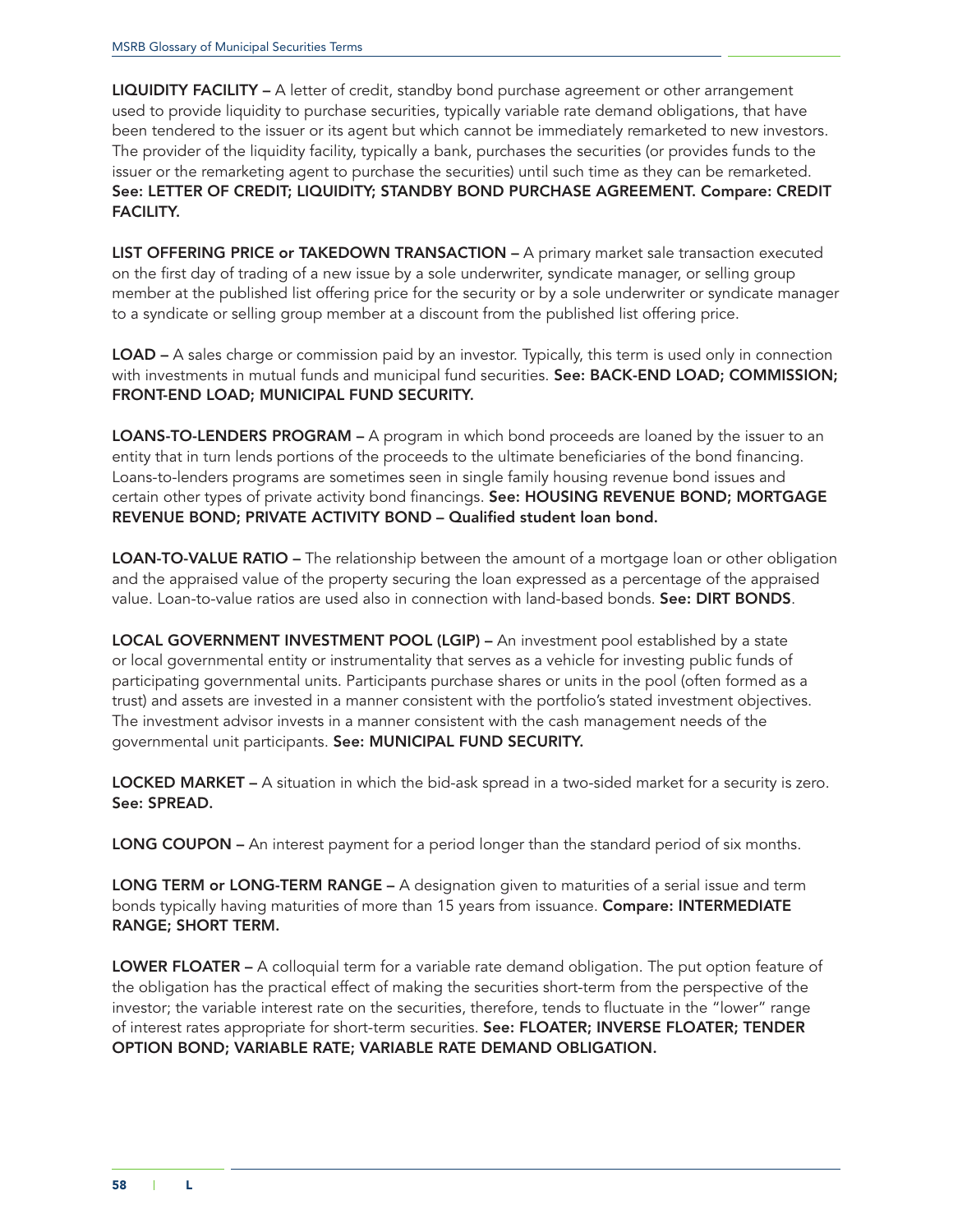**LIQUIDITY FACILITY –** A letter of credit, standby bond purchase agreement or other arrangement used to provide liquidity to purchase securities, typically variable rate demand obligations, that have been tendered to the issuer or its agent but which cannot be immediately remarketed to new investors. The provider of the liquidity facility, typically a bank, purchases the securities (or provides funds to the issuer or the remarketing agent to purchase the securities) until such time as they can be remarketed. **See: LETTER OF CREDIT; LIQUIDITY; STANDBY BOND PURCHASE AGREEMENT. Compare: CREDIT FACILITY.**

**LIST OFFERING PRICE or TAKEDOWN TRANSACTION –** A primary market sale transaction executed on the first day of trading of a new issue by a sole underwriter, syndicate manager, or selling group member at the published list offering price for the security or by a sole underwriter or syndicate manager to a syndicate or selling group member at a discount from the published list offering price.

**LOAD –** A sales charge or commission paid by an investor. Typically, this term is used only in connection with investments in mutual funds and municipal fund securities. **See: BACK-END LOAD; COMMISSION; FRONT-END LOAD; MUNICIPAL FUND SECURITY.**

**LOANS-TO-LENDERS PROGRAM –** A program in which bond proceeds are loaned by the issuer to an entity that in turn lends portions of the proceeds to the ultimate beneficiaries of the bond financing. Loans-to-lenders programs are sometimes seen in single family housing revenue bond issues and certain other types of private activity bond financings. **See: HOUSING REVENUE BOND; MORTGAGE REVENUE BOND; PRIVATE ACTIVITY BOND – Qualified student loan bond.**

**LOAN-TO-VALUE RATIO –** The relationship between the amount of a mortgage loan or other obligation and the appraised value of the property securing the loan expressed as a percentage of the appraised value. Loan-to-value ratios are used also in connection with land-based bonds. **See: DIRT BONDS**.

**LOCAL GOVERNMENT INVESTMENT POOL (LGIP) –** An investment pool established by a state or local governmental entity or instrumentality that serves as a vehicle for investing public funds of participating governmental units. Participants purchase shares or units in the pool (often formed as a trust) and assets are invested in a manner consistent with the portfolio's stated investment objectives. The investment advisor invests in a manner consistent with the cash management needs of the governmental unit participants. **See: MUNICIPAL FUND SECURITY.**

**LOCKED MARKET –** A situation in which the bid-ask spread in a two-sided market for a security is zero. **See: SPREAD.**

**LONG COUPON –** An interest payment for a period longer than the standard period of six months.

**LONG TERM or LONG-TERM RANGE –** A designation given to maturities of a serial issue and term bonds typically having maturities of more than 15 years from issuance. **Compare: INTERMEDIATE RANGE; SHORT TERM.**

**LOWER FLOATER –** A colloquial term for a variable rate demand obligation. The put option feature of the obligation has the practical effect of making the securities short-term from the perspective of the investor; the variable interest rate on the securities, therefore, tends to fluctuate in the "lower" range of interest rates appropriate for short-term securities. **See: FLOATER; INVERSE FLOATER; TENDER OPTION BOND; VARIABLE RATE; VARIABLE RATE DEMAND OBLIGATION.**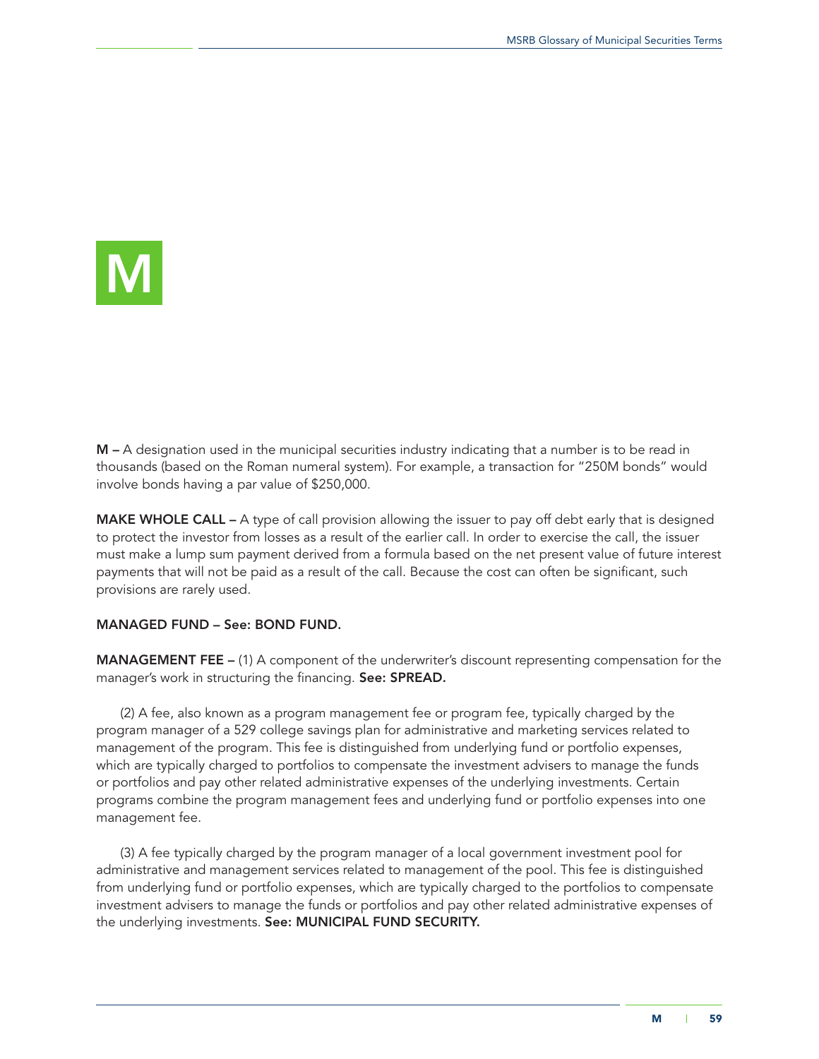# M

**M –** A designation used in the municipal securities industry indicating that a number is to be read in thousands (based on the Roman numeral system). For example, a transaction for "250M bonds" would involve bonds having a par value of $250,000.

**MAKE WHOLE CALL –** A type of call provision allowing the issuer to pay off debt early that is designed to protect the investor from losses as a result of the earlier call. In order to exercise the call, the issuer must make a lump sum payment derived from a formula based on the net present value of future interest payments that will not be paid as a result of the call. Because the cost can often be significant, such provisions are rarely used.

**MANAGED FUND – See: BOND FUND.**

**MANAGEMENT FEE –** (1) A component of the underwriter's discount representing compensation for the manager's work in structuring the financing. **See: SPREAD.**

(2) A fee, also known as a program management fee or program fee, typically charged by the program manager of a 529 college savings plan for administrative and marketing services related to management of the program. This fee is distinguished from underlying fund or portfolio expenses, which are typically charged to portfolios to compensate the investment advisers to manage the funds or portfolios and pay other related administrative expenses of the underlying investments. Certain programs combine the program management fees and underlying fund or portfolio expenses into one management fee.

(3) A fee typically charged by the program manager of a local government investment pool for administrative and management services related to management of the pool. This fee is distinguished from underlying fund or portfolio expenses, which are typically charged to the portfolios to compensate investment advisers to manage the funds or portfolios and pay other related administrative expenses of the underlying investments. **See: MUNICIPAL FUND SECURITY.**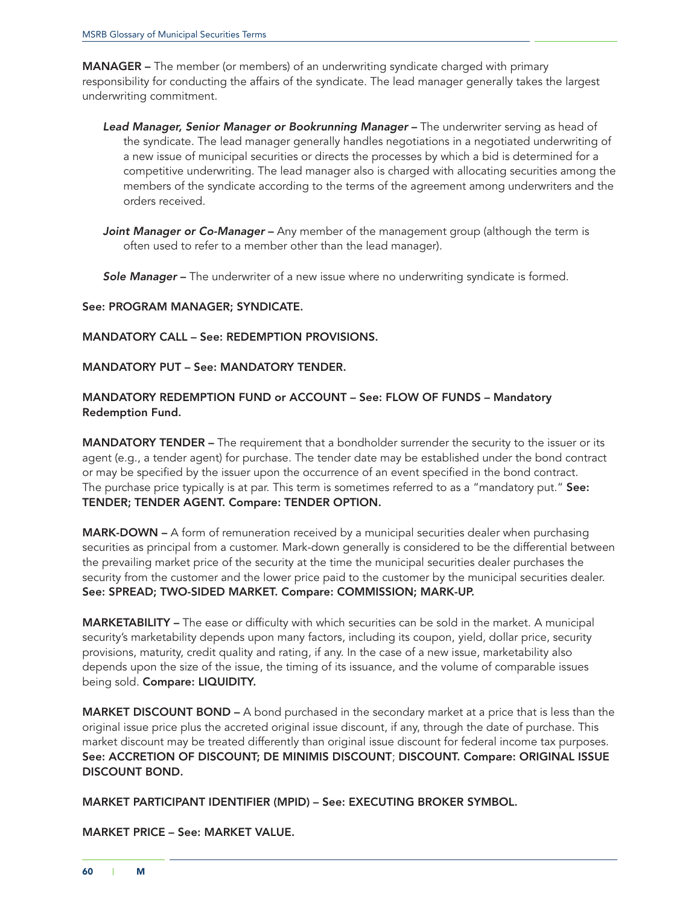**MANAGER –** The member (or members) of an underwriting syndicate charged with primary responsibility for conducting the affairs of the syndicate. The lead manager generally takes the largest underwriting commitment.

*Lead Manager, Senior Manager or Bookrunning Manager* – The underwriter serving as head of the syndicate. The lead manager generally handles negotiations in a negotiated underwriting of a new issue of municipal securities or directs the processes by which a bid is determined for a competitive underwriting. The lead manager also is charged with allocating securities among the members of the syndicate according to the terms of the agreement among underwriters and the orders received.

*Joint Manager or Co-Manager* – Any member of the management group (although the term is often used to refer to a member other than the lead manager).

*Sole Manager* – The underwriter of a new issue where no underwriting syndicate is formed.

**See: PROGRAM MANAGER; SYNDICATE.**

**MANDATORY CALL – See: REDEMPTION PROVISIONS.**

**MANDATORY PUT – See: MANDATORY TENDER.**

**MANDATORY REDEMPTION FUND or ACCOUNT – See: FLOW OF FUNDS – Mandatory Redemption Fund.**

**MANDATORY TENDER –** The requirement that a bondholder surrender the security to the issuer or its agent (e.g., a tender agent) for purchase. The tender date may be established under the bond contract or may be specified by the issuer upon the occurrence of an event specified in the bond contract. The purchase price typically is at par. This term is sometimes referred to as a "mandatory put." **See: TENDER; TENDER AGENT. Compare: TENDER OPTION.**

**MARK-DOWN –** A form of remuneration received by a municipal securities dealer when purchasing securities as principal from a customer. Mark-down generally is considered to be the differential between the prevailing market price of the security at the time the municipal securities dealer purchases the security from the customer and the lower price paid to the customer by the municipal securities dealer. **See: SPREAD; TWO-SIDED MARKET. Compare: COMMISSION; MARK-UP.**

**MARKETABILITY –** The ease or difficulty with which securities can be sold in the market. A municipal security's marketability depends upon many factors, including its coupon, yield, dollar price, security provisions, maturity, credit quality and rating, if any. In the case of a new issue, marketability also depends upon the size of the issue, the timing of its issuance, and the volume of comparable issues being sold. **Compare: LIQUIDITY.**

**MARKET DISCOUNT BOND –** A bond purchased in the secondary market at a price that is less than the original issue price plus the accreted original issue discount, if any, through the date of purchase. This market discount may be treated differently than original issue discount for federal income tax purposes. **See: ACCRETION OF DISCOUNT; DE MINIMIS DISCOUNT; DISCOUNT. Compare: ORIGINAL ISSUE DISCOUNT BOND.**

**MARKET PARTICIPANT IDENTIFIER (MPID) – See: EXECUTING BROKER SYMBOL.**

**MARKET PRICE – See: MARKET VALUE.**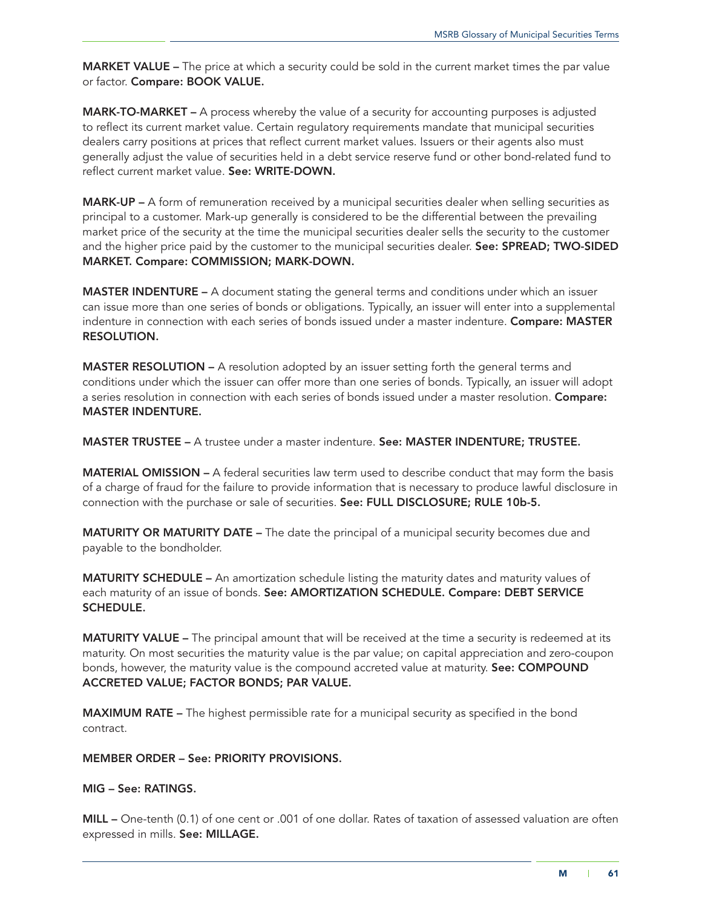**MARKET VALUE –** The price at which a security could be sold in the current market times the par value or factor. **Compare: BOOK VALUE.**

**MARK-TO-MARKET –** A process whereby the value of a security for accounting purposes is adjusted to reflect its current market value. Certain regulatory requirements mandate that municipal securities dealers carry positions at prices that reflect current market values. Issuers or their agents also must generally adjust the value of securities held in a debt service reserve fund or other bond-related fund to reflect current market value. **See: WRITE-DOWN.**

**MARK-UP –** A form of remuneration received by a municipal securities dealer when selling securities as principal to a customer. Mark-up generally is considered to be the differential between the prevailing market price of the security at the time the municipal securities dealer sells the security to the customer and the higher price paid by the customer to the municipal securities dealer. **See: SPREAD; TWO-SIDED MARKET. Compare: COMMISSION; MARK-DOWN.**

**MASTER INDENTURE –** A document stating the general terms and conditions under which an issuer can issue more than one series of bonds or obligations. Typically, an issuer will enter into a supplemental indenture in connection with each series of bonds issued under a master indenture. **Compare: MASTER RESOLUTION.**

**MASTER RESOLUTION –** A resolution adopted by an issuer setting forth the general terms and conditions under which the issuer can offer more than one series of bonds. Typically, an issuer will adopt a series resolution in connection with each series of bonds issued under a master resolution. **Compare: MASTER INDENTURE.**

**MASTER TRUSTEE –** A trustee under a master indenture. **See: MASTER INDENTURE; TRUSTEE.**

**MATERIAL OMISSION –** A federal securities law term used to describe conduct that may form the basis of a charge of fraud for the failure to provide information that is necessary to produce lawful disclosure in connection with the purchase or sale of securities. **See: FULL DISCLOSURE; RULE 10b-5.**

**MATURITY OR MATURITY DATE –** The date the principal of a municipal security becomes due and payable to the bondholder.

**MATURITY SCHEDULE –** An amortization schedule listing the maturity dates and maturity values of each maturity of an issue of bonds. **See: AMORTIZATION SCHEDULE. Compare: DEBT SERVICE SCHEDULE.**

**MATURITY VALUE –** The principal amount that will be received at the time a security is redeemed at its maturity. On most securities the maturity value is the par value; on capital appreciation and zero-coupon bonds, however, the maturity value is the compound accreted value at maturity. **See: COMPOUND ACCRETED VALUE; FACTOR BONDS; PAR VALUE.**

**MAXIMUM RATE –** The highest permissible rate for a municipal security as specified in the bond contract.

**MEMBER ORDER – See: PRIORITY PROVISIONS.**

**MIG – See: RATINGS.**

**MILL –** One-tenth (0.1) of one cent or .001 of one dollar. Rates of taxation of assessed valuation are often expressed in mills. **See: MILLAGE.**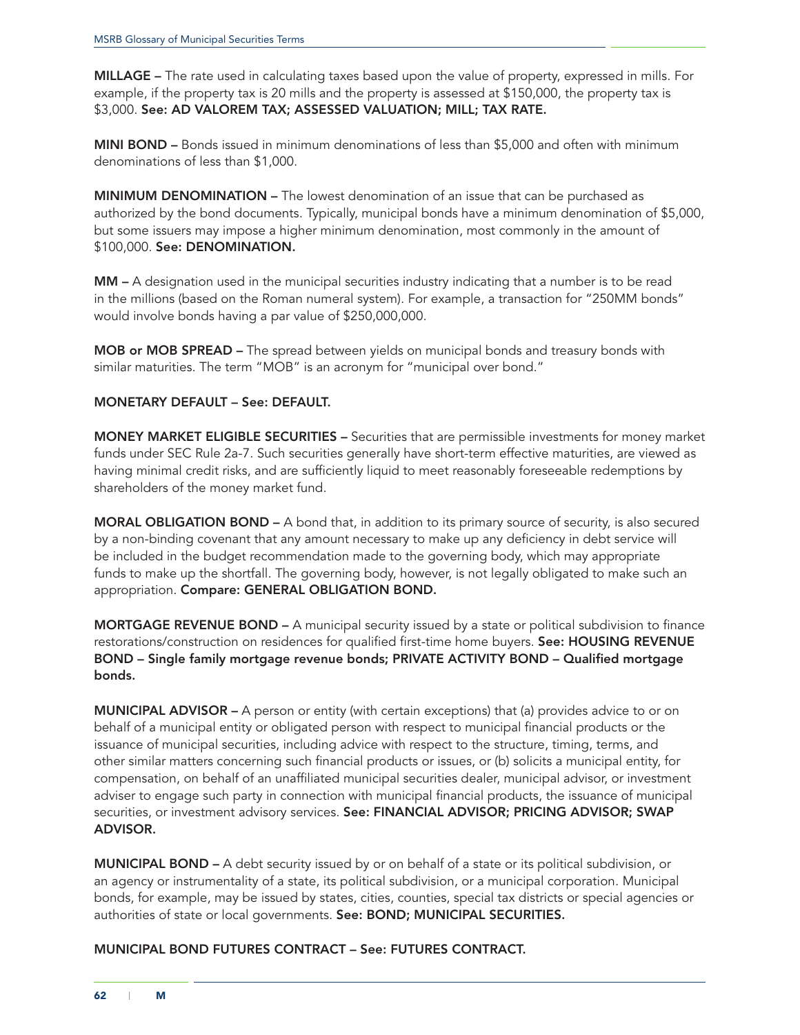**MILLAGE –** The rate used in calculating taxes based upon the value of property, expressed in mills. For example, if the property tax is 20 mills and the property is assessed at $150,000, the property tax is $3,000. **See: AD VALOREM TAX; ASSESSED VALUATION; MILL; TAX RATE.**

**MINI BOND –** Bonds issued in minimum denominations of less than $5,000 and often with minimum denominations of less than $1,000.

**MINIMUM DENOMINATION –** The lowest denomination of an issue that can be purchased as authorized by the bond documents. Typically, municipal bonds have a minimum denomination of $5,000, but some issuers may impose a higher minimum denomination, most commonly in the amount of $100,000. **See: DENOMINATION.**

**MM –** A designation used in the municipal securities industry indicating that a number is to be read in the millions (based on the Roman numeral system). For example, a transaction for "250MM bonds" would involve bonds having a par value of $250,000,000.

**MOB or MOB SPREAD –** The spread between yields on municipal bonds and treasury bonds with similar maturities. The term "MOB" is an acronym for "municipal over bond."

**MONETARY DEFAULT – See: DEFAULT.**

**MONEY MARKET ELIGIBLE SECURITIES –** Securities that are permissible investments for money market funds under SEC Rule 2a-7. Such securities generally have short-term effective maturities, are viewed as having minimal credit risks, and are sufficiently liquid to meet reasonably foreseeable redemptions by shareholders of the money market fund.

**MORAL OBLIGATION BOND –** A bond that, in addition to its primary source of security, is also secured by a non-binding covenant that any amount necessary to make up any deficiency in debt service will be included in the budget recommendation made to the governing body, which may appropriate funds to make up the shortfall. The governing body, however, is not legally obligated to make such an appropriation. **Compare: GENERAL OBLIGATION BOND.**

**MORTGAGE REVENUE BOND –** A municipal security issued by a state or political subdivision to finance restorations/construction on residences for qualified first-time home buyers. **See: HOUSING REVENUE BOND – Single family mortgage revenue bonds; PRIVATE ACTIVITY BOND – Qualified mortgage bonds.**

**MUNICIPAL ADVISOR –** A person or entity (with certain exceptions) that (a) provides advice to or on behalf of a municipal entity or obligated person with respect to municipal financial products or the issuance of municipal securities, including advice with respect to the structure, timing, terms, and other similar matters concerning such financial products or issues, or (b) solicits a municipal entity, for compensation, on behalf of an unaffiliated municipal securities dealer, municipal advisor, or investment adviser to engage such party in connection with municipal financial products, the issuance of municipal securities, or investment advisory services. **See: FINANCIAL ADVISOR; PRICING ADVISOR; SWAP ADVISOR.**

**MUNICIPAL BOND –** A debt security issued by or on behalf of a state or its political subdivision, or an agency or instrumentality of a state, its political subdivision, or a municipal corporation. Municipal bonds, for example, may be issued by states, cities, counties, special tax districts or special agencies or authorities of state or local governments. **See: BOND; MUNICIPAL SECURITIES.**

**MUNICIPAL BOND FUTURES CONTRACT – See: FUTURES CONTRACT.**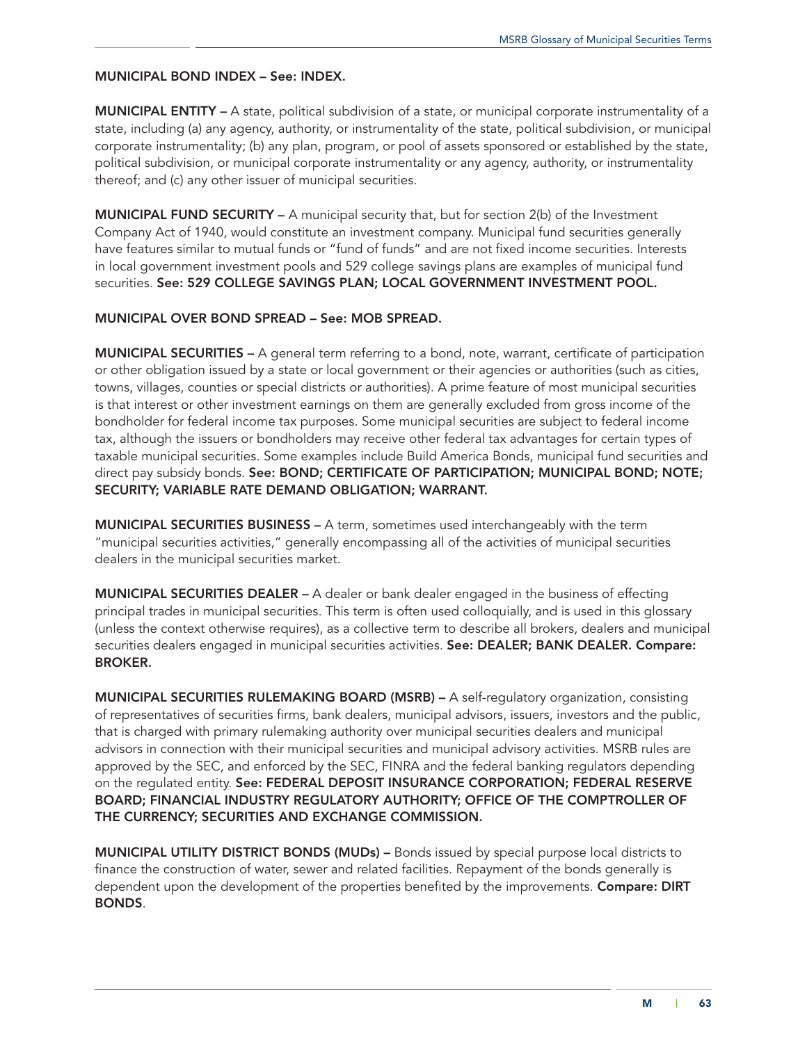**MUNICIPAL BOND INDEX – See: INDEX.**

**MUNICIPAL ENTITY –** A state, political subdivision of a state, or municipal corporate instrumentality of a state, including (a) any agency, authority, or instrumentality of the state, political subdivision, or municipal corporate instrumentality; (b) any plan, program, or pool of assets sponsored or established by the state, political subdivision, or municipal corporate instrumentality or any agency, authority, or instrumentality thereof; and (c) any other issuer of municipal securities.

**MUNICIPAL FUND SECURITY –** A municipal security that, but for section 2(b) of the Investment Company Act of 1940, would constitute an investment company. Municipal fund securities generally have features similar to mutual funds or "fund of funds" and are not fixed income securities. Interests in local government investment pools and 529 college savings plans are examples of municipal fund securities. **See: 529 COLLEGE SAVINGS PLAN; LOCAL GOVERNMENT INVESTMENT POOL.**

**MUNICIPAL OVER BOND SPREAD – See: MOB SPREAD.**

**MUNICIPAL SECURITIES –** A general term referring to a bond, note, warrant, certificate of participation or other obligation issued by a state or local government or their agencies or authorities (such as cities, towns, villages, counties or special districts or authorities). A prime feature of most municipal securities is that interest or other investment earnings on them are generally excluded from gross income of the bondholder for federal income tax purposes. Some municipal securities are subject to federal income tax, although the issuers or bondholders may receive other federal tax advantages for certain types of taxable municipal securities. Some examples include Build America Bonds, municipal fund securities and direct pay subsidy bonds. **See: BOND; CERTIFICATE OF PARTICIPATION; MUNICIPAL BOND; NOTE; SECURITY; VARIABLE RATE DEMAND OBLIGATION; WARRANT.**

**MUNICIPAL SECURITIES BUSINESS –** A term, sometimes used interchangeably with the term "municipal securities activities," generally encompassing all of the activities of municipal securities dealers in the municipal securities market.

**MUNICIPAL SECURITIES DEALER –** A dealer or bank dealer engaged in the business of effecting principal trades in municipal securities. This term is often used colloquially, and is used in this glossary (unless the context otherwise requires), as a collective term to describe all brokers, dealers and municipal securities dealers engaged in municipal securities activities. **See: DEALER; BANK DEALER. Compare: BROKER.**

**MUNICIPAL SECURITIES RULEMAKING BOARD (MSRB) –** A self-regulatory organization, consisting of representatives of securities firms, bank dealers, municipal advisors, issuers, investors and the public, that is charged with primary rulemaking authority over municipal securities dealers and municipal advisors in connection with their municipal securities and municipal advisory activities. MSRB rules are approved by the SEC, and enforced by the SEC, FINRA and the federal banking regulators depending on the regulated entity. **See: FEDERAL DEPOSIT INSURANCE CORPORATION; FEDERAL RESERVE BOARD; FINANCIAL INDUSTRY REGULATORY AUTHORITY; OFFICE OF THE COMPTROLLER OF THE CURRENCY; SECURITIES AND EXCHANGE COMMISSION.**

**MUNICIPAL UTILITY DISTRICT BONDS (MUDs) –** Bonds issued by special purpose local districts to finance the construction of water, sewer and related facilities. Repayment of the bonds generally is dependent upon the development of the properties benefited by the improvements. **Compare: DIRT BONDS**.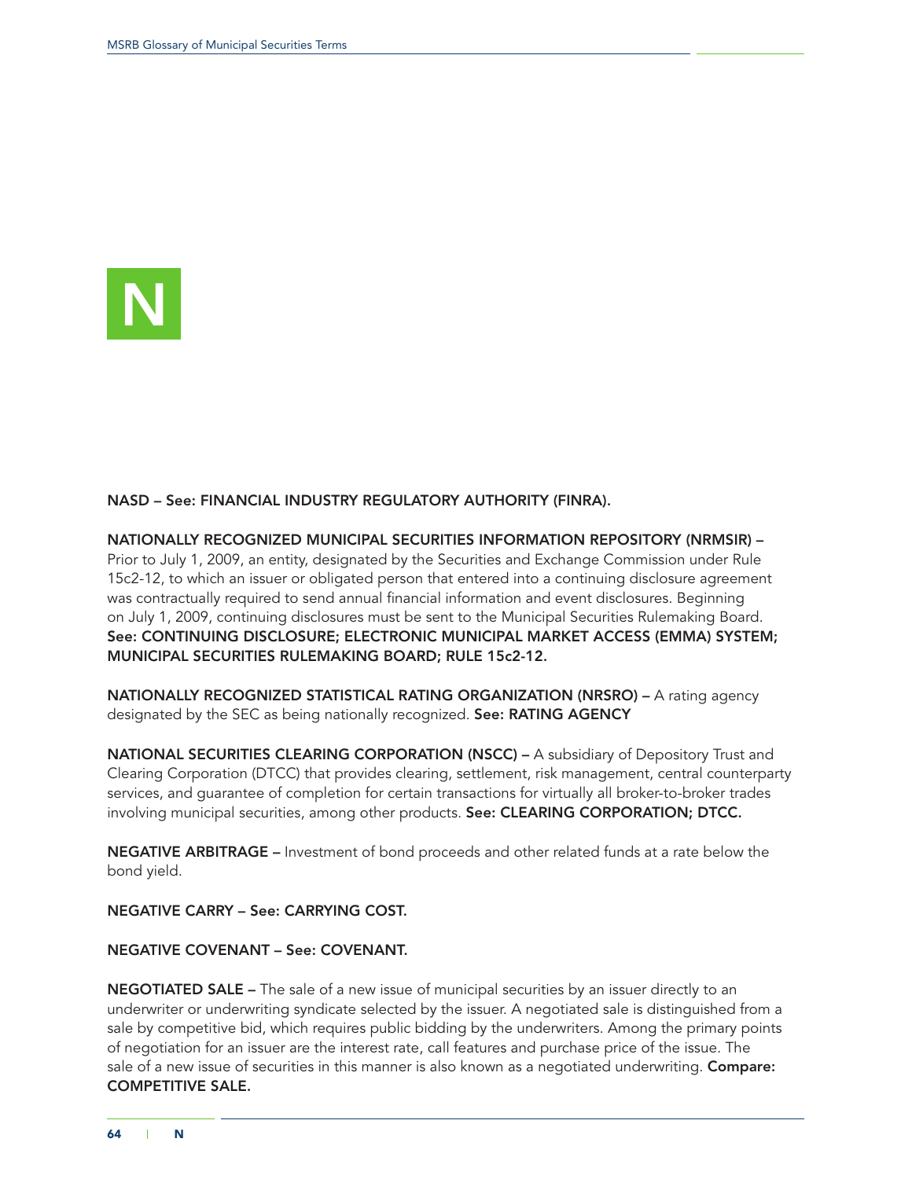# N

**NASD – See: FINANCIAL INDUSTRY REGULATORY AUTHORITY (FINRA).**

**NATIONALLY RECOGNIZED MUNICIPAL SECURITIES INFORMATION REPOSITORY (NRMSIR) –** Prior to July 1, 2009, an entity, designated by the Securities and Exchange Commission under Rule 15c2-12, to which an issuer or obligated person that entered into a continuing disclosure agreement was contractually required to send annual financial information and event disclosures. Beginning on July 1, 2009, continuing disclosures must be sent to the Municipal Securities Rulemaking Board. **See: CONTINUING DISCLOSURE; ELECTRONIC MUNICIPAL MARKET ACCESS (EMMA) SYSTEM; MUNICIPAL SECURITIES RULEMAKING BOARD; RULE 15c2-12.**

**NATIONALLY RECOGNIZED STATISTICAL RATING ORGANIZATION (NRSRO) –** A rating agency designated by the SEC as being nationally recognized. **See: RATING AGENCY**

**NATIONAL SECURITIES CLEARING CORPORATION (NSCC) –** A subsidiary of Depository Trust and Clearing Corporation (DTCC) that provides clearing, settlement, risk management, central counterparty services, and guarantee of completion for certain transactions for virtually all broker-to-broker trades involving municipal securities, among other products. **See: CLEARING CORPORATION; DTCC.**

**NEGATIVE ARBITRAGE –** Investment of bond proceeds and other related funds at a rate below the bond yield.

**NEGATIVE CARRY – See: CARRYING COST.**

**NEGATIVE COVENANT – See: COVENANT.**

**NEGOTIATED SALE –** The sale of a new issue of municipal securities by an issuer directly to an underwriter or underwriting syndicate selected by the issuer. A negotiated sale is distinguished from a sale by competitive bid, which requires public bidding by the underwriters. Among the primary points of negotiation for an issuer are the interest rate, call features and purchase price of the issue. The sale of a new issue of securities in this manner is also known as a negotiated underwriting. **Compare: COMPETITIVE SALE.**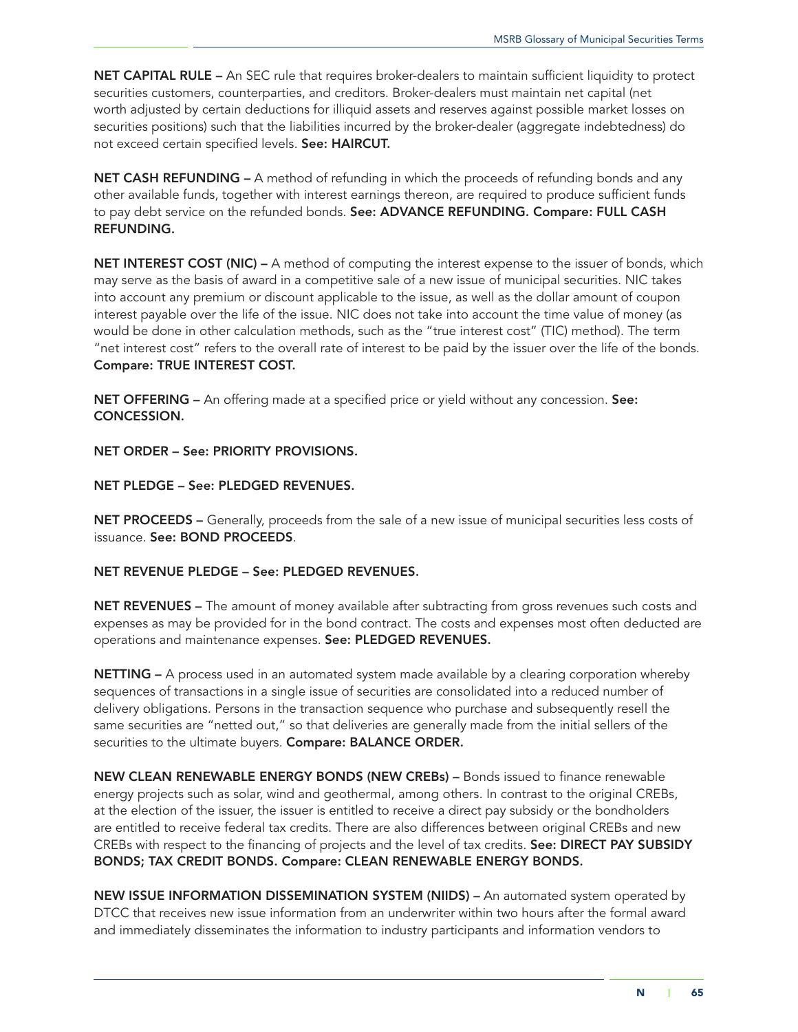**NET CAPITAL RULE –** An SEC rule that requires broker-dealers to maintain sufficient liquidity to protect securities customers, counterparties, and creditors. Broker-dealers must maintain net capital (net worth adjusted by certain deductions for illiquid assets and reserves against possible market losses on securities positions) such that the liabilities incurred by the broker-dealer (aggregate indebtedness) do not exceed certain specified levels. **See: HAIRCUT.**

**NET CASH REFUNDING –** A method of refunding in which the proceeds of refunding bonds and any other available funds, together with interest earnings thereon, are required to produce sufficient funds to pay debt service on the refunded bonds. **See: ADVANCE REFUNDING. Compare: FULL CASH REFUNDING.**

**NET INTEREST COST (NIC) –** A method of computing the interest expense to the issuer of bonds, which may serve as the basis of award in a competitive sale of a new issue of municipal securities. NIC takes into account any premium or discount applicable to the issue, as well as the dollar amount of coupon interest payable over the life of the issue. NIC does not take into account the time value of money (as would be done in other calculation methods, such as the "true interest cost" (TIC) method). The term "net interest cost" refers to the overall rate of interest to be paid by the issuer over the life of the bonds. **Compare: TRUE INTEREST COST.**

**NET OFFERING –** An offering made at a specified price or yield without any concession. **See: CONCESSION.**

**NET ORDER – See: PRIORITY PROVISIONS.**

**NET PLEDGE – See: PLEDGED REVENUES.**

**NET PROCEEDS –** Generally, proceeds from the sale of a new issue of municipal securities less costs of issuance. **See: BOND PROCEEDS**.

**NET REVENUE PLEDGE – See: PLEDGED REVENUES.**

**NET REVENUES –** The amount of money available after subtracting from gross revenues such costs and expenses as may be provided for in the bond contract. The costs and expenses most often deducted are operations and maintenance expenses. **See: PLEDGED REVENUES.**

**NETTING –** A process used in an automated system made available by a clearing corporation whereby sequences of transactions in a single issue of securities are consolidated into a reduced number of delivery obligations. Persons in the transaction sequence who purchase and subsequently resell the same securities are "netted out," so that deliveries are generally made from the initial sellers of the securities to the ultimate buyers. **Compare: BALANCE ORDER.**

**NEW CLEAN RENEWABLE ENERGY BONDS (NEW CREBs) –** Bonds issued to finance renewable energy projects such as solar, wind and geothermal, among others. In contrast to the original CREBs, at the election of the issuer, the issuer is entitled to receive a direct pay subsidy or the bondholders are entitled to receive federal tax credits. There are also differences between original CREBs and new CREBs with respect to the financing of projects and the level of tax credits. **See: DIRECT PAY SUBSIDY BONDS; TAX CREDIT BONDS. Compare: CLEAN RENEWABLE ENERGY BONDS.**

**NEW ISSUE INFORMATION DISSEMINATION SYSTEM (NIIDS) –** An automated system operated by DTCC that receives new issue information from an underwriter within two hours after the formal award and immediately disseminates the information to industry participants and information vendors to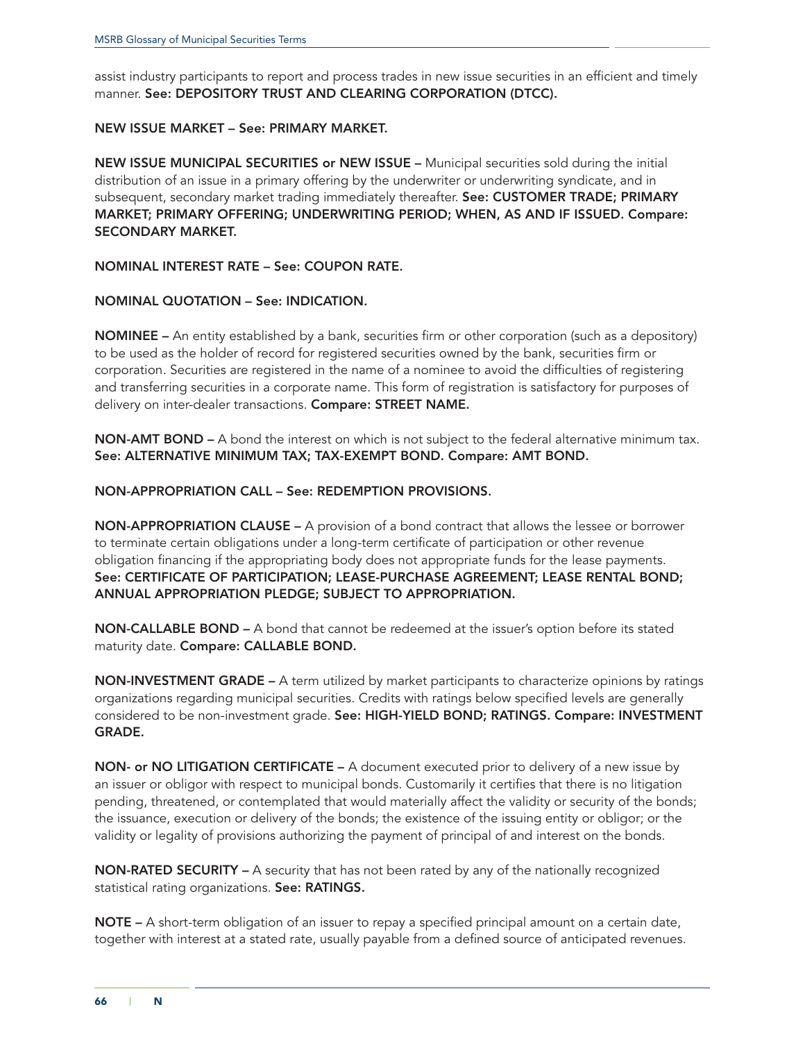assist industry participants to report and process trades in new issue securities in an efficient and timely manner. **See: DEPOSITORY TRUST AND CLEARING CORPORATION (DTCC).**

**NEW ISSUE MARKET – See: PRIMARY MARKET.**

**NEW ISSUE MUNICIPAL SECURITIES or NEW ISSUE –** Municipal securities sold during the initial distribution of an issue in a primary offering by the underwriter or underwriting syndicate, and in subsequent, secondary market trading immediately thereafter. **See: CUSTOMER TRADE; PRIMARY MARKET; PRIMARY OFFERING; UNDERWRITING PERIOD; WHEN, AS AND IF ISSUED. Compare: SECONDARY MARKET.**

**NOMINAL INTEREST RATE – See: COUPON RATE.**

**NOMINAL QUOTATION – See: INDICATION.**

**NOMINEE –** An entity established by a bank, securities firm or other corporation (such as a depository) to be used as the holder of record for registered securities owned by the bank, securities firm or corporation. Securities are registered in the name of a nominee to avoid the difficulties of registering and transferring securities in a corporate name. This form of registration is satisfactory for purposes of delivery on inter-dealer transactions. **Compare: STREET NAME.**

**NON-AMT BOND –** A bond the interest on which is not subject to the federal alternative minimum tax. **See: ALTERNATIVE MINIMUM TAX; TAX-EXEMPT BOND. Compare: AMT BOND.**

**NON-APPROPRIATION CALL – See: REDEMPTION PROVISIONS.**

**NON-APPROPRIATION CLAUSE –** A provision of a bond contract that allows the lessee or borrower to terminate certain obligations under a long-term certificate of participation or other revenue obligation financing if the appropriating body does not appropriate funds for the lease payments. **See: CERTIFICATE OF PARTICIPATION; LEASE-PURCHASE AGREEMENT; LEASE RENTAL BOND; ANNUAL APPROPRIATION PLEDGE; SUBJECT TO APPROPRIATION.**

**NON-CALLABLE BOND –** A bond that cannot be redeemed at the issuer's option before its stated maturity date. **Compare: CALLABLE BOND.**

**NON-INVESTMENT GRADE –** A term utilized by market participants to characterize opinions by ratings organizations regarding municipal securities. Credits with ratings below specified levels are generally considered to be non-investment grade. **See: HIGH-YIELD BOND; RATINGS. Compare: INVESTMENT GRADE.**

**NON- or NO LITIGATION CERTIFICATE –** A document executed prior to delivery of a new issue by an issuer or obligor with respect to municipal bonds. Customarily it certifies that there is no litigation pending, threatened, or contemplated that would materially affect the validity or security of the bonds; the issuance, execution or delivery of the bonds; the existence of the issuing entity or obligor; or the validity or legality of provisions authorizing the payment of principal of and interest on the bonds.

**NON-RATED SECURITY –** A security that has not been rated by any of the nationally recognized statistical rating organizations. **See: RATINGS.**

**NOTE –** A short-term obligation of an issuer to repay a specified principal amount on a certain date, together with interest at a stated rate, usually payable from a defined source of anticipated revenues.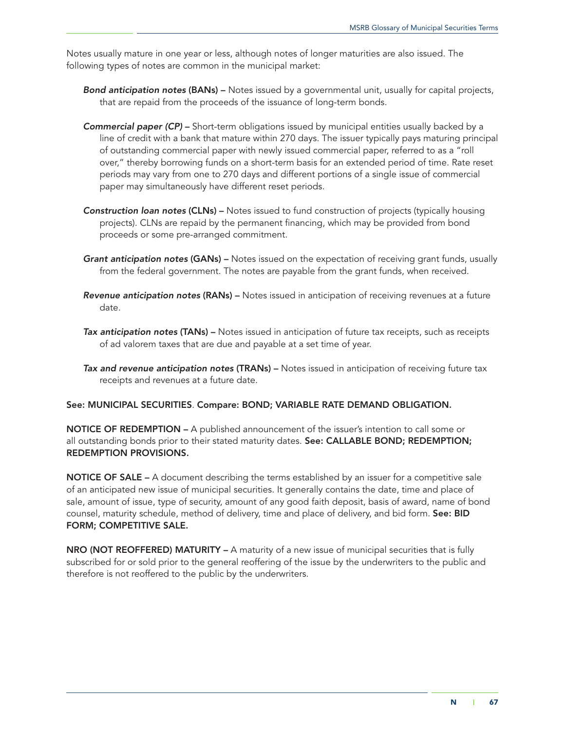Notes usually mature in one year or less, although notes of longer maturities are also issued. The following types of notes are common in the municipal market:

- ***Bond anticipation notes* (BANs) –** Notes issued by a governmental unit, usually for capital projects, that are repaid from the proceeds of the issuance of long-term bonds.

- ***Commercial paper (CP)* –** Short-term obligations issued by municipal entities usually backed by a line of credit with a bank that mature within 270 days. The issuer typically pays maturing principal of outstanding commercial paper with newly issued commercial paper, referred to as a "roll over," thereby borrowing funds on a short-term basis for an extended period of time. Rate reset periods may vary from one to 270 days and different portions of a single issue of commercial paper may simultaneously have different reset periods.

- ***Construction loan notes* (CLNs) –** Notes issued to fund construction of projects (typically housing projects). CLNs are repaid by the permanent financing, which may be provided from bond proceeds or some pre-arranged commitment.

- ***Grant anticipation notes* (GANs) –** Notes issued on the expectation of receiving grant funds, usually from the federal government. The notes are payable from the grant funds, when received.

- ***Revenue anticipation notes* (RANs) –** Notes issued in anticipation of receiving revenues at a future date.

- ***Tax anticipation notes* (TANs) –** Notes issued in anticipation of future tax receipts, such as receipts of ad valorem taxes that are due and payable at a set time of year.

- ***Tax and revenue anticipation notes* (TRANs) –** Notes issued in anticipation of receiving future tax receipts and revenues at a future date.

**See: MUNICIPAL SECURITIES. Compare: BOND; VARIABLE RATE DEMAND OBLIGATION.**

**NOTICE OF REDEMPTION –** A published announcement of the issuer's intention to call some or all outstanding bonds prior to their stated maturity dates. **See: CALLABLE BOND; REDEMPTION; REDEMPTION PROVISIONS.**

**NOTICE OF SALE –** A document describing the terms established by an issuer for a competitive sale of an anticipated new issue of municipal securities. It generally contains the date, time and place of sale, amount of issue, type of security, amount of any good faith deposit, basis of award, name of bond counsel, maturity schedule, method of delivery, time and place of delivery, and bid form. **See: BID FORM; COMPETITIVE SALE.**

**NRO (NOT REOFFERED) MATURITY –** A maturity of a new issue of municipal securities that is fully subscribed for or sold prior to the general reoffering of the issue by the underwriters to the public and therefore is not reoffered to the public by the underwriters.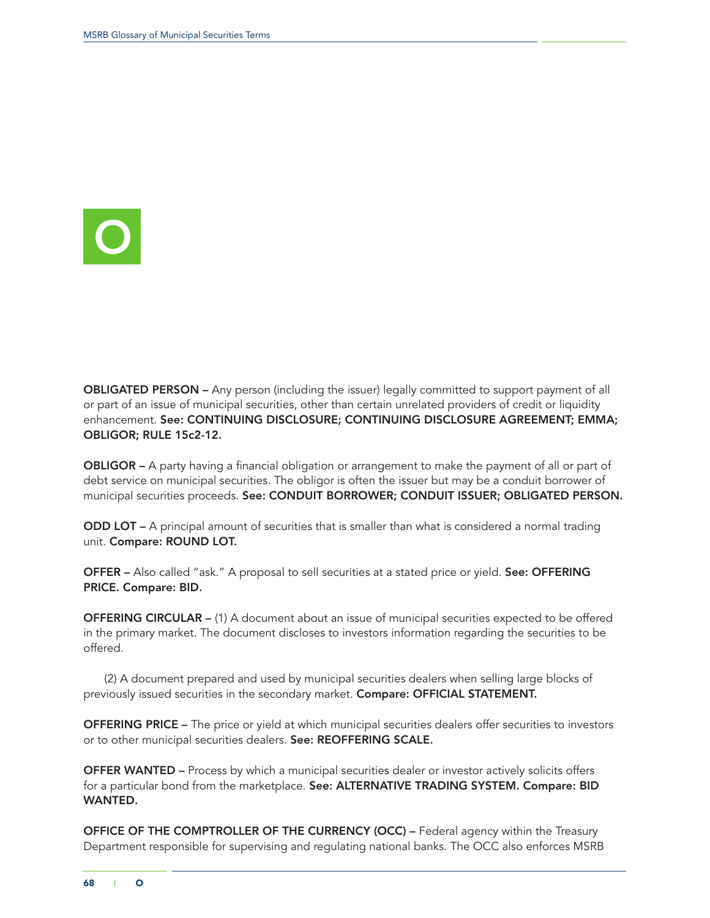# O

**OBLIGATED PERSON –** Any person (including the issuer) legally committed to support payment of all or part of an issue of municipal securities, other than certain unrelated providers of credit or liquidity enhancement. **See: CONTINUING DISCLOSURE; CONTINUING DISCLOSURE AGREEMENT; EMMA; OBLIGOR; RULE 15c2-12.**

**OBLIGOR –** A party having a financial obligation or arrangement to make the payment of all or part of debt service on municipal securities. The obligor is often the issuer but may be a conduit borrower of municipal securities proceeds. **See: CONDUIT BORROWER; CONDUIT ISSUER; OBLIGATED PERSON.**

**ODD LOT –** A principal amount of securities that is smaller than what is considered a normal trading unit. **Compare: ROUND LOT.**

**OFFER –** Also called "ask." A proposal to sell securities at a stated price or yield. **See: OFFERING PRICE. Compare: BID.**

**OFFERING CIRCULAR –** (1) A document about an issue of municipal securities expected to be offered in the primary market. The document discloses to investors information regarding the securities to be offered.

(2) A document prepared and used by municipal securities dealers when selling large blocks of previously issued securities in the secondary market. **Compare: OFFICIAL STATEMENT.**

**OFFERING PRICE –** The price or yield at which municipal securities dealers offer securities to investors or to other municipal securities dealers. **See: REOFFERING SCALE.**

**OFFER WANTED –** Process by which a municipal securities dealer or investor actively solicits offers for a particular bond from the marketplace. **See: ALTERNATIVE TRADING SYSTEM. Compare: BID WANTED.**

**OFFICE OF THE COMPTROLLER OF THE CURRENCY (OCC) –** Federal agency within the Treasury Department responsible for supervising and regulating national banks. The OCC also enforces MSRB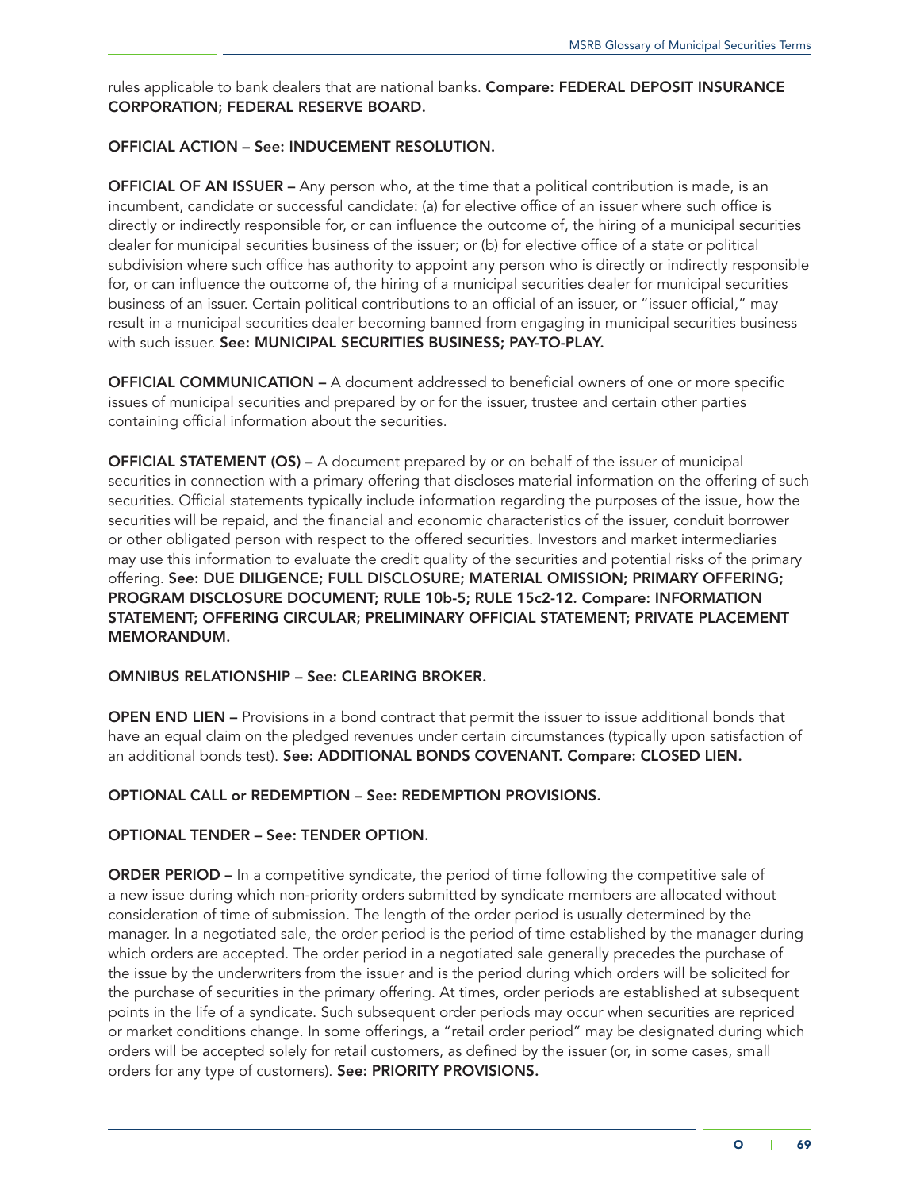rules applicable to bank dealers that are national banks. **Compare: FEDERAL DEPOSIT INSURANCE CORPORATION; FEDERAL RESERVE BOARD.**

**OFFICIAL ACTION – See: INDUCEMENT RESOLUTION.**

**OFFICIAL OF AN ISSUER –** Any person who, at the time that a political contribution is made, is an incumbent, candidate or successful candidate: (a) for elective office of an issuer where such office is directly or indirectly responsible for, or can influence the outcome of, the hiring of a municipal securities dealer for municipal securities business of the issuer; or (b) for elective office of a state or political subdivision where such office has authority to appoint any person who is directly or indirectly responsible for, or can influence the outcome of, the hiring of a municipal securities dealer for municipal securities business of an issuer. Certain political contributions to an official of an issuer, or "issuer official," may result in a municipal securities dealer becoming banned from engaging in municipal securities business with such issuer. **See: MUNICIPAL SECURITIES BUSINESS; PAY-TO-PLAY.**

**OFFICIAL COMMUNICATION –** A document addressed to beneficial owners of one or more specific issues of municipal securities and prepared by or for the issuer, trustee and certain other parties containing official information about the securities.

**OFFICIAL STATEMENT (OS) –** A document prepared by or on behalf of the issuer of municipal securities in connection with a primary offering that discloses material information on the offering of such securities. Official statements typically include information regarding the purposes of the issue, how the securities will be repaid, and the financial and economic characteristics of the issuer, conduit borrower or other obligated person with respect to the offered securities. Investors and market intermediaries may use this information to evaluate the credit quality of the securities and potential risks of the primary offering. **See: DUE DILIGENCE; FULL DISCLOSURE; MATERIAL OMISSION; PRIMARY OFFERING; PROGRAM DISCLOSURE DOCUMENT; RULE 10b-5; RULE 15c2-12. Compare: INFORMATION STATEMENT; OFFERING CIRCULAR; PRELIMINARY OFFICIAL STATEMENT; PRIVATE PLACEMENT MEMORANDUM.**

**OMNIBUS RELATIONSHIP – See: CLEARING BROKER.**

**OPEN END LIEN –** Provisions in a bond contract that permit the issuer to issue additional bonds that have an equal claim on the pledged revenues under certain circumstances (typically upon satisfaction of an additional bonds test). **See: ADDITIONAL BONDS COVENANT. Compare: CLOSED LIEN.**

**OPTIONAL CALL or REDEMPTION – See: REDEMPTION PROVISIONS.**

**OPTIONAL TENDER – See: TENDER OPTION.**

**ORDER PERIOD –** In a competitive syndicate, the period of time following the competitive sale of a new issue during which non-priority orders submitted by syndicate members are allocated without consideration of time of submission. The length of the order period is usually determined by the manager. In a negotiated sale, the order period is the period of time established by the manager during which orders are accepted. The order period in a negotiated sale generally precedes the purchase of the issue by the underwriters from the issuer and is the period during which orders will be solicited for the purchase of securities in the primary offering. At times, order periods are established at subsequent points in the life of a syndicate. Such subsequent order periods may occur when securities are repriced or market conditions change. In some offerings, a "retail order period" may be designated during which orders will be accepted solely for retail customers, as defined by the issuer (or, in some cases, small orders for any type of customers). **See: PRIORITY PROVISIONS.**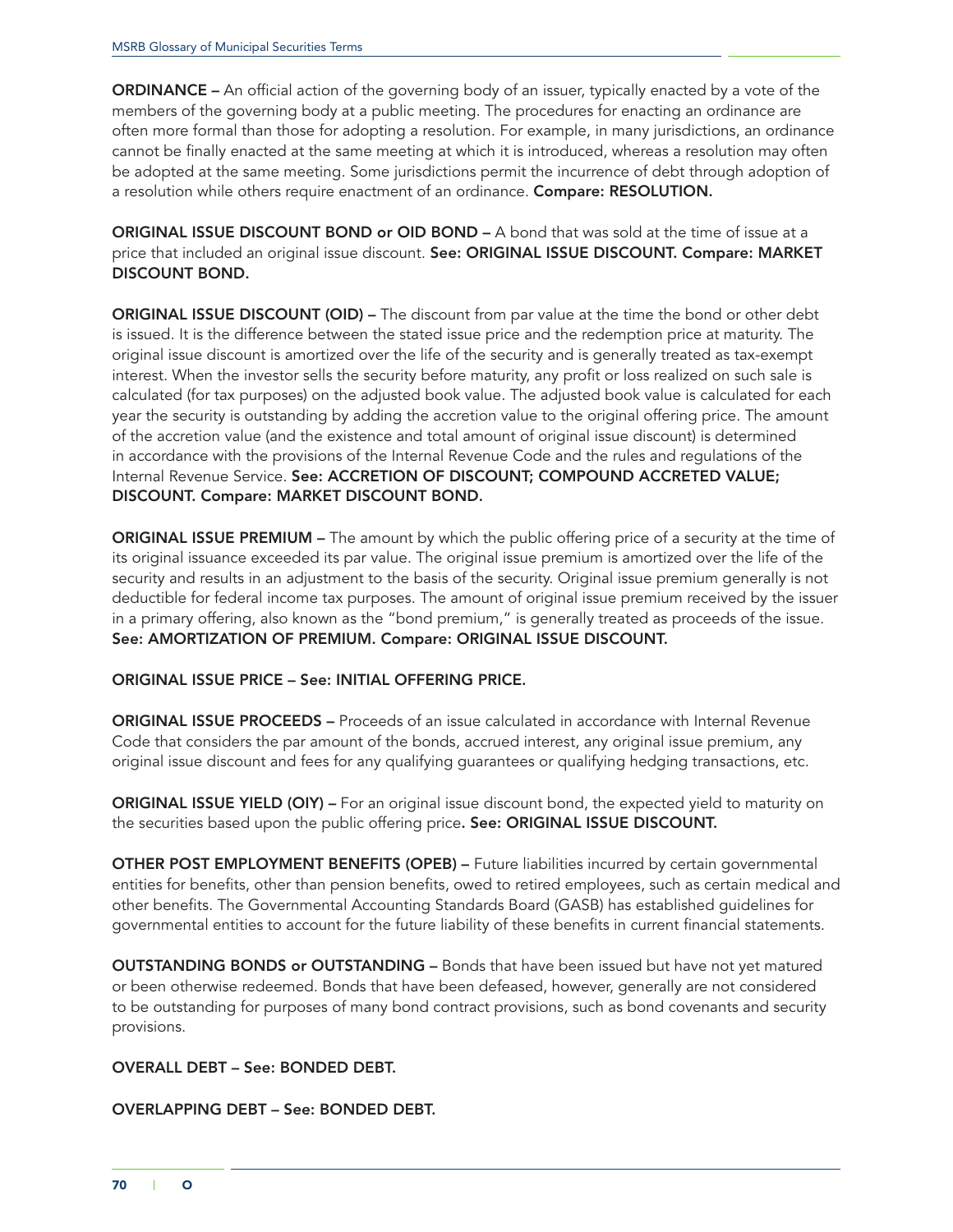**ORDINANCE –** An official action of the governing body of an issuer, typically enacted by a vote of the members of the governing body at a public meeting. The procedures for enacting an ordinance are often more formal than those for adopting a resolution. For example, in many jurisdictions, an ordinance cannot be finally enacted at the same meeting at which it is introduced, whereas a resolution may often be adopted at the same meeting. Some jurisdictions permit the incurrence of debt through adoption of a resolution while others require enactment of an ordinance. **Compare: RESOLUTION.**

**ORIGINAL ISSUE DISCOUNT BOND or OID BOND –** A bond that was sold at the time of issue at a price that included an original issue discount. **See: ORIGINAL ISSUE DISCOUNT. Compare: MARKET DISCOUNT BOND.**

**ORIGINAL ISSUE DISCOUNT (OID) –** The discount from par value at the time the bond or other debt is issued. It is the difference between the stated issue price and the redemption price at maturity. The original issue discount is amortized over the life of the security and is generally treated as tax-exempt interest. When the investor sells the security before maturity, any profit or loss realized on such sale is calculated (for tax purposes) on the adjusted book value. The adjusted book value is calculated for each year the security is outstanding by adding the accretion value to the original offering price. The amount of the accretion value (and the existence and total amount of original issue discount) is determined in accordance with the provisions of the Internal Revenue Code and the rules and regulations of the Internal Revenue Service. **See: ACCRETION OF DISCOUNT; COMPOUND ACCRETED VALUE; DISCOUNT. Compare: MARKET DISCOUNT BOND.**

**ORIGINAL ISSUE PREMIUM –** The amount by which the public offering price of a security at the time of its original issuance exceeded its par value. The original issue premium is amortized over the life of the security and results in an adjustment to the basis of the security. Original issue premium generally is not deductible for federal income tax purposes. The amount of original issue premium received by the issuer in a primary offering, also known as the "bond premium," is generally treated as proceeds of the issue. **See: AMORTIZATION OF PREMIUM. Compare: ORIGINAL ISSUE DISCOUNT.**

**ORIGINAL ISSUE PRICE – See: INITIAL OFFERING PRICE.**

**ORIGINAL ISSUE PROCEEDS –** Proceeds of an issue calculated in accordance with Internal Revenue Code that considers the par amount of the bonds, accrued interest, any original issue premium, any original issue discount and fees for any qualifying guarantees or qualifying hedging transactions, etc.

**ORIGINAL ISSUE YIELD (OIY) –** For an original issue discount bond, the expected yield to maturity on the securities based upon the public offering price**. See: ORIGINAL ISSUE DISCOUNT.**

**OTHER POST EMPLOYMENT BENEFITS (OPEB) –** Future liabilities incurred by certain governmental entities for benefits, other than pension benefits, owed to retired employees, such as certain medical and other benefits. The Governmental Accounting Standards Board (GASB) has established guidelines for governmental entities to account for the future liability of these benefits in current financial statements.

**OUTSTANDING BONDS or OUTSTANDING –** Bonds that have been issued but have not yet matured or been otherwise redeemed. Bonds that have been defeased, however, generally are not considered to be outstanding for purposes of many bond contract provisions, such as bond covenants and security provisions.

**OVERALL DEBT – See: BONDED DEBT.**

**OVERLAPPING DEBT – See: BONDED DEBT.**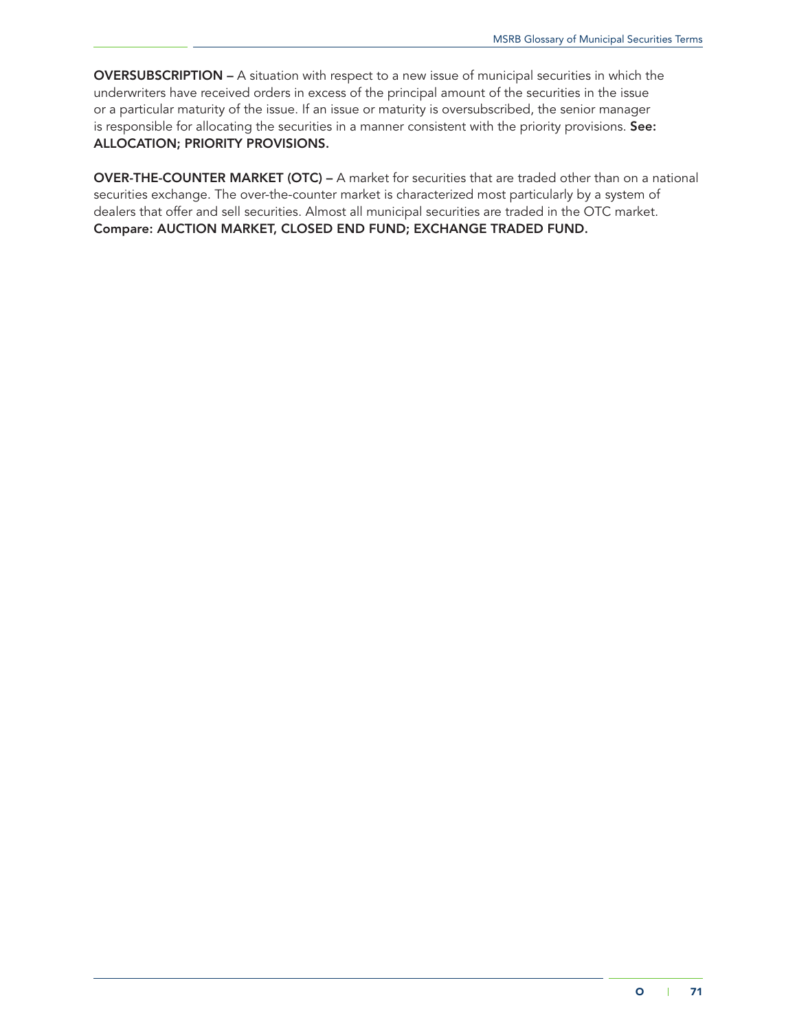**OVERSUBSCRIPTION –** A situation with respect to a new issue of municipal securities in which the underwriters have received orders in excess of the principal amount of the securities in the issue or a particular maturity of the issue. If an issue or maturity is oversubscribed, the senior manager is responsible for allocating the securities in a manner consistent with the priority provisions. **See: ALLOCATION; PRIORITY PROVISIONS.**

**OVER-THE-COUNTER MARKET (OTC) –** A market for securities that are traded other than on a national securities exchange. The over-the-counter market is characterized most particularly by a system of dealers that offer and sell securities. Almost all municipal securities are traded in the OTC market. **Compare: AUCTION MARKET, CLOSED END FUND; EXCHANGE TRADED FUND.**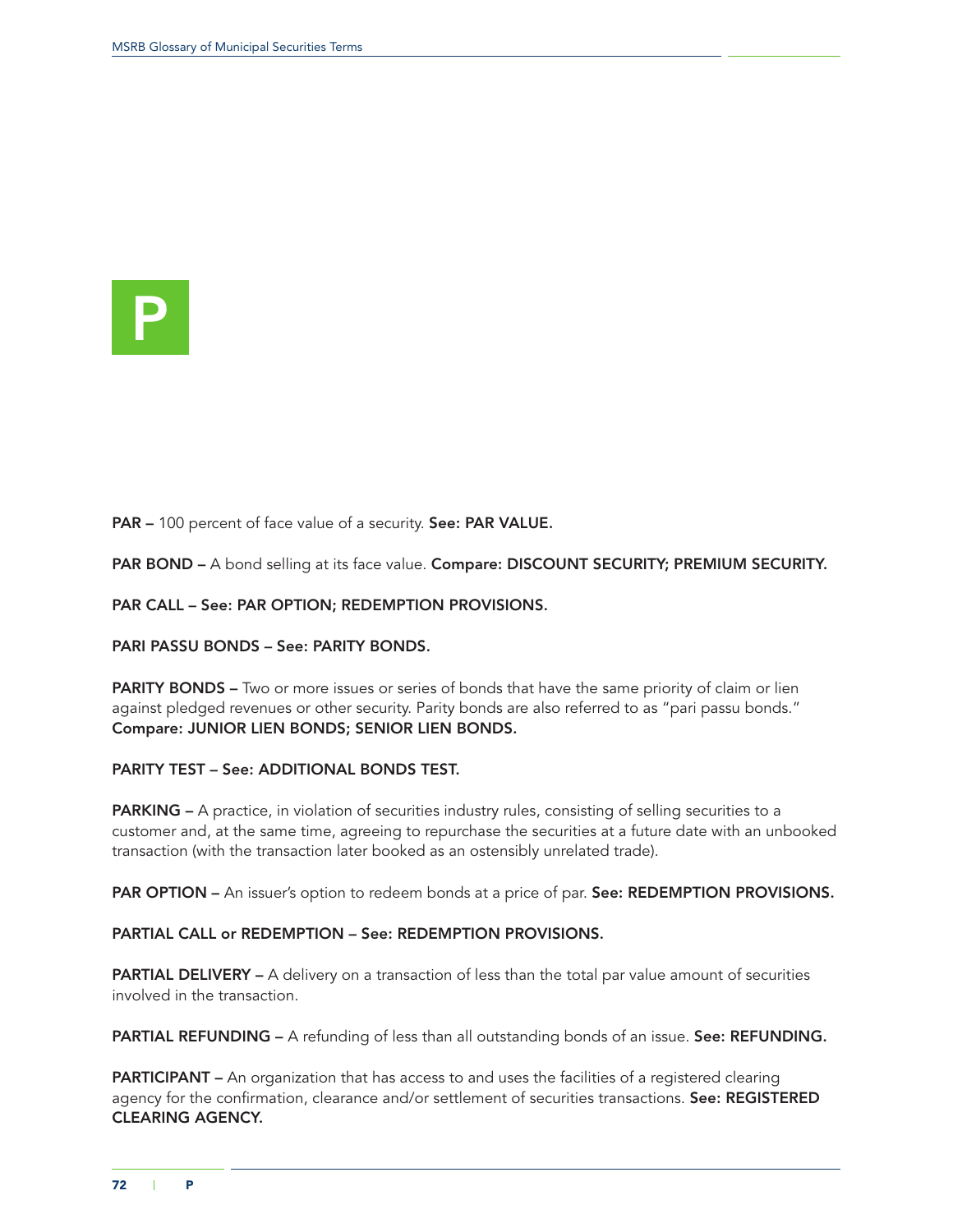# P

**PAR –** 100 percent of face value of a security. **See: PAR VALUE.**

**PAR BOND –** A bond selling at its face value. **Compare: DISCOUNT SECURITY; PREMIUM SECURITY.**

**PAR CALL – See: PAR OPTION; REDEMPTION PROVISIONS.**

**PARI PASSU BONDS – See: PARITY BONDS.**

**PARITY BONDS –** Two or more issues or series of bonds that have the same priority of claim or lien against pledged revenues or other security. Parity bonds are also referred to as "pari passu bonds." **Compare: JUNIOR LIEN BONDS; SENIOR LIEN BONDS.**

**PARITY TEST – See: ADDITIONAL BONDS TEST.**

**PARKING –** A practice, in violation of securities industry rules, consisting of selling securities to a customer and, at the same time, agreeing to repurchase the securities at a future date with an unbooked transaction (with the transaction later booked as an ostensibly unrelated trade).

**PAR OPTION –** An issuer's option to redeem bonds at a price of par. **See: REDEMPTION PROVISIONS.**

**PARTIAL CALL or REDEMPTION – See: REDEMPTION PROVISIONS.**

**PARTIAL DELIVERY –** A delivery on a transaction of less than the total par value amount of securities involved in the transaction.

**PARTIAL REFUNDING –** A refunding of less than all outstanding bonds of an issue. **See: REFUNDING.**

**PARTICIPANT –** An organization that has access to and uses the facilities of a registered clearing agency for the confirmation, clearance and/or settlement of securities transactions. **See: REGISTERED CLEARING AGENCY.**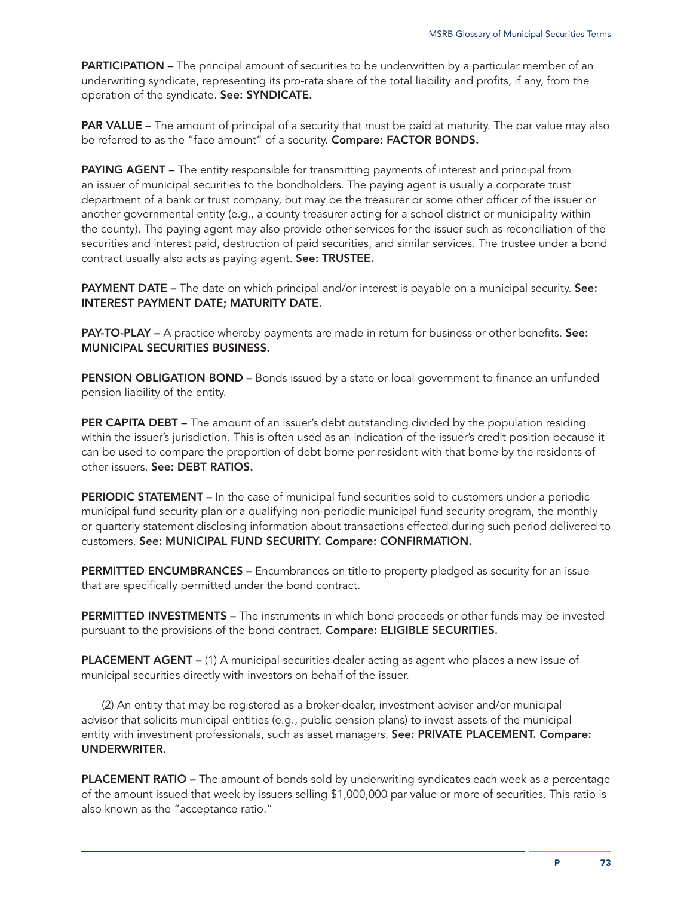**PARTICIPATION –** The principal amount of securities to be underwritten by a particular member of an underwriting syndicate, representing its pro-rata share of the total liability and profits, if any, from the operation of the syndicate. **See: SYNDICATE.**

**PAR VALUE –** The amount of principal of a security that must be paid at maturity. The par value may also be referred to as the "face amount" of a security. **Compare: FACTOR BONDS.**

**PAYING AGENT –** The entity responsible for transmitting payments of interest and principal from an issuer of municipal securities to the bondholders. The paying agent is usually a corporate trust department of a bank or trust company, but may be the treasurer or some other officer of the issuer or another governmental entity (e.g., a county treasurer acting for a school district or municipality within the county). The paying agent may also provide other services for the issuer such as reconciliation of the securities and interest paid, destruction of paid securities, and similar services. The trustee under a bond contract usually also acts as paying agent. **See: TRUSTEE.**

**PAYMENT DATE –** The date on which principal and/or interest is payable on a municipal security. **See: INTEREST PAYMENT DATE; MATURITY DATE.**

**PAY-TO-PLAY –** A practice whereby payments are made in return for business or other benefits. **See: MUNICIPAL SECURITIES BUSINESS.**

**PENSION OBLIGATION BOND –** Bonds issued by a state or local government to finance an unfunded pension liability of the entity.

**PER CAPITA DEBT –** The amount of an issuer's debt outstanding divided by the population residing within the issuer's jurisdiction. This is often used as an indication of the issuer's credit position because it can be used to compare the proportion of debt borne per resident with that borne by the residents of other issuers. **See: DEBT RATIOS.**

**PERIODIC STATEMENT –** In the case of municipal fund securities sold to customers under a periodic municipal fund security plan or a qualifying non-periodic municipal fund security program, the monthly or quarterly statement disclosing information about transactions effected during such period delivered to customers. **See: MUNICIPAL FUND SECURITY. Compare: CONFIRMATION.**

**PERMITTED ENCUMBRANCES –** Encumbrances on title to property pledged as security for an issue that are specifically permitted under the bond contract.

**PERMITTED INVESTMENTS –** The instruments in which bond proceeds or other funds may be invested pursuant to the provisions of the bond contract. **Compare: ELIGIBLE SECURITIES.**

**PLACEMENT AGENT –** (1) A municipal securities dealer acting as agent who places a new issue of municipal securities directly with investors on behalf of the issuer.

(2) An entity that may be registered as a broker-dealer, investment adviser and/or municipal advisor that solicits municipal entities (e.g., public pension plans) to invest assets of the municipal entity with investment professionals, such as asset managers. **See: PRIVATE PLACEMENT. Compare: UNDERWRITER.**

**PLACEMENT RATIO –** The amount of bonds sold by underwriting syndicates each week as a percentage of the amount issued that week by issuers selling $1,000,000 par value or more of securities. This ratio is also known as the "acceptance ratio."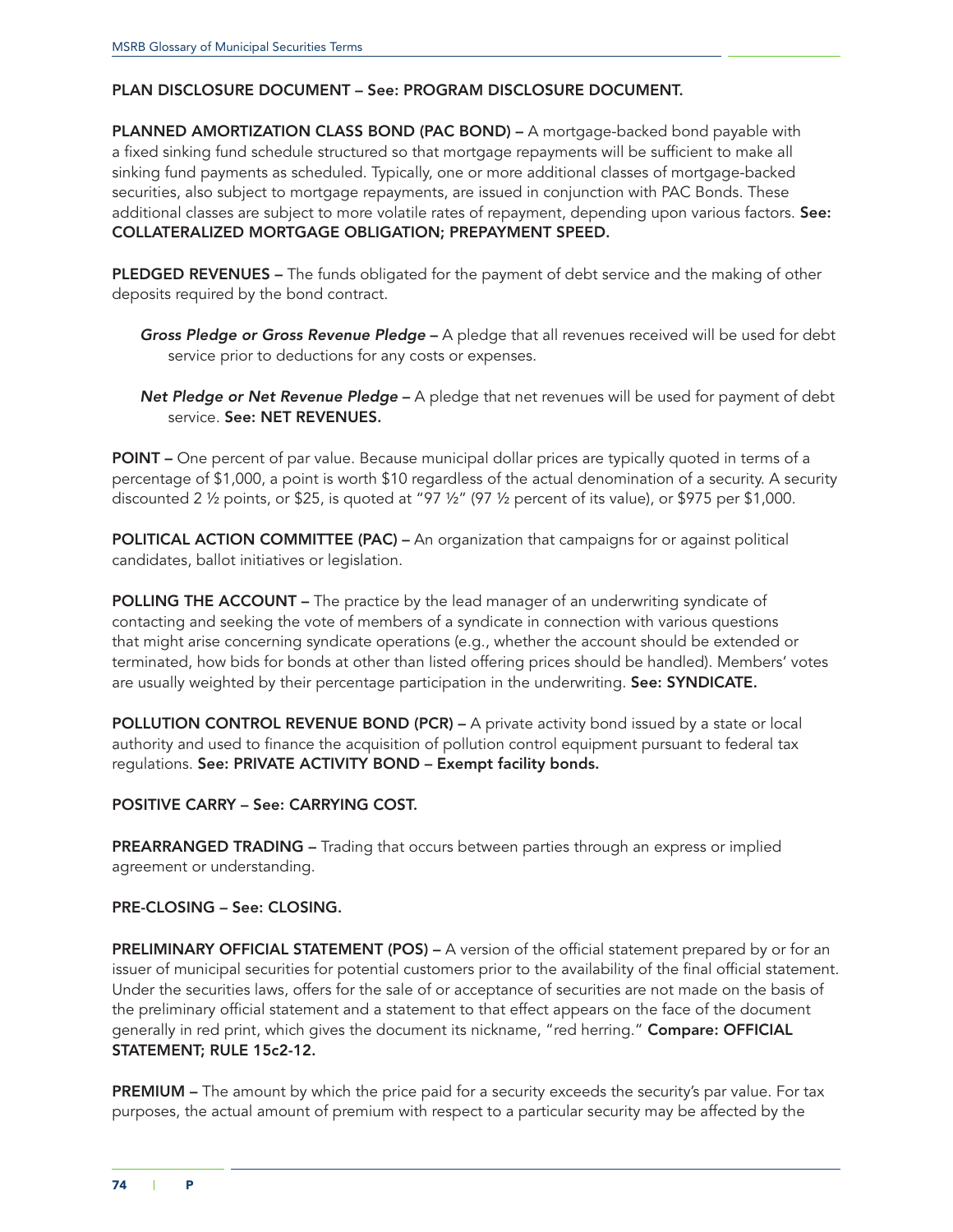**PLAN DISCLOSURE DOCUMENT – See: PROGRAM DISCLOSURE DOCUMENT.**

**PLANNED AMORTIZATION CLASS BOND (PAC BOND) –** A mortgage-backed bond payable with a fixed sinking fund schedule structured so that mortgage repayments will be sufficient to make all sinking fund payments as scheduled. Typically, one or more additional classes of mortgage-backed securities, also subject to mortgage repayments, are issued in conjunction with PAC Bonds. These additional classes are subject to more volatile rates of repayment, depending upon various factors. **See: COLLATERALIZED MORTGAGE OBLIGATION; PREPAYMENT SPEED.**

**PLEDGED REVENUES –** The funds obligated for the payment of debt service and the making of other deposits required by the bond contract.

***Gross Pledge or Gross Revenue Pledge* –** A pledge that all revenues received will be used for debt service prior to deductions for any costs or expenses.

***Net Pledge or Net Revenue Pledge* –** A pledge that net revenues will be used for payment of debt service. **See: NET REVENUES.**

**POINT –** One percent of par value. Because municipal dollar prices are typically quoted in terms of a percentage of $1,000, a point is worth $10 regardless of the actual denomination of a security. A security discounted 2 ½ points, or $25, is quoted at "97 ½" (97 ½ percent of its value), or $975 per $1,000.

**POLITICAL ACTION COMMITTEE (PAC) –** An organization that campaigns for or against political candidates, ballot initiatives or legislation.

**POLLING THE ACCOUNT –** The practice by the lead manager of an underwriting syndicate of contacting and seeking the vote of members of a syndicate in connection with various questions that might arise concerning syndicate operations (e.g., whether the account should be extended or terminated, how bids for bonds at other than listed offering prices should be handled). Members' votes are usually weighted by their percentage participation in the underwriting. **See: SYNDICATE.**

**POLLUTION CONTROL REVENUE BOND (PCR) –** A private activity bond issued by a state or local authority and used to finance the acquisition of pollution control equipment pursuant to federal tax regulations. **See: PRIVATE ACTIVITY BOND – Exempt facility bonds.**

**POSITIVE CARRY – See: CARRYING COST.**

**PREARRANGED TRADING –** Trading that occurs between parties through an express or implied agreement or understanding.

**PRE-CLOSING – See: CLOSING.**

**PRELIMINARY OFFICIAL STATEMENT (POS) –** A version of the official statement prepared by or for an issuer of municipal securities for potential customers prior to the availability of the final official statement. Under the securities laws, offers for the sale of or acceptance of securities are not made on the basis of the preliminary official statement and a statement to that effect appears on the face of the document generally in red print, which gives the document its nickname, "red herring." **Compare: OFFICIAL STATEMENT; RULE 15c2-12.**

**PREMIUM –** The amount by which the price paid for a security exceeds the security's par value. For tax purposes, the actual amount of premium with respect to a particular security may be affected by the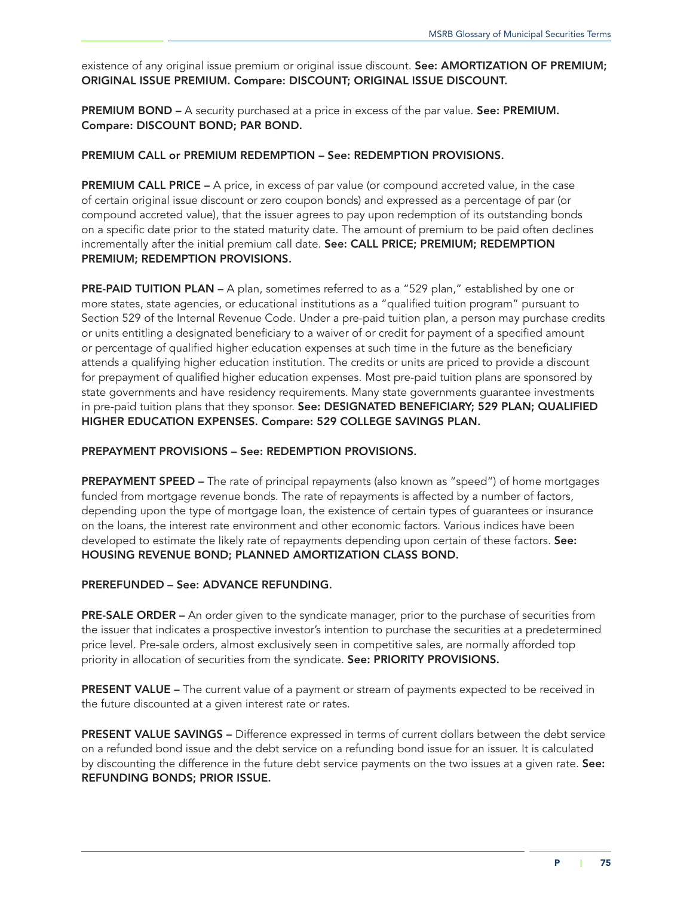existence of any original issue premium or original issue discount. **See: AMORTIZATION OF PREMIUM; ORIGINAL ISSUE PREMIUM. Compare: DISCOUNT; ORIGINAL ISSUE DISCOUNT.**

**PREMIUM BOND –** A security purchased at a price in excess of the par value. **See: PREMIUM. Compare: DISCOUNT BOND; PAR BOND.**

**PREMIUM CALL or PREMIUM REDEMPTION – See: REDEMPTION PROVISIONS.**

**PREMIUM CALL PRICE –** A price, in excess of par value (or compound accreted value, in the case of certain original issue discount or zero coupon bonds) and expressed as a percentage of par (or compound accreted value), that the issuer agrees to pay upon redemption of its outstanding bonds on a specific date prior to the stated maturity date. The amount of premium to be paid often declines incrementally after the initial premium call date. **See: CALL PRICE; PREMIUM; REDEMPTION PREMIUM; REDEMPTION PROVISIONS.**

**PRE-PAID TUITION PLAN –** A plan, sometimes referred to as a "529 plan," established by one or more states, state agencies, or educational institutions as a "qualified tuition program" pursuant to Section 529 of the Internal Revenue Code. Under a pre-paid tuition plan, a person may purchase credits or units entitling a designated beneficiary to a waiver of or credit for payment of a specified amount or percentage of qualified higher education expenses at such time in the future as the beneficiary attends a qualifying higher education institution. The credits or units are priced to provide a discount for prepayment of qualified higher education expenses. Most pre-paid tuition plans are sponsored by state governments and have residency requirements. Many state governments guarantee investments in pre-paid tuition plans that they sponsor. **See: DESIGNATED BENEFICIARY; 529 PLAN; QUALIFIED HIGHER EDUCATION EXPENSES. Compare: 529 COLLEGE SAVINGS PLAN.**

**PREPAYMENT PROVISIONS – See: REDEMPTION PROVISIONS.**

**PREPAYMENT SPEED –** The rate of principal repayments (also known as "speed") of home mortgages funded from mortgage revenue bonds. The rate of repayments is affected by a number of factors, depending upon the type of mortgage loan, the existence of certain types of guarantees or insurance on the loans, the interest rate environment and other economic factors. Various indices have been developed to estimate the likely rate of repayments depending upon certain of these factors. **See: HOUSING REVENUE BOND; PLANNED AMORTIZATION CLASS BOND.**

**PREREFUNDED – See: ADVANCE REFUNDING.**

**PRE-SALE ORDER –** An order given to the syndicate manager, prior to the purchase of securities from the issuer that indicates a prospective investor's intention to purchase the securities at a predetermined price level. Pre-sale orders, almost exclusively seen in competitive sales, are normally afforded top priority in allocation of securities from the syndicate. **See: PRIORITY PROVISIONS.**

**PRESENT VALUE –** The current value of a payment or stream of payments expected to be received in the future discounted at a given interest rate or rates.

**PRESENT VALUE SAVINGS –** Difference expressed in terms of current dollars between the debt service on a refunded bond issue and the debt service on a refunding bond issue for an issuer. It is calculated by discounting the difference in the future debt service payments on the two issues at a given rate. **See: REFUNDING BONDS; PRIOR ISSUE.**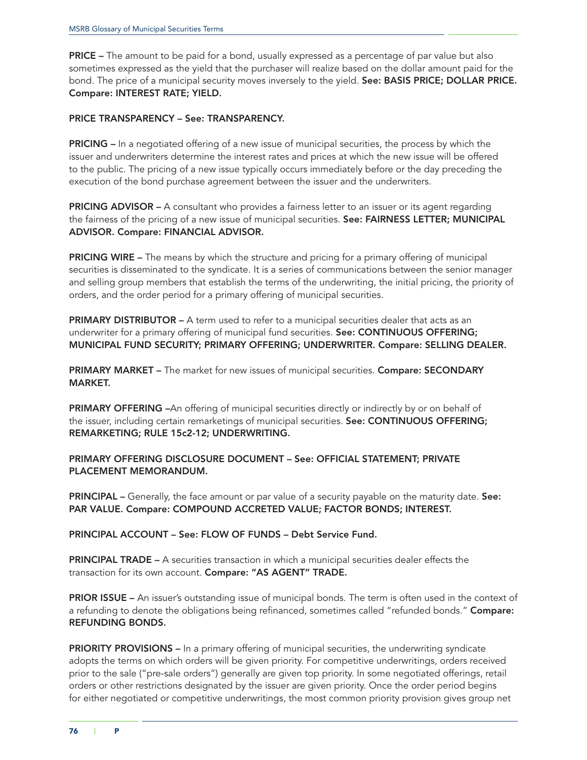**PRICE –** The amount to be paid for a bond, usually expressed as a percentage of par value but also sometimes expressed as the yield that the purchaser will realize based on the dollar amount paid for the bond. The price of a municipal security moves inversely to the yield. **See: BASIS PRICE; DOLLAR PRICE. Compare: INTEREST RATE; YIELD.**

**PRICE TRANSPARENCY – See: TRANSPARENCY.**

**PRICING –** In a negotiated offering of a new issue of municipal securities, the process by which the issuer and underwriters determine the interest rates and prices at which the new issue will be offered to the public. The pricing of a new issue typically occurs immediately before or the day preceding the execution of the bond purchase agreement between the issuer and the underwriters.

**PRICING ADVISOR –** A consultant who provides a fairness letter to an issuer or its agent regarding the fairness of the pricing of a new issue of municipal securities. **See: FAIRNESS LETTER; MUNICIPAL ADVISOR. Compare: FINANCIAL ADVISOR.**

**PRICING WIRE –** The means by which the structure and pricing for a primary offering of municipal securities is disseminated to the syndicate. It is a series of communications between the senior manager and selling group members that establish the terms of the underwriting, the initial pricing, the priority of orders, and the order period for a primary offering of municipal securities.

**PRIMARY DISTRIBUTOR –** A term used to refer to a municipal securities dealer that acts as an underwriter for a primary offering of municipal fund securities. **See: CONTINUOUS OFFERING; MUNICIPAL FUND SECURITY; PRIMARY OFFERING; UNDERWRITER. Compare: SELLING DEALER.**

**PRIMARY MARKET –** The market for new issues of municipal securities. **Compare: SECONDARY MARKET.**

**PRIMARY OFFERING –**An offering of municipal securities directly or indirectly by or on behalf of the issuer, including certain remarketings of municipal securities. **See: CONTINUOUS OFFERING; REMARKETING; RULE 15c2-12; UNDERWRITING.**

**PRIMARY OFFERING DISCLOSURE DOCUMENT – See: OFFICIAL STATEMENT; PRIVATE PLACEMENT MEMORANDUM.**

**PRINCIPAL –** Generally, the face amount or par value of a security payable on the maturity date. **See: PAR VALUE. Compare: COMPOUND ACCRETED VALUE; FACTOR BONDS; INTEREST.**

**PRINCIPAL ACCOUNT – See: FLOW OF FUNDS – Debt Service Fund.**

**PRINCIPAL TRADE –** A securities transaction in which a municipal securities dealer effects the transaction for its own account. **Compare: "AS AGENT" TRADE.**

**PRIOR ISSUE –** An issuer's outstanding issue of municipal bonds. The term is often used in the context of a refunding to denote the obligations being refinanced, sometimes called "refunded bonds." **Compare: REFUNDING BONDS.**

**PRIORITY PROVISIONS –** In a primary offering of municipal securities, the underwriting syndicate adopts the terms on which orders will be given priority. For competitive underwritings, orders received prior to the sale ("pre-sale orders") generally are given top priority. In some negotiated offerings, retail orders or other restrictions designated by the issuer are given priority. Once the order period begins for either negotiated or competitive underwritings, the most common priority provision gives group net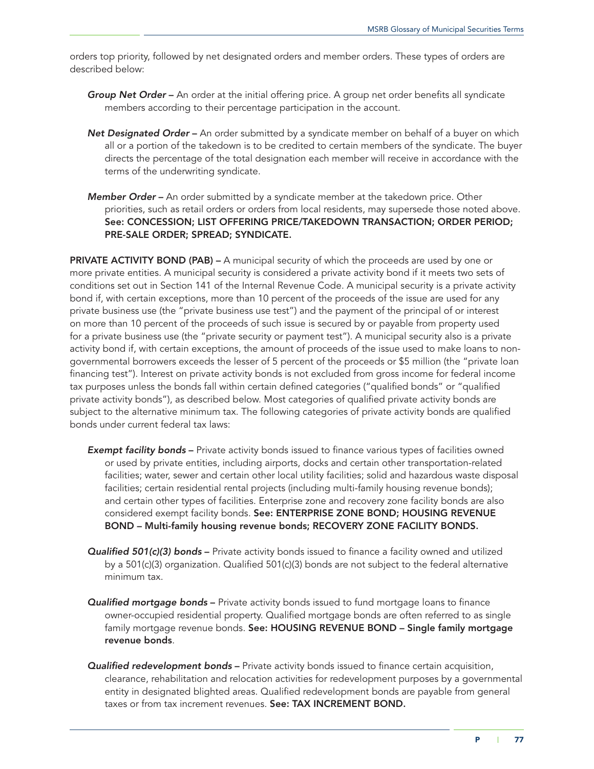orders top priority, followed by net designated orders and member orders. These types of orders are described below:

***Group Net Order*** **–** An order at the initial offering price. A group net order benefits all syndicate members according to their percentage participation in the account.

***Net Designated Order*** **–** An order submitted by a syndicate member on behalf of a buyer on which all or a portion of the takedown is to be credited to certain members of the syndicate. The buyer directs the percentage of the total designation each member will receive in accordance with the terms of the underwriting syndicate.

***Member Order*** **–** An order submitted by a syndicate member at the takedown price. Other priorities, such as retail orders or orders from local residents, may supersede those noted above. **See: CONCESSION; LIST OFFERING PRICE/TAKEDOWN TRANSACTION; ORDER PERIOD; PRE-SALE ORDER; SPREAD; SYNDICATE.**

**PRIVATE ACTIVITY BOND (PAB) –** A municipal security of which the proceeds are used by one or more private entities. A municipal security is considered a private activity bond if it meets two sets of conditions set out in Section 141 of the Internal Revenue Code. A municipal security is a private activity bond if, with certain exceptions, more than 10 percent of the proceeds of the issue are used for any private business use (the "private business use test") and the payment of the principal of or interest on more than 10 percent of the proceeds of such issue is secured by or payable from property used for a private business use (the "private security or payment test"). A municipal security also is a private activity bond if, with certain exceptions, the amount of proceeds of the issue used to make loans to non-governmental borrowers exceeds the lesser of 5 percent of the proceeds or $5 million (the "private loan financing test"). Interest on private activity bonds is not excluded from gross income for federal income tax purposes unless the bonds fall within certain defined categories ("qualified bonds" or "qualified private activity bonds"), as described below. Most categories of qualified private activity bonds are subject to the alternative minimum tax. The following categories of private activity bonds are qualified bonds under current federal tax laws:

***Exempt facility bonds*** **–** Private activity bonds issued to finance various types of facilities owned or used by private entities, including airports, docks and certain other transportation-related facilities; water, sewer and certain other local utility facilities; solid and hazardous waste disposal facilities; certain residential rental projects (including multi-family housing revenue bonds); and certain other types of facilities. Enterprise zone and recovery zone facility bonds are also considered exempt facility bonds. **See: ENTERPRISE ZONE BOND; HOUSING REVENUE BOND – Multi-family housing revenue bonds; RECOVERY ZONE FACILITY BONDS.**

***Qualified 501(c)(3) bonds*** **–** Private activity bonds issued to finance a facility owned and utilized by a 501(c)(3) organization. Qualified 501(c)(3) bonds are not subject to the federal alternative minimum tax.

***Qualified mortgage bonds*** **–** Private activity bonds issued to fund mortgage loans to finance owner-occupied residential property. Qualified mortgage bonds are often referred to as single family mortgage revenue bonds. **See: HOUSING REVENUE BOND – Single family mortgage revenue bonds**.

***Qualified redevelopment bonds*** **–** Private activity bonds issued to finance certain acquisition, clearance, rehabilitation and relocation activities for redevelopment purposes by a governmental entity in designated blighted areas. Qualified redevelopment bonds are payable from general taxes or from tax increment revenues. **See: TAX INCREMENT BOND.**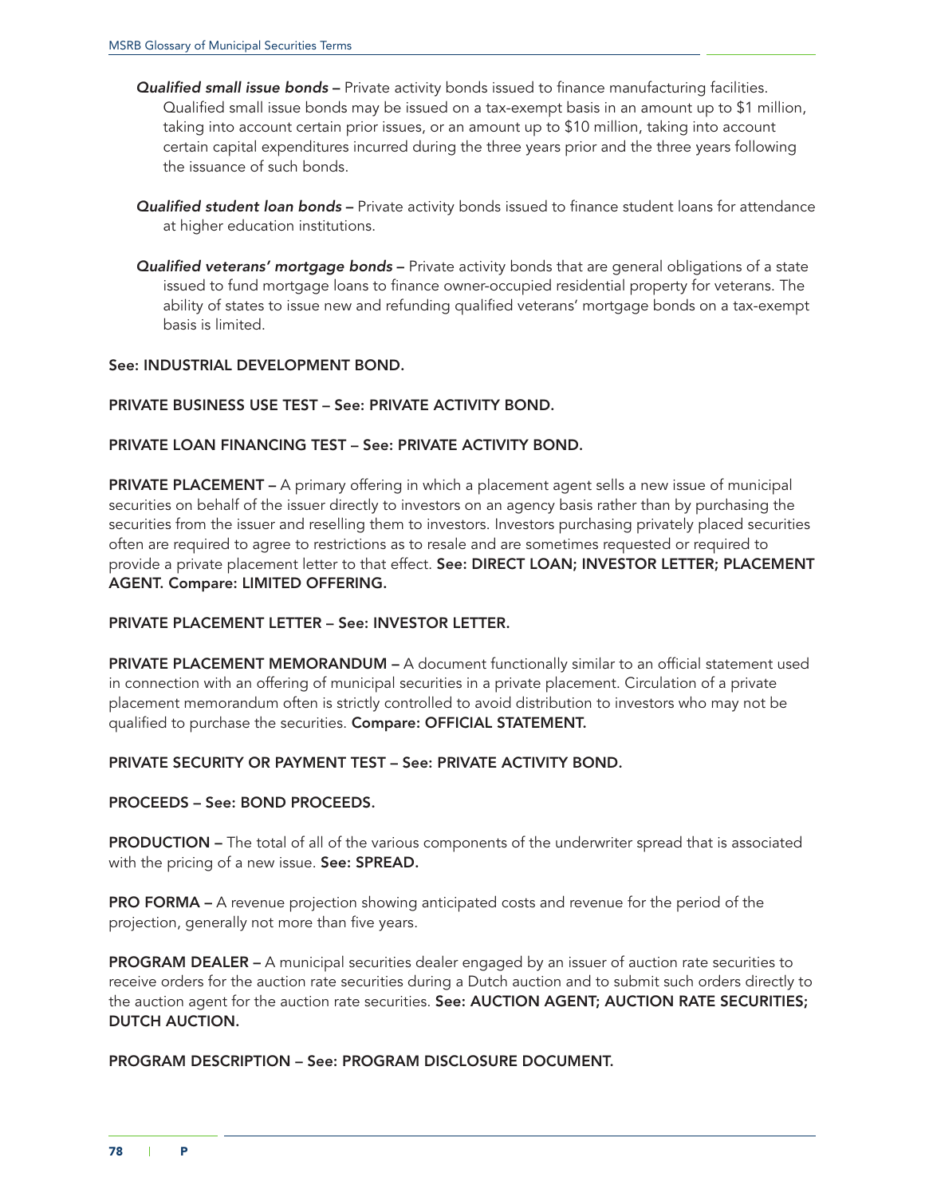*Qualified small issue bonds* – Private activity bonds issued to finance manufacturing facilities. Qualified small issue bonds may be issued on a tax-exempt basis in an amount up to $1 million, taking into account certain prior issues, or an amount up to $10 million, taking into account certain capital expenditures incurred during the three years prior and the three years following the issuance of such bonds.

*Qualified student loan bonds* – Private activity bonds issued to finance student loans for attendance at higher education institutions.

*Qualified veterans' mortgage bonds* – Private activity bonds that are general obligations of a state issued to fund mortgage loans to finance owner-occupied residential property for veterans. The ability of states to issue new and refunding qualified veterans' mortgage bonds on a tax-exempt basis is limited.

**See: INDUSTRIAL DEVELOPMENT BOND.**

**PRIVATE BUSINESS USE TEST – See: PRIVATE ACTIVITY BOND.**

**PRIVATE LOAN FINANCING TEST – See: PRIVATE ACTIVITY BOND.**

**PRIVATE PLACEMENT –** A primary offering in which a placement agent sells a new issue of municipal securities on behalf of the issuer directly to investors on an agency basis rather than by purchasing the securities from the issuer and reselling them to investors. Investors purchasing privately placed securities often are required to agree to restrictions as to resale and are sometimes requested or required to provide a private placement letter to that effect. **See: DIRECT LOAN; INVESTOR LETTER; PLACEMENT AGENT. Compare: LIMITED OFFERING.**

**PRIVATE PLACEMENT LETTER – See: INVESTOR LETTER.**

**PRIVATE PLACEMENT MEMORANDUM –** A document functionally similar to an official statement used in connection with an offering of municipal securities in a private placement. Circulation of a private placement memorandum often is strictly controlled to avoid distribution to investors who may not be qualified to purchase the securities. **Compare: OFFICIAL STATEMENT.**

**PRIVATE SECURITY OR PAYMENT TEST – See: PRIVATE ACTIVITY BOND.**

**PROCEEDS – See: BOND PROCEEDS.**

**PRODUCTION –** The total of all of the various components of the underwriter spread that is associated with the pricing of a new issue. **See: SPREAD.**

**PRO FORMA –** A revenue projection showing anticipated costs and revenue for the period of the projection, generally not more than five years.

**PROGRAM DEALER –** A municipal securities dealer engaged by an issuer of auction rate securities to receive orders for the auction rate securities during a Dutch auction and to submit such orders directly to the auction agent for the auction rate securities. **See: AUCTION AGENT; AUCTION RATE SECURITIES; DUTCH AUCTION.**

**PROGRAM DESCRIPTION – See: PROGRAM DISCLOSURE DOCUMENT.**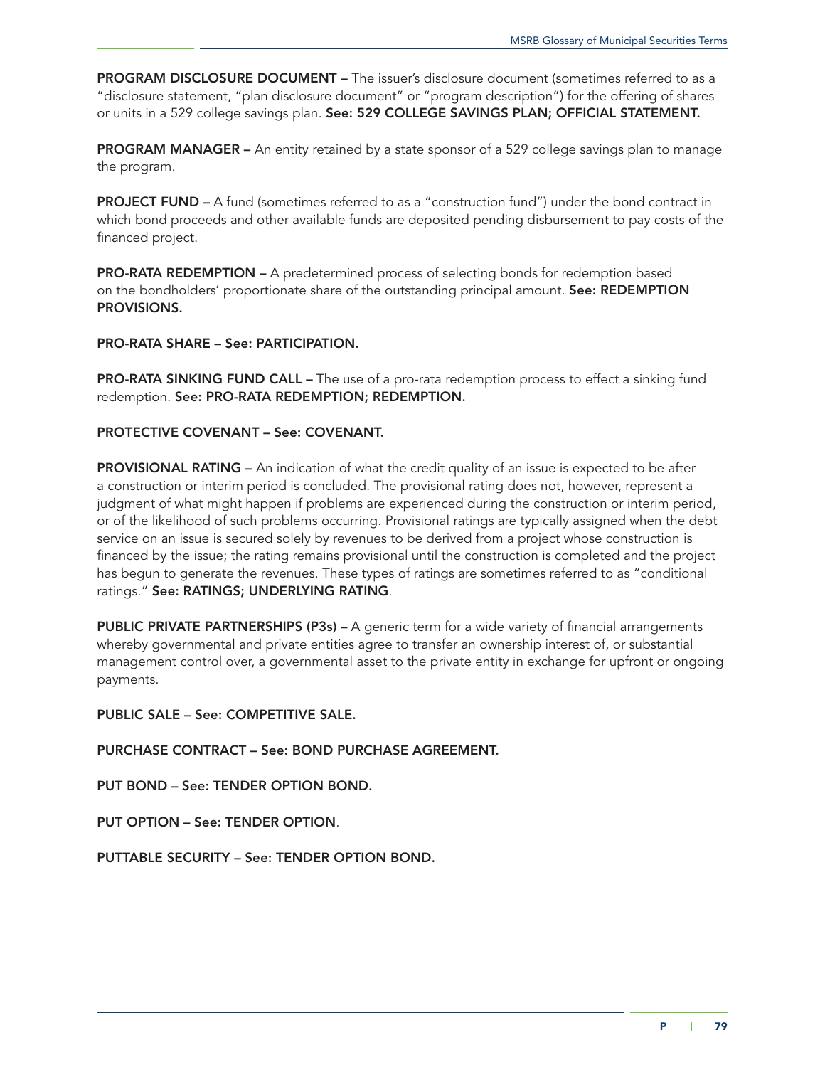**PROGRAM DISCLOSURE DOCUMENT –** The issuer's disclosure document (sometimes referred to as a "disclosure statement, "plan disclosure document" or "program description") for the offering of shares or units in a 529 college savings plan. **See: 529 COLLEGE SAVINGS PLAN; OFFICIAL STATEMENT.**

**PROGRAM MANAGER –** An entity retained by a state sponsor of a 529 college savings plan to manage the program.

**PROJECT FUND –** A fund (sometimes referred to as a "construction fund") under the bond contract in which bond proceeds and other available funds are deposited pending disbursement to pay costs of the financed project.

**PRO-RATA REDEMPTION –** A predetermined process of selecting bonds for redemption based on the bondholders' proportionate share of the outstanding principal amount. **See: REDEMPTION PROVISIONS.**

**PRO-RATA SHARE – See: PARTICIPATION.**

**PRO-RATA SINKING FUND CALL –** The use of a pro-rata redemption process to effect a sinking fund redemption. **See: PRO-RATA REDEMPTION; REDEMPTION.**

**PROTECTIVE COVENANT – See: COVENANT.**

**PROVISIONAL RATING –** An indication of what the credit quality of an issue is expected to be after a construction or interim period is concluded. The provisional rating does not, however, represent a judgment of what might happen if problems are experienced during the construction or interim period, or of the likelihood of such problems occurring. Provisional ratings are typically assigned when the debt service on an issue is secured solely by revenues to be derived from a project whose construction is financed by the issue; the rating remains provisional until the construction is completed and the project has begun to generate the revenues. These types of ratings are sometimes referred to as "conditional ratings." **See: RATINGS; UNDERLYING RATING**.

**PUBLIC PRIVATE PARTNERSHIPS (P3s) –** A generic term for a wide variety of financial arrangements whereby governmental and private entities agree to transfer an ownership interest of, or substantial management control over, a governmental asset to the private entity in exchange for upfront or ongoing payments.

**PUBLIC SALE – See: COMPETITIVE SALE.**

**PURCHASE CONTRACT – See: BOND PURCHASE AGREEMENT.**

**PUT BOND – See: TENDER OPTION BOND.**

**PUT OPTION – See: TENDER OPTION**.

**PUTTABLE SECURITY – See: TENDER OPTION BOND.**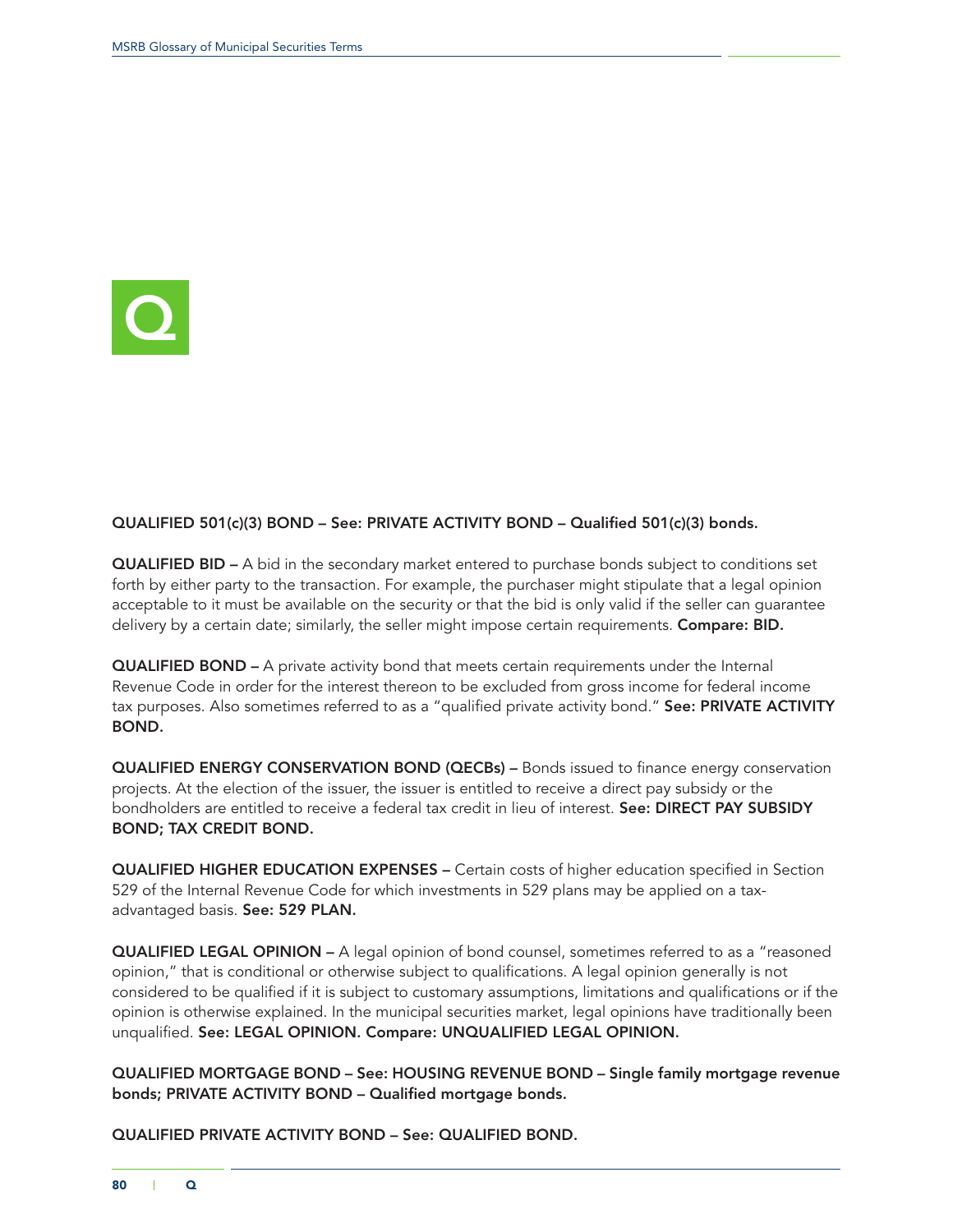# Q

**QUALIFIED 501(c)(3) BOND – See: PRIVATE ACTIVITY BOND – Qualified 501(c)(3) bonds.**

**QUALIFIED BID –** A bid in the secondary market entered to purchase bonds subject to conditions set forth by either party to the transaction. For example, the purchaser might stipulate that a legal opinion acceptable to it must be available on the security or that the bid is only valid if the seller can guarantee delivery by a certain date; similarly, the seller might impose certain requirements. **Compare: BID.**

**QUALIFIED BOND –** A private activity bond that meets certain requirements under the Internal Revenue Code in order for the interest thereon to be excluded from gross income for federal income tax purposes. Also sometimes referred to as a "qualified private activity bond." **See: PRIVATE ACTIVITY BOND.**

**QUALIFIED ENERGY CONSERVATION BOND (QECBs) –** Bonds issued to finance energy conservation projects. At the election of the issuer, the issuer is entitled to receive a direct pay subsidy or the bondholders are entitled to receive a federal tax credit in lieu of interest. **See: DIRECT PAY SUBSIDY BOND; TAX CREDIT BOND.**

**QUALIFIED HIGHER EDUCATION EXPENSES –** Certain costs of higher education specified in Section 529 of the Internal Revenue Code for which investments in 529 plans may be applied on a tax-advantaged basis. **See: 529 PLAN.**

**QUALIFIED LEGAL OPINION –** A legal opinion of bond counsel, sometimes referred to as a "reasoned opinion," that is conditional or otherwise subject to qualifications. A legal opinion generally is not considered to be qualified if it is subject to customary assumptions, limitations and qualifications or if the opinion is otherwise explained. In the municipal securities market, legal opinions have traditionally been unqualified. **See: LEGAL OPINION. Compare: UNQUALIFIED LEGAL OPINION.**

**QUALIFIED MORTGAGE BOND – See: HOUSING REVENUE BOND – Single family mortgage revenue bonds; PRIVATE ACTIVITY BOND – Qualified mortgage bonds.**

**QUALIFIED PRIVATE ACTIVITY BOND – See: QUALIFIED BOND.**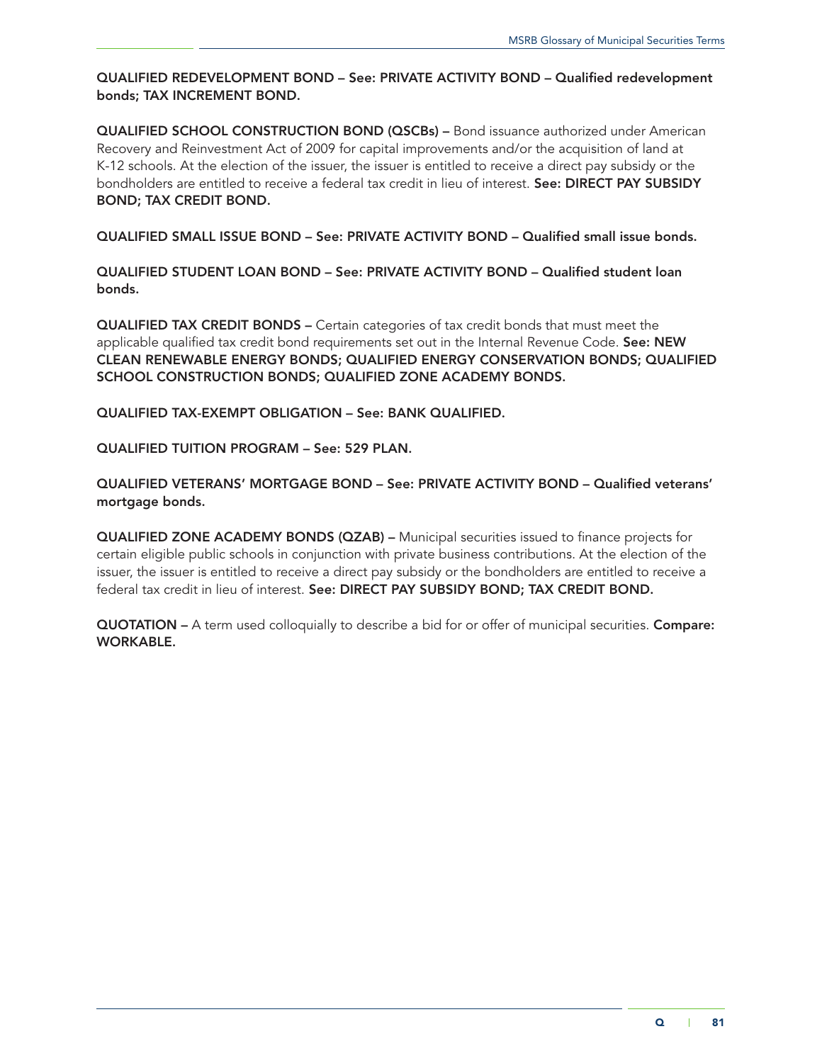**QUALIFIED REDEVELOPMENT BOND – See: PRIVATE ACTIVITY BOND – Qualified redevelopment bonds; TAX INCREMENT BOND.**

**QUALIFIED SCHOOL CONSTRUCTION BOND (QSCBs) –** Bond issuance authorized under American Recovery and Reinvestment Act of 2009 for capital improvements and/or the acquisition of land at K-12 schools. At the election of the issuer, the issuer is entitled to receive a direct pay subsidy or the bondholders are entitled to receive a federal tax credit in lieu of interest. **See: DIRECT PAY SUBSIDY BOND; TAX CREDIT BOND.**

**QUALIFIED SMALL ISSUE BOND – See: PRIVATE ACTIVITY BOND – Qualified small issue bonds.**

**QUALIFIED STUDENT LOAN BOND – See: PRIVATE ACTIVITY BOND – Qualified student loan bonds.**

**QUALIFIED TAX CREDIT BONDS –** Certain categories of tax credit bonds that must meet the applicable qualified tax credit bond requirements set out in the Internal Revenue Code. **See: NEW CLEAN RENEWABLE ENERGY BONDS; QUALIFIED ENERGY CONSERVATION BONDS; QUALIFIED SCHOOL CONSTRUCTION BONDS; QUALIFIED ZONE ACADEMY BONDS.**

**QUALIFIED TAX-EXEMPT OBLIGATION – See: BANK QUALIFIED.**

**QUALIFIED TUITION PROGRAM – See: 529 PLAN.**

**QUALIFIED VETERANS' MORTGAGE BOND – See: PRIVATE ACTIVITY BOND – Qualified veterans' mortgage bonds.**

**QUALIFIED ZONE ACADEMY BONDS (QZAB) –** Municipal securities issued to finance projects for certain eligible public schools in conjunction with private business contributions. At the election of the issuer, the issuer is entitled to receive a direct pay subsidy or the bondholders are entitled to receive a federal tax credit in lieu of interest. **See: DIRECT PAY SUBSIDY BOND; TAX CREDIT BOND.**

**QUOTATION –** A term used colloquially to describe a bid for or offer of municipal securities. **Compare: WORKABLE.**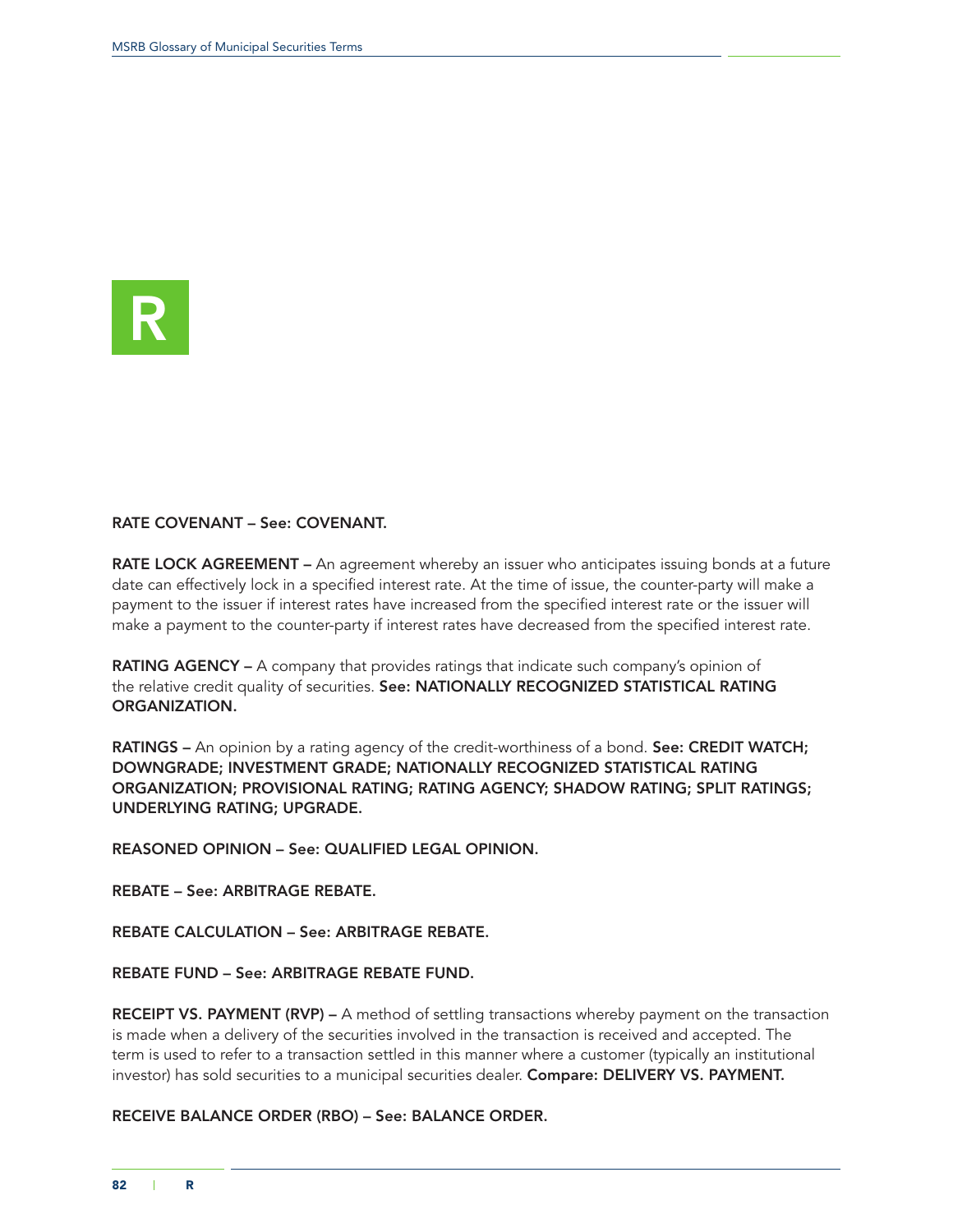# R

**RATE COVENANT – See: COVENANT.**

**RATE LOCK AGREEMENT –** An agreement whereby an issuer who anticipates issuing bonds at a future date can effectively lock in a specified interest rate. At the time of issue, the counter-party will make a payment to the issuer if interest rates have increased from the specified interest rate or the issuer will make a payment to the counter-party if interest rates have decreased from the specified interest rate.

**RATING AGENCY –** A company that provides ratings that indicate such company's opinion of the relative credit quality of securities. **See: NATIONALLY RECOGNIZED STATISTICAL RATING ORGANIZATION.**

**RATINGS –** An opinion by a rating agency of the credit-worthiness of a bond. **See: CREDIT WATCH; DOWNGRADE; INVESTMENT GRADE; NATIONALLY RECOGNIZED STATISTICAL RATING ORGANIZATION; PROVISIONAL RATING; RATING AGENCY; SHADOW RATING; SPLIT RATINGS; UNDERLYING RATING; UPGRADE.**

**REASONED OPINION – See: QUALIFIED LEGAL OPINION.**

**REBATE – See: ARBITRAGE REBATE.**

**REBATE CALCULATION – See: ARBITRAGE REBATE.**

**REBATE FUND – See: ARBITRAGE REBATE FUND.**

**RECEIPT VS. PAYMENT (RVP) –** A method of settling transactions whereby payment on the transaction is made when a delivery of the securities involved in the transaction is received and accepted. The term is used to refer to a transaction settled in this manner where a customer (typically an institutional investor) has sold securities to a municipal securities dealer. **Compare: DELIVERY VS. PAYMENT.**

**RECEIVE BALANCE ORDER (RBO) – See: BALANCE ORDER.**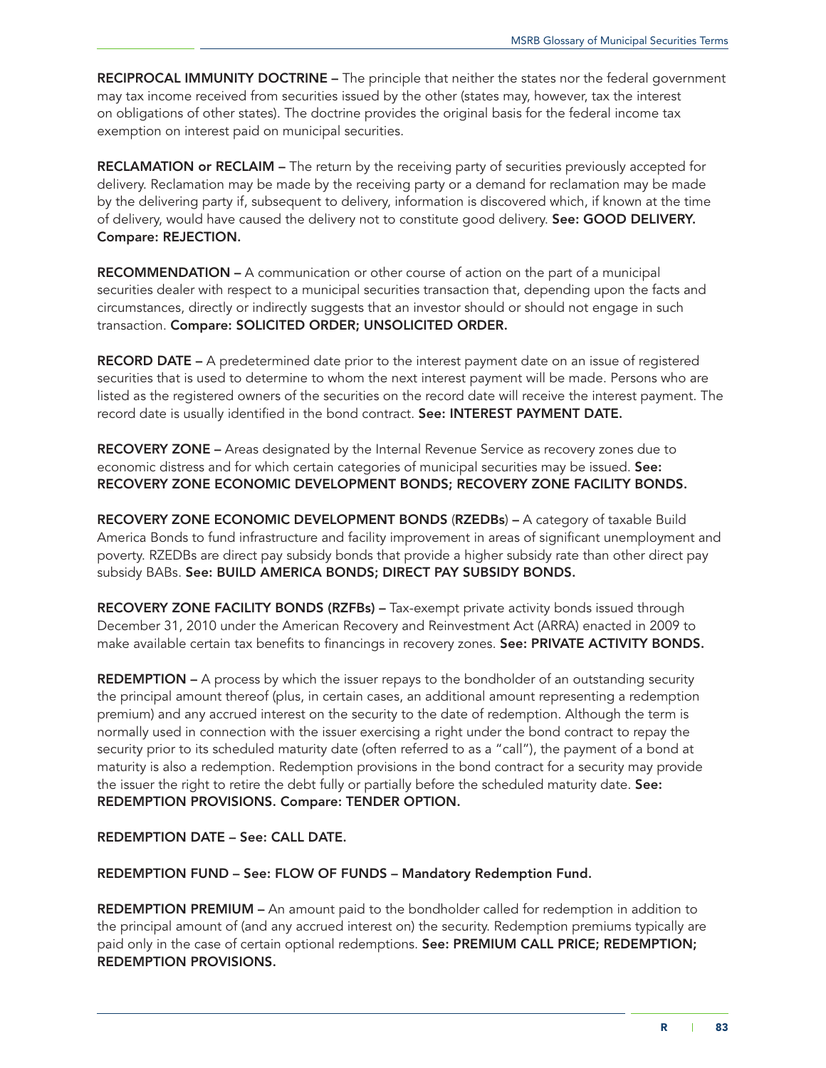**RECIPROCAL IMMUNITY DOCTRINE –** The principle that neither the states nor the federal government may tax income received from securities issued by the other (states may, however, tax the interest on obligations of other states). The doctrine provides the original basis for the federal income tax exemption on interest paid on municipal securities.

**RECLAMATION or RECLAIM –** The return by the receiving party of securities previously accepted for delivery. Reclamation may be made by the receiving party or a demand for reclamation may be made by the delivering party if, subsequent to delivery, information is discovered which, if known at the time of delivery, would have caused the delivery not to constitute good delivery. **See: GOOD DELIVERY. Compare: REJECTION.**

**RECOMMENDATION –** A communication or other course of action on the part of a municipal securities dealer with respect to a municipal securities transaction that, depending upon the facts and circumstances, directly or indirectly suggests that an investor should or should not engage in such transaction. **Compare: SOLICITED ORDER; UNSOLICITED ORDER.**

**RECORD DATE –** A predetermined date prior to the interest payment date on an issue of registered securities that is used to determine to whom the next interest payment will be made. Persons who are listed as the registered owners of the securities on the record date will receive the interest payment. The record date is usually identified in the bond contract. **See: INTEREST PAYMENT DATE.**

**RECOVERY ZONE –** Areas designated by the Internal Revenue Service as recovery zones due to economic distress and for which certain categories of municipal securities may be issued. **See: RECOVERY ZONE ECONOMIC DEVELOPMENT BONDS; RECOVERY ZONE FACILITY BONDS.**

**RECOVERY ZONE ECONOMIC DEVELOPMENT BONDS (RZEDBs) –** A category of taxable Build America Bonds to fund infrastructure and facility improvement in areas of significant unemployment and poverty. RZEDBs are direct pay subsidy bonds that provide a higher subsidy rate than other direct pay subsidy BABs. **See: BUILD AMERICA BONDS; DIRECT PAY SUBSIDY BONDS.**

**RECOVERY ZONE FACILITY BONDS (RZFBs) –** Tax-exempt private activity bonds issued through December 31, 2010 under the American Recovery and Reinvestment Act (ARRA) enacted in 2009 to make available certain tax benefits to financings in recovery zones. **See: PRIVATE ACTIVITY BONDS.**

**REDEMPTION –** A process by which the issuer repays to the bondholder of an outstanding security the principal amount thereof (plus, in certain cases, an additional amount representing a redemption premium) and any accrued interest on the security to the date of redemption. Although the term is normally used in connection with the issuer exercising a right under the bond contract to repay the security prior to its scheduled maturity date (often referred to as a "call"), the payment of a bond at maturity is also a redemption. Redemption provisions in the bond contract for a security may provide the issuer the right to retire the debt fully or partially before the scheduled maturity date. **See: REDEMPTION PROVISIONS. Compare: TENDER OPTION.**

**REDEMPTION DATE – See: CALL DATE.**

**REDEMPTION FUND – See: FLOW OF FUNDS – Mandatory Redemption Fund.**

**REDEMPTION PREMIUM –** An amount paid to the bondholder called for redemption in addition to the principal amount of (and any accrued interest on) the security. Redemption premiums typically are paid only in the case of certain optional redemptions. **See: PREMIUM CALL PRICE; REDEMPTION; REDEMPTION PROVISIONS.**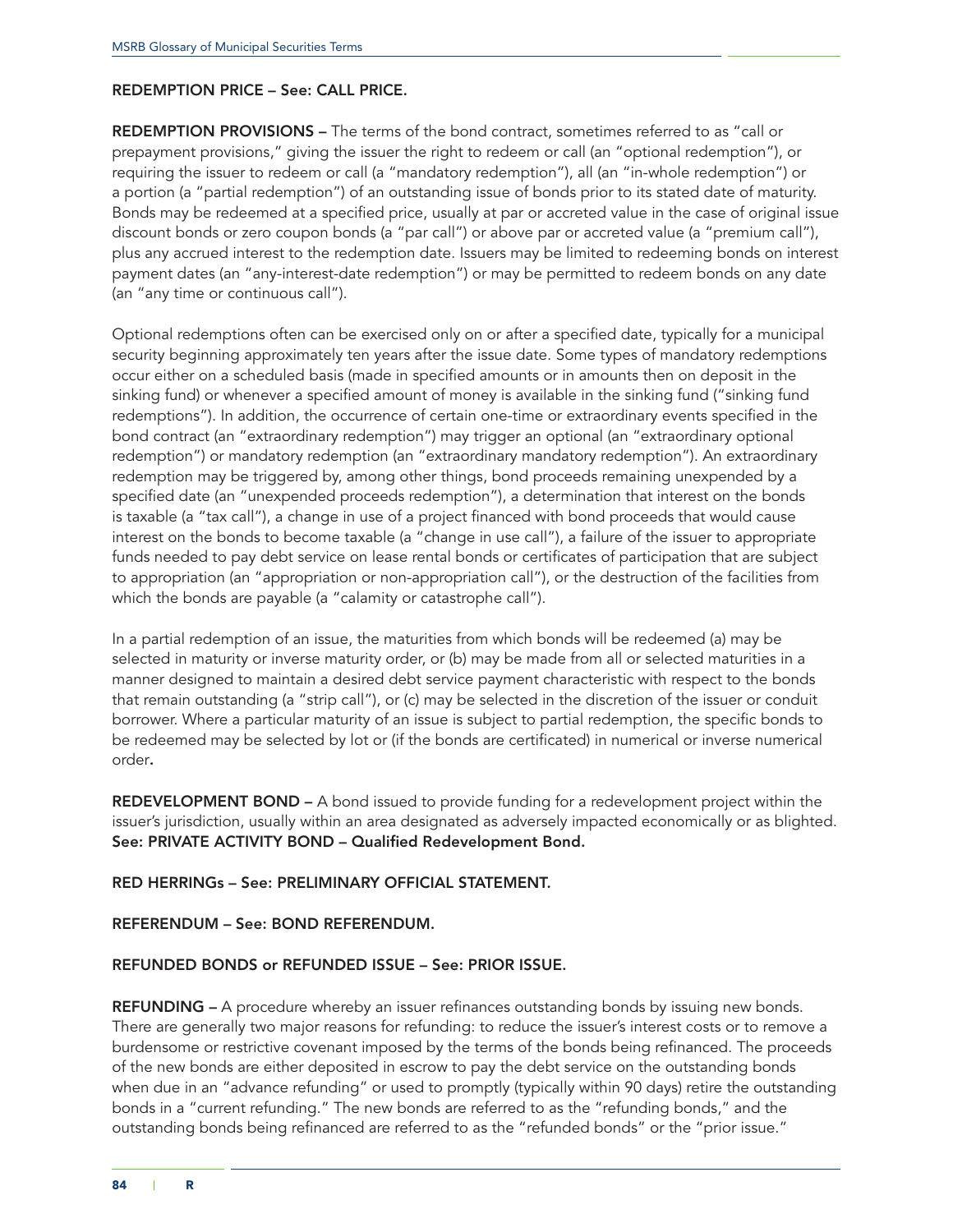**REDEMPTION PRICE – See: CALL PRICE.**

**REDEMPTION PROVISIONS –** The terms of the bond contract, sometimes referred to as "call or prepayment provisions," giving the issuer the right to redeem or call (an "optional redemption"), or requiring the issuer to redeem or call (a "mandatory redemption"), all (an "in-whole redemption") or a portion (a "partial redemption") of an outstanding issue of bonds prior to its stated date of maturity. Bonds may be redeemed at a specified price, usually at par or accreted value in the case of original issue discount bonds or zero coupon bonds (a "par call") or above par or accreted value (a "premium call"), plus any accrued interest to the redemption date. Issuers may be limited to redeeming bonds on interest payment dates (an "any-interest-date redemption") or may be permitted to redeem bonds on any date (an "any time or continuous call").

Optional redemptions often can be exercised only on or after a specified date, typically for a municipal security beginning approximately ten years after the issue date. Some types of mandatory redemptions occur either on a scheduled basis (made in specified amounts or in amounts then on deposit in the sinking fund) or whenever a specified amount of money is available in the sinking fund ("sinking fund redemptions"). In addition, the occurrence of certain one-time or extraordinary events specified in the bond contract (an "extraordinary redemption") may trigger an optional (an "extraordinary optional redemption") or mandatory redemption (an "extraordinary mandatory redemption"). An extraordinary redemption may be triggered by, among other things, bond proceeds remaining unexpended by a specified date (an "unexpended proceeds redemption"), a determination that interest on the bonds is taxable (a "tax call"), a change in use of a project financed with bond proceeds that would cause interest on the bonds to become taxable (a "change in use call"), a failure of the issuer to appropriate funds needed to pay debt service on lease rental bonds or certificates of participation that are subject to appropriation (an "appropriation or non-appropriation call"), or the destruction of the facilities from which the bonds are payable (a "calamity or catastrophe call").

In a partial redemption of an issue, the maturities from which bonds will be redeemed (a) may be selected in maturity or inverse maturity order, or (b) may be made from all or selected maturities in a manner designed to maintain a desired debt service payment characteristic with respect to the bonds that remain outstanding (a "strip call"), or (c) may be selected in the discretion of the issuer or conduit borrower. Where a particular maturity of an issue is subject to partial redemption, the specific bonds to be redeemed may be selected by lot or (if the bonds are certificated) in numerical or inverse numerical order.

**REDEVELOPMENT BOND –** A bond issued to provide funding for a redevelopment project within the issuer's jurisdiction, usually within an area designated as adversely impacted economically or as blighted. **See: PRIVATE ACTIVITY BOND – Qualified Redevelopment Bond.**

**RED HERRINGs – See: PRELIMINARY OFFICIAL STATEMENT.**

**REFERENDUM – See: BOND REFERENDUM.**

**REFUNDED BONDS or REFUNDED ISSUE – See: PRIOR ISSUE.**

**REFUNDING –** A procedure whereby an issuer refinances outstanding bonds by issuing new bonds. There are generally two major reasons for refunding: to reduce the issuer's interest costs or to remove a burdensome or restrictive covenant imposed by the terms of the bonds being refinanced. The proceeds of the new bonds are either deposited in escrow to pay the debt service on the outstanding bonds when due in an "advance refunding" or used to promptly (typically within 90 days) retire the outstanding bonds in a "current refunding." The new bonds are referred to as the "refunding bonds," and the outstanding bonds being refinanced are referred to as the "refunded bonds" or the "prior issue."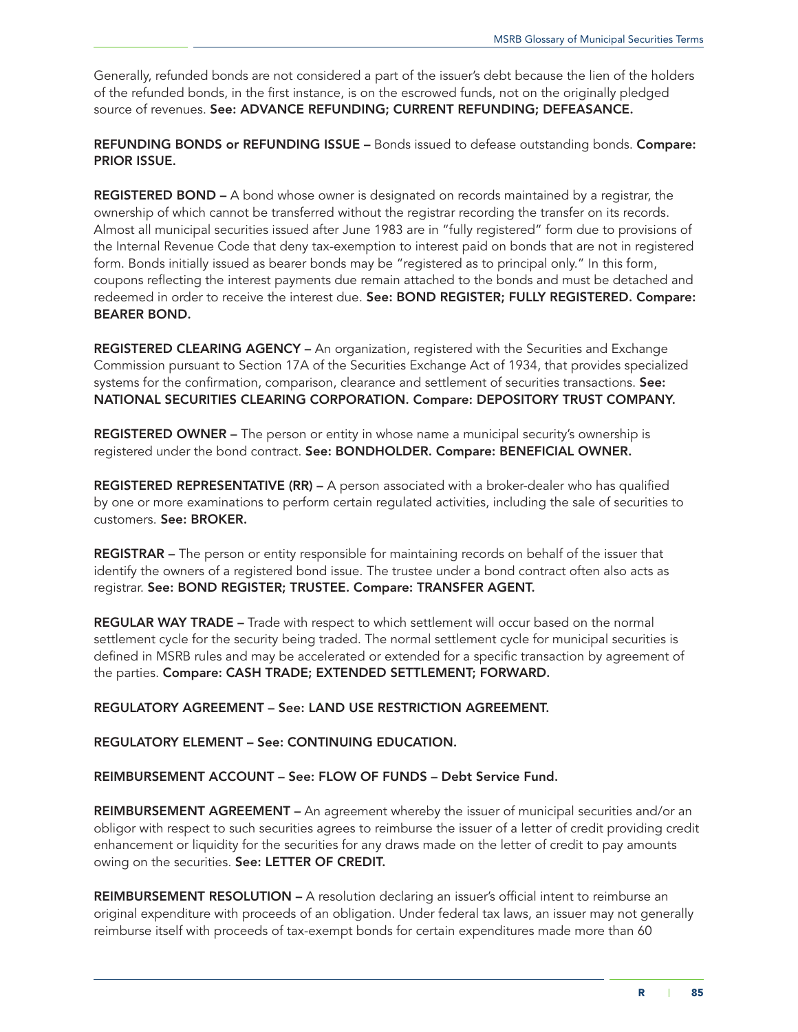Generally, refunded bonds are not considered a part of the issuer's debt because the lien of the holders of the refunded bonds, in the first instance, is on the escrowed funds, not on the originally pledged source of revenues. **See: ADVANCE REFUNDING; CURRENT REFUNDING; DEFEASANCE.**

**REFUNDING BONDS or REFUNDING ISSUE –** Bonds issued to defease outstanding bonds. **Compare: PRIOR ISSUE.**

**REGISTERED BOND –** A bond whose owner is designated on records maintained by a registrar, the ownership of which cannot be transferred without the registrar recording the transfer on its records. Almost all municipal securities issued after June 1983 are in "fully registered" form due to provisions of the Internal Revenue Code that deny tax-exemption to interest paid on bonds that are not in registered form. Bonds initially issued as bearer bonds may be "registered as to principal only." In this form, coupons reflecting the interest payments due remain attached to the bonds and must be detached and redeemed in order to receive the interest due. **See: BOND REGISTER; FULLY REGISTERED. Compare: BEARER BOND.**

**REGISTERED CLEARING AGENCY –** An organization, registered with the Securities and Exchange Commission pursuant to Section 17A of the Securities Exchange Act of 1934, that provides specialized systems for the confirmation, comparison, clearance and settlement of securities transactions. **See: NATIONAL SECURITIES CLEARING CORPORATION. Compare: DEPOSITORY TRUST COMPANY.**

**REGISTERED OWNER –** The person or entity in whose name a municipal security's ownership is registered under the bond contract. **See: BONDHOLDER. Compare: BENEFICIAL OWNER.**

**REGISTERED REPRESENTATIVE (RR) –** A person associated with a broker-dealer who has qualified by one or more examinations to perform certain regulated activities, including the sale of securities to customers. **See: BROKER.**

**REGISTRAR –** The person or entity responsible for maintaining records on behalf of the issuer that identify the owners of a registered bond issue. The trustee under a bond contract often also acts as registrar. **See: BOND REGISTER; TRUSTEE. Compare: TRANSFER AGENT.**

**REGULAR WAY TRADE –** Trade with respect to which settlement will occur based on the normal settlement cycle for the security being traded. The normal settlement cycle for municipal securities is defined in MSRB rules and may be accelerated or extended for a specific transaction by agreement of the parties. **Compare: CASH TRADE; EXTENDED SETTLEMENT; FORWARD.**

**REGULATORY AGREEMENT – See: LAND USE RESTRICTION AGREEMENT.**

**REGULATORY ELEMENT – See: CONTINUING EDUCATION.**

**REIMBURSEMENT ACCOUNT – See: FLOW OF FUNDS – Debt Service Fund.**

**REIMBURSEMENT AGREEMENT –** An agreement whereby the issuer of municipal securities and/or an obligor with respect to such securities agrees to reimburse the issuer of a letter of credit providing credit enhancement or liquidity for the securities for any draws made on the letter of credit to pay amounts owing on the securities. **See: LETTER OF CREDIT.**

**REIMBURSEMENT RESOLUTION –** A resolution declaring an issuer's official intent to reimburse an original expenditure with proceeds of an obligation. Under federal tax laws, an issuer may not generally reimburse itself with proceeds of tax-exempt bonds for certain expenditures made more than 60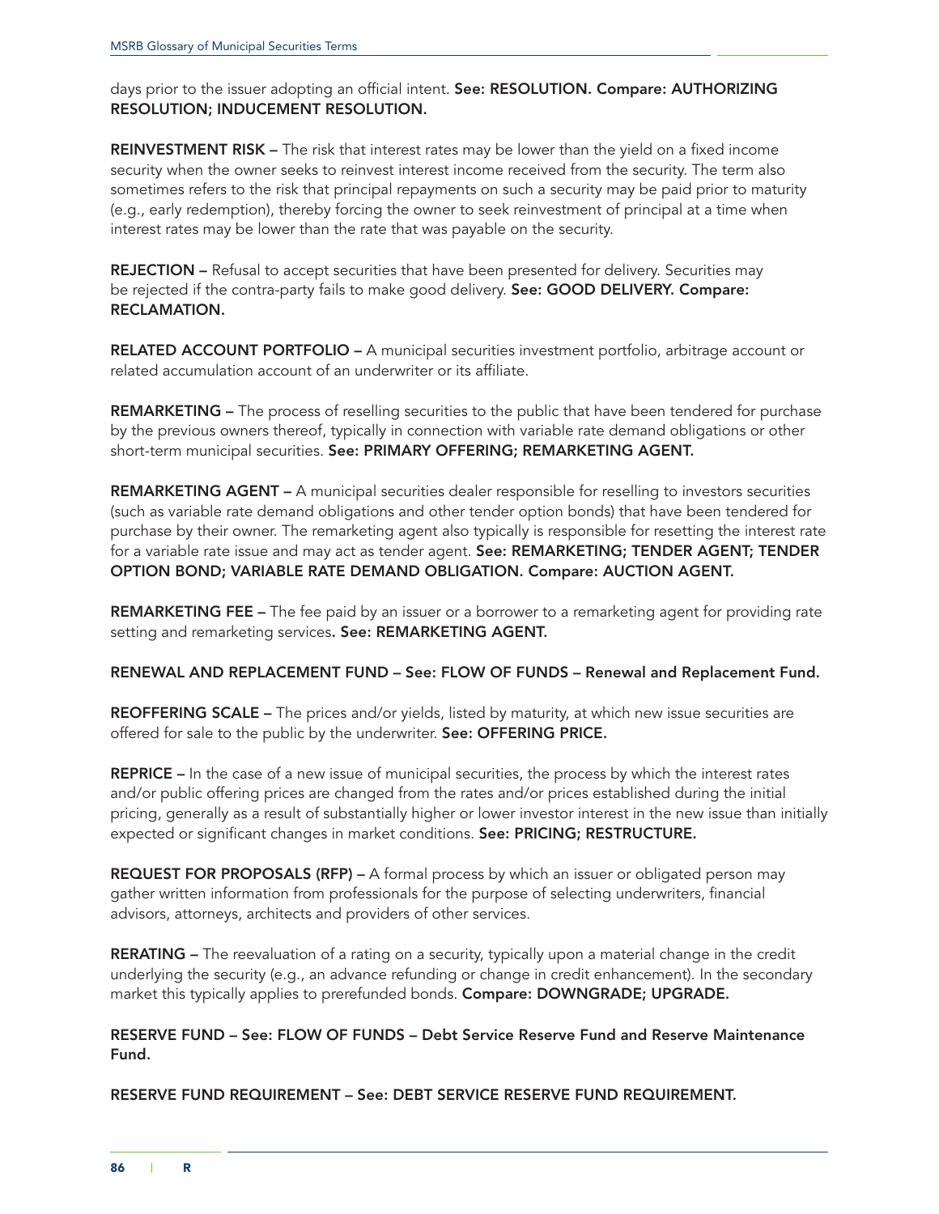days prior to the issuer adopting an official intent. **See: RESOLUTION. Compare: AUTHORIZING RESOLUTION; INDUCEMENT RESOLUTION.**

**REINVESTMENT RISK –** The risk that interest rates may be lower than the yield on a fixed income security when the owner seeks to reinvest interest income received from the security. The term also sometimes refers to the risk that principal repayments on such a security may be paid prior to maturity (e.g., early redemption), thereby forcing the owner to seek reinvestment of principal at a time when interest rates may be lower than the rate that was payable on the security.

**REJECTION –** Refusal to accept securities that have been presented for delivery. Securities may be rejected if the contra-party fails to make good delivery. **See: GOOD DELIVERY. Compare: RECLAMATION.**

**RELATED ACCOUNT PORTFOLIO –** A municipal securities investment portfolio, arbitrage account or related accumulation account of an underwriter or its affiliate.

**REMARKETING –** The process of reselling securities to the public that have been tendered for purchase by the previous owners thereof, typically in connection with variable rate demand obligations or other short-term municipal securities. **See: PRIMARY OFFERING; REMARKETING AGENT.**

**REMARKETING AGENT –** A municipal securities dealer responsible for reselling to investors securities (such as variable rate demand obligations and other tender option bonds) that have been tendered for purchase by their owner. The remarketing agent also typically is responsible for resetting the interest rate for a variable rate issue and may act as tender agent. **See: REMARKETING; TENDER AGENT; TENDER OPTION BOND; VARIABLE RATE DEMAND OBLIGATION. Compare: AUCTION AGENT.**

**REMARKETING FEE –** The fee paid by an issuer or a borrower to a remarketing agent for providing rate setting and remarketing services**. See: REMARKETING AGENT.**

**RENEWAL AND REPLACEMENT FUND – See: FLOW OF FUNDS – Renewal and Replacement Fund.**

**REOFFERING SCALE –** The prices and/or yields, listed by maturity, at which new issue securities are offered for sale to the public by the underwriter. **See: OFFERING PRICE.**

**REPRICE –** In the case of a new issue of municipal securities, the process by which the interest rates and/or public offering prices are changed from the rates and/or prices established during the initial pricing, generally as a result of substantially higher or lower investor interest in the new issue than initially expected or significant changes in market conditions. **See: PRICING; RESTRUCTURE.**

**REQUEST FOR PROPOSALS (RFP) –** A formal process by which an issuer or obligated person may gather written information from professionals for the purpose of selecting underwriters, financial advisors, attorneys, architects and providers of other services.

**RERATING –** The reevaluation of a rating on a security, typically upon a material change in the credit underlying the security (e.g., an advance refunding or change in credit enhancement). In the secondary market this typically applies to prerefunded bonds. **Compare: DOWNGRADE; UPGRADE.**

**RESERVE FUND – See: FLOW OF FUNDS – Debt Service Reserve Fund and Reserve Maintenance Fund.**

**RESERVE FUND REQUIREMENT – See: DEBT SERVICE RESERVE FUND REQUIREMENT.**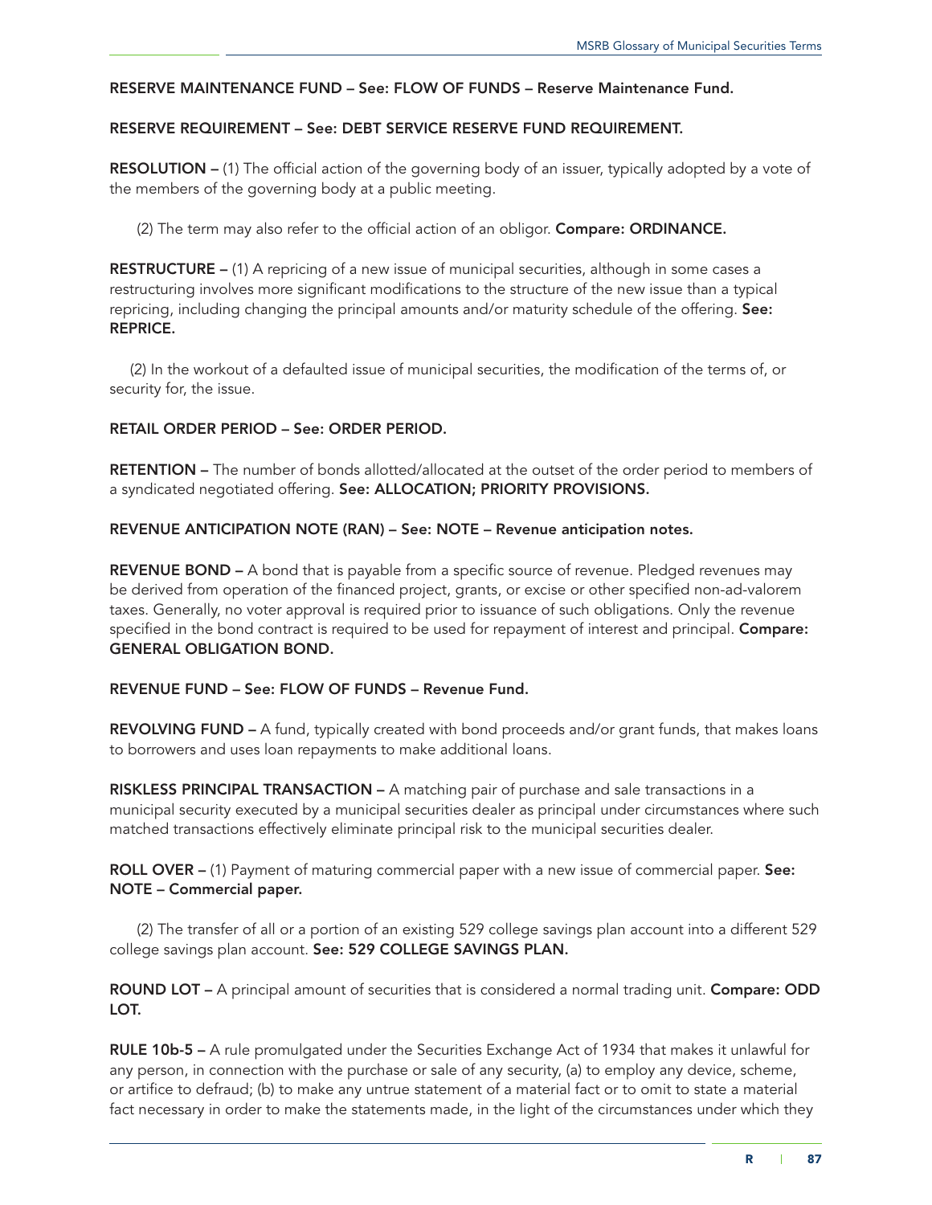**RESERVE MAINTENANCE FUND – See: FLOW OF FUNDS – Reserve Maintenance Fund.**

**RESERVE REQUIREMENT – See: DEBT SERVICE RESERVE FUND REQUIREMENT.**

**RESOLUTION –** (1) The official action of the governing body of an issuer, typically adopted by a vote of the members of the governing body at a public meeting.

(2) The term may also refer to the official action of an obligor. **Compare: ORDINANCE.**

**RESTRUCTURE –** (1) A repricing of a new issue of municipal securities, although in some cases a restructuring involves more significant modifications to the structure of the new issue than a typical repricing, including changing the principal amounts and/or maturity schedule of the offering. **See: REPRICE.**

(2) In the workout of a defaulted issue of municipal securities, the modification of the terms of, or security for, the issue.

**RETAIL ORDER PERIOD – See: ORDER PERIOD.**

**RETENTION –** The number of bonds allotted/allocated at the outset of the order period to members of a syndicated negotiated offering. **See: ALLOCATION; PRIORITY PROVISIONS.**

**REVENUE ANTICIPATION NOTE (RAN) – See: NOTE – Revenue anticipation notes.**

**REVENUE BOND –** A bond that is payable from a specific source of revenue. Pledged revenues may be derived from operation of the financed project, grants, or excise or other specified non-ad-valorem taxes. Generally, no voter approval is required prior to issuance of such obligations. Only the revenue specified in the bond contract is required to be used for repayment of interest and principal. **Compare: GENERAL OBLIGATION BOND.**

**REVENUE FUND – See: FLOW OF FUNDS – Revenue Fund.**

**REVOLVING FUND –** A fund, typically created with bond proceeds and/or grant funds, that makes loans to borrowers and uses loan repayments to make additional loans.

**RISKLESS PRINCIPAL TRANSACTION –** A matching pair of purchase and sale transactions in a municipal security executed by a municipal securities dealer as principal under circumstances where such matched transactions effectively eliminate principal risk to the municipal securities dealer.

**ROLL OVER –** (1) Payment of maturing commercial paper with a new issue of commercial paper. **See: NOTE – Commercial paper.**

(2) The transfer of all or a portion of an existing 529 college savings plan account into a different 529 college savings plan account. **See: 529 COLLEGE SAVINGS PLAN.**

**ROUND LOT –** A principal amount of securities that is considered a normal trading unit. **Compare: ODD LOT.**

**RULE 10b-5 –** A rule promulgated under the Securities Exchange Act of 1934 that makes it unlawful for any person, in connection with the purchase or sale of any security, (a) to employ any device, scheme, or artifice to defraud; (b) to make any untrue statement of a material fact or to omit to state a material fact necessary in order to make the statements made, in the light of the circumstances under which they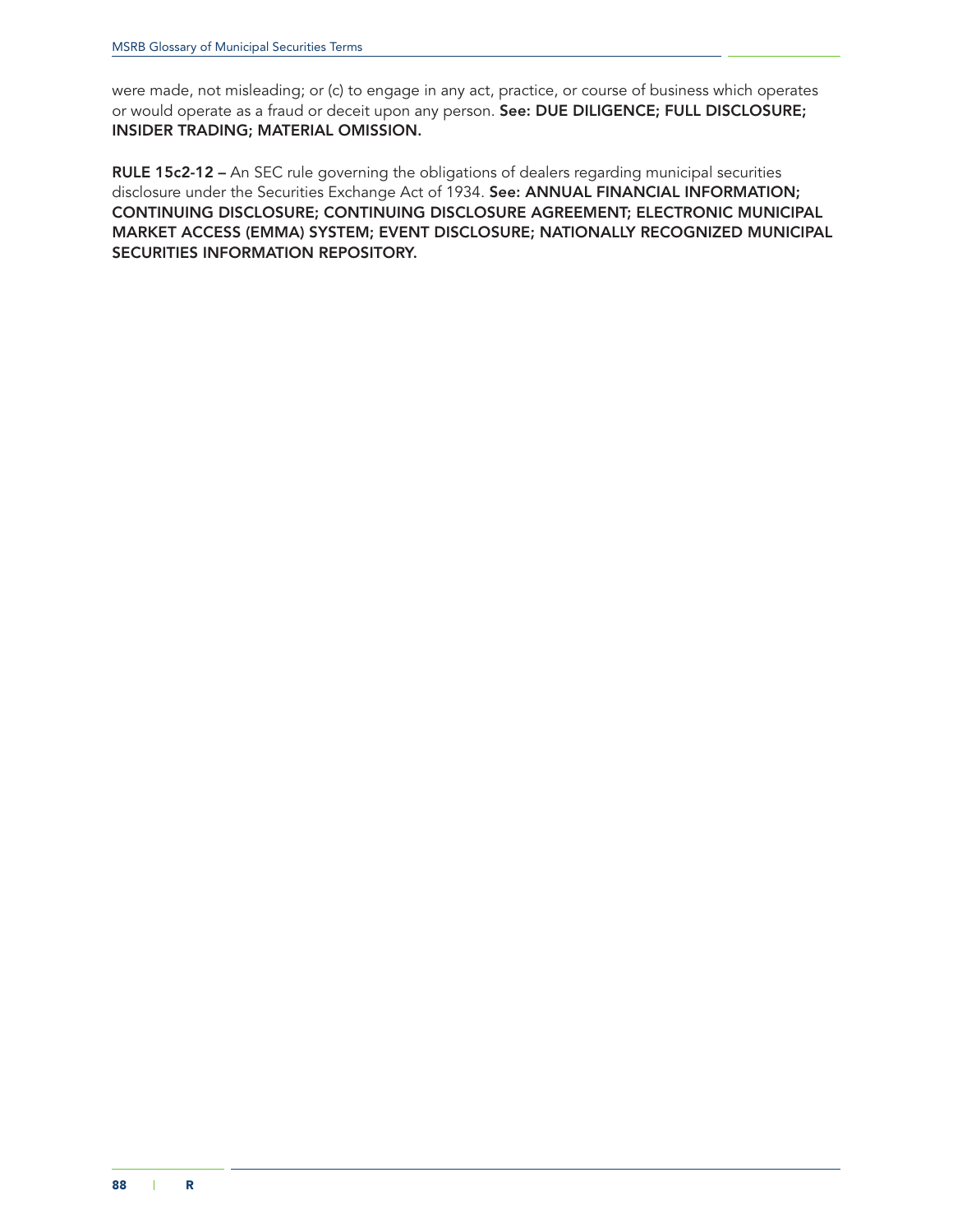were made, not misleading; or (c) to engage in any act, practice, or course of business which operates or would operate as a fraud or deceit upon any person. **See: DUE DILIGENCE; FULL DISCLOSURE; INSIDER TRADING; MATERIAL OMISSION.**

**RULE 15c2-12 –** An SEC rule governing the obligations of dealers regarding municipal securities disclosure under the Securities Exchange Act of 1934. **See: ANNUAL FINANCIAL INFORMATION; CONTINUING DISCLOSURE; CONTINUING DISCLOSURE AGREEMENT; ELECTRONIC MUNICIPAL MARKET ACCESS (EMMA) SYSTEM; EVENT DISCLOSURE; NATIONALLY RECOGNIZED MUNICIPAL SECURITIES INFORMATION REPOSITORY.**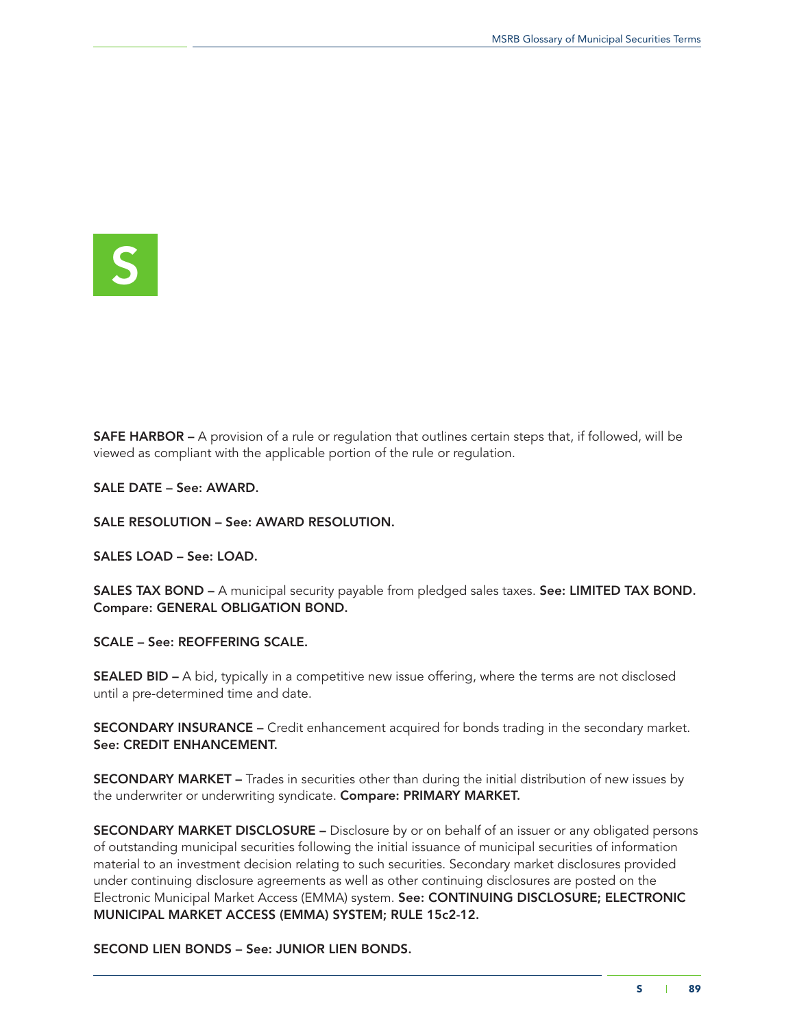# S

**SAFE HARBOR –** A provision of a rule or regulation that outlines certain steps that, if followed, will be viewed as compliant with the applicable portion of the rule or regulation.

**SALE DATE – See: AWARD.**

**SALE RESOLUTION – See: AWARD RESOLUTION.**

**SALES LOAD – See: LOAD.**

**SALES TAX BOND –** A municipal security payable from pledged sales taxes. **See: LIMITED TAX BOND. Compare: GENERAL OBLIGATION BOND.**

**SCALE – See: REOFFERING SCALE.**

**SEALED BID –** A bid, typically in a competitive new issue offering, where the terms are not disclosed until a pre-determined time and date.

**SECONDARY INSURANCE –** Credit enhancement acquired for bonds trading in the secondary market. **See: CREDIT ENHANCEMENT.**

**SECONDARY MARKET –** Trades in securities other than during the initial distribution of new issues by the underwriter or underwriting syndicate. **Compare: PRIMARY MARKET.**

**SECONDARY MARKET DISCLOSURE –** Disclosure by or on behalf of an issuer or any obligated persons of outstanding municipal securities following the initial issuance of municipal securities of information material to an investment decision relating to such securities. Secondary market disclosures provided under continuing disclosure agreements as well as other continuing disclosures are posted on the Electronic Municipal Market Access (EMMA) system. **See: CONTINUING DISCLOSURE; ELECTRONIC MUNICIPAL MARKET ACCESS (EMMA) SYSTEM; RULE 15c2-12.**

**SECOND LIEN BONDS – See: JUNIOR LIEN BONDS.**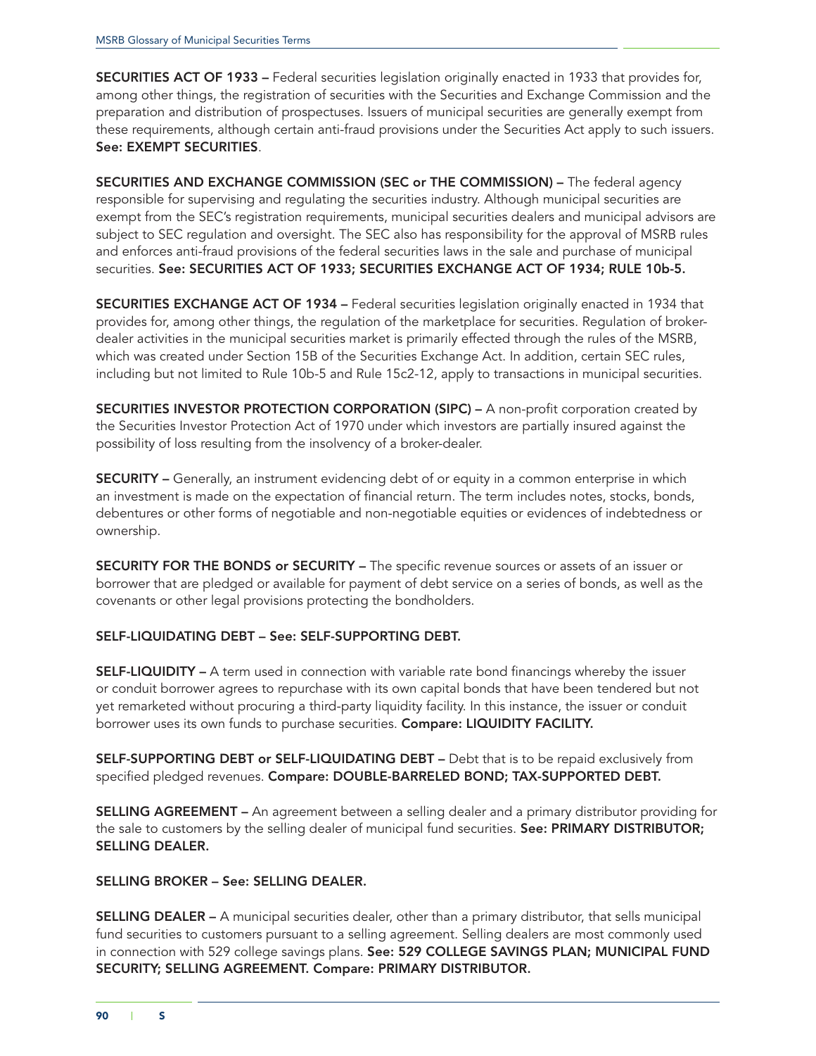**SECURITIES ACT OF 1933 –** Federal securities legislation originally enacted in 1933 that provides for, among other things, the registration of securities with the Securities and Exchange Commission and the preparation and distribution of prospectuses. Issuers of municipal securities are generally exempt from these requirements, although certain anti-fraud provisions under the Securities Act apply to such issuers. **See: EXEMPT SECURITIES**.

**SECURITIES AND EXCHANGE COMMISSION (SEC or THE COMMISSION) –** The federal agency responsible for supervising and regulating the securities industry. Although municipal securities are exempt from the SEC's registration requirements, municipal securities dealers and municipal advisors are subject to SEC regulation and oversight. The SEC also has responsibility for the approval of MSRB rules and enforces anti-fraud provisions of the federal securities laws in the sale and purchase of municipal securities. **See: SECURITIES ACT OF 1933; SECURITIES EXCHANGE ACT OF 1934; RULE 10b-5.**

**SECURITIES EXCHANGE ACT OF 1934 –** Federal securities legislation originally enacted in 1934 that provides for, among other things, the regulation of the marketplace for securities. Regulation of broker-dealer activities in the municipal securities market is primarily effected through the rules of the MSRB, which was created under Section 15B of the Securities Exchange Act. In addition, certain SEC rules, including but not limited to Rule 10b-5 and Rule 15c2-12, apply to transactions in municipal securities.

**SECURITIES INVESTOR PROTECTION CORPORATION (SIPC) –** A non-profit corporation created by the Securities Investor Protection Act of 1970 under which investors are partially insured against the possibility of loss resulting from the insolvency of a broker-dealer.

**SECURITY –** Generally, an instrument evidencing debt of or equity in a common enterprise in which an investment is made on the expectation of financial return. The term includes notes, stocks, bonds, debentures or other forms of negotiable and non-negotiable equities or evidences of indebtedness or ownership.

**SECURITY FOR THE BONDS or SECURITY –** The specific revenue sources or assets of an issuer or borrower that are pledged or available for payment of debt service on a series of bonds, as well as the covenants or other legal provisions protecting the bondholders.

**SELF-LIQUIDATING DEBT – See: SELF-SUPPORTING DEBT.**

**SELF-LIQUIDITY –** A term used in connection with variable rate bond financings whereby the issuer or conduit borrower agrees to repurchase with its own capital bonds that have been tendered but not yet remarketed without procuring a third-party liquidity facility. In this instance, the issuer or conduit borrower uses its own funds to purchase securities. **Compare: LIQUIDITY FACILITY.**

**SELF-SUPPORTING DEBT or SELF-LIQUIDATING DEBT –** Debt that is to be repaid exclusively from specified pledged revenues. **Compare: DOUBLE-BARRELED BOND; TAX-SUPPORTED DEBT.**

**SELLING AGREEMENT –** An agreement between a selling dealer and a primary distributor providing for the sale to customers by the selling dealer of municipal fund securities. **See: PRIMARY DISTRIBUTOR; SELLING DEALER.**

**SELLING BROKER – See: SELLING DEALER.**

**SELLING DEALER –** A municipal securities dealer, other than a primary distributor, that sells municipal fund securities to customers pursuant to a selling agreement. Selling dealers are most commonly used in connection with 529 college savings plans. **See: 529 COLLEGE SAVINGS PLAN; MUNICIPAL FUND SECURITY; SELLING AGREEMENT. Compare: PRIMARY DISTRIBUTOR.**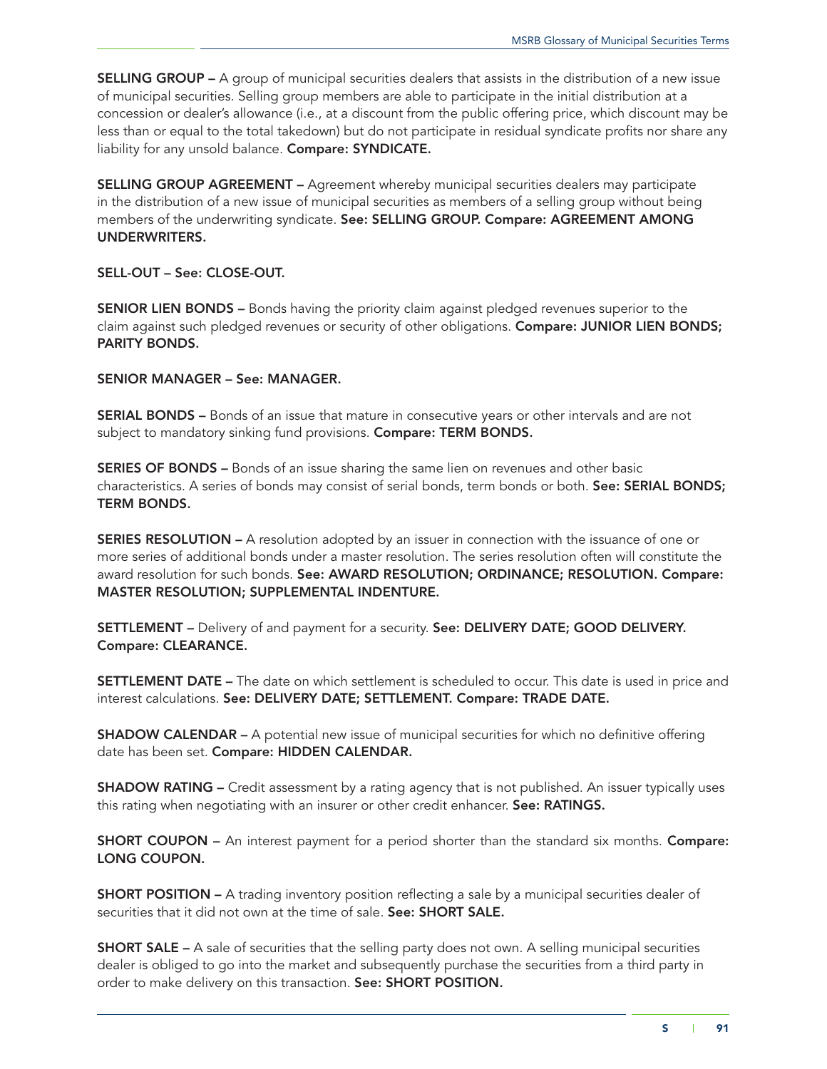**SELLING GROUP –** A group of municipal securities dealers that assists in the distribution of a new issue of municipal securities. Selling group members are able to participate in the initial distribution at a concession or dealer's allowance (i.e., at a discount from the public offering price, which discount may be less than or equal to the total takedown) but do not participate in residual syndicate profits nor share any liability for any unsold balance. **Compare: SYNDICATE.**

**SELLING GROUP AGREEMENT –** Agreement whereby municipal securities dealers may participate in the distribution of a new issue of municipal securities as members of a selling group without being members of the underwriting syndicate. **See: SELLING GROUP. Compare: AGREEMENT AMONG UNDERWRITERS.**

**SELL-OUT – See: CLOSE-OUT.**

**SENIOR LIEN BONDS –** Bonds having the priority claim against pledged revenues superior to the claim against such pledged revenues or security of other obligations. **Compare: JUNIOR LIEN BONDS; PARITY BONDS.**

**SENIOR MANAGER – See: MANAGER.**

**SERIAL BONDS –** Bonds of an issue that mature in consecutive years or other intervals and are not subject to mandatory sinking fund provisions. **Compare: TERM BONDS.**

**SERIES OF BONDS –** Bonds of an issue sharing the same lien on revenues and other basic characteristics. A series of bonds may consist of serial bonds, term bonds or both. **See: SERIAL BONDS; TERM BONDS.**

**SERIES RESOLUTION –** A resolution adopted by an issuer in connection with the issuance of one or more series of additional bonds under a master resolution. The series resolution often will constitute the award resolution for such bonds. **See: AWARD RESOLUTION; ORDINANCE; RESOLUTION. Compare: MASTER RESOLUTION; SUPPLEMENTAL INDENTURE.**

**SETTLEMENT –** Delivery of and payment for a security. **See: DELIVERY DATE; GOOD DELIVERY. Compare: CLEARANCE.**

**SETTLEMENT DATE –** The date on which settlement is scheduled to occur. This date is used in price and interest calculations. **See: DELIVERY DATE; SETTLEMENT. Compare: TRADE DATE.**

**SHADOW CALENDAR –** A potential new issue of municipal securities for which no definitive offering date has been set. **Compare: HIDDEN CALENDAR.**

**SHADOW RATING –** Credit assessment by a rating agency that is not published. An issuer typically uses this rating when negotiating with an insurer or other credit enhancer. **See: RATINGS.**

**SHORT COUPON –** An interest payment for a period shorter than the standard six months. **Compare: LONG COUPON.**

**SHORT POSITION –** A trading inventory position reflecting a sale by a municipal securities dealer of securities that it did not own at the time of sale. **See: SHORT SALE.**

**SHORT SALE –** A sale of securities that the selling party does not own. A selling municipal securities dealer is obliged to go into the market and subsequently purchase the securities from a third party in order to make delivery on this transaction. **See: SHORT POSITION.**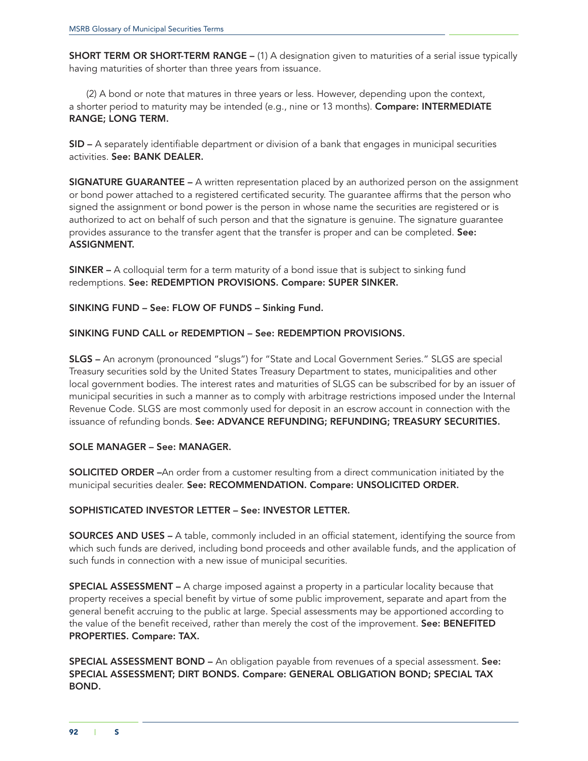**SHORT TERM OR SHORT-TERM RANGE –** (1) A designation given to maturities of a serial issue typically having maturities of shorter than three years from issuance.

(2) A bond or note that matures in three years or less. However, depending upon the context, a shorter period to maturity may be intended (e.g., nine or 13 months). **Compare: INTERMEDIATE RANGE; LONG TERM.**

**SID –** A separately identifiable department or division of a bank that engages in municipal securities activities. **See: BANK DEALER.**

**SIGNATURE GUARANTEE –** A written representation placed by an authorized person on the assignment or bond power attached to a registered certificated security. The guarantee affirms that the person who signed the assignment or bond power is the person in whose name the securities are registered or is authorized to act on behalf of such person and that the signature is genuine. The signature guarantee provides assurance to the transfer agent that the transfer is proper and can be completed. **See: ASSIGNMENT.**

**SINKER –** A colloquial term for a term maturity of a bond issue that is subject to sinking fund redemptions. **See: REDEMPTION PROVISIONS. Compare: SUPER SINKER.**

**SINKING FUND – See: FLOW OF FUNDS – Sinking Fund.**

**SINKING FUND CALL or REDEMPTION – See: REDEMPTION PROVISIONS.**

**SLGS –** An acronym (pronounced "slugs") for "State and Local Government Series." SLGS are special Treasury securities sold by the United States Treasury Department to states, municipalities and other local government bodies. The interest rates and maturities of SLGS can be subscribed for by an issuer of municipal securities in such a manner as to comply with arbitrage restrictions imposed under the Internal Revenue Code. SLGS are most commonly used for deposit in an escrow account in connection with the issuance of refunding bonds. **See: ADVANCE REFUNDING; REFUNDING; TREASURY SECURITIES.**

**SOLE MANAGER – See: MANAGER.**

**SOLICITED ORDER –**An order from a customer resulting from a direct communication initiated by the municipal securities dealer. **See: RECOMMENDATION. Compare: UNSOLICITED ORDER.**

**SOPHISTICATED INVESTOR LETTER – See: INVESTOR LETTER.**

**SOURCES AND USES –** A table, commonly included in an official statement, identifying the source from which such funds are derived, including bond proceeds and other available funds, and the application of such funds in connection with a new issue of municipal securities.

**SPECIAL ASSESSMENT –** A charge imposed against a property in a particular locality because that property receives a special benefit by virtue of some public improvement, separate and apart from the general benefit accruing to the public at large. Special assessments may be apportioned according to the value of the benefit received, rather than merely the cost of the improvement. **See: BENEFITED PROPERTIES. Compare: TAX.**

**SPECIAL ASSESSMENT BOND –** An obligation payable from revenues of a special assessment. **See: SPECIAL ASSESSMENT; DIRT BONDS. Compare: GENERAL OBLIGATION BOND; SPECIAL TAX BOND.**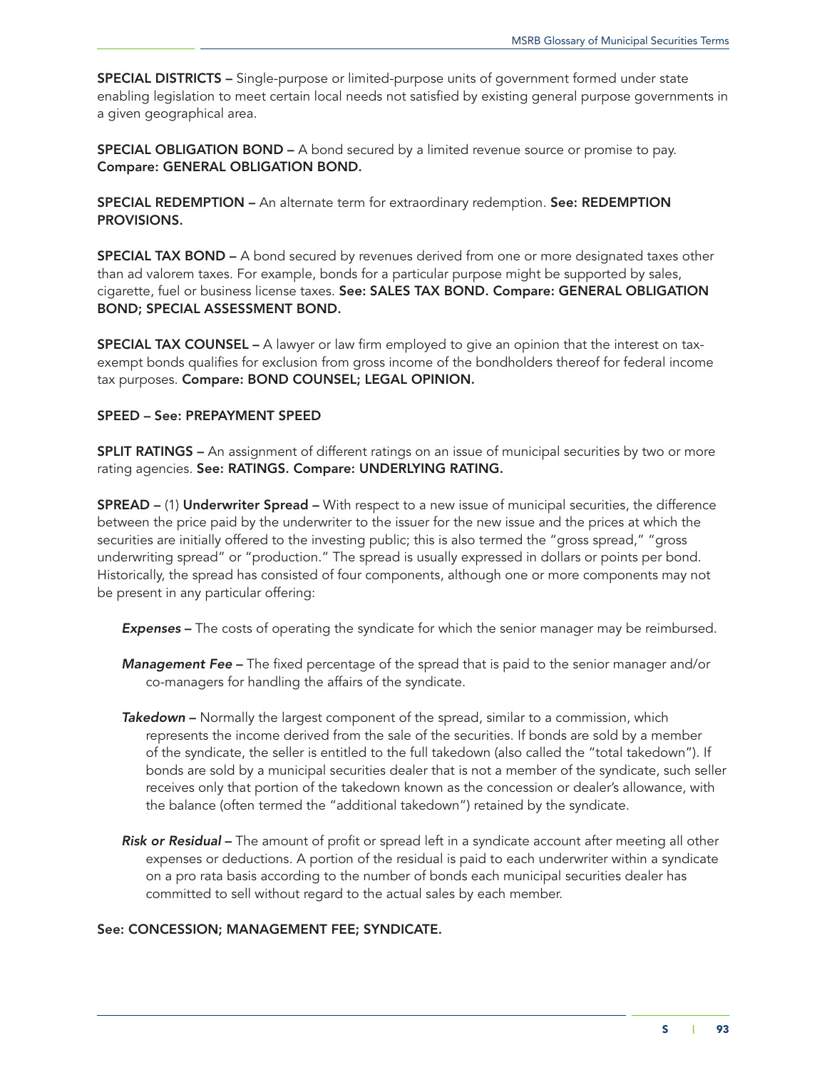**SPECIAL DISTRICTS –** Single-purpose or limited-purpose units of government formed under state enabling legislation to meet certain local needs not satisfied by existing general purpose governments in a given geographical area.

**SPECIAL OBLIGATION BOND –** A bond secured by a limited revenue source or promise to pay. **Compare: GENERAL OBLIGATION BOND.**

**SPECIAL REDEMPTION –** An alternate term for extraordinary redemption. **See: REDEMPTION PROVISIONS.**

**SPECIAL TAX BOND –** A bond secured by revenues derived from one or more designated taxes other than ad valorem taxes. For example, bonds for a particular purpose might be supported by sales, cigarette, fuel or business license taxes. **See: SALES TAX BOND. Compare: GENERAL OBLIGATION BOND; SPECIAL ASSESSMENT BOND.**

**SPECIAL TAX COUNSEL –** A lawyer or law firm employed to give an opinion that the interest on tax-exempt bonds qualifies for exclusion from gross income of the bondholders thereof for federal income tax purposes. **Compare: BOND COUNSEL; LEGAL OPINION.**

**SPEED – See: PREPAYMENT SPEED**

**SPLIT RATINGS –** An assignment of different ratings on an issue of municipal securities by two or more rating agencies. **See: RATINGS. Compare: UNDERLYING RATING.**

**SPREAD –** (1) **Underwriter Spread –** With respect to a new issue of municipal securities, the difference between the price paid by the underwriter to the issuer for the new issue and the prices at which the securities are initially offered to the investing public; this is also termed the "gross spread," "gross underwriting spread" or "production." The spread is usually expressed in dollars or points per bond. Historically, the spread has consisted of four components, although one or more components may not be present in any particular offering:

***Expenses* –** The costs of operating the syndicate for which the senior manager may be reimbursed.

***Management Fee* –** The fixed percentage of the spread that is paid to the senior manager and/or co-managers for handling the affairs of the syndicate.

***Takedown* –** Normally the largest component of the spread, similar to a commission, which represents the income derived from the sale of the securities. If bonds are sold by a member of the syndicate, the seller is entitled to the full takedown (also called the "total takedown"). If bonds are sold by a municipal securities dealer that is not a member of the syndicate, such seller receives only that portion of the takedown known as the concession or dealer's allowance, with the balance (often termed the "additional takedown") retained by the syndicate.

***Risk or Residual* –** The amount of profit or spread left in a syndicate account after meeting all other expenses or deductions. A portion of the residual is paid to each underwriter within a syndicate on a pro rata basis according to the number of bonds each municipal securities dealer has committed to sell without regard to the actual sales by each member.

**See: CONCESSION; MANAGEMENT FEE; SYNDICATE.**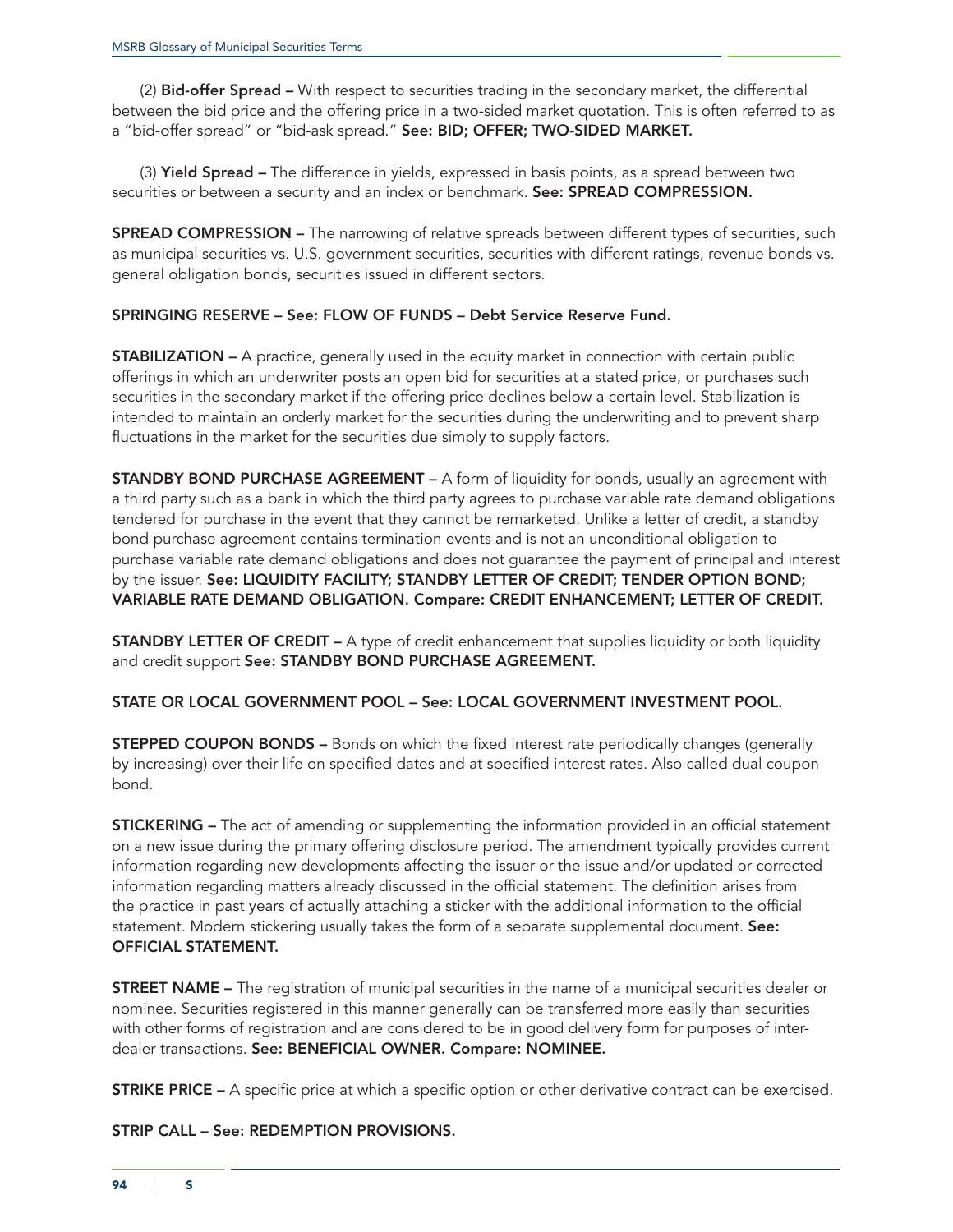(2) **Bid-offer Spread –** With respect to securities trading in the secondary market, the differential between the bid price and the offering price in a two-sided market quotation. This is often referred to as a "bid-offer spread" or "bid-ask spread." **See: BID; OFFER; TWO-SIDED MARKET.**

(3) **Yield Spread –** The difference in yields, expressed in basis points, as a spread between two securities or between a security and an index or benchmark. **See: SPREAD COMPRESSION.**

**SPREAD COMPRESSION –** The narrowing of relative spreads between different types of securities, such as municipal securities vs. U.S. government securities, securities with different ratings, revenue bonds vs. general obligation bonds, securities issued in different sectors.

**SPRINGING RESERVE – See: FLOW OF FUNDS – Debt Service Reserve Fund.**

**STABILIZATION –** A practice, generally used in the equity market in connection with certain public offerings in which an underwriter posts an open bid for securities at a stated price, or purchases such securities in the secondary market if the offering price declines below a certain level. Stabilization is intended to maintain an orderly market for the securities during the underwriting and to prevent sharp fluctuations in the market for the securities due simply to supply factors.

**STANDBY BOND PURCHASE AGREEMENT –** A form of liquidity for bonds, usually an agreement with a third party such as a bank in which the third party agrees to purchase variable rate demand obligations tendered for purchase in the event that they cannot be remarketed. Unlike a letter of credit, a standby bond purchase agreement contains termination events and is not an unconditional obligation to purchase variable rate demand obligations and does not guarantee the payment of principal and interest by the issuer. **See: LIQUIDITY FACILITY; STANDBY LETTER OF CREDIT; TENDER OPTION BOND; VARIABLE RATE DEMAND OBLIGATION. Compare: CREDIT ENHANCEMENT; LETTER OF CREDIT.**

**STANDBY LETTER OF CREDIT –** A type of credit enhancement that supplies liquidity or both liquidity and credit support **See: STANDBY BOND PURCHASE AGREEMENT.**

**STATE OR LOCAL GOVERNMENT POOL – See: LOCAL GOVERNMENT INVESTMENT POOL.**

**STEPPED COUPON BONDS –** Bonds on which the fixed interest rate periodically changes (generally by increasing) over their life on specified dates and at specified interest rates. Also called dual coupon bond.

**STICKERING –** The act of amending or supplementing the information provided in an official statement on a new issue during the primary offering disclosure period. The amendment typically provides current information regarding new developments affecting the issuer or the issue and/or updated or corrected information regarding matters already discussed in the official statement. The definition arises from the practice in past years of actually attaching a sticker with the additional information to the official statement. Modern stickering usually takes the form of a separate supplemental document. **See: OFFICIAL STATEMENT.**

**STREET NAME –** The registration of municipal securities in the name of a municipal securities dealer or nominee. Securities registered in this manner generally can be transferred more easily than securities with other forms of registration and are considered to be in good delivery form for purposes of inter-dealer transactions. **See: BENEFICIAL OWNER. Compare: NOMINEE.**

**STRIKE PRICE –** A specific price at which a specific option or other derivative contract can be exercised.

**STRIP CALL – See: REDEMPTION PROVISIONS.**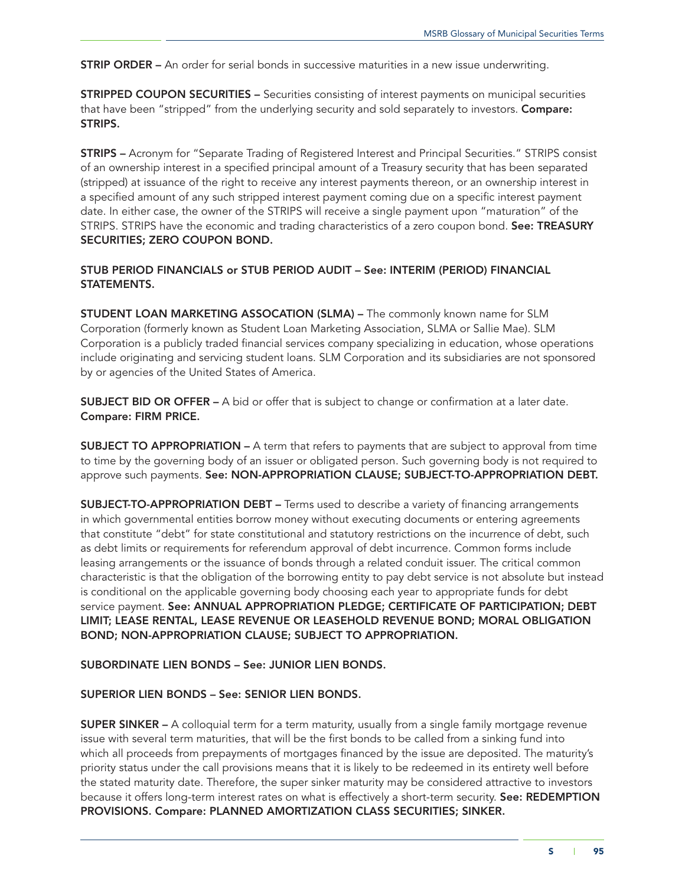**STRIP ORDER –** An order for serial bonds in successive maturities in a new issue underwriting.

**STRIPPED COUPON SECURITIES –** Securities consisting of interest payments on municipal securities that have been "stripped" from the underlying security and sold separately to investors. **Compare: STRIPS.**

**STRIPS –** Acronym for "Separate Trading of Registered Interest and Principal Securities." STRIPS consist of an ownership interest in a specified principal amount of a Treasury security that has been separated (stripped) at issuance of the right to receive any interest payments thereon, or an ownership interest in a specified amount of any such stripped interest payment coming due on a specific interest payment date. In either case, the owner of the STRIPS will receive a single payment upon "maturation" of the STRIPS. STRIPS have the economic and trading characteristics of a zero coupon bond. **See: TREASURY SECURITIES; ZERO COUPON BOND.**

**STUB PERIOD FINANCIALS or STUB PERIOD AUDIT – See: INTERIM (PERIOD) FINANCIAL STATEMENTS.**

**STUDENT LOAN MARKETING ASSOCATION (SLMA) –** The commonly known name for SLM Corporation (formerly known as Student Loan Marketing Association, SLMA or Sallie Mae). SLM Corporation is a publicly traded financial services company specializing in education, whose operations include originating and servicing student loans. SLM Corporation and its subsidiaries are not sponsored by or agencies of the United States of America.

**SUBJECT BID OR OFFER –** A bid or offer that is subject to change or confirmation at a later date. **Compare: FIRM PRICE.**

**SUBJECT TO APPROPRIATION –** A term that refers to payments that are subject to approval from time to time by the governing body of an issuer or obligated person. Such governing body is not required to approve such payments. **See: NON-APPROPRIATION CLAUSE; SUBJECT-TO-APPROPRIATION DEBT.**

**SUBJECT-TO-APPROPRIATION DEBT –** Terms used to describe a variety of financing arrangements in which governmental entities borrow money without executing documents or entering agreements that constitute "debt" for state constitutional and statutory restrictions on the incurrence of debt, such as debt limits or requirements for referendum approval of debt incurrence. Common forms include leasing arrangements or the issuance of bonds through a related conduit issuer. The critical common characteristic is that the obligation of the borrowing entity to pay debt service is not absolute but instead is conditional on the applicable governing body choosing each year to appropriate funds for debt service payment. **See: ANNUAL APPROPRIATION PLEDGE; CERTIFICATE OF PARTICIPATION; DEBT LIMIT; LEASE RENTAL, LEASE REVENUE OR LEASEHOLD REVENUE BOND; MORAL OBLIGATION BOND; NON-APPROPRIATION CLAUSE; SUBJECT TO APPROPRIATION.**

**SUBORDINATE LIEN BONDS – See: JUNIOR LIEN BONDS.**

**SUPERIOR LIEN BONDS – See: SENIOR LIEN BONDS.**

**SUPER SINKER –** A colloquial term for a term maturity, usually from a single family mortgage revenue issue with several term maturities, that will be the first bonds to be called from a sinking fund into which all proceeds from prepayments of mortgages financed by the issue are deposited. The maturity's priority status under the call provisions means that it is likely to be redeemed in its entirety well before the stated maturity date. Therefore, the super sinker maturity may be considered attractive to investors because it offers long-term interest rates on what is effectively a short-term security. **See: REDEMPTION PROVISIONS. Compare: PLANNED AMORTIZATION CLASS SECURITIES; SINKER.**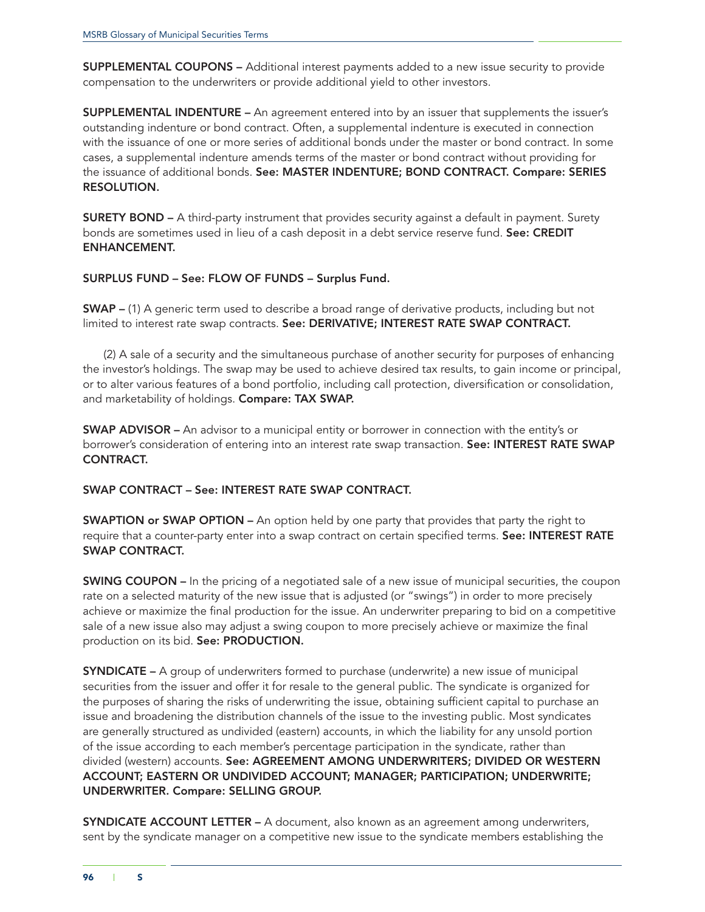**SUPPLEMENTAL COUPONS –** Additional interest payments added to a new issue security to provide compensation to the underwriters or provide additional yield to other investors.

**SUPPLEMENTAL INDENTURE –** An agreement entered into by an issuer that supplements the issuer's outstanding indenture or bond contract. Often, a supplemental indenture is executed in connection with the issuance of one or more series of additional bonds under the master or bond contract. In some cases, a supplemental indenture amends terms of the master or bond contract without providing for the issuance of additional bonds. **See: MASTER INDENTURE; BOND CONTRACT. Compare: SERIES RESOLUTION.**

**SURETY BOND –** A third-party instrument that provides security against a default in payment. Surety bonds are sometimes used in lieu of a cash deposit in a debt service reserve fund. **See: CREDIT ENHANCEMENT.**

**SURPLUS FUND – See: FLOW OF FUNDS – Surplus Fund.**

**SWAP –** (1) A generic term used to describe a broad range of derivative products, including but not limited to interest rate swap contracts. **See: DERIVATIVE; INTEREST RATE SWAP CONTRACT.**

(2) A sale of a security and the simultaneous purchase of another security for purposes of enhancing the investor's holdings. The swap may be used to achieve desired tax results, to gain income or principal, or to alter various features of a bond portfolio, including call protection, diversification or consolidation, and marketability of holdings. **Compare: TAX SWAP.**

**SWAP ADVISOR –** An advisor to a municipal entity or borrower in connection with the entity's or borrower's consideration of entering into an interest rate swap transaction. **See: INTEREST RATE SWAP CONTRACT.**

**SWAP CONTRACT – See: INTEREST RATE SWAP CONTRACT.**

**SWAPTION or SWAP OPTION –** An option held by one party that provides that party the right to require that a counter-party enter into a swap contract on certain specified terms. **See: INTEREST RATE SWAP CONTRACT.**

**SWING COUPON –** In the pricing of a negotiated sale of a new issue of municipal securities, the coupon rate on a selected maturity of the new issue that is adjusted (or "swings") in order to more precisely achieve or maximize the final production for the issue. An underwriter preparing to bid on a competitive sale of a new issue also may adjust a swing coupon to more precisely achieve or maximize the final production on its bid. **See: PRODUCTION.**

**SYNDICATE –** A group of underwriters formed to purchase (underwrite) a new issue of municipal securities from the issuer and offer it for resale to the general public. The syndicate is organized for the purposes of sharing the risks of underwriting the issue, obtaining sufficient capital to purchase an issue and broadening the distribution channels of the issue to the investing public. Most syndicates are generally structured as undivided (eastern) accounts, in which the liability for any unsold portion of the issue according to each member's percentage participation in the syndicate, rather than divided (western) accounts. **See: AGREEMENT AMONG UNDERWRITERS; DIVIDED OR WESTERN ACCOUNT; EASTERN OR UNDIVIDED ACCOUNT; MANAGER; PARTICIPATION; UNDERWRITE; UNDERWRITER. Compare: SELLING GROUP.**

**SYNDICATE ACCOUNT LETTER –** A document, also known as an agreement among underwriters, sent by the syndicate manager on a competitive new issue to the syndicate members establishing the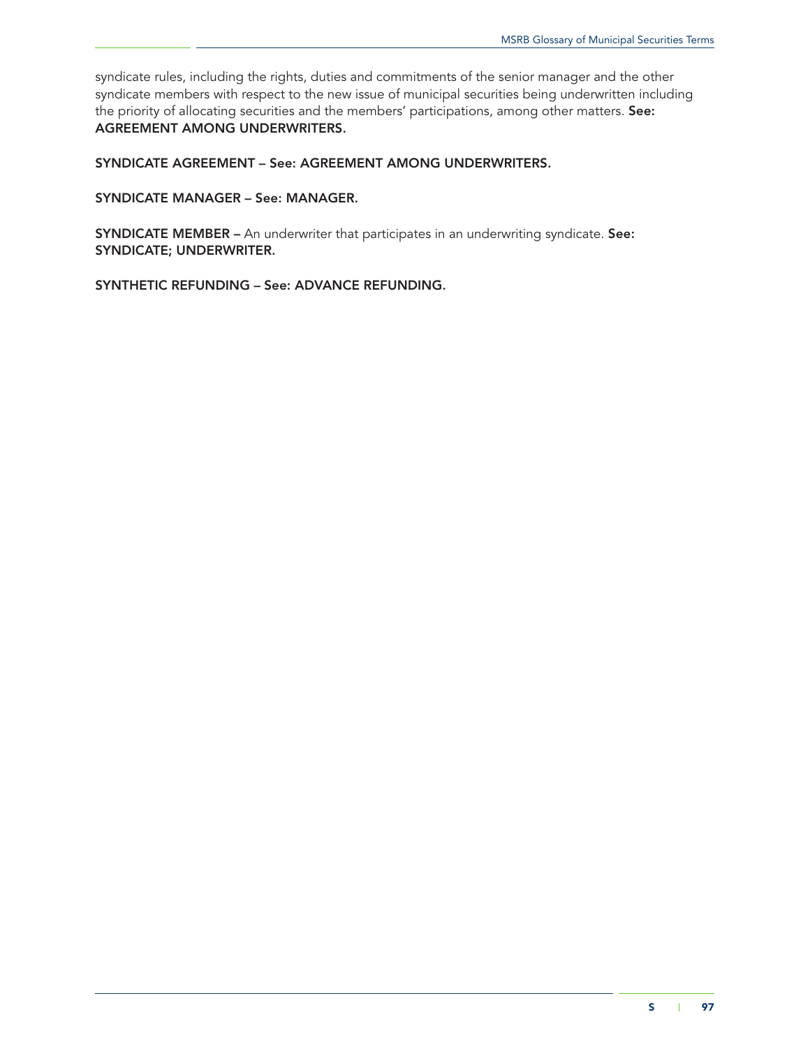syndicate rules, including the rights, duties and commitments of the senior manager and the other syndicate members with respect to the new issue of municipal securities being underwritten including the priority of allocating securities and the members' participations, among other matters. **See: AGREEMENT AMONG UNDERWRITERS.**

**SYNDICATE AGREEMENT – See: AGREEMENT AMONG UNDERWRITERS.**

**SYNDICATE MANAGER – See: MANAGER.**

**SYNDICATE MEMBER –** An underwriter that participates in an underwriting syndicate. **See: SYNDICATE; UNDERWRITER.**

**SYNTHETIC REFUNDING – See: ADVANCE REFUNDING.**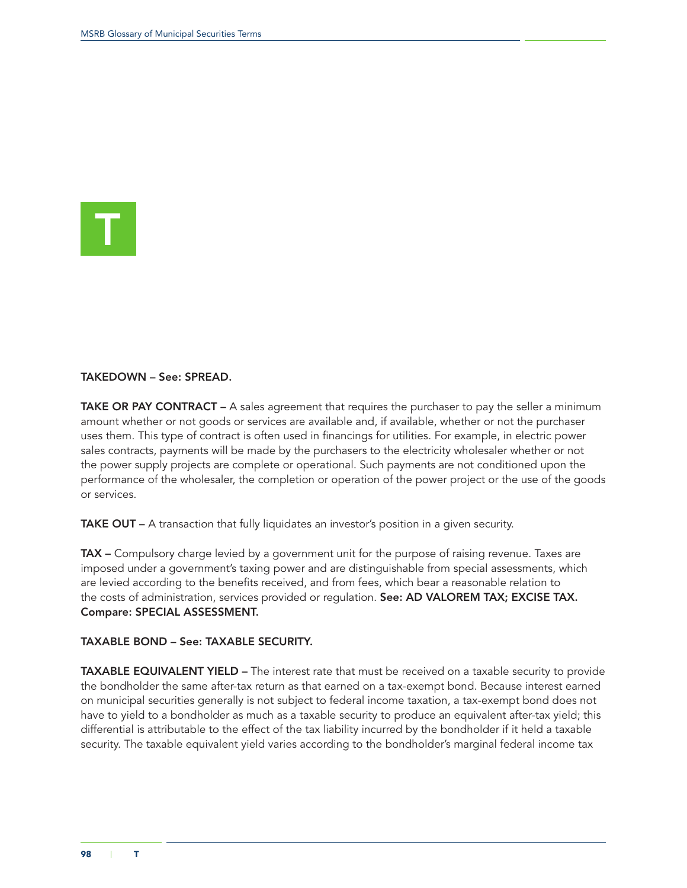# T

**TAKEDOWN – See: SPREAD.**

**TAKE OR PAY CONTRACT –** A sales agreement that requires the purchaser to pay the seller a minimum amount whether or not goods or services are available and, if available, whether or not the purchaser uses them. This type of contract is often used in financings for utilities. For example, in electric power sales contracts, payments will be made by the purchasers to the electricity wholesaler whether or not the power supply projects are complete or operational. Such payments are not conditioned upon the performance of the wholesaler, the completion or operation of the power project or the use of the goods or services.

**TAKE OUT –** A transaction that fully liquidates an investor's position in a given security.

**TAX –** Compulsory charge levied by a government unit for the purpose of raising revenue. Taxes are imposed under a government's taxing power and are distinguishable from special assessments, which are levied according to the benefits received, and from fees, which bear a reasonable relation to the costs of administration, services provided or regulation. **See: AD VALOREM TAX; EXCISE TAX. Compare: SPECIAL ASSESSMENT.**

**TAXABLE BOND – See: TAXABLE SECURITY.**

**TAXABLE EQUIVALENT YIELD –** The interest rate that must be received on a taxable security to provide the bondholder the same after-tax return as that earned on a tax-exempt bond. Because interest earned on municipal securities generally is not subject to federal income taxation, a tax-exempt bond does not have to yield to a bondholder as much as a taxable security to produce an equivalent after-tax yield; this differential is attributable to the effect of the tax liability incurred by the bondholder if it held a taxable security. The taxable equivalent yield varies according to the bondholder's marginal federal income tax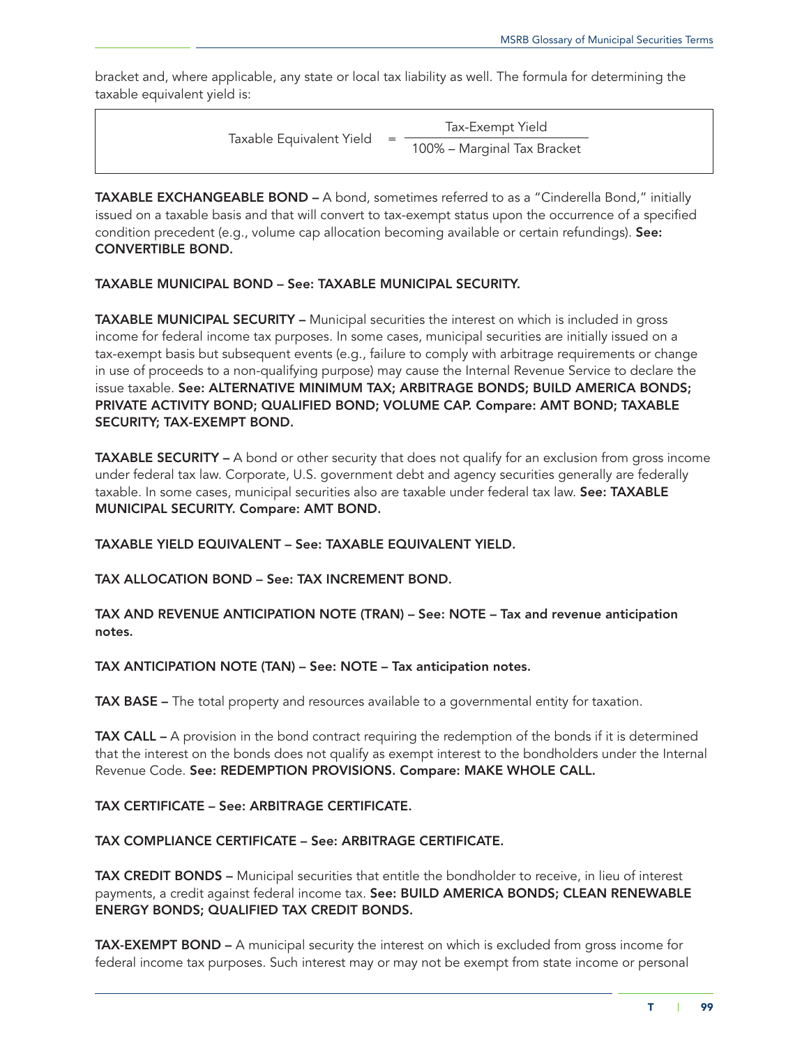bracket and, where applicable, any state or local tax liability as well. The formula for determining the taxable equivalent yield is:

$$\text{Taxable Equivalent Yield} = \frac{\text{Tax-Exempt Yield}}{100\% - \text{Marginal Tax Bracket}}$$

**TAXABLE EXCHANGEABLE BOND –** A bond, sometimes referred to as a "Cinderella Bond," initially issued on a taxable basis and that will convert to tax-exempt status upon the occurrence of a specified condition precedent (e.g., volume cap allocation becoming available or certain refundings). **See: CONVERTIBLE BOND.**

**TAXABLE MUNICIPAL BOND – See: TAXABLE MUNICIPAL SECURITY.**

**TAXABLE MUNICIPAL SECURITY –** Municipal securities the interest on which is included in gross income for federal income tax purposes. In some cases, municipal securities are initially issued on a tax-exempt basis but subsequent events (e.g., failure to comply with arbitrage requirements or change in use of proceeds to a non-qualifying purpose) may cause the Internal Revenue Service to declare the issue taxable. **See: ALTERNATIVE MINIMUM TAX; ARBITRAGE BONDS; BUILD AMERICA BONDS; PRIVATE ACTIVITY BOND; QUALIFIED BOND; VOLUME CAP. Compare: AMT BOND; TAXABLE SECURITY; TAX-EXEMPT BOND.**

**TAXABLE SECURITY –** A bond or other security that does not qualify for an exclusion from gross income under federal tax law. Corporate, U.S. government debt and agency securities generally are federally taxable. In some cases, municipal securities also are taxable under federal tax law. **See: TAXABLE MUNICIPAL SECURITY. Compare: AMT BOND.**

**TAXABLE YIELD EQUIVALENT – See: TAXABLE EQUIVALENT YIELD.**

**TAX ALLOCATION BOND – See: TAX INCREMENT BOND.**

**TAX AND REVENUE ANTICIPATION NOTE (TRAN) – See: NOTE – Tax and revenue anticipation notes.**

**TAX ANTICIPATION NOTE (TAN) – See: NOTE – Tax anticipation notes.**

**TAX BASE –** The total property and resources available to a governmental entity for taxation.

**TAX CALL –** A provision in the bond contract requiring the redemption of the bonds if it is determined that the interest on the bonds does not qualify as exempt interest to the bondholders under the Internal Revenue Code. **See: REDEMPTION PROVISIONS. Compare: MAKE WHOLE CALL.**

**TAX CERTIFICATE – See: ARBITRAGE CERTIFICATE.**

**TAX COMPLIANCE CERTIFICATE – See: ARBITRAGE CERTIFICATE.**

**TAX CREDIT BONDS –** Municipal securities that entitle the bondholder to receive, in lieu of interest payments, a credit against federal income tax. **See: BUILD AMERICA BONDS; CLEAN RENEWABLE ENERGY BONDS; QUALIFIED TAX CREDIT BONDS.**

**TAX-EXEMPT BOND –** A municipal security the interest on which is excluded from gross income for federal income tax purposes. Such interest may or may not be exempt from state income or personal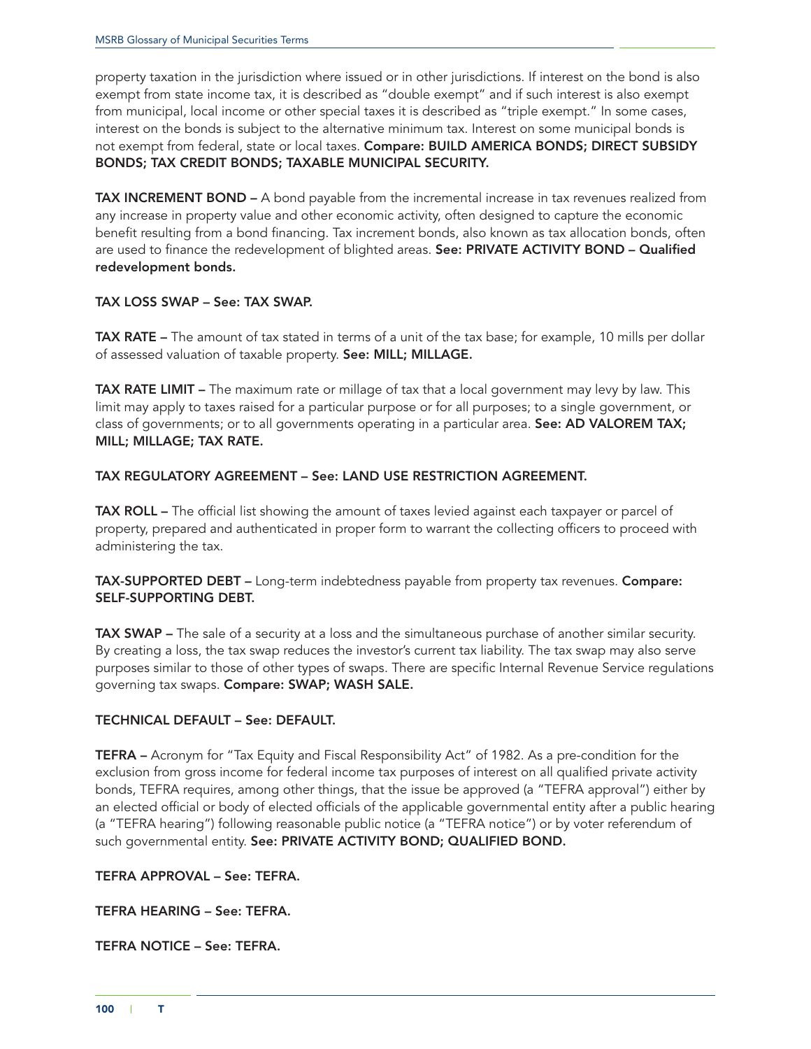property taxation in the jurisdiction where issued or in other jurisdictions. If interest on the bond is also exempt from state income tax, it is described as "double exempt" and if such interest is also exempt from municipal, local income or other special taxes it is described as "triple exempt." In some cases, interest on the bonds is subject to the alternative minimum tax. Interest on some municipal bonds is not exempt from federal, state or local taxes. **Compare: BUILD AMERICA BONDS; DIRECT SUBSIDY BONDS; TAX CREDIT BONDS; TAXABLE MUNICIPAL SECURITY.**

**TAX INCREMENT BOND –** A bond payable from the incremental increase in tax revenues realized from any increase in property value and other economic activity, often designed to capture the economic benefit resulting from a bond financing. Tax increment bonds, also known as tax allocation bonds, often are used to finance the redevelopment of blighted areas. **See: PRIVATE ACTIVITY BOND – Qualified redevelopment bonds.**

**TAX LOSS SWAP – See: TAX SWAP.**

**TAX RATE –** The amount of tax stated in terms of a unit of the tax base; for example, 10 mills per dollar of assessed valuation of taxable property. **See: MILL; MILLAGE.**

**TAX RATE LIMIT –** The maximum rate or millage of tax that a local government may levy by law. This limit may apply to taxes raised for a particular purpose or for all purposes; to a single government, or class of governments; or to all governments operating in a particular area. **See: AD VALOREM TAX; MILL; MILLAGE; TAX RATE.**

**TAX REGULATORY AGREEMENT – See: LAND USE RESTRICTION AGREEMENT.**

**TAX ROLL –** The official list showing the amount of taxes levied against each taxpayer or parcel of property, prepared and authenticated in proper form to warrant the collecting officers to proceed with administering the tax.

**TAX-SUPPORTED DEBT –** Long-term indebtedness payable from property tax revenues. **Compare: SELF-SUPPORTING DEBT.**

**TAX SWAP –** The sale of a security at a loss and the simultaneous purchase of another similar security. By creating a loss, the tax swap reduces the investor's current tax liability. The tax swap may also serve purposes similar to those of other types of swaps. There are specific Internal Revenue Service regulations governing tax swaps. **Compare: SWAP; WASH SALE.**

**TECHNICAL DEFAULT – See: DEFAULT.**

**TEFRA –** Acronym for "Tax Equity and Fiscal Responsibility Act" of 1982. As a pre-condition for the exclusion from gross income for federal income tax purposes of interest on all qualified private activity bonds, TEFRA requires, among other things, that the issue be approved (a "TEFRA approval") either by an elected official or body of elected officials of the applicable governmental entity after a public hearing (a "TEFRA hearing") following reasonable public notice (a "TEFRA notice") or by voter referendum of such governmental entity. **See: PRIVATE ACTIVITY BOND; QUALIFIED BOND.**

**TEFRA APPROVAL – See: TEFRA.**

**TEFRA HEARING – See: TEFRA.**

**TEFRA NOTICE – See: TEFRA.**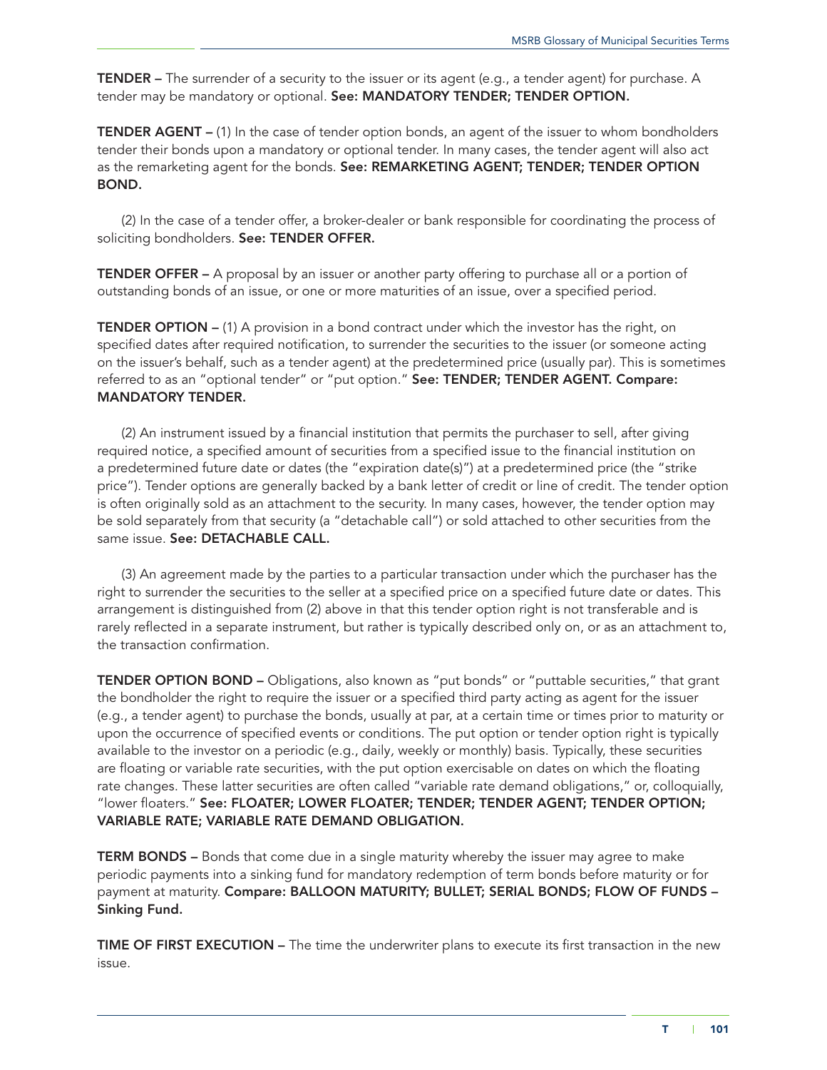**TENDER –** The surrender of a security to the issuer or its agent (e.g., a tender agent) for purchase. A tender may be mandatory or optional. **See: MANDATORY TENDER; TENDER OPTION.**

**TENDER AGENT –** (1) In the case of tender option bonds, an agent of the issuer to whom bondholders tender their bonds upon a mandatory or optional tender. In many cases, the tender agent will also act as the remarketing agent for the bonds. **See: REMARKETING AGENT; TENDER; TENDER OPTION BOND.**

(2) In the case of a tender offer, a broker-dealer or bank responsible for coordinating the process of soliciting bondholders. **See: TENDER OFFER.**

**TENDER OFFER –** A proposal by an issuer or another party offering to purchase all or a portion of outstanding bonds of an issue, or one or more maturities of an issue, over a specified period.

**TENDER OPTION –** (1) A provision in a bond contract under which the investor has the right, on specified dates after required notification, to surrender the securities to the issuer (or someone acting on the issuer's behalf, such as a tender agent) at the predetermined price (usually par). This is sometimes referred to as an "optional tender" or "put option." **See: TENDER; TENDER AGENT. Compare: MANDATORY TENDER.**

(2) An instrument issued by a financial institution that permits the purchaser to sell, after giving required notice, a specified amount of securities from a specified issue to the financial institution on a predetermined future date or dates (the "expiration date(s)") at a predetermined price (the "strike price"). Tender options are generally backed by a bank letter of credit or line of credit. The tender option is often originally sold as an attachment to the security. In many cases, however, the tender option may be sold separately from that security (a "detachable call") or sold attached to other securities from the same issue. **See: DETACHABLE CALL.**

(3) An agreement made by the parties to a particular transaction under which the purchaser has the right to surrender the securities to the seller at a specified price on a specified future date or dates. This arrangement is distinguished from (2) above in that this tender option right is not transferable and is rarely reflected in a separate instrument, but rather is typically described only on, or as an attachment to, the transaction confirmation.

**TENDER OPTION BOND –** Obligations, also known as "put bonds" or "puttable securities," that grant the bondholder the right to require the issuer or a specified third party acting as agent for the issuer (e.g., a tender agent) to purchase the bonds, usually at par, at a certain time or times prior to maturity or upon the occurrence of specified events or conditions. The put option or tender option right is typically available to the investor on a periodic (e.g., daily, weekly or monthly) basis. Typically, these securities are floating or variable rate securities, with the put option exercisable on dates on which the floating rate changes. These latter securities are often called "variable rate demand obligations," or, colloquially, "lower floaters." **See: FLOATER; LOWER FLOATER; TENDER; TENDER AGENT; TENDER OPTION; VARIABLE RATE; VARIABLE RATE DEMAND OBLIGATION.**

**TERM BONDS –** Bonds that come due in a single maturity whereby the issuer may agree to make periodic payments into a sinking fund for mandatory redemption of term bonds before maturity or for payment at maturity. **Compare: BALLOON MATURITY; BULLET; SERIAL BONDS; FLOW OF FUNDS – Sinking Fund.**

**TIME OF FIRST EXECUTION –** The time the underwriter plans to execute its first transaction in the new issue.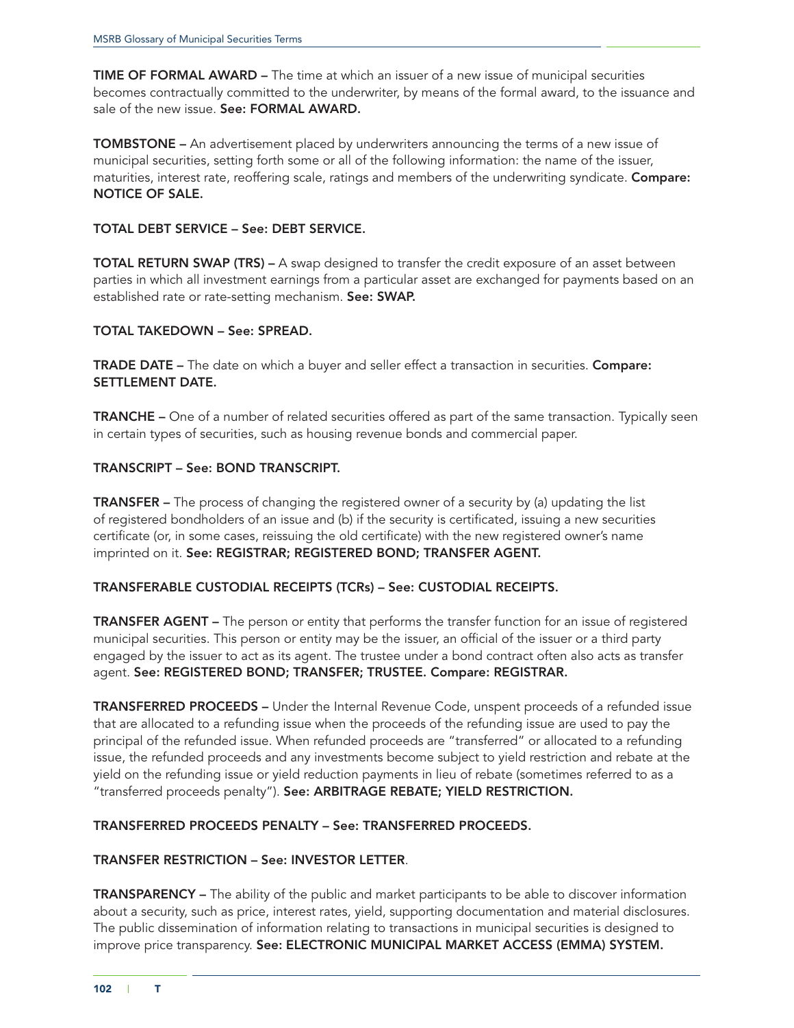**TIME OF FORMAL AWARD –** The time at which an issuer of a new issue of municipal securities becomes contractually committed to the underwriter, by means of the formal award, to the issuance and sale of the new issue. **See: FORMAL AWARD.**

**TOMBSTONE –** An advertisement placed by underwriters announcing the terms of a new issue of municipal securities, setting forth some or all of the following information: the name of the issuer, maturities, interest rate, reoffering scale, ratings and members of the underwriting syndicate. **Compare: NOTICE OF SALE.**

**TOTAL DEBT SERVICE – See: DEBT SERVICE.**

**TOTAL RETURN SWAP (TRS) –** A swap designed to transfer the credit exposure of an asset between parties in which all investment earnings from a particular asset are exchanged for payments based on an established rate or rate-setting mechanism. **See: SWAP.**

**TOTAL TAKEDOWN – See: SPREAD.**

**TRADE DATE –** The date on which a buyer and seller effect a transaction in securities. **Compare: SETTLEMENT DATE.**

**TRANCHE –** One of a number of related securities offered as part of the same transaction. Typically seen in certain types of securities, such as housing revenue bonds and commercial paper.

**TRANSCRIPT – See: BOND TRANSCRIPT.**

**TRANSFER –** The process of changing the registered owner of a security by (a) updating the list of registered bondholders of an issue and (b) if the security is certificated, issuing a new securities certificate (or, in some cases, reissuing the old certificate) with the new registered owner's name imprinted on it. **See: REGISTRAR; REGISTERED BOND; TRANSFER AGENT.**

**TRANSFERABLE CUSTODIAL RECEIPTS (TCRs) – See: CUSTODIAL RECEIPTS.**

**TRANSFER AGENT –** The person or entity that performs the transfer function for an issue of registered municipal securities. This person or entity may be the issuer, an official of the issuer or a third party engaged by the issuer to act as its agent. The trustee under a bond contract often also acts as transfer agent. **See: REGISTERED BOND; TRANSFER; TRUSTEE. Compare: REGISTRAR.**

**TRANSFERRED PROCEEDS –** Under the Internal Revenue Code, unspent proceeds of a refunded issue that are allocated to a refunding issue when the proceeds of the refunding issue are used to pay the principal of the refunded issue. When refunded proceeds are "transferred" or allocated to a refunding issue, the refunded proceeds and any investments become subject to yield restriction and rebate at the yield on the refunding issue or yield reduction payments in lieu of rebate (sometimes referred to as a "transferred proceeds penalty"). **See: ARBITRAGE REBATE; YIELD RESTRICTION.**

**TRANSFERRED PROCEEDS PENALTY – See: TRANSFERRED PROCEEDS.**

**TRANSFER RESTRICTION – See: INVESTOR LETTER**.

**TRANSPARENCY –** The ability of the public and market participants to be able to discover information about a security, such as price, interest rates, yield, supporting documentation and material disclosures. The public dissemination of information relating to transactions in municipal securities is designed to improve price transparency. **See: ELECTRONIC MUNICIPAL MARKET ACCESS (EMMA) SYSTEM.**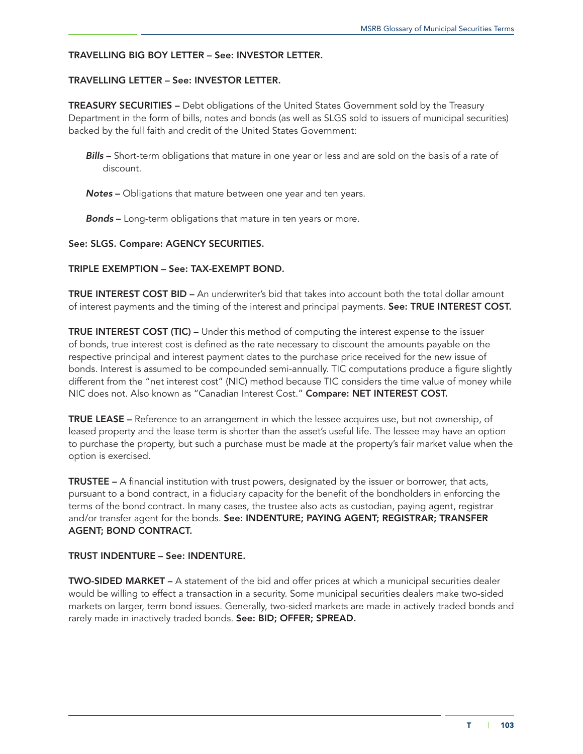**TRAVELLING BIG BOY LETTER – See: INVESTOR LETTER.**

**TRAVELLING LETTER – See: INVESTOR LETTER.**

**TREASURY SECURITIES –** Debt obligations of the United States Government sold by the Treasury Department in the form of bills, notes and bonds (as well as SLGS sold to issuers of municipal securities) backed by the full faith and credit of the United States Government:

- ***Bills* –** Short-term obligations that mature in one year or less and are sold on the basis of a rate of discount.
- ***Notes* –** Obligations that mature between one year and ten years.
- ***Bonds* –** Long-term obligations that mature in ten years or more.

**See: SLGS. Compare: AGENCY SECURITIES.**

**TRIPLE EXEMPTION – See: TAX-EXEMPT BOND.**

**TRUE INTEREST COST BID –** An underwriter's bid that takes into account both the total dollar amount of interest payments and the timing of the interest and principal payments. **See: TRUE INTEREST COST.**

**TRUE INTEREST COST (TIC) –** Under this method of computing the interest expense to the issuer of bonds, true interest cost is defined as the rate necessary to discount the amounts payable on the respective principal and interest payment dates to the purchase price received for the new issue of bonds. Interest is assumed to be compounded semi-annually. TIC computations produce a figure slightly different from the "net interest cost" (NIC) method because TIC considers the time value of money while NIC does not. Also known as "Canadian Interest Cost." **Compare: NET INTEREST COST.**

**TRUE LEASE –** Reference to an arrangement in which the lessee acquires use, but not ownership, of leased property and the lease term is shorter than the asset's useful life. The lessee may have an option to purchase the property, but such a purchase must be made at the property's fair market value when the option is exercised.

**TRUSTEE –** A financial institution with trust powers, designated by the issuer or borrower, that acts, pursuant to a bond contract, in a fiduciary capacity for the benefit of the bondholders in enforcing the terms of the bond contract. In many cases, the trustee also acts as custodian, paying agent, registrar and/or transfer agent for the bonds. **See: INDENTURE; PAYING AGENT; REGISTRAR; TRANSFER AGENT; BOND CONTRACT.**

**TRUST INDENTURE – See: INDENTURE.**

**TWO-SIDED MARKET –** A statement of the bid and offer prices at which a municipal securities dealer would be willing to effect a transaction in a security. Some municipal securities dealers make two-sided markets on larger, term bond issues. Generally, two-sided markets are made in actively traded bonds and rarely made in inactively traded bonds. **See: BID; OFFER; SPREAD.**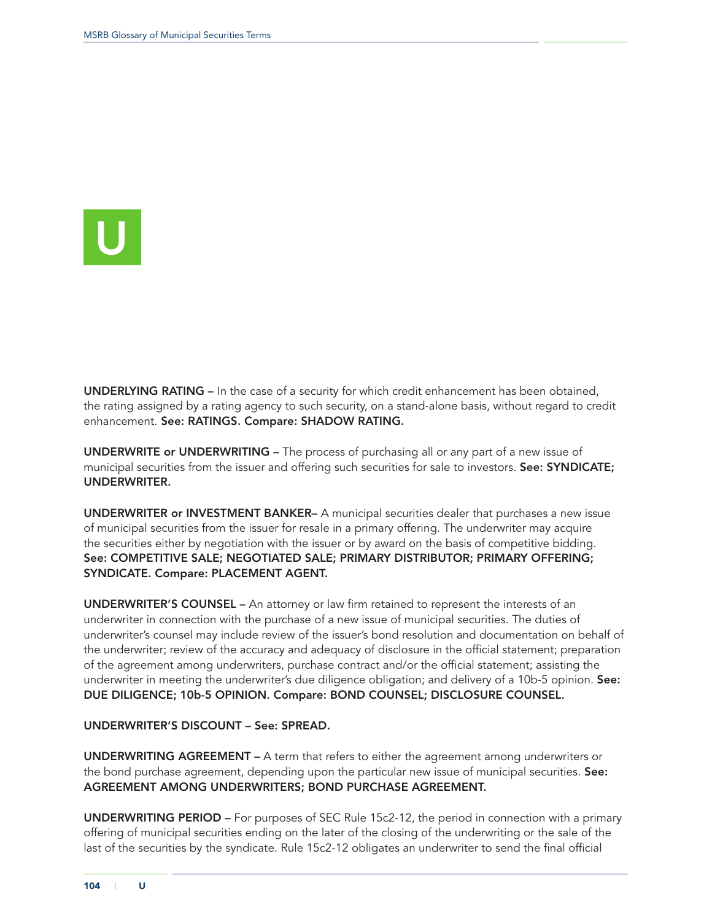# U

**UNDERLYING RATING –** In the case of a security for which credit enhancement has been obtained, the rating assigned by a rating agency to such security, on a stand-alone basis, without regard to credit enhancement. **See: RATINGS. Compare: SHADOW RATING.**

**UNDERWRITE or UNDERWRITING –** The process of purchasing all or any part of a new issue of municipal securities from the issuer and offering such securities for sale to investors. **See: SYNDICATE; UNDERWRITER.**

**UNDERWRITER or INVESTMENT BANKER–** A municipal securities dealer that purchases a new issue of municipal securities from the issuer for resale in a primary offering. The underwriter may acquire the securities either by negotiation with the issuer or by award on the basis of competitive bidding. **See: COMPETITIVE SALE; NEGOTIATED SALE; PRIMARY DISTRIBUTOR; PRIMARY OFFERING; SYNDICATE. Compare: PLACEMENT AGENT.**

**UNDERWRITER'S COUNSEL –** An attorney or law firm retained to represent the interests of an underwriter in connection with the purchase of a new issue of municipal securities. The duties of underwriter's counsel may include review of the issuer's bond resolution and documentation on behalf of the underwriter; review of the accuracy and adequacy of disclosure in the official statement; preparation of the agreement among underwriters, purchase contract and/or the official statement; assisting the underwriter in meeting the underwriter's due diligence obligation; and delivery of a 10b-5 opinion. **See: DUE DILIGENCE; 10b-5 OPINION. Compare: BOND COUNSEL; DISCLOSURE COUNSEL.**

**UNDERWRITER'S DISCOUNT – See: SPREAD.**

**UNDERWRITING AGREEMENT –** A term that refers to either the agreement among underwriters or the bond purchase agreement, depending upon the particular new issue of municipal securities. **See: AGREEMENT AMONG UNDERWRITERS; BOND PURCHASE AGREEMENT.**

**UNDERWRITING PERIOD –** For purposes of SEC Rule 15c2-12, the period in connection with a primary offering of municipal securities ending on the later of the closing of the underwriting or the sale of the last of the securities by the syndicate. Rule 15c2-12 obligates an underwriter to send the final official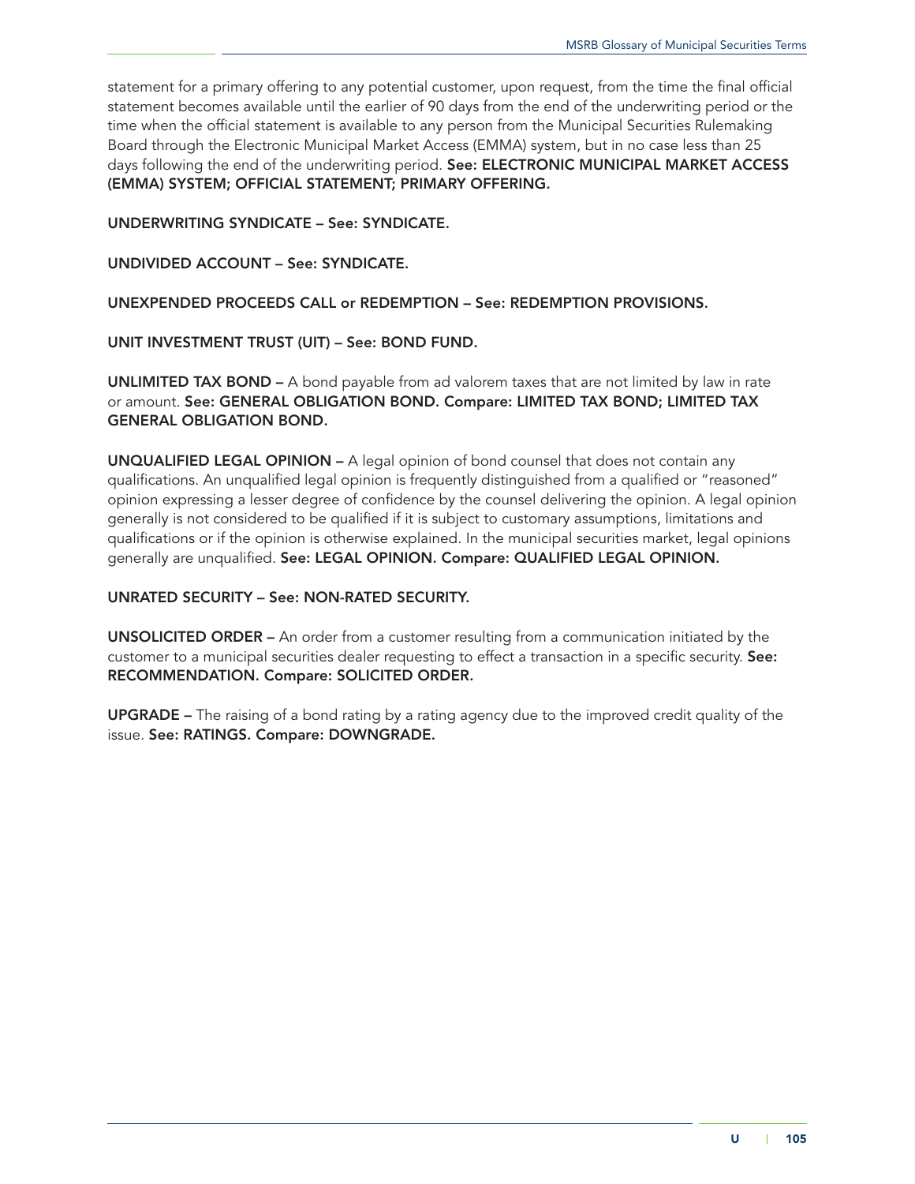statement for a primary offering to any potential customer, upon request, from the time the final official statement becomes available until the earlier of 90 days from the end of the underwriting period or the time when the official statement is available to any person from the Municipal Securities Rulemaking Board through the Electronic Municipal Market Access (EMMA) system, but in no case less than 25 days following the end of the underwriting period. **See: ELECTRONIC MUNICIPAL MARKET ACCESS (EMMA) SYSTEM; OFFICIAL STATEMENT; PRIMARY OFFERING.**

**UNDERWRITING SYNDICATE – See: SYNDICATE.**

**UNDIVIDED ACCOUNT – See: SYNDICATE.**

**UNEXPENDED PROCEEDS CALL or REDEMPTION – See: REDEMPTION PROVISIONS.**

**UNIT INVESTMENT TRUST (UIT) – See: BOND FUND.**

**UNLIMITED TAX BOND –** A bond payable from ad valorem taxes that are not limited by law in rate or amount. **See: GENERAL OBLIGATION BOND. Compare: LIMITED TAX BOND; LIMITED TAX GENERAL OBLIGATION BOND.**

**UNQUALIFIED LEGAL OPINION –** A legal opinion of bond counsel that does not contain any qualifications. An unqualified legal opinion is frequently distinguished from a qualified or "reasoned" opinion expressing a lesser degree of confidence by the counsel delivering the opinion. A legal opinion generally is not considered to be qualified if it is subject to customary assumptions, limitations and qualifications or if the opinion is otherwise explained. In the municipal securities market, legal opinions generally are unqualified. **See: LEGAL OPINION. Compare: QUALIFIED LEGAL OPINION.**

**UNRATED SECURITY – See: NON-RATED SECURITY.**

**UNSOLICITED ORDER –** An order from a customer resulting from a communication initiated by the customer to a municipal securities dealer requesting to effect a transaction in a specific security. **See: RECOMMENDATION. Compare: SOLICITED ORDER.**

**UPGRADE –** The raising of a bond rating by a rating agency due to the improved credit quality of the issue. **See: RATINGS. Compare: DOWNGRADE.**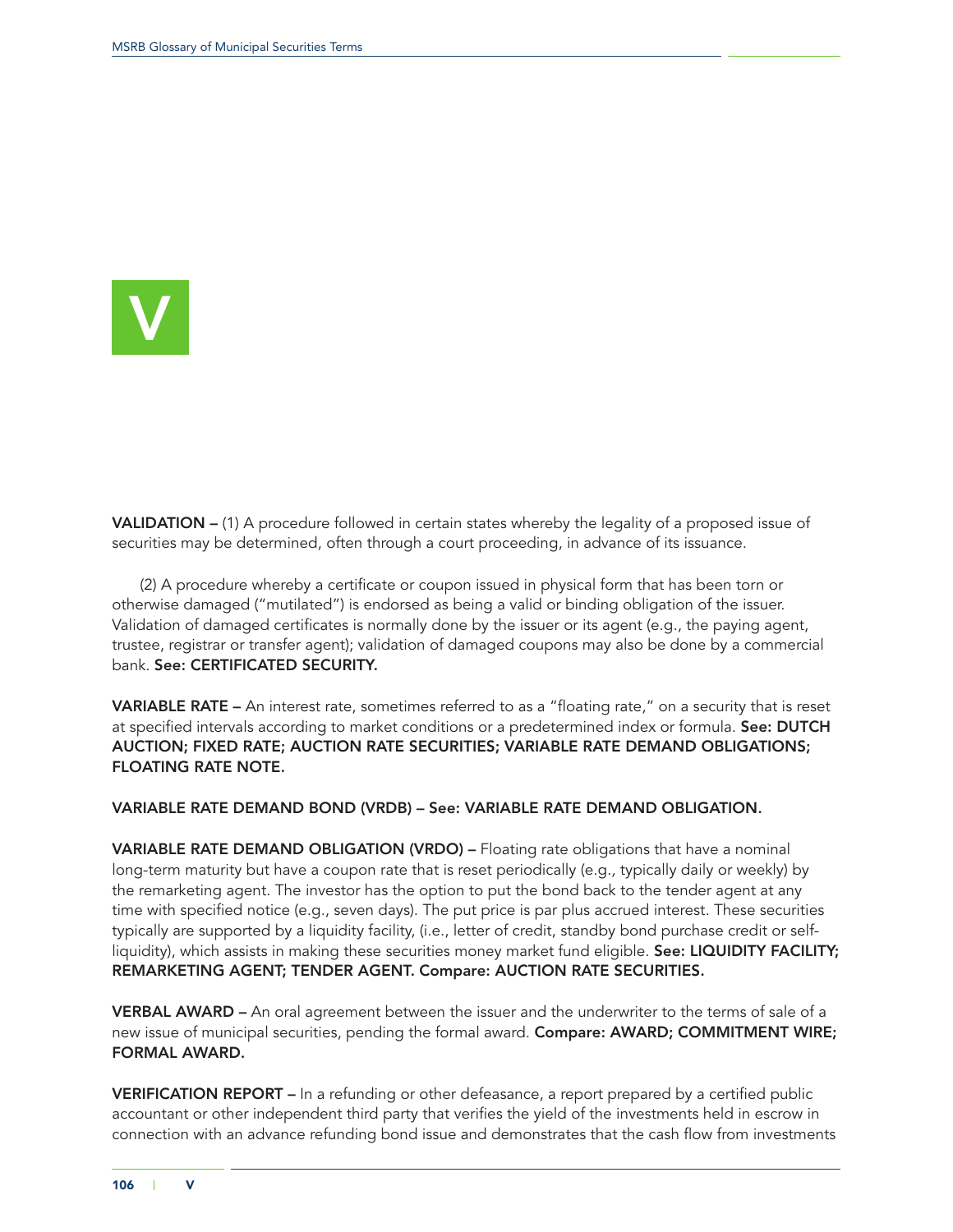# V

**VALIDATION –** (1) A procedure followed in certain states whereby the legality of a proposed issue of securities may be determined, often through a court proceeding, in advance of its issuance.

(2) A procedure whereby a certificate or coupon issued in physical form that has been torn or otherwise damaged ("mutilated") is endorsed as being a valid or binding obligation of the issuer. Validation of damaged certificates is normally done by the issuer or its agent (e.g., the paying agent, trustee, registrar or transfer agent); validation of damaged coupons may also be done by a commercial bank. **See: CERTIFICATED SECURITY.**

**VARIABLE RATE –** An interest rate, sometimes referred to as a "floating rate," on a security that is reset at specified intervals according to market conditions or a predetermined index or formula. **See: DUTCH AUCTION; FIXED RATE; AUCTION RATE SECURITIES; VARIABLE RATE DEMAND OBLIGATIONS; FLOATING RATE NOTE.**

**VARIABLE RATE DEMAND BOND (VRDB) – See: VARIABLE RATE DEMAND OBLIGATION.**

**VARIABLE RATE DEMAND OBLIGATION (VRDO) –** Floating rate obligations that have a nominal long-term maturity but have a coupon rate that is reset periodically (e.g., typically daily or weekly) by the remarketing agent. The investor has the option to put the bond back to the tender agent at any time with specified notice (e.g., seven days). The put price is par plus accrued interest. These securities typically are supported by a liquidity facility, (i.e., letter of credit, standby bond purchase credit or self-liquidity), which assists in making these securities money market fund eligible. **See: LIQUIDITY FACILITY; REMARKETING AGENT; TENDER AGENT. Compare: AUCTION RATE SECURITIES.**

**VERBAL AWARD –** An oral agreement between the issuer and the underwriter to the terms of sale of a new issue of municipal securities, pending the formal award. **Compare: AWARD; COMMITMENT WIRE; FORMAL AWARD.**

**VERIFICATION REPORT –** In a refunding or other defeasance, a report prepared by a certified public accountant or other independent third party that verifies the yield of the investments held in escrow in connection with an advance refunding bond issue and demonstrates that the cash flow from investments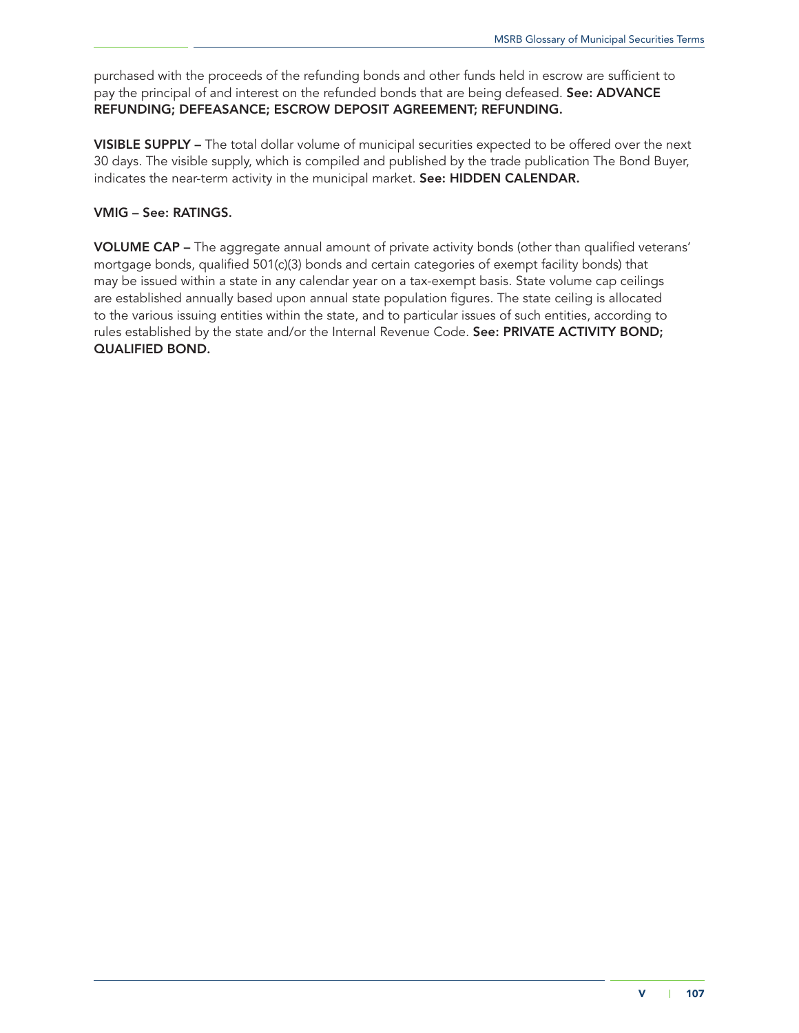purchased with the proceeds of the refunding bonds and other funds held in escrow are sufficient to pay the principal of and interest on the refunded bonds that are being defeased. **See: ADVANCE REFUNDING; DEFEASANCE; ESCROW DEPOSIT AGREEMENT; REFUNDING.**

**VISIBLE SUPPLY –** The total dollar volume of municipal securities expected to be offered over the next 30 days. The visible supply, which is compiled and published by the trade publication The Bond Buyer, indicates the near-term activity in the municipal market. **See: HIDDEN CALENDAR.**

**VMIG – See: RATINGS.**

**VOLUME CAP –** The aggregate annual amount of private activity bonds (other than qualified veterans' mortgage bonds, qualified 501(c)(3) bonds and certain categories of exempt facility bonds) that may be issued within a state in any calendar year on a tax-exempt basis. State volume cap ceilings are established annually based upon annual state population figures. The state ceiling is allocated to the various issuing entities within the state, and to particular issues of such entities, according to rules established by the state and/or the Internal Revenue Code. **See: PRIVATE ACTIVITY BOND; QUALIFIED BOND.**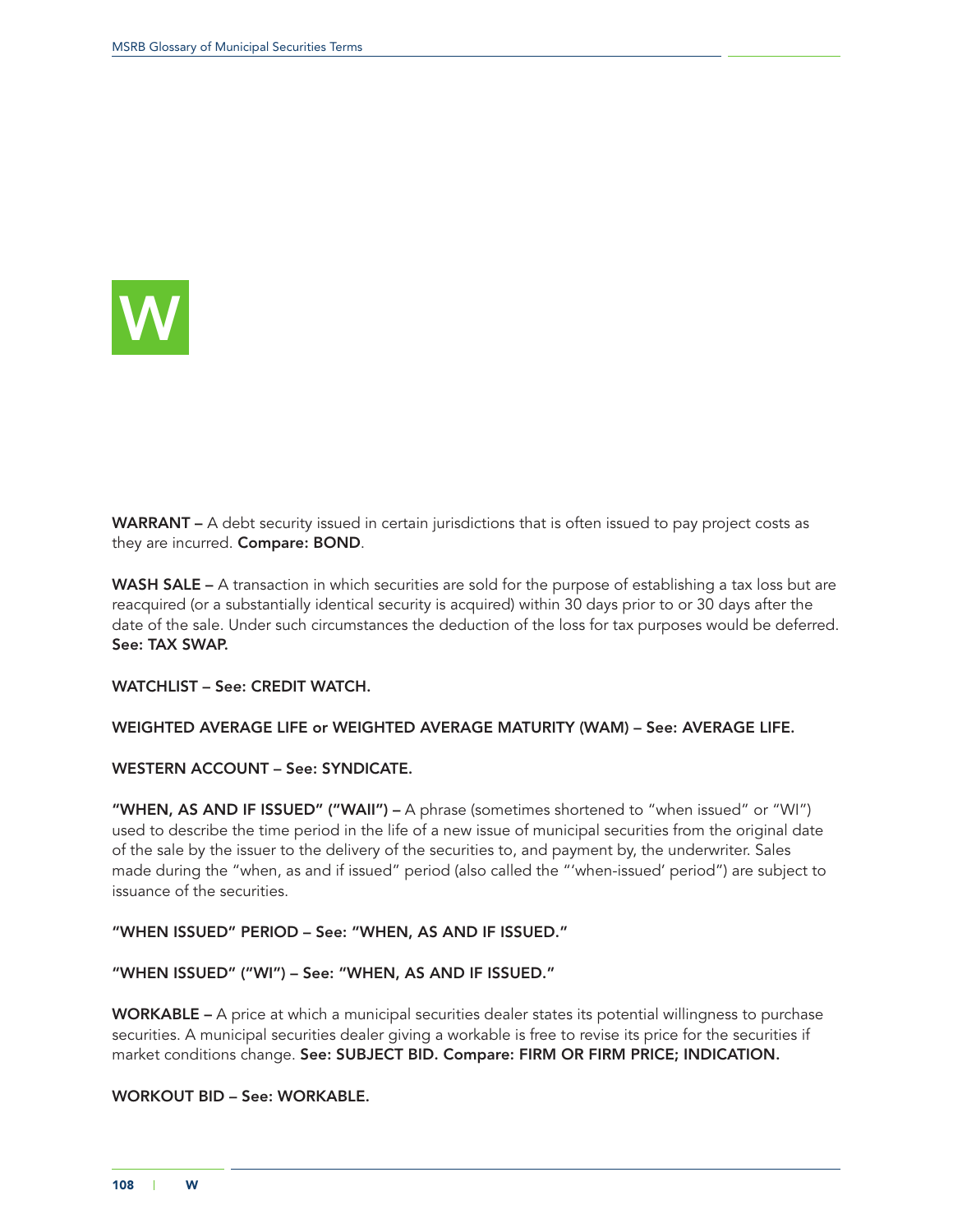# W

**WARRANT –** A debt security issued in certain jurisdictions that is often issued to pay project costs as they are incurred. **Compare: BOND**.

**WASH SALE –** A transaction in which securities are sold for the purpose of establishing a tax loss but are reacquired (or a substantially identical security is acquired) within 30 days prior to or 30 days after the date of the sale. Under such circumstances the deduction of the loss for tax purposes would be deferred. **See: TAX SWAP.**

**WATCHLIST – See: CREDIT WATCH.**

**WEIGHTED AVERAGE LIFE or WEIGHTED AVERAGE MATURITY (WAM) – See: AVERAGE LIFE.**

**WESTERN ACCOUNT – See: SYNDICATE.**

**"WHEN, AS AND IF ISSUED" ("WAII") –** A phrase (sometimes shortened to "when issued" or "WI") used to describe the time period in the life of a new issue of municipal securities from the original date of the sale by the issuer to the delivery of the securities to, and payment by, the underwriter. Sales made during the "when, as and if issued" period (also called the "'when-issued' period") are subject to issuance of the securities.

**"WHEN ISSUED" PERIOD – See: "WHEN, AS AND IF ISSUED."**

**"WHEN ISSUED" ("WI") – See: "WHEN, AS AND IF ISSUED."**

**WORKABLE –** A price at which a municipal securities dealer states its potential willingness to purchase securities. A municipal securities dealer giving a workable is free to revise its price for the securities if market conditions change. **See: SUBJECT BID. Compare: FIRM OR FIRM PRICE; INDICATION.**

**WORKOUT BID – See: WORKABLE.**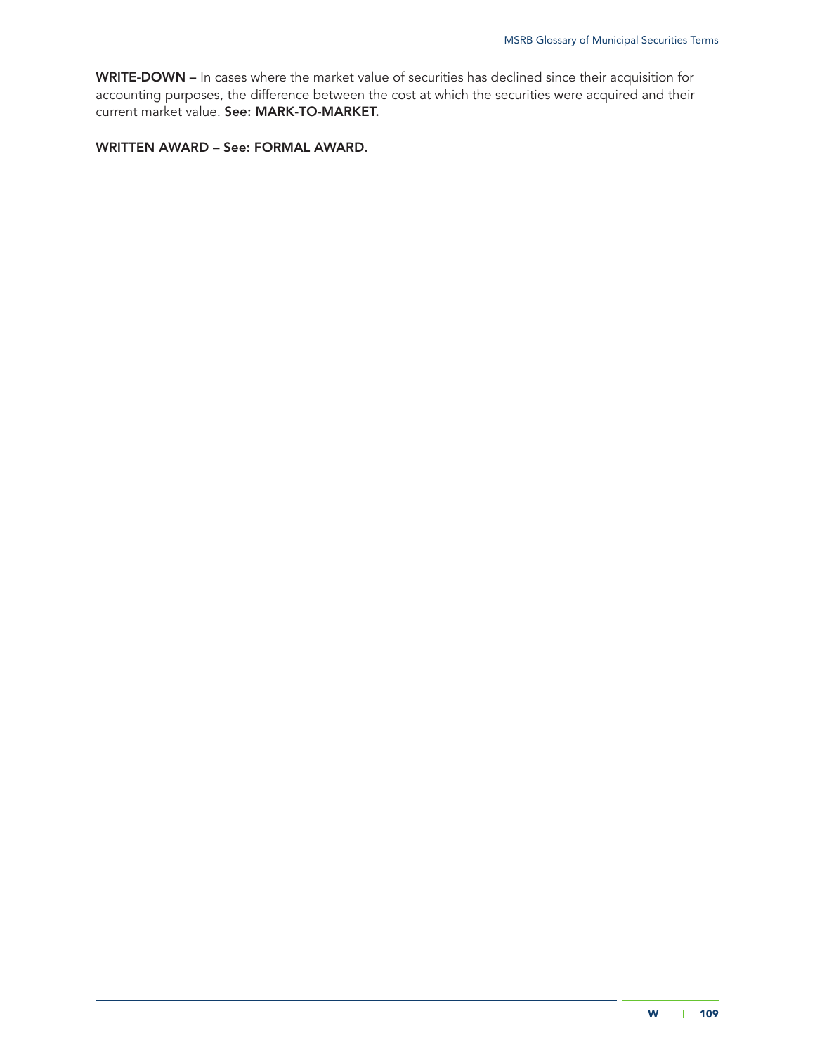**WRITE-DOWN –** In cases where the market value of securities has declined since their acquisition for accounting purposes, the difference between the cost at which the securities were acquired and their current market value. **See: MARK-TO-MARKET.**

**WRITTEN AWARD – See: FORMAL AWARD.**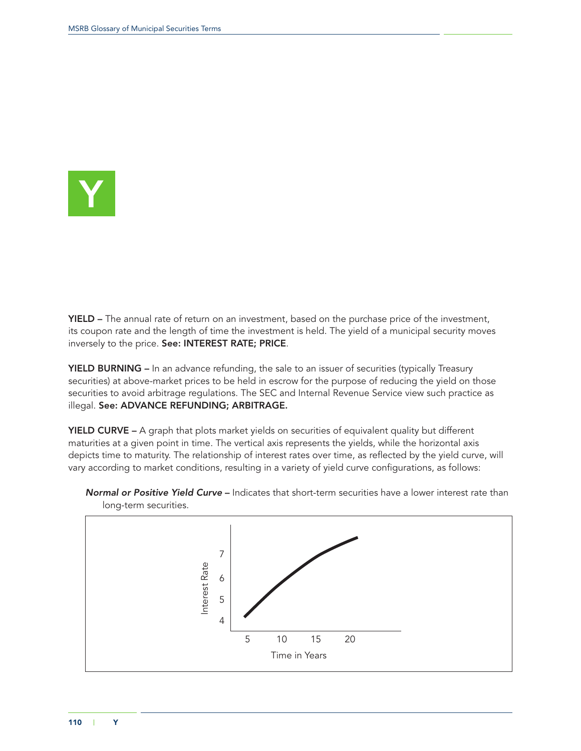# Y

**YIELD –** The annual rate of return on an investment, based on the purchase price of the investment, its coupon rate and the length of time the investment is held. The yield of a municipal security moves inversely to the price. **See: INTEREST RATE; PRICE**.

**YIELD BURNING –** In an advance refunding, the sale to an issuer of securities (typically Treasury securities) at above-market prices to be held in escrow for the purpose of reducing the yield on those securities to avoid arbitrage regulations. The SEC and Internal Revenue Service view such practice as illegal. **See: ADVANCE REFUNDING; ARBITRAGE.**

**YIELD CURVE –** A graph that plots market yields on securities of equivalent quality but different maturities at a given point in time. The vertical axis represents the yields, while the horizontal axis depicts time to maturity. The relationship of interest rates over time, as reflected by the yield curve, will vary according to market conditions, resulting in a variety of yield curve configurations, as follows:

***Normal or Positive Yield Curve* –** Indicates that short-term securities have a lower interest rate than long-term securities.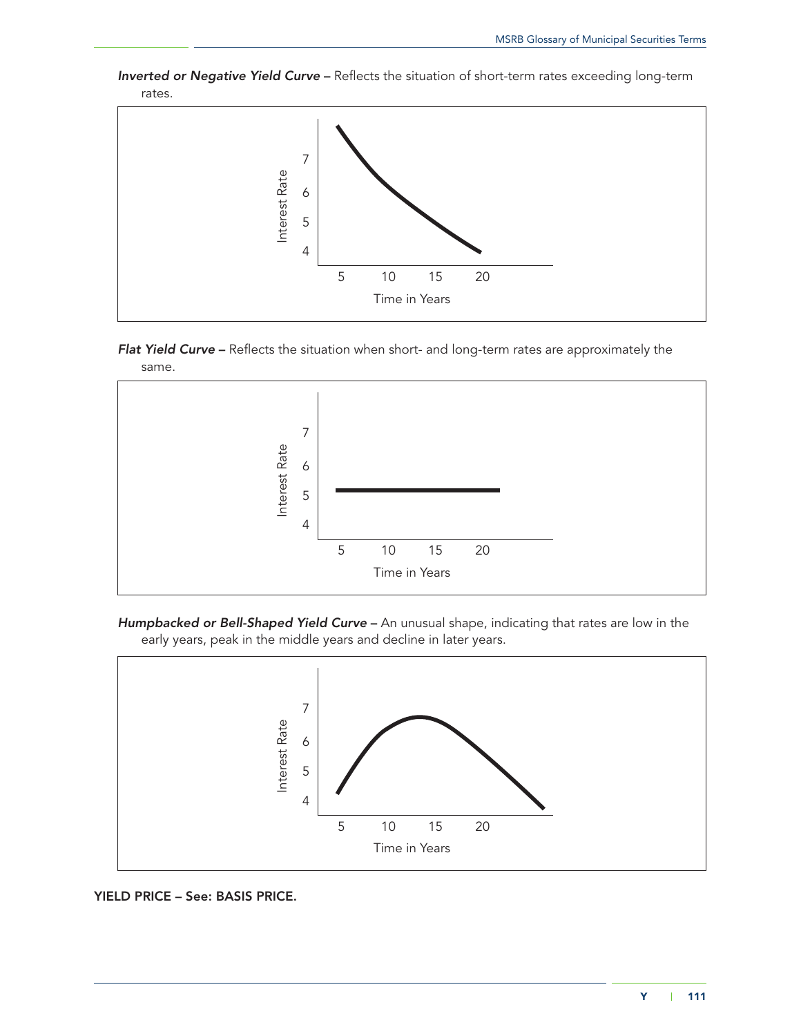***Inverted or Negative Yield Curve –*** Reflects the situation of short-term rates exceeding long-term rates.

***Flat Yield Curve –*** Reflects the situation when short- and long-term rates are approximately the same.

***Humpbacked or Bell-Shaped Yield Curve –*** An unusual shape, indicating that rates are low in the early years, peak in the middle years and decline in later years.

**YIELD PRICE – See: BASIS PRICE.**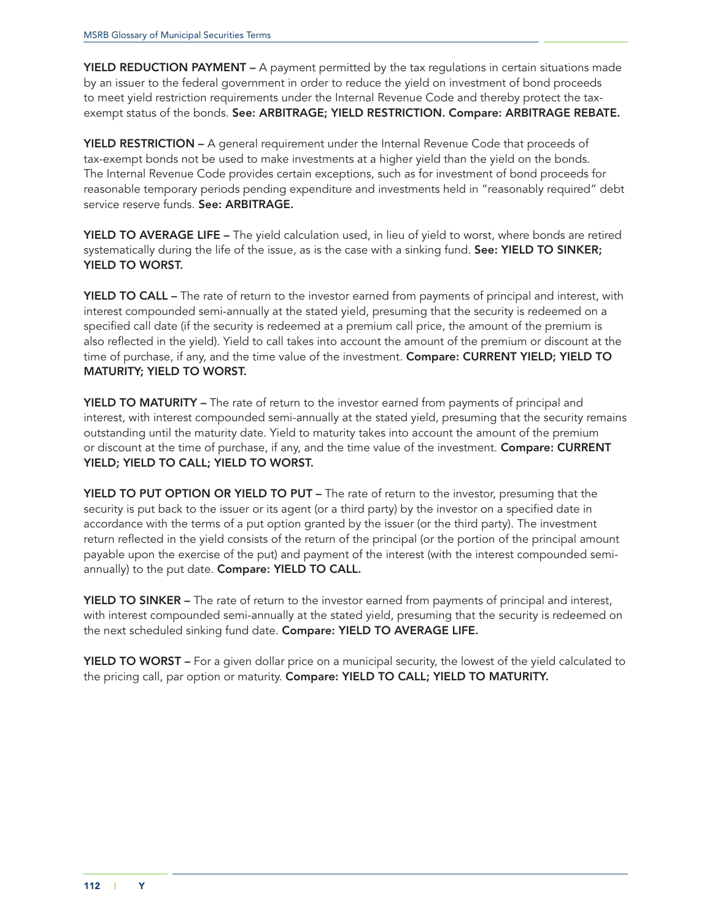**YIELD REDUCTION PAYMENT –** A payment permitted by the tax regulations in certain situations made by an issuer to the federal government in order to reduce the yield on investment of bond proceeds to meet yield restriction requirements under the Internal Revenue Code and thereby protect the tax-exempt status of the bonds. **See: ARBITRAGE; YIELD RESTRICTION. Compare: ARBITRAGE REBATE.**

**YIELD RESTRICTION –** A general requirement under the Internal Revenue Code that proceeds of tax-exempt bonds not be used to make investments at a higher yield than the yield on the bonds. The Internal Revenue Code provides certain exceptions, such as for investment of bond proceeds for reasonable temporary periods pending expenditure and investments held in "reasonably required" debt service reserve funds. **See: ARBITRAGE.**

**YIELD TO AVERAGE LIFE –** The yield calculation used, in lieu of yield to worst, where bonds are retired systematically during the life of the issue, as is the case with a sinking fund. **See: YIELD TO SINKER; YIELD TO WORST.**

**YIELD TO CALL –** The rate of return to the investor earned from payments of principal and interest, with interest compounded semi-annually at the stated yield, presuming that the security is redeemed on a specified call date (if the security is redeemed at a premium call price, the amount of the premium is also reflected in the yield). Yield to call takes into account the amount of the premium or discount at the time of purchase, if any, and the time value of the investment. **Compare: CURRENT YIELD; YIELD TO MATURITY; YIELD TO WORST.**

**YIELD TO MATURITY –** The rate of return to the investor earned from payments of principal and interest, with interest compounded semi-annually at the stated yield, presuming that the security remains outstanding until the maturity date. Yield to maturity takes into account the amount of the premium or discount at the time of purchase, if any, and the time value of the investment. **Compare: CURRENT YIELD; YIELD TO CALL; YIELD TO WORST.**

**YIELD TO PUT OPTION OR YIELD TO PUT –** The rate of return to the investor, presuming that the security is put back to the issuer or its agent (or a third party) by the investor on a specified date in accordance with the terms of a put option granted by the issuer (or the third party). The investment return reflected in the yield consists of the return of the principal (or the portion of the principal amount payable upon the exercise of the put) and payment of the interest (with the interest compounded semi-annually) to the put date. **Compare: YIELD TO CALL.**

**YIELD TO SINKER –** The rate of return to the investor earned from payments of principal and interest, with interest compounded semi-annually at the stated yield, presuming that the security is redeemed on the next scheduled sinking fund date. **Compare: YIELD TO AVERAGE LIFE.**

**YIELD TO WORST –** For a given dollar price on a municipal security, the lowest of the yield calculated to the pricing call, par option or maturity. **Compare: YIELD TO CALL; YIELD TO MATURITY.**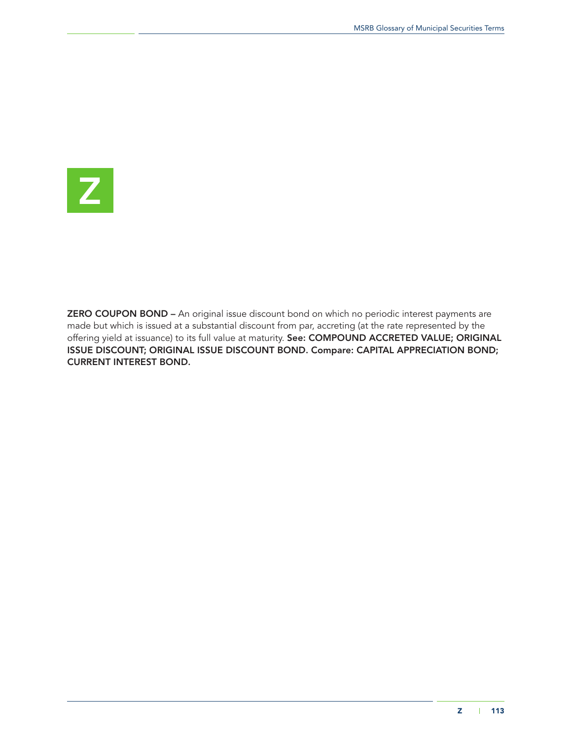# Z

**ZERO COUPON BOND –** An original issue discount bond on which no periodic interest payments are made but which is issued at a substantial discount from par, accreting (at the rate represented by the offering yield at issuance) to its full value at maturity. **See: COMPOUND ACCRETED VALUE; ORIGINAL ISSUE DISCOUNT; ORIGINAL ISSUE DISCOUNT BOND. Compare: CAPITAL APPRECIATION BOND; CURRENT INTEREST BOND.**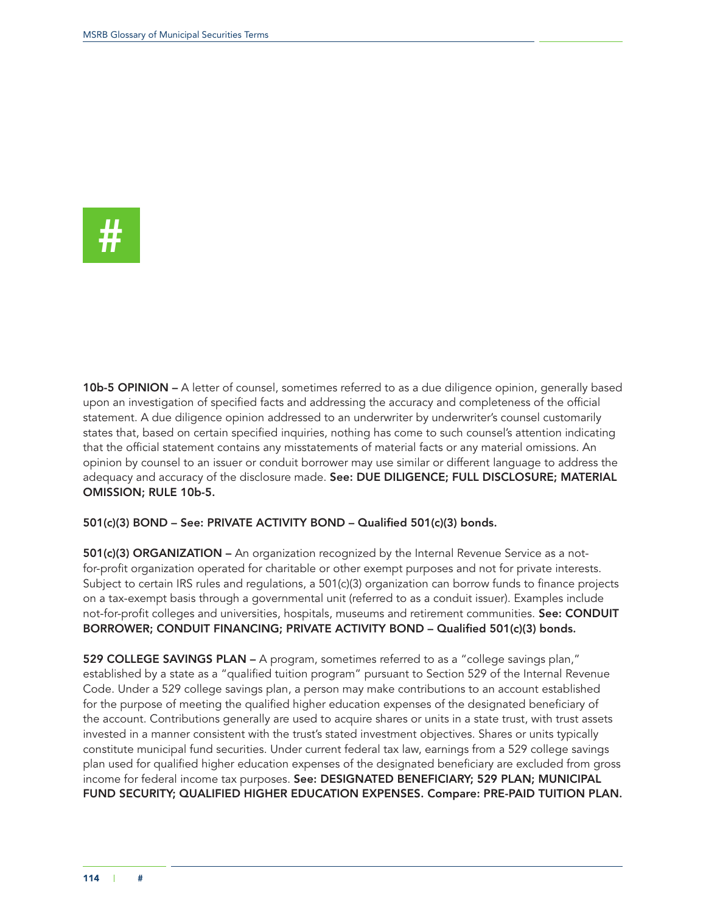# #

**10b-5 OPINION –** A letter of counsel, sometimes referred to as a due diligence opinion, generally based upon an investigation of specified facts and addressing the accuracy and completeness of the official statement. A due diligence opinion addressed to an underwriter by underwriter's counsel customarily states that, based on certain specified inquiries, nothing has come to such counsel's attention indicating that the official statement contains any misstatements of material facts or any material omissions. An opinion by counsel to an issuer or conduit borrower may use similar or different language to address the adequacy and accuracy of the disclosure made. **See: DUE DILIGENCE; FULL DISCLOSURE; MATERIAL OMISSION; RULE 10b-5.**

**501(c)(3) BOND – See: PRIVATE ACTIVITY BOND – Qualified 501(c)(3) bonds.**

**501(c)(3) ORGANIZATION –** An organization recognized by the Internal Revenue Service as a not-for-profit organization operated for charitable or other exempt purposes and not for private interests. Subject to certain IRS rules and regulations, a 501(c)(3) organization can borrow funds to finance projects on a tax-exempt basis through a governmental unit (referred to as a conduit issuer). Examples include not-for-profit colleges and universities, hospitals, museums and retirement communities. **See: CONDUIT BORROWER; CONDUIT FINANCING; PRIVATE ACTIVITY BOND – Qualified 501(c)(3) bonds.**

**529 COLLEGE SAVINGS PLAN –** A program, sometimes referred to as a "college savings plan," established by a state as a "qualified tuition program" pursuant to Section 529 of the Internal Revenue Code. Under a 529 college savings plan, a person may make contributions to an account established for the purpose of meeting the qualified higher education expenses of the designated beneficiary of the account. Contributions generally are used to acquire shares or units in a state trust, with trust assets invested in a manner consistent with the trust's stated investment objectives. Shares or units typically constitute municipal fund securities. Under current federal tax law, earnings from a 529 college savings plan used for qualified higher education expenses of the designated beneficiary are excluded from gross income for federal income tax purposes. **See: DESIGNATED BENEFICIARY; 529 PLAN; MUNICIPAL FUND SECURITY; QUALIFIED HIGHER EDUCATION EXPENSES. Compare: PRE-PAID TUITION PLAN.**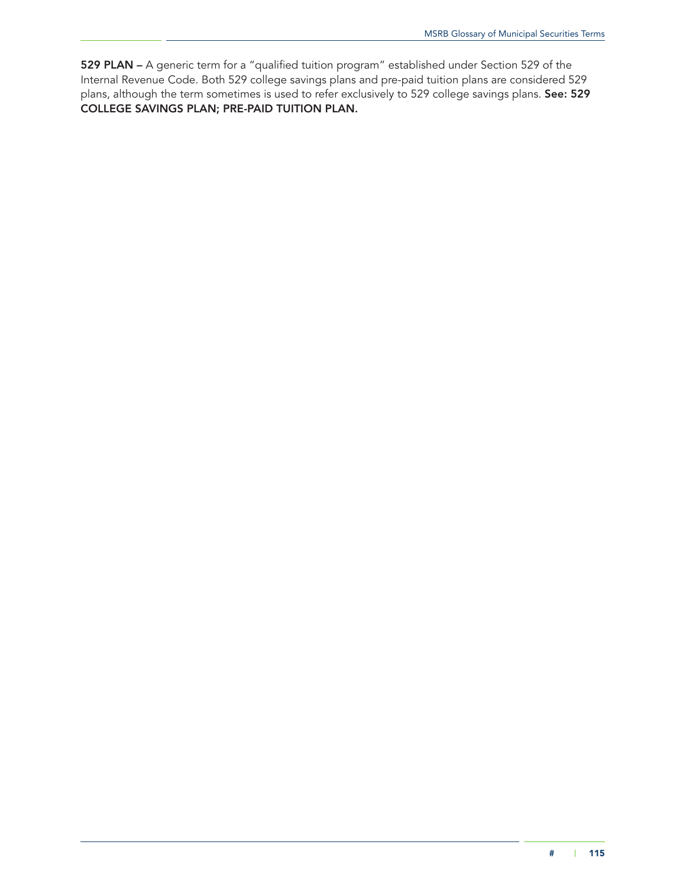**529 PLAN –** A generic term for a "qualified tuition program" established under Section 529 of the Internal Revenue Code. Both 529 college savings plans and pre-paid tuition plans are considered 529 plans, although the term sometimes is used to refer exclusively to 529 college savings plans. **See: 529 COLLEGE SAVINGS PLAN; PRE-PAID TUITION PLAN.**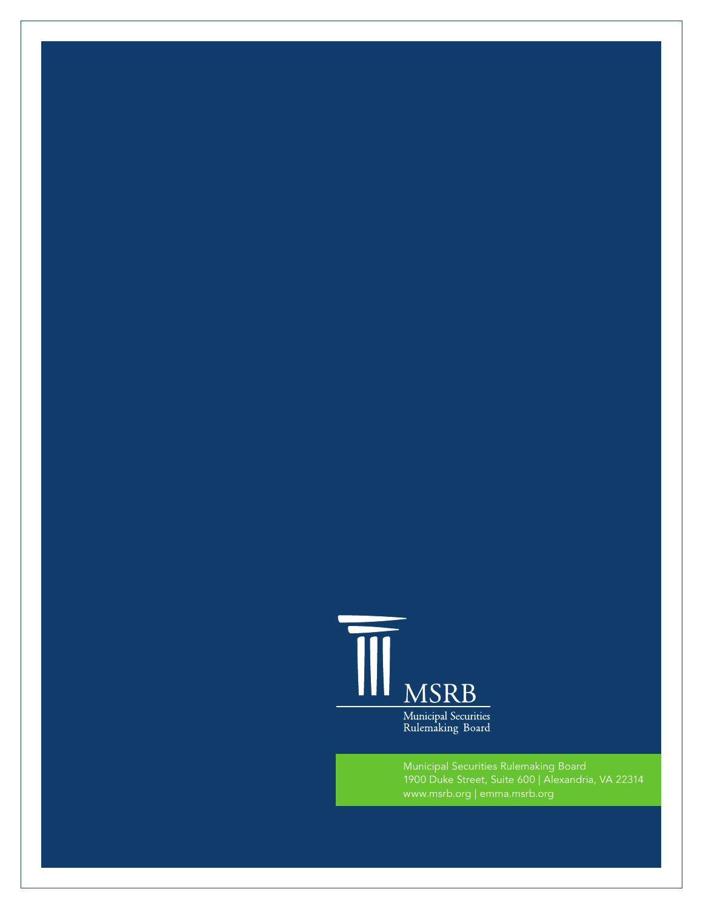MSRB

Municipal Securities Rulemaking Board

Municipal Securities Rulemaking Board
1900 Duke Street, Suite 600 | Alexandria, VA 22314
www.msrb.org | emma.msrb.org